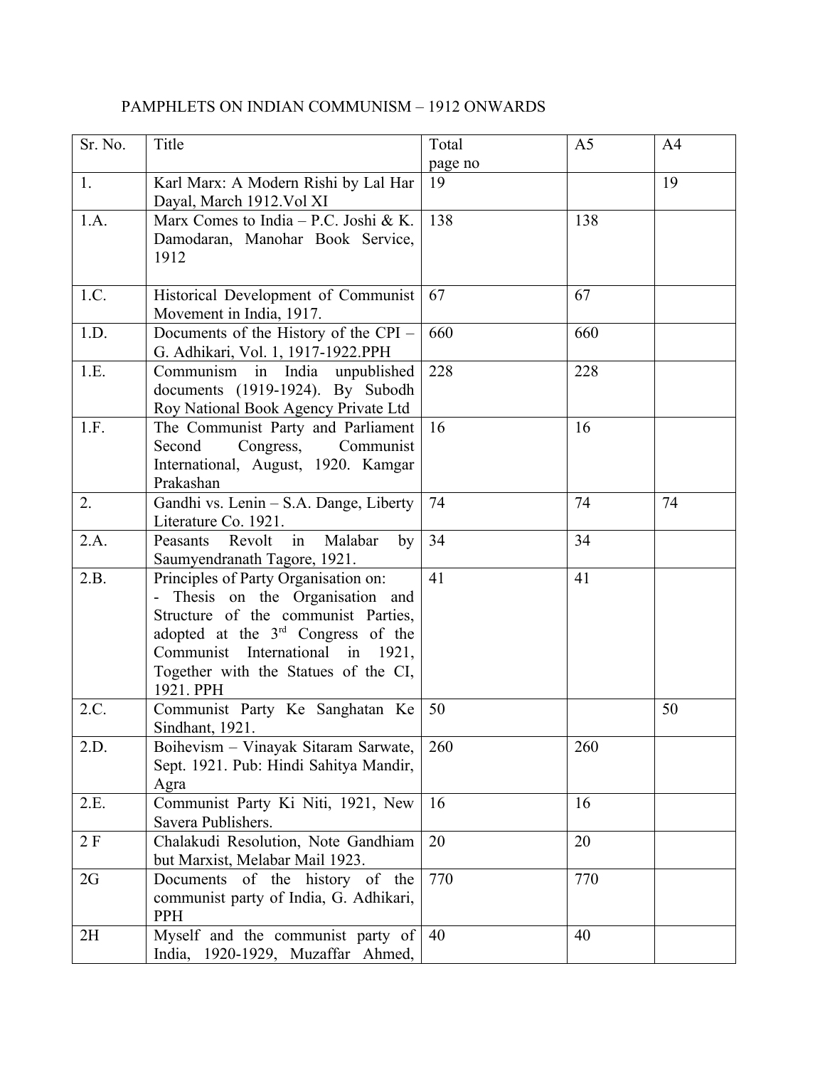PAMPHLETS ON INDIAN COMMUNISM – 1912 ONWARDS

| Sr. No. | Title | Total page no | A5 | A4 |
|---|---|---|---|---|
| 1. | Karl Marx: A Modern Rishi by Lal Har Dayal, March 1912.Vol XI | 19 | | 19 |
| 1.A. | Marx Comes to India – P.C. Joshi & K. Damodaran, Manohar Book Service, 1912 | 138 | 138 | |
| 1.C. | Historical Development of Communist Movement in India, 1917. | 67 | 67 | |
| 1.D. | Documents of the History of the CPI – G. Adhikari, Vol. 1, 1917-1922.PPH | 660 | 660 | |
| 1.E. | Communism in India unpublished documents (1919-1924). By Subodh Roy National Book Agency Private Ltd | 228 | 228 | |
| 1.F. | The Communist Party and Parliament Second Congress, Communist International, August, 1920. Kamgar Prakashan | 16 | 16 | |
| 2. | Gandhi vs. Lenin – S.A. Dange, Liberty Literature Co. 1921. | 74 | 74 | 74 |
| 2.A. | Peasants Revolt in Malabar by Saumyendranath Tagore, 1921. | 34 | 34 | |
| 2.B. | Principles of Party Organisation on: - Thesis on the Organisation and Structure of the communist Parties, adopted at the 3rd Congress of the Communist International in 1921, Together with the Statues of the CI, 1921. PPH | 41 | 41 | |
| 2.C. | Communist Party Ke Sanghatan Ke Sindhant, 1921. | 50 | | 50 |
| 2.D. | Boihevism – Vinayak Sitaram Sarwate, Sept. 1921. Pub: Hindi Sahitya Mandir, Agra | 260 | 260 | |
| 2.E. | Communist Party Ki Niti, 1921, New Savera Publishers. | 16 | 16 | |
| 2 F | Chalakudi Resolution, Note Gandhiam but Marxist, Melabar Mail 1923. | 20 | 20 | |
| 2G | Documents of the history of the communist party of India, G. Adhikari, PPH | 770 | 770 | |
| 2H | Myself and the communist party of India, 1920-1929, Muzaffar Ahmed, | 40 | 40 | |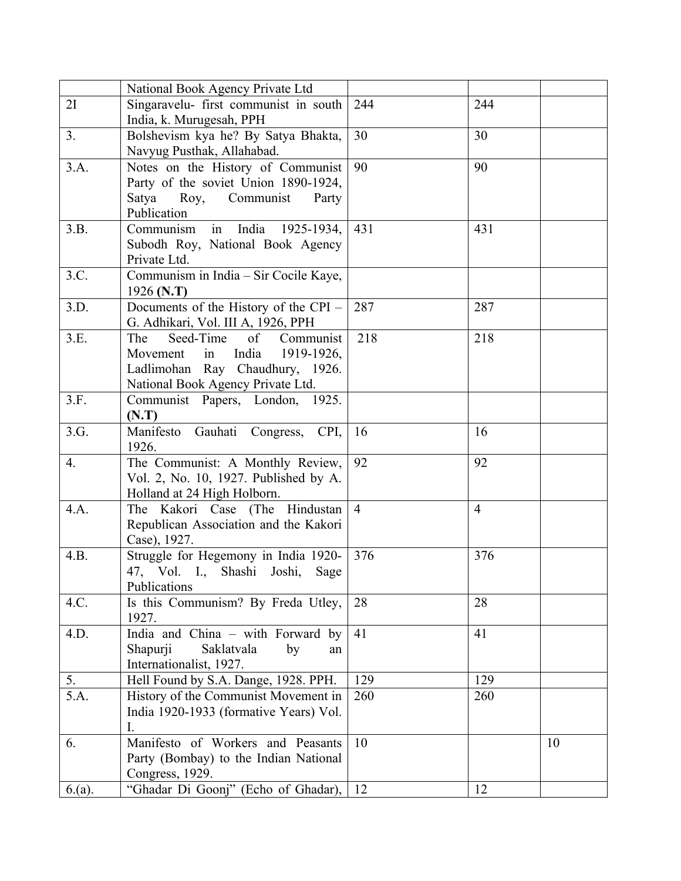| | | | | |
|---|---|---|---|---|
| | National Book Agency Private Ltd | | | |
| 2I | Singaravelu- first communist in south India, k. Murugesah, PPH | 244 | 244 | |
| 3. | Bolshevism kya he? By Satya Bhakta, Navyug Pusthak, Allahabad. | 30 | 30 | |
| 3.A. | Notes on the History of Communist Party of the soviet Union 1890-1924, Satya Roy, Communist Party Publication | 90 | 90 | |
| 3.B. | Communism in India 1925-1934, Subodh Roy, National Book Agency Private Ltd. | 431 | 431 | |
| 3.C. | Communism in India – Sir Cocile Kaye, 1926 **(N.T)** | | | |
| 3.D. | Documents of the History of the CPI – G. Adhikari, Vol. III A, 1926, PPH | 287 | 287 | |
| 3.E. | The Seed-Time of Communist Movement in India 1919-1926, Ladlimohan Ray Chaudhury, 1926. National Book Agency Private Ltd. | 218 | 218 | |
| 3.F. | Communist Papers, London, 1925. **(N.T)** | | | |
| 3.G. | Manifesto Gauhati Congress, CPI, 1926. | 16 | 16 | |
| 4. | The Communist: A Monthly Review, Vol. 2, No. 10, 1927. Published by A. Holland at 24 High Holborn. | 92 | 92 | |
| 4.A. | The Kakori Case (The Hindustan Republican Association and the Kakori Case), 1927. | 4 | 4 | |
| 4.B. | Struggle for Hegemony in India 1920-47, Vol. I., Shashi Joshi, Sage Publications | 376 | 376 | |
| 4.C. | Is this Communism? By Freda Utley, 1927. | 28 | 28 | |
| 4.D. | India and China – with Forward by Shapurji Saklatvala by an Internationalist, 1927. | 41 | 41 | |
| 5. | Hell Found by S.A. Dange, 1928. PPH. | 129 | 129 | |
| 5.A. | History of the Communist Movement in India 1920-1933 (formative Years) Vol. I. | 260 | 260 | |
| 6. | Manifesto of Workers and Peasants Party (Bombay) to the Indian National Congress, 1929. | 10 | | 10 |
| 6.(a). | "Ghadar Di Goonj" (Echo of Ghadar), | 12 | 12 | |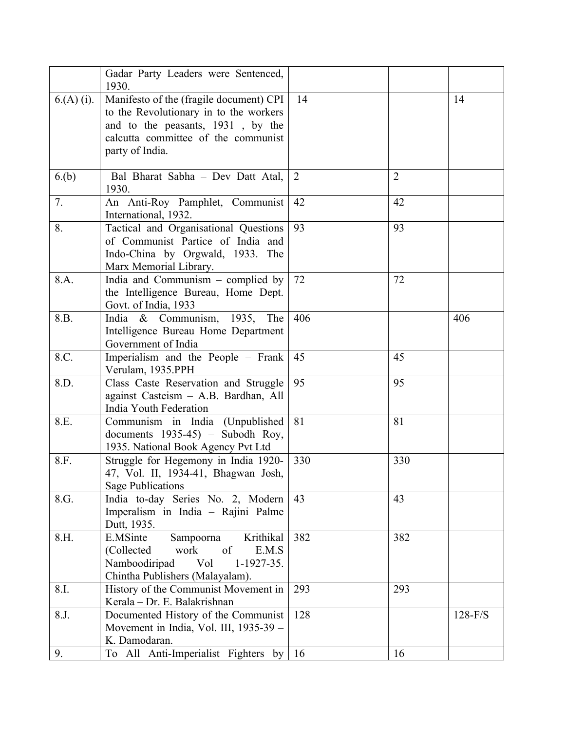| | | | | |
|---|---|---|---|---|
| | Gadar Party Leaders were Sentenced, 1930. | | | |
| 6.(A) (i). | Manifesto of the (fragile document) CPI to the Revolutionary in to the workers and to the peasants, 1931 , by the calcutta committee of the communist party of India. | 14 | | 14 |
| 6.(b) | Bal Bharat Sabha – Dev Datt Atal, 1930. | 2 | 2 | |
| 7. | An Anti-Roy Pamphlet, Communist International, 1932. | 42 | 42 | |
| 8. | Tactical and Organisational Questions of Communist Partice of India and Indo-China by Orgwald, 1933. The Marx Memorial Library. | 93 | 93 | |
| 8.A. | India and Communism – complied by the Intelligence Bureau, Home Dept. Govt. of India, 1933 | 72 | 72 | |
| 8.B. | India & Communism, 1935, The Intelligence Bureau Home Department Government of India | 406 | | 406 |
| 8.C. | Imperialism and the People – Frank Verulam, 1935.PPH | 45 | 45 | |
| 8.D. | Class Caste Reservation and Struggle against Casteism – A.B. Bardhan, All India Youth Federation | 95 | 95 | |
| 8.E. | Communism in India (Unpublished documents 1935-45) – Subodh Roy, 1935. National Book Agency Pvt Ltd | 81 | 81 | |
| 8.F. | Struggle for Hegemony in India 1920-47, Vol. II, 1934-41, Bhagwan Josh, Sage Publications | 330 | 330 | |
| 8.G. | India to-day Series No. 2, Modern Imperalism in India – Rajini Palme Dutt, 1935. | 43 | 43 | |
| 8.H. | E.MSinte Sampoorna Krithikal (Collected work of E.M.S Namboodiripad Vol 1-1927-35. Chintha Publishers (Malayalam). | 382 | 382 | |
| 8.I. | History of the Communist Movement in Kerala – Dr. E. Balakrishnan | 293 | 293 | |
| 8.J. | Documented History of the Communist Movement in India, Vol. III, 1935-39 – K. Damodaran. | 128 | | 128-F/S |
| 9. | To All Anti-Imperialist Fighters by | 16 | 16 | |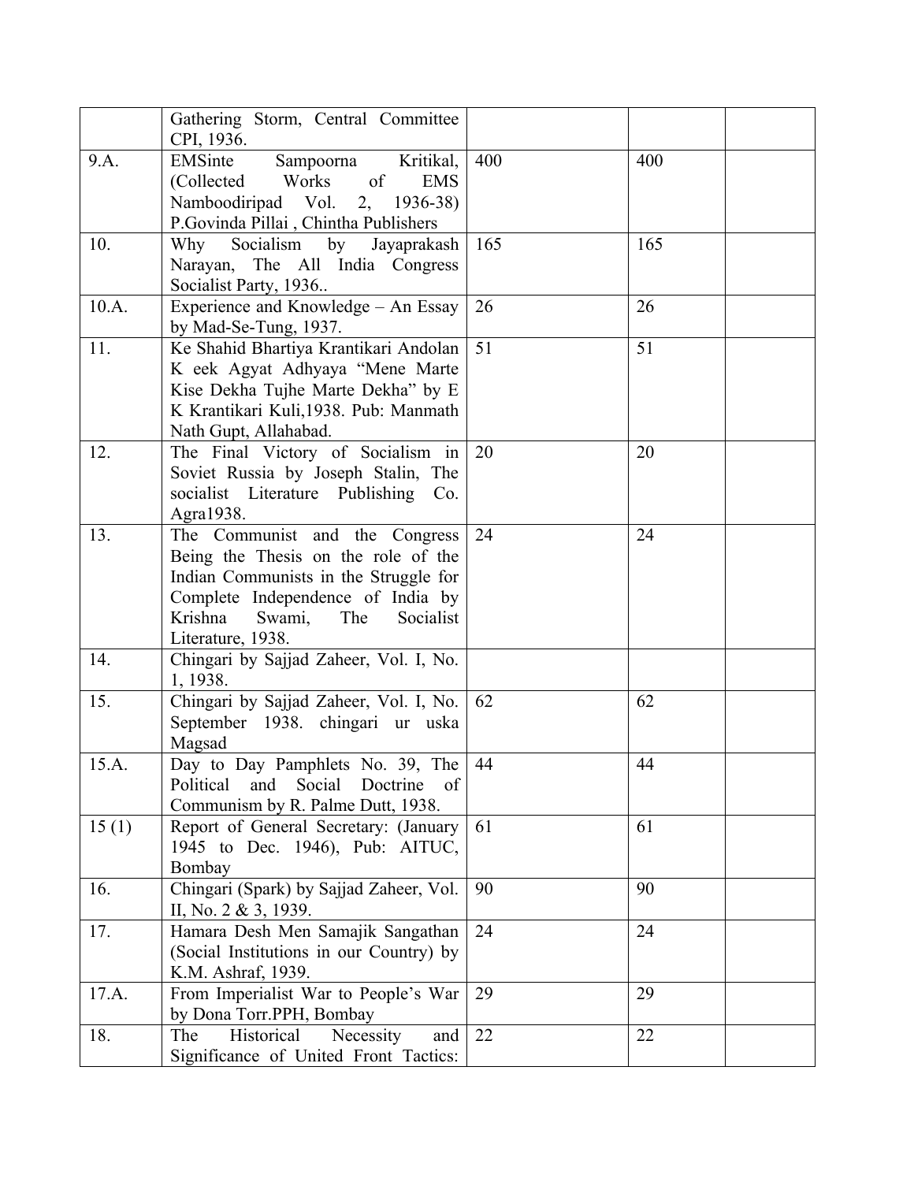| | | | | |
|---|---|---|---|---|
| | Gathering Storm, Central Committee CPI, 1936. | | | |
| 9.A. | EMSinte Sampoorna Kritikal, (Collected Works of EMS Namboodiripad Vol. 2, 1936-38) P.Govinda Pillai , Chintha Publishers | 400 | 400 | |
| 10. | Why Socialism by Jayaprakash Narayan, The All India Congress Socialist Party, 1936.. | 165 | 165 | |
| 10.A. | Experience and Knowledge – An Essay by Mad-Se-Tung, 1937. | 26 | 26 | |
| 11. | Ke Shahid Bhartiya Krantikari Andolan K eek Agyat Adhyaya "Mene Marte Kise Dekha Tujhe Marte Dekha" by E K Krantikari Kuli,1938. Pub: Manmath Nath Gupt, Allahabad. | 51 | 51 | |
| 12. | The Final Victory of Socialism in Soviet Russia by Joseph Stalin, The socialist Literature Publishing Co. Agra1938. | 20 | 20 | |
| 13. | The Communist and the Congress Being the Thesis on the role of the Indian Communists in the Struggle for Complete Independence of India by Krishna Swami, The Socialist Literature, 1938. | 24 | 24 | |
| 14. | Chingari by Sajjad Zaheer, Vol. I, No. 1, 1938. | | | |
| 15. | Chingari by Sajjad Zaheer, Vol. I, No. September 1938. chingari ur uska Magsad | 62 | 62 | |
| 15.A. | Day to Day Pamphlets No. 39, The Political and Social Doctrine of Communism by R. Palme Dutt, 1938. | 44 | 44 | |
| 15 (1) | Report of General Secretary: (January 1945 to Dec. 1946), Pub: AITUC, Bombay | 61 | 61 | |
| 16. | Chingari (Spark) by Sajjad Zaheer, Vol. II, No. 2 & 3, 1939. | 90 | 90 | |
| 17. | Hamara Desh Men Samajik Sangathan (Social Institutions in our Country) by K.M. Ashraf, 1939. | 24 | 24 | |
| 17.A. | From Imperialist War to People's War by Dona Torr.PPH, Bombay | 29 | 29 | |
| 18. | The Historical Necessity and Significance of United Front Tactics: | 22 | 22 | |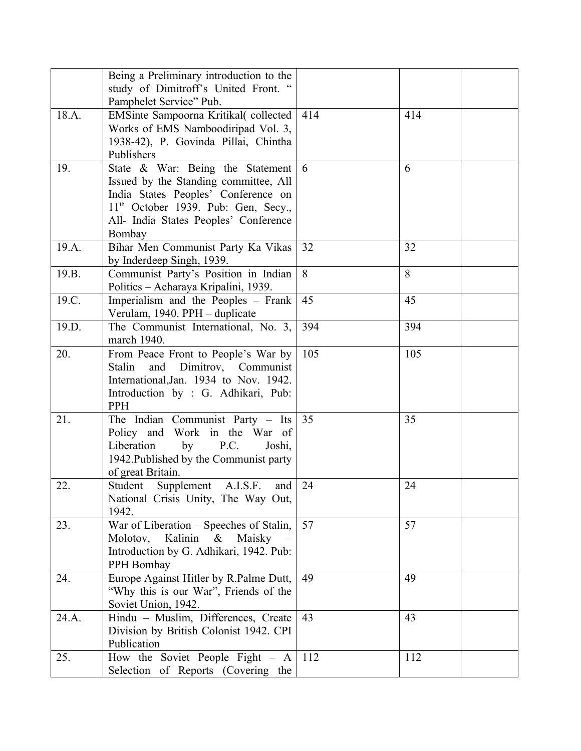| | | | | |
|---|---|---|---|---|
| | Being a Preliminary introduction to the study of Dimitroff's United Front. " Pamphelet Service" Pub. | | | |
| 18.A. | EMSinte Sampoorna Kritikal( collected Works of EMS Namboodiripad Vol. 3, 1938-42), P. Govinda Pillai, Chintha Publishers | 414 | 414 | |
| 19. | State & War: Being the Statement Issued by the Standing committee, All India States Peoples' Conference on 11th October 1939. Pub: Gen, Secy., All- India States Peoples' Conference Bombay | 6 | 6 | |
| 19.A. | Bihar Men Communist Party Ka Vikas by Inderdeep Singh, 1939. | 32 | 32 | |
| 19.B. | Communist Party's Position in Indian Politics – Acharaya Kripalini, 1939. | 8 | 8 | |
| 19.C. | Imperialism and the Peoples – Frank Verulam, 1940. PPH – duplicate | 45 | 45 | |
| 19.D. | The Communist International, No. 3, march 1940. | 394 | 394 | |
| 20. | From Peace Front to People's War by Stalin and Dimitrov, Communist International,Jan. 1934 to Nov. 1942. Introduction by : G. Adhikari, Pub: PPH | 105 | 105 | |
| 21. | The Indian Communist Party – Its Policy and Work in the War of Liberation by P.C. Joshi, 1942.Published by the Communist party of great Britain. | 35 | 35 | |
| 22. | Student Supplement A.I.S.F. and National Crisis Unity, The Way Out, 1942. | 24 | 24 | |
| 23. | War of Liberation – Speeches of Stalin, Molotov, Kalinin & Maisky – Introduction by G. Adhikari, 1942. Pub: PPH Bombay | 57 | 57 | |
| 24. | Europe Against Hitler by R.Palme Dutt, "Why this is our War", Friends of the Soviet Union, 1942. | 49 | 49 | |
| 24.A. | Hindu – Muslim, Differences, Create Division by British Colonist 1942. CPI Publication | 43 | 43 | |
| 25. | How the Soviet People Fight – A Selection of Reports (Covering the | 112 | 112 | |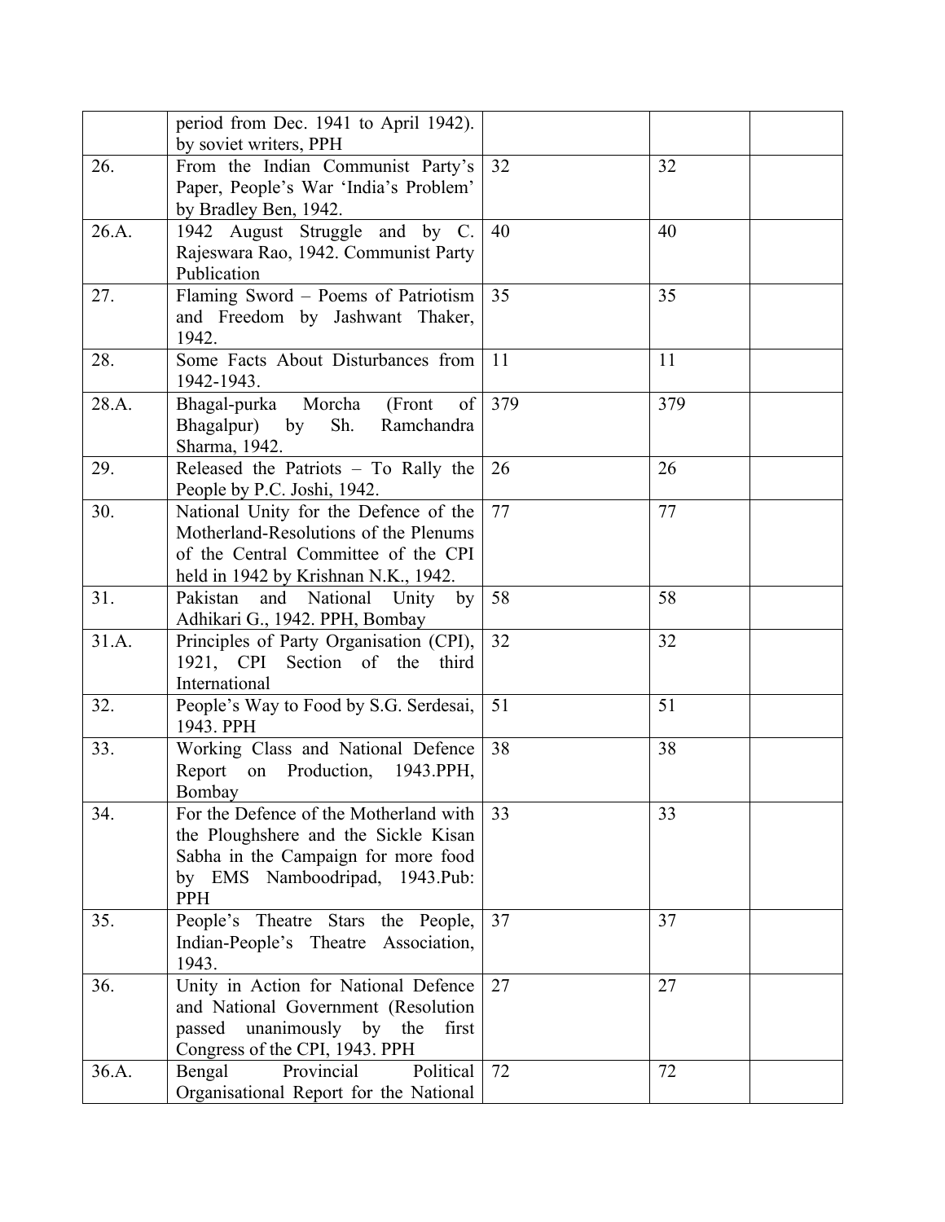| | | | | |
|---|---|---|---|---|
| | period from Dec. 1941 to April 1942). by soviet writers, PPH | | | |
| 26. | From the Indian Communist Party's Paper, People's War 'India's Problem' by Bradley Ben, 1942. | 32 | 32 | |
| 26.A. | 1942 August Struggle and by C. Rajeswara Rao, 1942. Communist Party Publication | 40 | 40 | |
| 27. | Flaming Sword – Poems of Patriotism and Freedom by Jashwant Thaker, 1942. | 35 | 35 | |
| 28. | Some Facts About Disturbances from 1942-1943. | 11 | 11 | |
| 28.A. | Bhagal-purka Morcha (Front of Bhagalpur) by Sh. Ramchandra Sharma, 1942. | 379 | 379 | |
| 29. | Released the Patriots – To Rally the People by P.C. Joshi, 1942. | 26 | 26 | |
| 30. | National Unity for the Defence of the Motherland-Resolutions of the Plenums of the Central Committee of the CPI held in 1942 by Krishnan N.K., 1942. | 77 | 77 | |
| 31. | Pakistan and National Unity by Adhikari G., 1942. PPH, Bombay | 58 | 58 | |
| 31.A. | Principles of Party Organisation (CPI), 1921, CPI Section of the third International | 32 | 32 | |
| 32. | People's Way to Food by S.G. Serdesai, 1943. PPH | 51 | 51 | |
| 33. | Working Class and National Defence Report on Production, 1943.PPH, Bombay | 38 | 38 | |
| 34. | For the Defence of the Motherland with the Ploughshere and the Sickle Kisan Sabha in the Campaign for more food by EMS Namboodripad, 1943.Pub: PPH | 33 | 33 | |
| 35. | People's Theatre Stars the People, Indian-People's Theatre Association, 1943. | 37 | 37 | |
| 36. | Unity in Action for National Defence and National Government (Resolution passed unanimously by the first Congress of the CPI, 1943. PPH | 27 | 27 | |
| 36.A. | Bengal Provincial Political Organisational Report for the National | 72 | 72 | |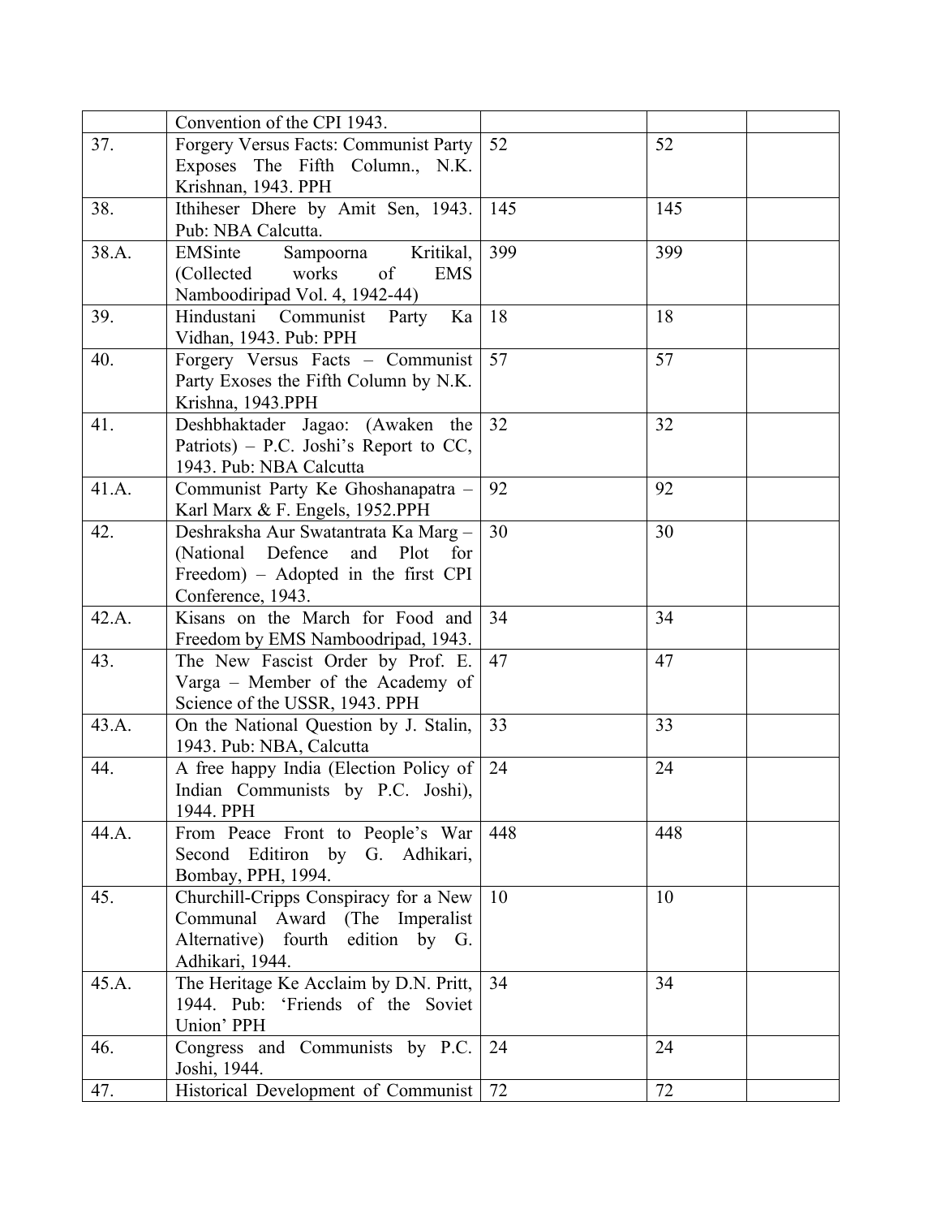| | | | | |
|---|---|---|---|---|
| | Convention of the CPI 1943. | | | |
| 37. | Forgery Versus Facts: Communist Party Exposes The Fifth Column., N.K. Krishnan, 1943. PPH | 52 | 52 | |
| 38. | Ithiheser Dhere by Amit Sen, 1943. Pub: NBA Calcutta. | 145 | 145 | |
| 38.A. | EMSinte Sampoorna Kritikal, (Collected works of EMS Namboodiripad Vol. 4, 1942-44) | 399 | 399 | |
| 39. | Hindustani Communist Party Ka Vidhan, 1943. Pub: PPH | 18 | 18 | |
| 40. | Forgery Versus Facts – Communist Party Exoses the Fifth Column by N.K. Krishna, 1943.PPH | 57 | 57 | |
| 41. | Deshbhaktader Jagao: (Awaken the Patriots) – P.C. Joshi's Report to CC, 1943. Pub: NBA Calcutta | 32 | 32 | |
| 41.A. | Communist Party Ke Ghoshanapatra – Karl Marx & F. Engels, 1952.PPH | 92 | 92 | |
| 42. | Deshraksha Aur Swatantrata Ka Marg – (National Defence and Plot for Freedom) – Adopted in the first CPI Conference, 1943. | 30 | 30 | |
| 42.A. | Kisans on the March for Food and Freedom by EMS Namboodripad, 1943. | 34 | 34 | |
| 43. | The New Fascist Order by Prof. E. Varga – Member of the Academy of Science of the USSR, 1943. PPH | 47 | 47 | |
| 43.A. | On the National Question by J. Stalin, 1943. Pub: NBA, Calcutta | 33 | 33 | |
| 44. | A free happy India (Election Policy of Indian Communists by P.C. Joshi), 1944. PPH | 24 | 24 | |
| 44.A. | From Peace Front to People's War Second Editiron by G. Adhikari, Bombay, PPH, 1994. | 448 | 448 | |
| 45. | Churchill-Cripps Conspiracy for a New Communal Award (The Imperalist Alternative) fourth edition by G. Adhikari, 1944. | 10 | 10 | |
| 45.A. | The Heritage Ke Acclaim by D.N. Pritt, 1944. Pub: 'Friends of the Soviet Union' PPH | 34 | 34 | |
| 46. | Congress and Communists by P.C. Joshi, 1944. | 24 | 24 | |
| 47. | Historical Development of Communist | 72 | 72 | |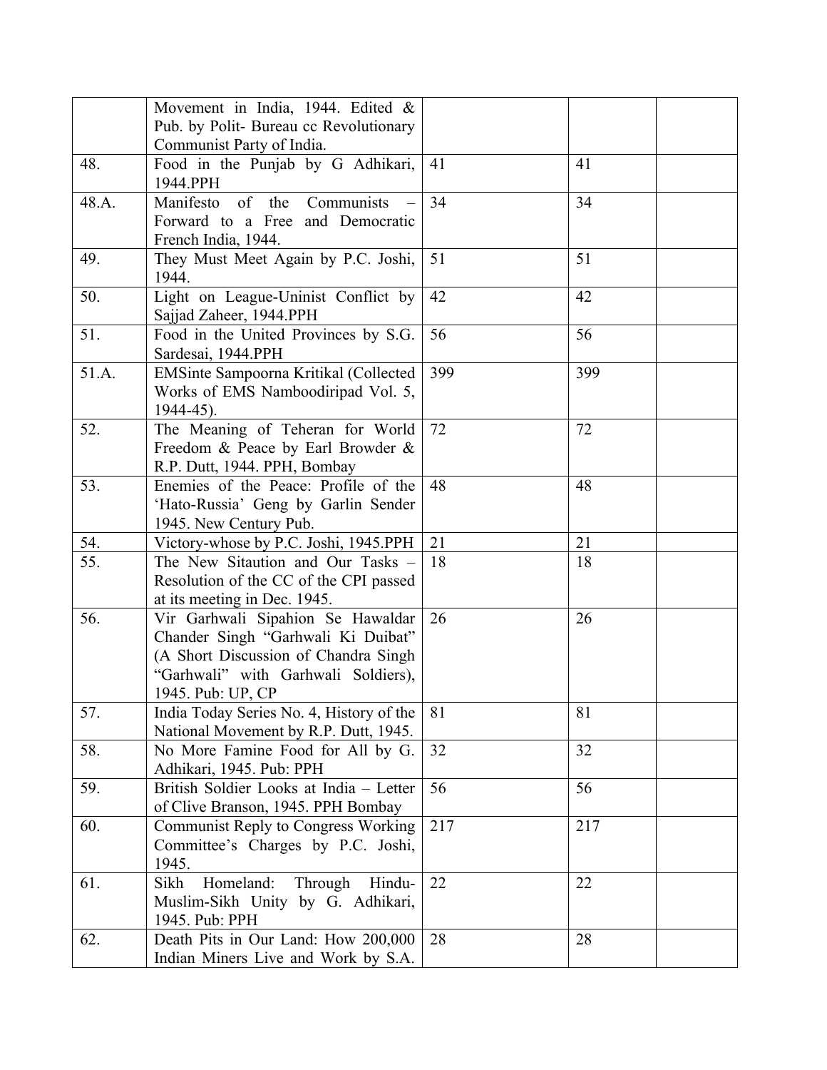| | | | | |
|---|---|---|---|---|
| | Movement in India, 1944. Edited & Pub. by Polit- Bureau cc Revolutionary Communist Party of India. | | | |
| 48. | Food in the Punjab by G Adhikari, 1944.PPH | 41 | 41 | |
| 48.A. | Manifesto of the Communists – Forward to a Free and Democratic French India, 1944. | 34 | 34 | |
| 49. | They Must Meet Again by P.C. Joshi, 1944. | 51 | 51 | |
| 50. | Light on League-Uninist Conflict by Sajjad Zaheer, 1944.PPH | 42 | 42 | |
| 51. | Food in the United Provinces by S.G. Sardesai, 1944.PPH | 56 | 56 | |
| 51.A. | EMSinte Sampoorna Kritikal (Collected Works of EMS Namboodiripad Vol. 5, 1944-45). | 399 | 399 | |
| 52. | The Meaning of Teheran for World Freedom & Peace by Earl Browder & R.P. Dutt, 1944. PPH, Bombay | 72 | 72 | |
| 53. | Enemies of the Peace: Profile of the 'Hato-Russia' Geng by Garlin Sender 1945. New Century Pub. | 48 | 48 | |
| 54. | Victory-whose by P.C. Joshi, 1945.PPH | 21 | 21 | |
| 55. | The New Sitaution and Our Tasks – Resolution of the CC of the CPI passed at its meeting in Dec. 1945. | 18 | 18 | |
| 56. | Vir Garhwali Sipahion Se Hawaldar Chander Singh "Garhwali Ki Duibat" (A Short Discussion of Chandra Singh "Garhwali" with Garhwali Soldiers), 1945. Pub: UP, CP | 26 | 26 | |
| 57. | India Today Series No. 4, History of the National Movement by R.P. Dutt, 1945. | 81 | 81 | |
| 58. | No More Famine Food for All by G. Adhikari, 1945. Pub: PPH | 32 | 32 | |
| 59. | British Soldier Looks at India – Letter of Clive Branson, 1945. PPH Bombay | 56 | 56 | |
| 60. | Communist Reply to Congress Working Committee's Charges by P.C. Joshi, 1945. | 217 | 217 | |
| 61. | Sikh Homeland: Through Hindu-Muslim-Sikh Unity by G. Adhikari, 1945. Pub: PPH | 22 | 22 | |
| 62. | Death Pits in Our Land: How 200,000 Indian Miners Live and Work by S.A. | 28 | 28 | |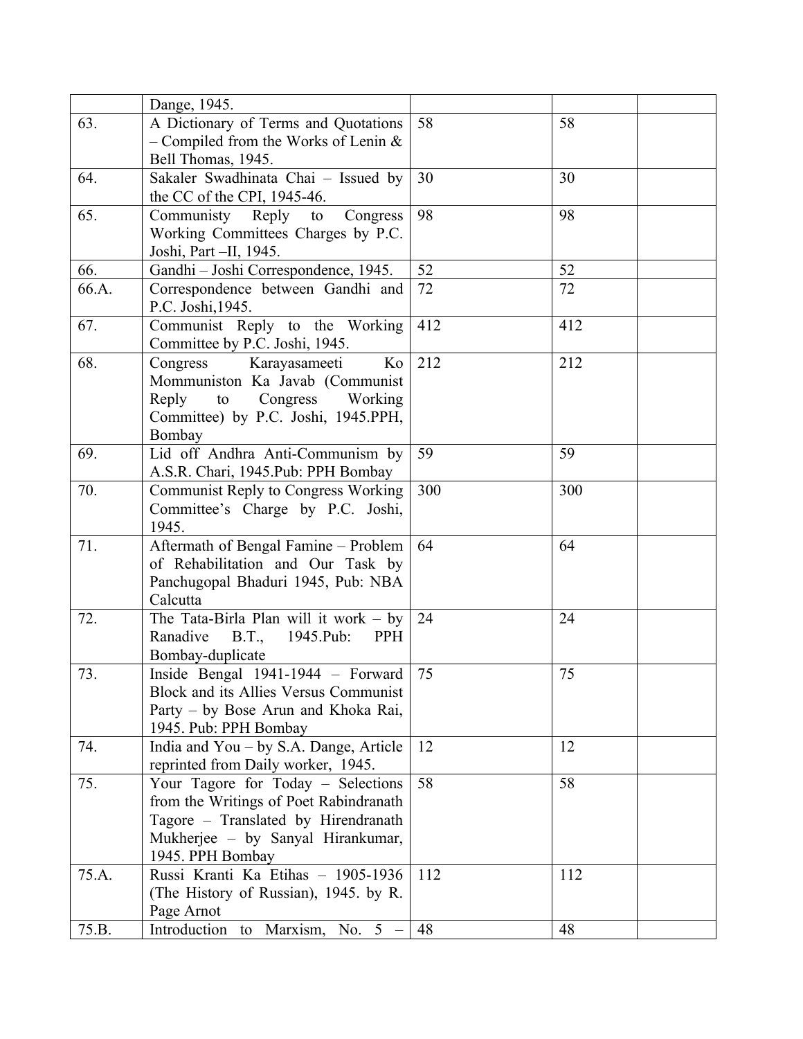| | | | | |
|---|---|---|---|---|
| | Dange, 1945. | | | |
| 63. | A Dictionary of Terms and Quotations – Compiled from the Works of Lenin & Bell Thomas, 1945. | 58 | 58 | |
| 64. | Sakaler Swadhinata Chai – Issued by the CC of the CPI, 1945-46. | 30 | 30 | |
| 65. | Communisty Reply to Congress Working Committees Charges by P.C. Joshi, Part –II, 1945. | 98 | 98 | |
| 66. | Gandhi – Joshi Correspondence, 1945. | 52 | 52 | |
| 66.A. | Correspondence between Gandhi and P.C. Joshi,1945. | 72 | 72 | |
| 67. | Communist Reply to the Working Committee by P.C. Joshi, 1945. | 412 | 412 | |
| 68. | Congress Karayasameeti Ko Mommuniston Ka Javab (Communist Reply to Congress Working Committee) by P.C. Joshi, 1945.PPH, Bombay | 212 | 212 | |
| 69. | Lid off Andhra Anti-Communism by A.S.R. Chari, 1945.Pub: PPH Bombay | 59 | 59 | |
| 70. | Communist Reply to Congress Working Committee's Charge by P.C. Joshi, 1945. | 300 | 300 | |
| 71. | Aftermath of Bengal Famine – Problem of Rehabilitation and Our Task by Panchugopal Bhaduri 1945, Pub: NBA Calcutta | 64 | 64 | |
| 72. | The Tata-Birla Plan will it work – by Ranadive B.T., 1945.Pub: PPH Bombay-duplicate | 24 | 24 | |
| 73. | Inside Bengal 1941-1944 – Forward Block and its Allies Versus Communist Party – by Bose Arun and Khoka Rai, 1945. Pub: PPH Bombay | 75 | 75 | |
| 74. | India and You – by S.A. Dange, Article reprinted from Daily worker, 1945. | 12 | 12 | |
| 75. | Your Tagore for Today – Selections from the Writings of Poet Rabindranath Tagore – Translated by Hirendranath Mukherjee – by Sanyal Hirankumar, 1945. PPH Bombay | 58 | 58 | |
| 75.A. | Russi Kranti Ka Etihas – 1905-1936 (The History of Russian), 1945. by R. Page Arnot | 112 | 112 | |
| 75.B. | Introduction to Marxism, No. 5 – | 48 | 48 | |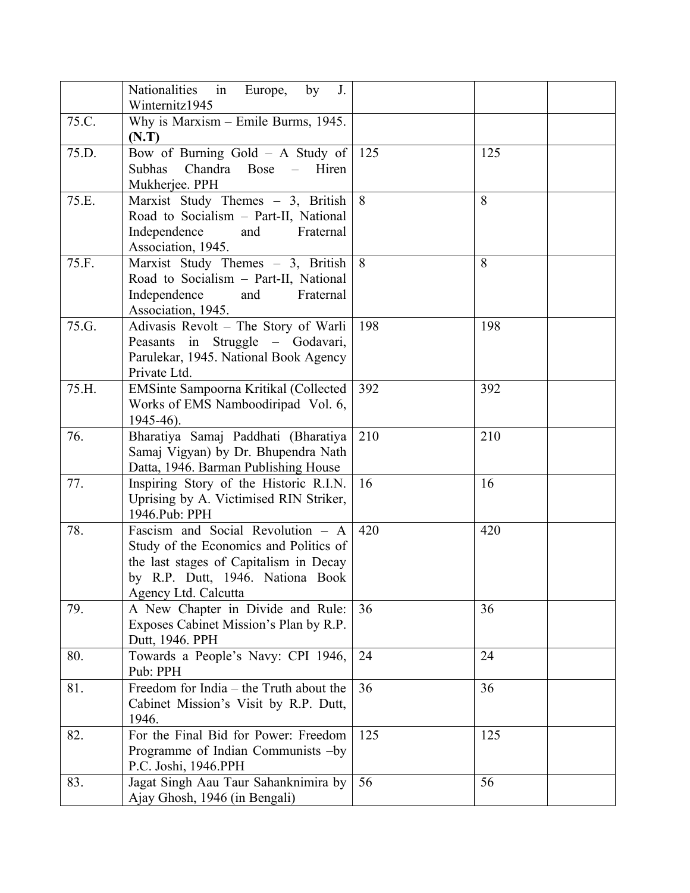|  |  |  |  |  |
|---|---|---|---|---|
|  | Nationalities in Europe, by J. Winternitz1945 |  |  |  |
| 75.C. | Why is Marxism – Emile Burms, 1945. **(N.T)** |  |  |  |
| 75.D. | Bow of Burning Gold – A Study of Subhas Chandra Bose – Hiren Mukherjee. PPH | 125 | 125 |  |
| 75.E. | Marxist Study Themes – 3, British Road to Socialism – Part-II, National Independence and Fraternal Association, 1945. | 8 | 8 |  |
| 75.F. | Marxist Study Themes – 3, British Road to Socialism – Part-II, National Independence and Fraternal Association, 1945. | 8 | 8 |  |
| 75.G. | Adivasis Revolt – The Story of Warli Peasants in Struggle – Godavari, Parulekar, 1945. National Book Agency Private Ltd. | 198 | 198 |  |
| 75.H. | EMSinte Sampoorna Kritikal (Collected Works of EMS Namboodiripad Vol. 6, 1945-46). | 392 | 392 |  |
| 76. | Bharatiya Samaj Paddhati (Bharatiya Samaj Vigyan) by Dr. Bhupendra Nath Datta, 1946. Barman Publishing House | 210 | 210 |  |
| 77. | Inspiring Story of the Historic R.I.N. Uprising by A. Victimised RIN Striker, 1946.Pub: PPH | 16 | 16 |  |
| 78. | Fascism and Social Revolution – A Study of the Economics and Politics of the last stages of Capitalism in Decay by R.P. Dutt, 1946. Nationa Book Agency Ltd. Calcutta | 420 | 420 |  |
| 79. | A New Chapter in Divide and Rule: Exposes Cabinet Mission's Plan by R.P. Dutt, 1946. PPH | 36 | 36 |  |
| 80. | Towards a People's Navy: CPI 1946, Pub: PPH | 24 | 24 |  |
| 81. | Freedom for India – the Truth about the Cabinet Mission's Visit by R.P. Dutt, 1946. | 36 | 36 |  |
| 82. | For the Final Bid for Power: Freedom Programme of Indian Communists –by P.C. Joshi, 1946.PPH | 125 | 125 |  |
| 83. | Jagat Singh Aau Taur Sahanknimira by Ajay Ghosh, 1946 (in Bengali) | 56 | 56 |  |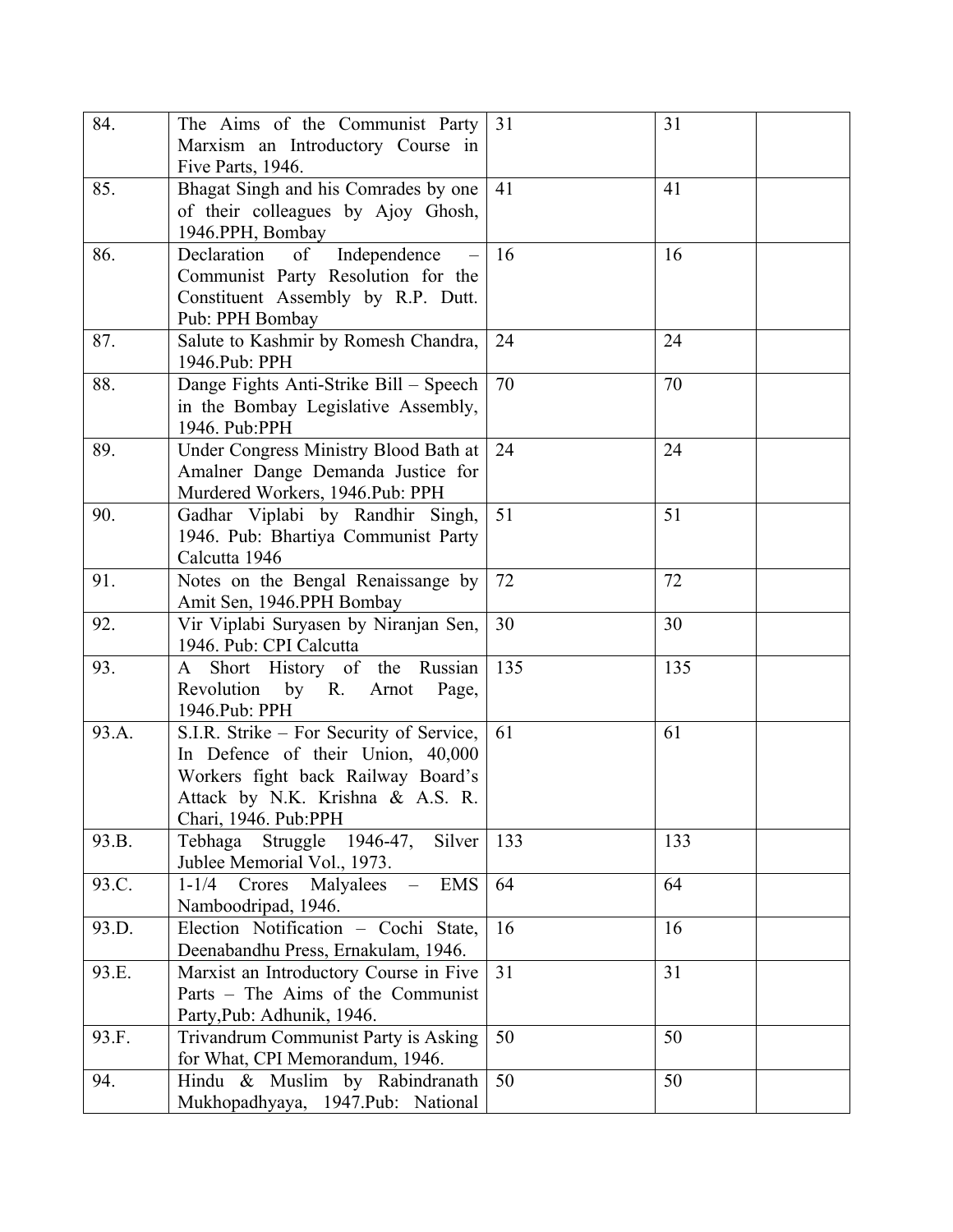| | | | | |
|---|---|---|---|---|
| 84. | The Aims of the Communist Party Marxism an Introductory Course in Five Parts, 1946. | 31 | 31 | |
| 85. | Bhagat Singh and his Comrades by one of their colleagues by Ajoy Ghosh, 1946.PPH, Bombay | 41 | 41 | |
| 86. | Declaration of Independence – Communist Party Resolution for the Constituent Assembly by R.P. Dutt. Pub: PPH Bombay | 16 | 16 | |
| 87. | Salute to Kashmir by Romesh Chandra, 1946.Pub: PPH | 24 | 24 | |
| 88. | Dange Fights Anti-Strike Bill – Speech in the Bombay Legislative Assembly, 1946. Pub:PPH | 70 | 70 | |
| 89. | Under Congress Ministry Blood Bath at Amalner Dange Demanda Justice for Murdered Workers, 1946.Pub: PPH | 24 | 24 | |
| 90. | Gadhar Viplabi by Randhir Singh, 1946. Pub: Bhartiya Communist Party Calcutta 1946 | 51 | 51 | |
| 91. | Notes on the Bengal Renaissange by Amit Sen, 1946.PPH Bombay | 72 | 72 | |
| 92. | Vir Viplabi Suryasen by Niranjan Sen, 1946. Pub: CPI Calcutta | 30 | 30 | |
| 93. | A Short History of the Russian Revolution by R. Arnot Page, 1946.Pub: PPH | 135 | 135 | |
| 93.A. | S.I.R. Strike – For Security of Service, In Defence of their Union, 40,000 Workers fight back Railway Board's Attack by N.K. Krishna & A.S. R. Chari, 1946. Pub:PPH | 61 | 61 | |
| 93.B. | Tebhaga Struggle 1946-47, Silver Jublee Memorial Vol., 1973. | 133 | 133 | |
| 93.C. | 1-1/4 Crores Malyalees – EMS Namboodripad, 1946. | 64 | 64 | |
| 93.D. | Election Notification – Cochi State, Deenabandhu Press, Ernakulam, 1946. | 16 | 16 | |
| 93.E. | Marxist an Introductory Course in Five Parts – The Aims of the Communist Party,Pub: Adhunik, 1946. | 31 | 31 | |
| 93.F. | Trivandrum Communist Party is Asking for What, CPI Memorandum, 1946. | 50 | 50 | |
| 94. | Hindu & Muslim by Rabindranath Mukhopadhyaya, 1947.Pub: National | 50 | 50 | |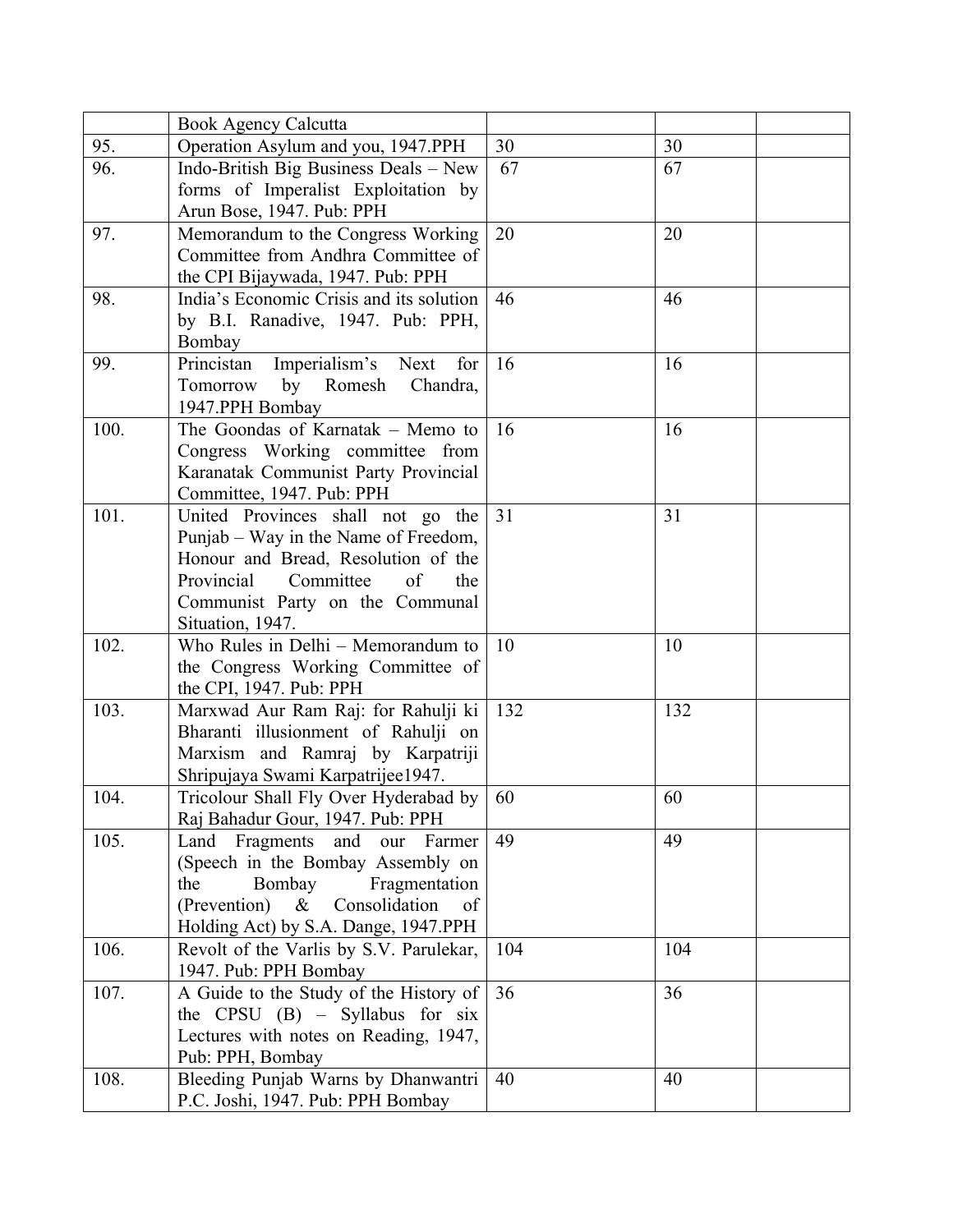| | | | | |
|---|---|---|---|---|
| | Book Agency Calcutta | | | |
| 95. | Operation Asylum and you, 1947.PPH | 30 | 30 | |
| 96. | Indo-British Big Business Deals – New forms of Imperalist Exploitation by Arun Bose, 1947. Pub: PPH | 67 | 67 | |
| 97. | Memorandum to the Congress Working Committee from Andhra Committee of the CPI Bijaywada, 1947. Pub: PPH | 20 | 20 | |
| 98. | India's Economic Crisis and its solution by B.I. Ranadive, 1947. Pub: PPH, Bombay | 46 | 46 | |
| 99. | Princistan Imperialism's Next for Tomorrow by Romesh Chandra, 1947.PPH Bombay | 16 | 16 | |
| 100. | The Goondas of Karnatak – Memo to Congress Working committee from Karanatak Communist Party Provincial Committee, 1947. Pub: PPH | 16 | 16 | |
| 101. | United Provinces shall not go the Punjab – Way in the Name of Freedom, Honour and Bread, Resolution of the Provincial Committee of the Communist Party on the Communal Situation, 1947. | 31 | 31 | |
| 102. | Who Rules in Delhi – Memorandum to the Congress Working Committee of the CPI, 1947. Pub: PPH | 10 | 10 | |
| 103. | Marxwad Aur Ram Raj: for Rahulji ki Bharanti illusionment of Rahulji on Marxism and Ramraj by Karpatriji Shripujaya Swami Karpatrijee1947. | 132 | 132 | |
| 104. | Tricolour Shall Fly Over Hyderabad by Raj Bahadur Gour, 1947. Pub: PPH | 60 | 60 | |
| 105. | Land Fragments and our Farmer (Speech in the Bombay Assembly on the Bombay Fragmentation (Prevention) & Consolidation of Holding Act) by S.A. Dange, 1947.PPH | 49 | 49 | |
| 106. | Revolt of the Varlis by S.V. Parulekar, 1947. Pub: PPH Bombay | 104 | 104 | |
| 107. | A Guide to the Study of the History of the CPSU (B) – Syllabus for six Lectures with notes on Reading, 1947, Pub: PPH, Bombay | 36 | 36 | |
| 108. | Bleeding Punjab Warns by Dhanwantri P.C. Joshi, 1947. Pub: PPH Bombay | 40 | 40 | |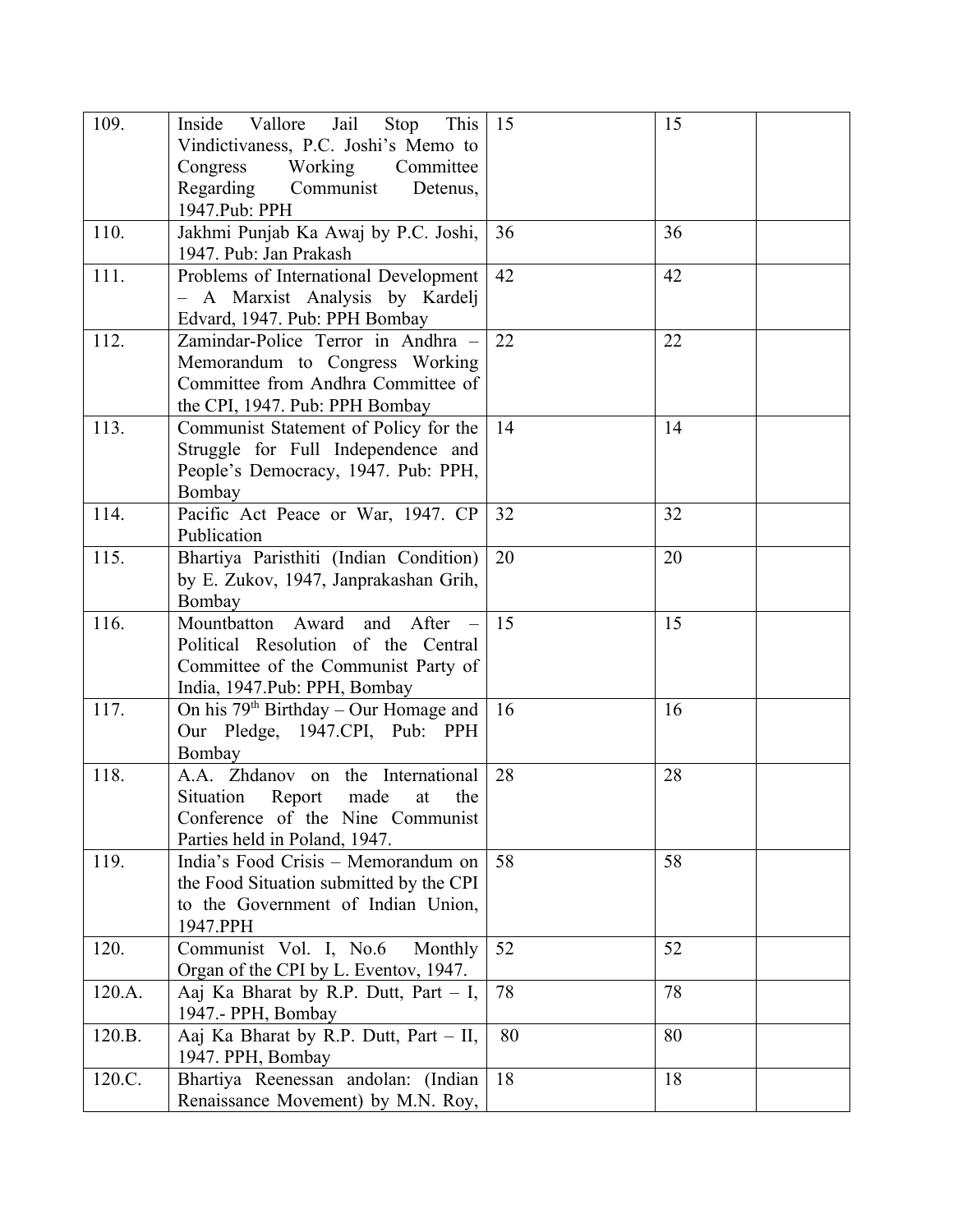| | | | | |
|---|---|---|---|---|
| 109. | Inside Vallore Jail Stop This Vindictivaness, P.C. Joshi's Memo to Congress Working Committee Regarding Communist Detenus, 1947.Pub: PPH | 15 | 15 | |
| 110. | Jakhmi Punjab Ka Awaj by P.C. Joshi, 1947. Pub: Jan Prakash | 36 | 36 | |
| 111. | Problems of International Development – A Marxist Analysis by Kardelj Edvard, 1947. Pub: PPH Bombay | 42 | 42 | |
| 112. | Zamindar-Police Terror in Andhra – Memorandum to Congress Working Committee from Andhra Committee of the CPI, 1947. Pub: PPH Bombay | 22 | 22 | |
| 113. | Communist Statement of Policy for the Struggle for Full Independence and People's Democracy, 1947. Pub: PPH, Bombay | 14 | 14 | |
| 114. | Pacific Act Peace or War, 1947. CP Publication | 32 | 32 | |
| 115. | Bhartiya Paristhiti (Indian Condition) by E. Zukov, 1947, Janprakashan Grih, Bombay | 20 | 20 | |
| 116. | Mountbatton Award and After – Political Resolution of the Central Committee of the Communist Party of India, 1947.Pub: PPH, Bombay | 15 | 15 | |
| 117. | On his 79th Birthday – Our Homage and Our Pledge, 1947.CPI, Pub: PPH Bombay | 16 | 16 | |
| 118. | A.A. Zhdanov on the International Situation Report made at the Conference of the Nine Communist Parties held in Poland, 1947. | 28 | 28 | |
| 119. | India's Food Crisis – Memorandum on the Food Situation submitted by the CPI to the Government of Indian Union, 1947.PPH | 58 | 58 | |
| 120. | Communist Vol. I, No.6 Monthly Organ of the CPI by L. Eventov, 1947. | 52 | 52 | |
| 120.A. | Aaj Ka Bharat by R.P. Dutt, Part – I, 1947.- PPH, Bombay | 78 | 78 | |
| 120.B. | Aaj Ka Bharat by R.P. Dutt, Part – II, 1947. PPH, Bombay | 80 | 80 | |
| 120.C. | Bhartiya Reenessan andolan: (Indian Renaissance Movement) by M.N. Roy, | 18 | 18 | |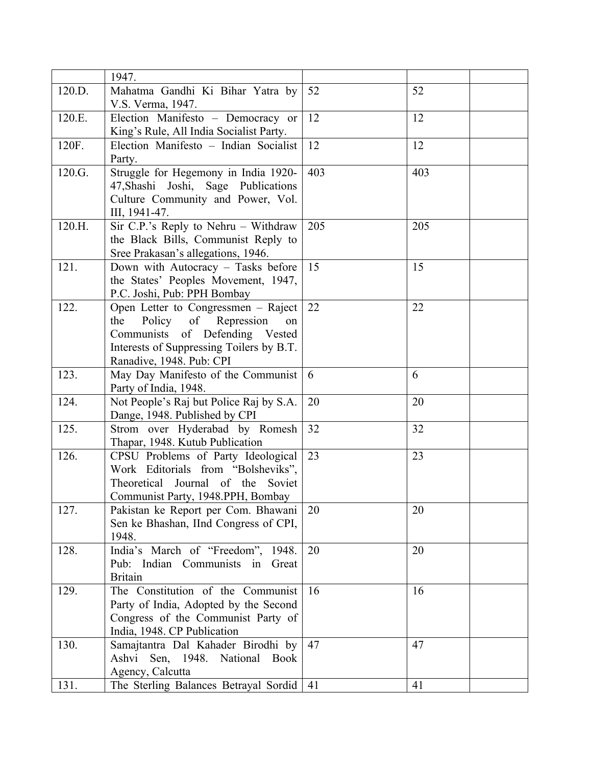| | | | | |
|---|---|---|---|---|
| | 1947. | | | |
| 120.D. | Mahatma Gandhi Ki Bihar Yatra by V.S. Verma, 1947. | 52 | 52 | |
| 120.E. | Election Manifesto – Democracy or King's Rule, All India Socialist Party. | 12 | 12 | |
| 120F. | Election Manifesto – Indian Socialist Party. | 12 | 12 | |
| 120.G. | Struggle for Hegemony in India 1920-47,Shashi Joshi, Sage Publications Culture Community and Power, Vol. III, 1941-47. | 403 | 403 | |
| 120.H. | Sir C.P.'s Reply to Nehru – Withdraw the Black Bills, Communist Reply to Sree Prakasan's allegations, 1946. | 205 | 205 | |
| 121. | Down with Autocracy – Tasks before the States' Peoples Movement, 1947, P.C. Joshi, Pub: PPH Bombay | 15 | 15 | |
| 122. | Open Letter to Congressmen – Raject the Policy of Repression on Communists of Defending Vested Interests of Suppressing Toilers by B.T. Ranadive, 1948. Pub: CPI | 22 | 22 | |
| 123. | May Day Manifesto of the Communist Party of India, 1948. | 6 | 6 | |
| 124. | Not People's Raj but Police Raj by S.A. Dange, 1948. Published by CPI | 20 | 20 | |
| 125. | Strom over Hyderabad by Romesh Thapar, 1948. Kutub Publication | 32 | 32 | |
| 126. | CPSU Problems of Party Ideological Work Editorials from "Bolsheviks", Theoretical Journal of the Soviet Communist Party, 1948.PPH, Bombay | 23 | 23 | |
| 127. | Pakistan ke Report per Com. Bhawani Sen ke Bhashan, IInd Congress of CPI, 1948. | 20 | 20 | |
| 128. | India's March of "Freedom", 1948. Pub: Indian Communists in Great Britain | 20 | 20 | |
| 129. | The Constitution of the Communist Party of India, Adopted by the Second Congress of the Communist Party of India, 1948. CP Publication | 16 | 16 | |
| 130. | Samajtantra Dal Kahader Birodhi by Ashvi Sen, 1948. National Book Agency, Calcutta | 47 | 47 | |
| 131. | The Sterling Balances Betrayal Sordid | 41 | 41 | |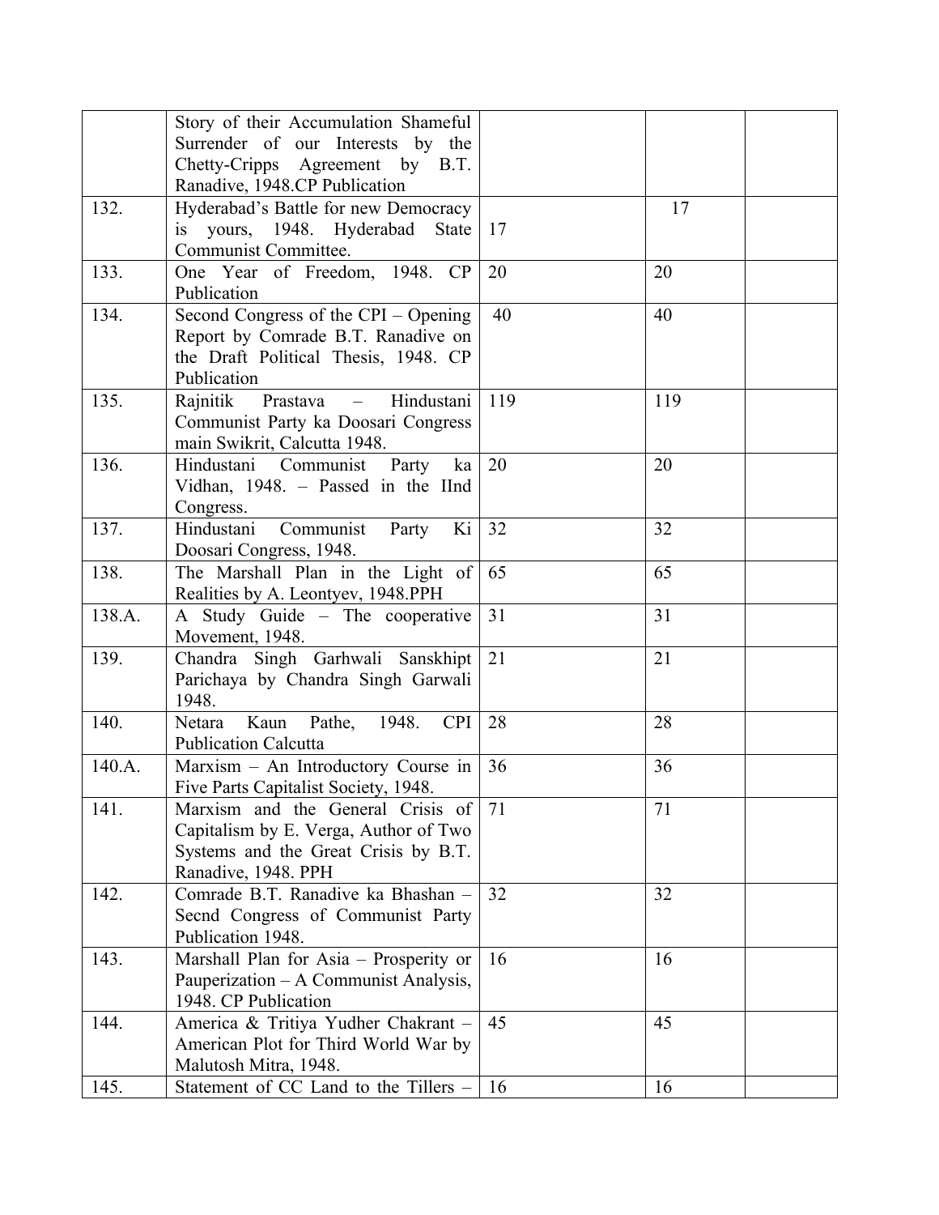| | | | | |
|---|---|---|---|---|
| | Story of their Accumulation Shameful Surrender of our Interests by the Chetty-Cripps Agreement by B.T. Ranadive, 1948.CP Publication | | | |
| 132. | Hyderabad's Battle for new Democracy is yours, 1948. Hyderabad State Communist Committee. | 17 | 17 | |
| 133. | One Year of Freedom, 1948. CP Publication | 20 | 20 | |
| 134. | Second Congress of the CPI – Opening Report by Comrade B.T. Ranadive on the Draft Political Thesis, 1948. CP Publication | 40 | 40 | |
| 135. | Rajnitik Prastava – Hindustani Communist Party ka Doosari Congress main Swikrit, Calcutta 1948. | 119 | 119 | |
| 136. | Hindustani Communist Party ka Vidhan, 1948. – Passed in the IInd Congress. | 20 | 20 | |
| 137. | Hindustani Communist Party Ki Doosari Congress, 1948. | 32 | 32 | |
| 138. | The Marshall Plan in the Light of Realities by A. Leontyev, 1948.PPH | 65 | 65 | |
| 138.A. | A Study Guide – The cooperative Movement, 1948. | 31 | 31 | |
| 139. | Chandra Singh Garhwali Sanskhipt Parichaya by Chandra Singh Garwali 1948. | 21 | 21 | |
| 140. | Netara Kaun Pathe, 1948. CPI Publication Calcutta | 28 | 28 | |
| 140.A. | Marxism – An Introductory Course in Five Parts Capitalist Society, 1948. | 36 | 36 | |
| 141. | Marxism and the General Crisis of Capitalism by E. Verga, Author of Two Systems and the Great Crisis by B.T. Ranadive, 1948. PPH | 71 | 71 | |
| 142. | Comrade B.T. Ranadive ka Bhashan – Secnd Congress of Communist Party Publication 1948. | 32 | 32 | |
| 143. | Marshall Plan for Asia – Prosperity or Pauperization – A Communist Analysis, 1948. CP Publication | 16 | 16 | |
| 144. | America & Tritiya Yudher Chakrant – American Plot for Third World War by Malutosh Mitra, 1948. | 45 | 45 | |
| 145. | Statement of CC Land to the Tillers – | 16 | 16 | |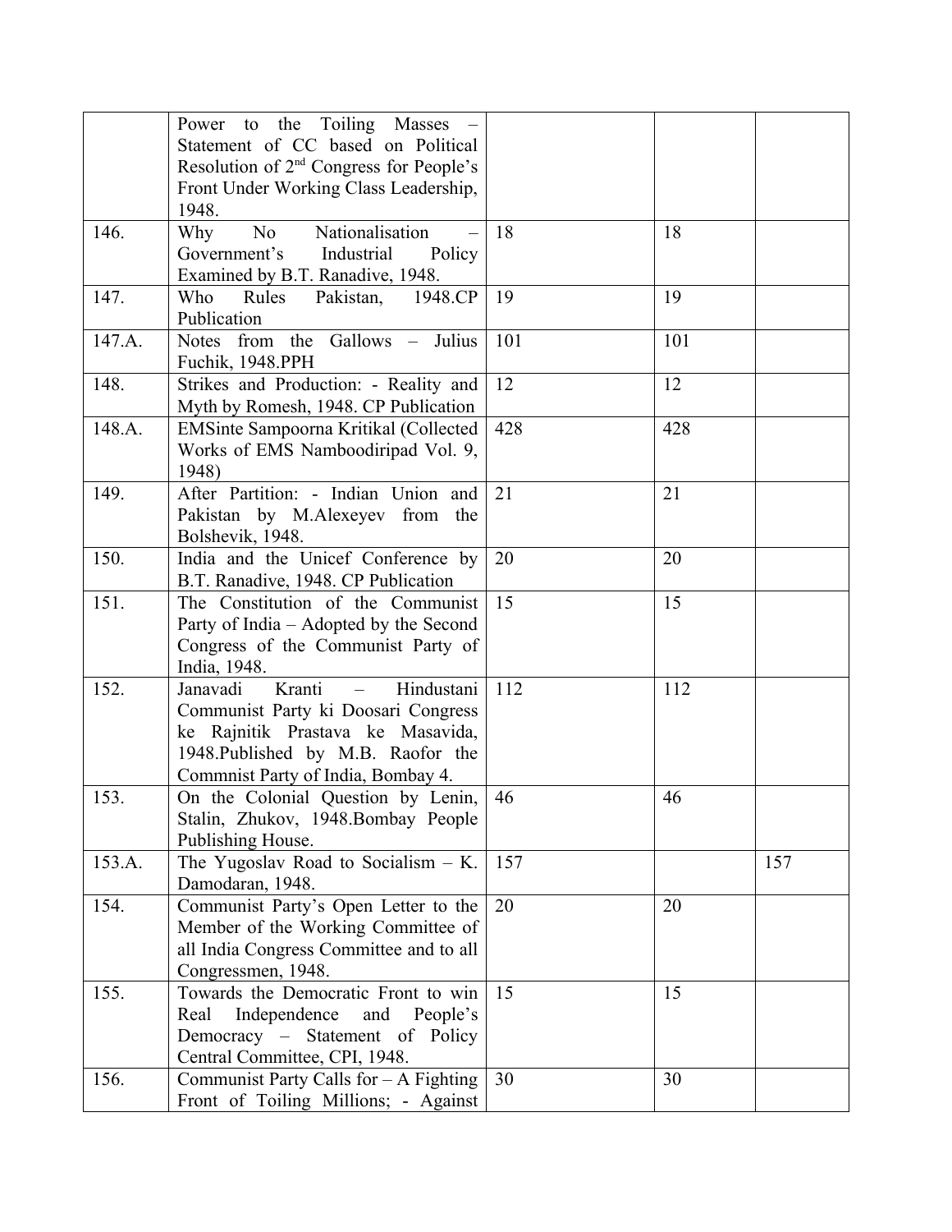| | | | | |
|---|---|---|---|---|
| | Power to the Toiling Masses – Statement of CC based on Political Resolution of 2nd Congress for People's Front Under Working Class Leadership, 1948. | | | |
| 146. | Why No Nationalisation – Government's Industrial Policy Examined by B.T. Ranadive, 1948. | 18 | 18 | |
| 147. | Who Rules Pakistan, 1948.CP Publication | 19 | 19 | |
| 147.A. | Notes from the Gallows – Julius Fuchik, 1948.PPH | 101 | 101 | |
| 148. | Strikes and Production: - Reality and Myth by Romesh, 1948. CP Publication | 12 | 12 | |
| 148.A. | EMSinte Sampoorna Kritikal (Collected Works of EMS Namboodiripad Vol. 9, 1948) | 428 | 428 | |
| 149. | After Partition: - Indian Union and Pakistan by M.Alexeyev from the Bolshevik, 1948. | 21 | 21 | |
| 150. | India and the Unicef Conference by B.T. Ranadive, 1948. CP Publication | 20 | 20 | |
| 151. | The Constitution of the Communist Party of India – Adopted by the Second Congress of the Communist Party of India, 1948. | 15 | 15 | |
| 152. | Janavadi Kranti – Hindustani Communist Party ki Doosari Congress ke Rajnitik Prastava ke Masavida, 1948.Published by M.B. Raofor the Commnist Party of India, Bombay 4. | 112 | 112 | |
| 153. | On the Colonial Question by Lenin, Stalin, Zhukov, 1948.Bombay People Publishing House. | 46 | 46 | |
| 153.A. | The Yugoslav Road to Socialism – K. Damodaran, 1948. | 157 | | 157 |
| 154. | Communist Party's Open Letter to the Member of the Working Committee of all India Congress Committee and to all Congressmen, 1948. | 20 | 20 | |
| 155. | Towards the Democratic Front to win Real Independence and People's Democracy – Statement of Policy Central Committee, CPI, 1948. | 15 | 15 | |
| 156. | Communist Party Calls for – A Fighting Front of Toiling Millions; - Against | 30 | 30 | |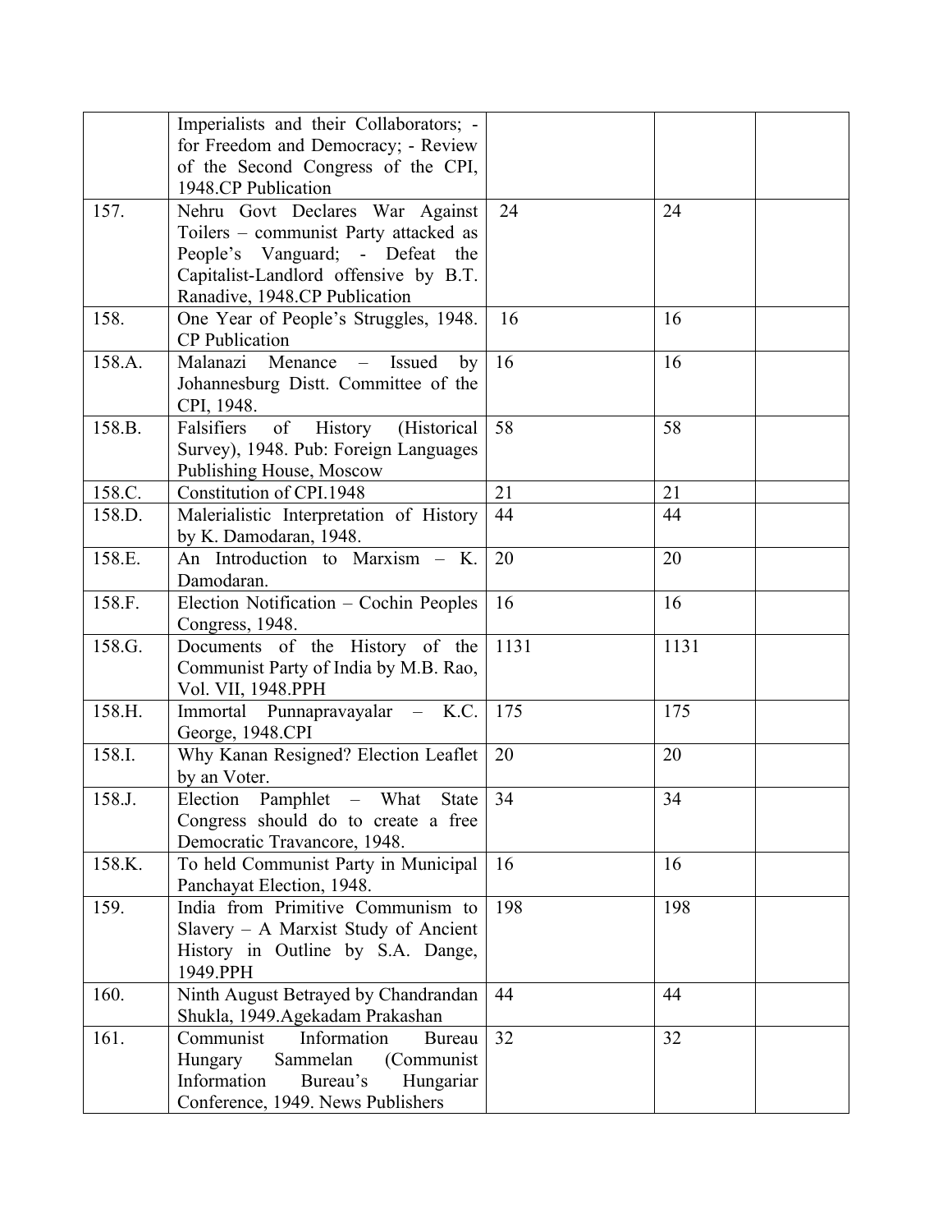| | | | | |
|---|---|---|---|---|
| | Imperialists and their Collaborators; - for Freedom and Democracy; - Review of the Second Congress of the CPI, 1948.CP Publication | | | |
| 157. | Nehru Govt Declares War Against Toilers – communist Party attacked as People's Vanguard; - Defeat the Capitalist-Landlord offensive by B.T. Ranadive, 1948.CP Publication | 24 | 24 | |
| 158. | One Year of People's Struggles, 1948. CP Publication | 16 | 16 | |
| 158.A. | Malanazi Menance – Issued by Johannesburg Distt. Committee of the CPI, 1948. | 16 | 16 | |
| 158.B. | Falsifiers of History (Historical Survey), 1948. Pub: Foreign Languages Publishing House, Moscow | 58 | 58 | |
| 158.C. | Constitution of CPI.1948 | 21 | 21 | |
| 158.D. | Malerialistic Interpretation of History by K. Damodaran, 1948. | 44 | 44 | |
| 158.E. | An Introduction to Marxism – K. Damodaran. | 20 | 20 | |
| 158.F. | Election Notification – Cochin Peoples Congress, 1948. | 16 | 16 | |
| 158.G. | Documents of the History of the Communist Party of India by M.B. Rao, Vol. VII, 1948.PPH | 1131 | 1131 | |
| 158.H. | Immortal Punnapravayalar – K.C. George, 1948.CPI | 175 | 175 | |
| 158.I. | Why Kanan Resigned? Election Leaflet by an Voter. | 20 | 20 | |
| 158.J. | Election Pamphlet – What State Congress should do to create a free Democratic Travancore, 1948. | 34 | 34 | |
| 158.K. | To held Communist Party in Municipal Panchayat Election, 1948. | 16 | 16 | |
| 159. | India from Primitive Communism to Slavery – A Marxist Study of Ancient History in Outline by S.A. Dange, 1949.PPH | 198 | 198 | |
| 160. | Ninth August Betrayed by Chandrandan Shukla, 1949.Agekadam Prakashan | 44 | 44 | |
| 161. | Communist Information Bureau Hungary Sammelan (Communist Information Bureau's Hungariar Conference, 1949. News Publishers | 32 | 32 | |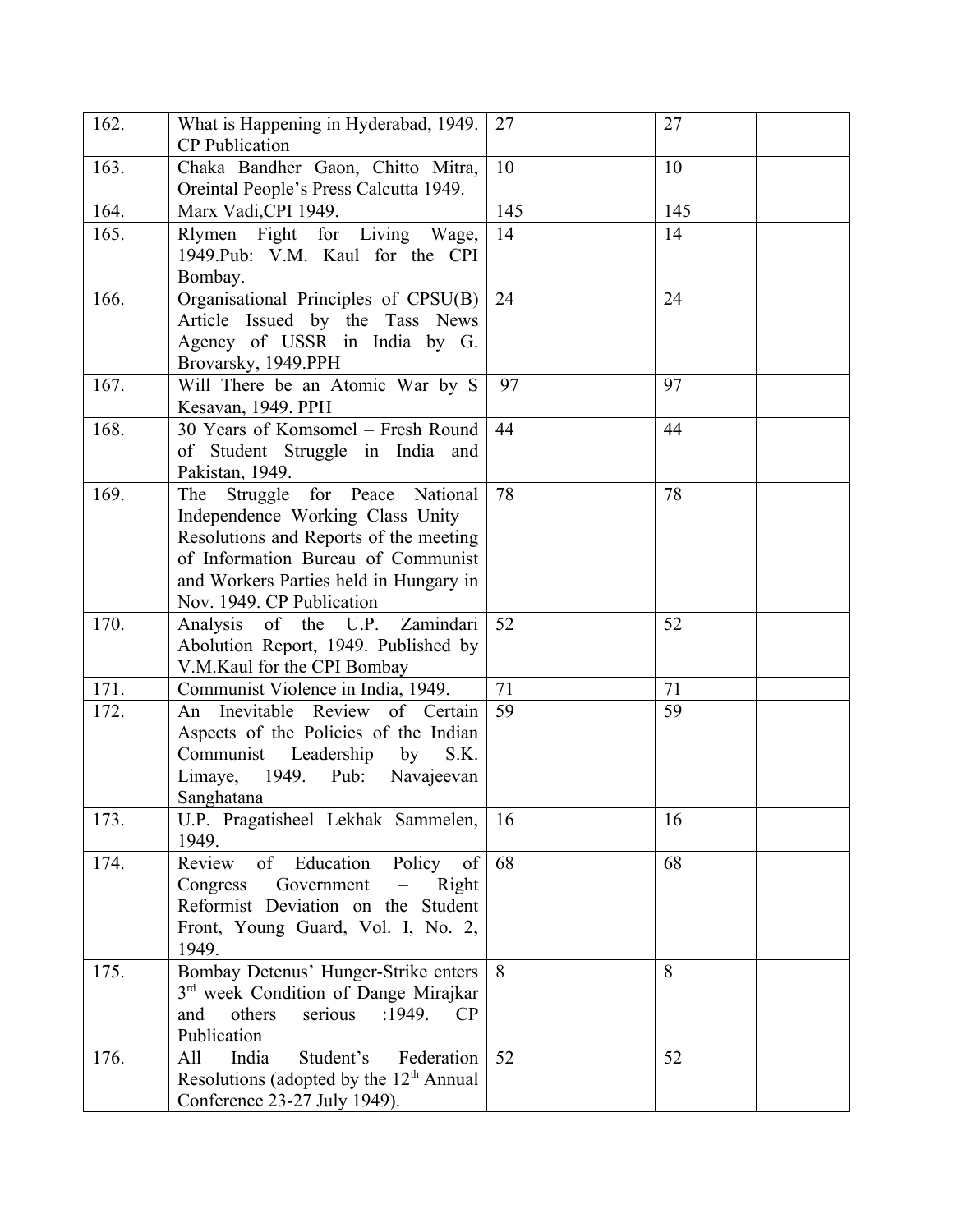| 162. | What is Happening in Hyderabad, 1949. CP Publication | 27 | 27 | |
|---|---|---|---|---|
| 163. | Chaka Bandher Gaon, Chitto Mitra, Oreintal People's Press Calcutta 1949. | 10 | 10 | |
| 164. | Marx Vadi,CPI 1949. | 145 | 145 | |
| 165. | Rlymen Fight for Living Wage, 1949.Pub: V.M. Kaul for the CPI Bombay. | 14 | 14 | |
| 166. | Organisational Principles of CPSU(B) Article Issued by the Tass News Agency of USSR in India by G. Brovarsky, 1949.PPH | 24 | 24 | |
| 167. | Will There be an Atomic War by S Kesavan, 1949. PPH | 97 | 97 | |
| 168. | 30 Years of Komsomel – Fresh Round of Student Struggle in India and Pakistan, 1949. | 44 | 44 | |
| 169. | The Struggle for Peace National Independence Working Class Unity – Resolutions and Reports of the meeting of Information Bureau of Communist and Workers Parties held in Hungary in Nov. 1949. CP Publication | 78 | 78 | |
| 170. | Analysis of the U.P. Zamindari Abolution Report, 1949. Published by V.M.Kaul for the CPI Bombay | 52 | 52 | |
| 171. | Communist Violence in India, 1949. | 71 | 71 | |
| 172. | An Inevitable Review of Certain Aspects of the Policies of the Indian Communist Leadership by S.K. Limaye, 1949. Pub: Navajeevan Sanghatana | 59 | 59 | |
| 173. | U.P. Pragatisheel Lekhak Sammelen, 1949. | 16 | 16 | |
| 174. | Review of Education Policy of Congress Government – Right Reformist Deviation on the Student Front, Young Guard, Vol. I, No. 2, 1949. | 68 | 68 | |
| 175. | Bombay Detenus' Hunger-Strike enters 3rd week Condition of Dange Mirajkar and others serious :1949. CP Publication | 8 | 8 | |
| 176. | All India Student's Federation Resolutions (adopted by the 12th Annual Conference 23-27 July 1949). | 52 | 52 | |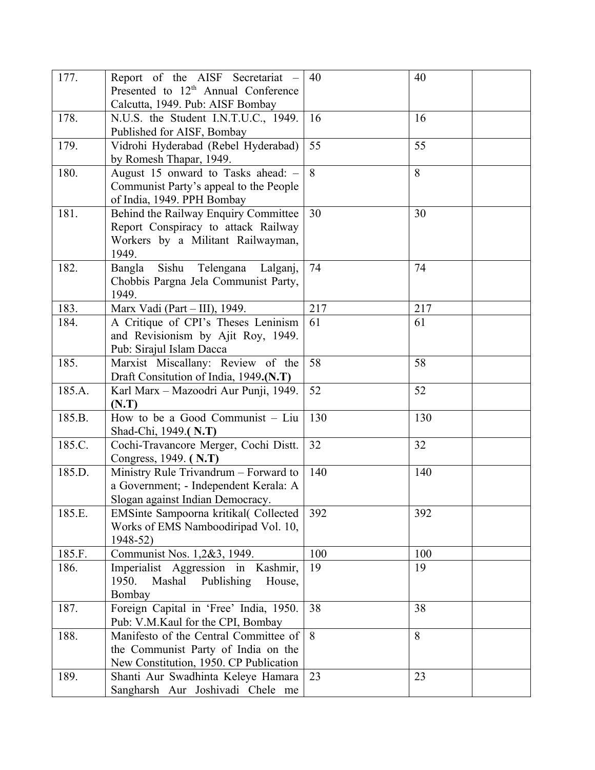| | | | | |
|---|---|---|---|---|
| 177. | Report of the AISF Secretariat – Presented to 12th Annual Conference Calcutta, 1949. Pub: AISF Bombay | 40 | 40 | |
| 178. | N.U.S. the Student I.N.T.U.C., 1949. Published for AISF, Bombay | 16 | 16 | |
| 179. | Vidrohi Hyderabad (Rebel Hyderabad) by Romesh Thapar, 1949. | 55 | 55 | |
| 180. | August 15 onward to Tasks ahead: – Communist Party's appeal to the People of India, 1949. PPH Bombay | 8 | 8 | |
| 181. | Behind the Railway Enquiry Committee Report Conspiracy to attack Railway Workers by a Militant Railwayman, 1949. | 30 | 30 | |
| 182. | Bangla Sishu Telengana Lalganj, Chobbis Pargna Jela Communist Party, 1949. | 74 | 74 | |
| 183. | Marx Vadi (Part – III), 1949. | 217 | 217 | |
| 184. | A Critique of CPI's Theses Leninism and Revisionism by Ajit Roy, 1949. Pub: Sirajul Islam Dacca | 61 | 61 | |
| 185. | Marxist Miscallany: Review of the Draft Consitution of India, 1949.**(N.T)** | 58 | 58 | |
| 185.A. | Karl Marx – Mazoodri Aur Punji, 1949. **(N.T)** | 52 | 52 | |
| 185.B. | How to be a Good Communist – Liu Shad-Chi, 1949.**( N.T)** | 130 | 130 | |
| 185.C. | Cochi-Travancore Merger, Cochi Distt. Congress, 1949. **( N.T)** | 32 | 32 | |
| 185.D. | Ministry Rule Trivandrum – Forward to a Government; - Independent Kerala: A Slogan against Indian Democracy. | 140 | 140 | |
| 185.E. | EMSinte Sampoorna kritikal( Collected Works of EMS Namboodiripad Vol. 10, 1948-52) | 392 | 392 | |
| 185.F. | Communist Nos. 1,2&3, 1949. | 100 | 100 | |
| 186. | Imperialist Aggression in Kashmir, 1950. Mashal Publishing House, Bombay | 19 | 19 | |
| 187. | Foreign Capital in 'Free' India, 1950. Pub: V.M.Kaul for the CPI, Bombay | 38 | 38 | |
| 188. | Manifesto of the Central Committee of the Communist Party of India on the New Constitution, 1950. CP Publication | 8 | 8 | |
| 189. | Shanti Aur Swadhinta Keleye Hamara Sangharsh Aur Joshivadi Chele me | 23 | 23 | |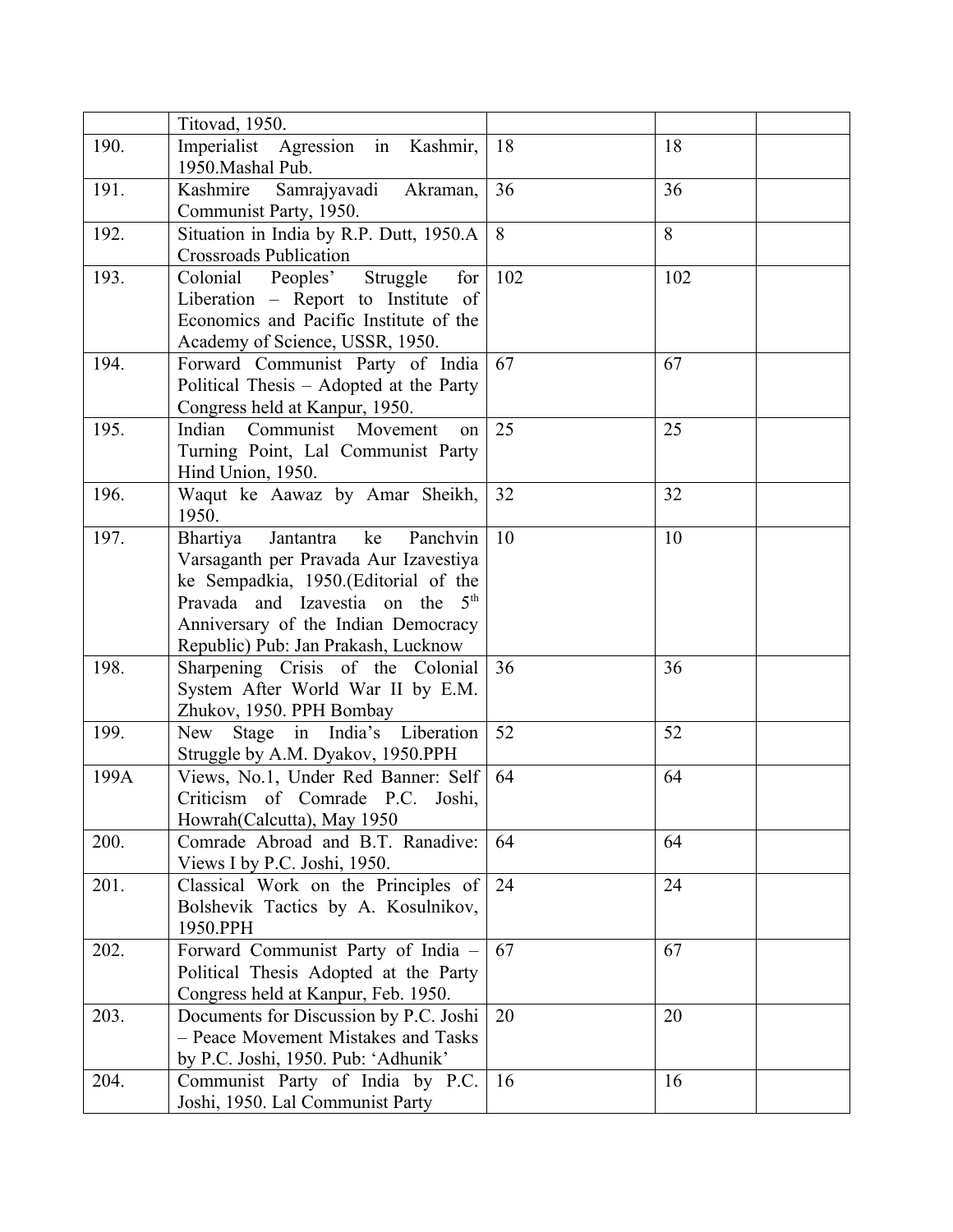| | | | | |
|---|---|---|---|---|
| | Titovad, 1950. | | | |
| 190. | Imperialist Agression in Kashmir, 1950.Mashal Pub. | 18 | 18 | |
| 191. | Kashmire Samrajyavadi Akraman, Communist Party, 1950. | 36 | 36 | |
| 192. | Situation in India by R.P. Dutt, 1950.A Crossroads Publication | 8 | 8 | |
| 193. | Colonial Peoples' Struggle for Liberation – Report to Institute of Economics and Pacific Institute of the Academy of Science, USSR, 1950. | 102 | 102 | |
| 194. | Forward Communist Party of India Political Thesis – Adopted at the Party Congress held at Kanpur, 1950. | 67 | 67 | |
| 195. | Indian Communist Movement on Turning Point, Lal Communist Party Hind Union, 1950. | 25 | 25 | |
| 196. | Waqut ke Aawaz by Amar Sheikh, 1950. | 32 | 32 | |
| 197. | Bhartiya Jantantra ke Panchvin Varsaganth per Pravada Aur Izavestiya ke Sempadkia, 1950.(Editorial of the Pravada and Izavestia on the 5th Anniversary of the Indian Democracy Republic) Pub: Jan Prakash, Lucknow | 10 | 10 | |
| 198. | Sharpening Crisis of the Colonial System After World War II by E.M. Zhukov, 1950. PPH Bombay | 36 | 36 | |
| 199. | New Stage in India's Liberation Struggle by A.M. Dyakov, 1950.PPH | 52 | 52 | |
| 199A | Views, No.1, Under Red Banner: Self Criticism of Comrade P.C. Joshi, Howrah(Calcutta), May 1950 | 64 | 64 | |
| 200. | Comrade Abroad and B.T. Ranadive: Views I by P.C. Joshi, 1950. | 64 | 64 | |
| 201. | Classical Work on the Principles of Bolshevik Tactics by A. Kosulnikov, 1950.PPH | 24 | 24 | |
| 202. | Forward Communist Party of India – Political Thesis Adopted at the Party Congress held at Kanpur, Feb. 1950. | 67 | 67 | |
| 203. | Documents for Discussion by P.C. Joshi – Peace Movement Mistakes and Tasks by P.C. Joshi, 1950. Pub: 'Adhunik' | 20 | 20 | |
| 204. | Communist Party of India by P.C. Joshi, 1950. Lal Communist Party | 16 | 16 | |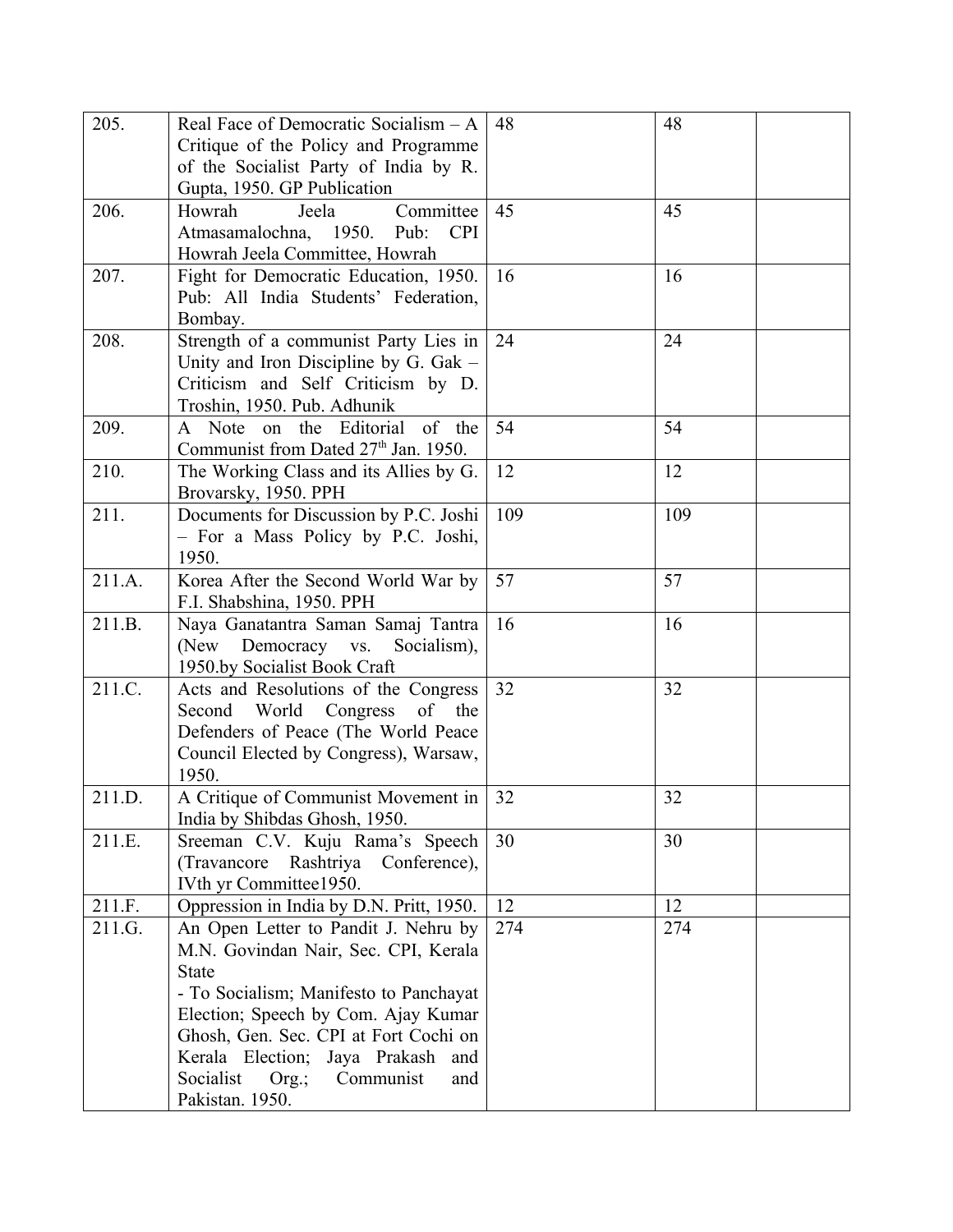| 205. | Real Face of Democratic Socialism – A Critique of the Policy and Programme of the Socialist Party of India by R. Gupta, 1950. GP Publication | 48 | 48 | |
|---|---|---|---|---|
| 206. | Howrah Jeela Committee Atmasamalochna, 1950. Pub: CPI Howrah Jeela Committee, Howrah | 45 | 45 | |
| 207. | Fight for Democratic Education, 1950. Pub: All India Students' Federation, Bombay. | 16 | 16 | |
| 208. | Strength of a communist Party Lies in Unity and Iron Discipline by G. Gak – Criticism and Self Criticism by D. Troshin, 1950. Pub. Adhunik | 24 | 24 | |
| 209. | A Note on the Editorial of the Communist from Dated 27th Jan. 1950. | 54 | 54 | |
| 210. | The Working Class and its Allies by G. Brovarsky, 1950. PPH | 12 | 12 | |
| 211. | Documents for Discussion by P.C. Joshi – For a Mass Policy by P.C. Joshi, 1950. | 109 | 109 | |
| 211.A. | Korea After the Second World War by F.I. Shabshina, 1950. PPH | 57 | 57 | |
| 211.B. | Naya Ganatantra Saman Samaj Tantra (New Democracy vs. Socialism), 1950.by Socialist Book Craft | 16 | 16 | |
| 211.C. | Acts and Resolutions of the Congress Second World Congress of the Defenders of Peace (The World Peace Council Elected by Congress), Warsaw, 1950. | 32 | 32 | |
| 211.D. | A Critique of Communist Movement in India by Shibdas Ghosh, 1950. | 32 | 32 | |
| 211.E. | Sreeman C.V. Kuju Rama's Speech (Travancore Rashtriya Conference), IVth yr Committee1950. | 30 | 30 | |
| 211.F. | Oppression in India by D.N. Pritt, 1950. | 12 | 12 | |
| 211.G. | An Open Letter to Pandit J. Nehru by M.N. Govindan Nair, Sec. CPI, Kerala State - To Socialism; Manifesto to Panchayat Election; Speech by Com. Ajay Kumar Ghosh, Gen. Sec. CPI at Fort Cochi on Kerala Election; Jaya Prakash and Socialist Org.; Communist and Pakistan. 1950. | 274 | 274 | |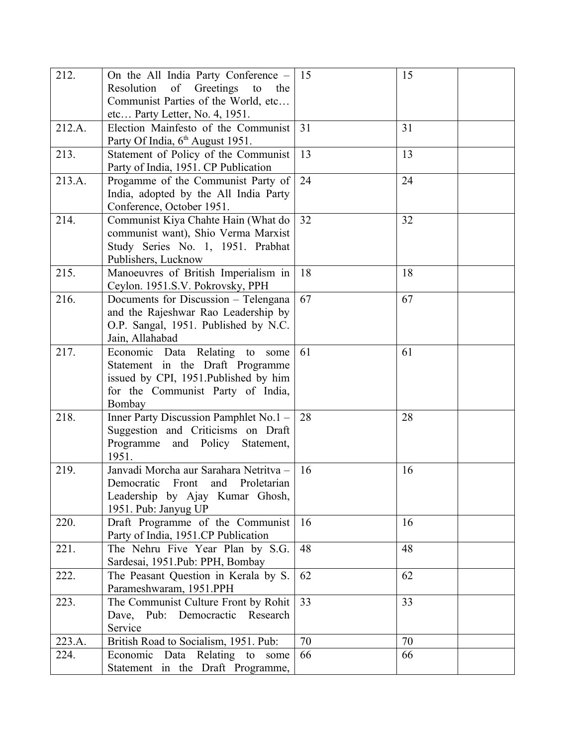| | | | | |
|---|---|---|---|---|
| 212. | On the All India Party Conference – Resolution of Greetings to the Communist Parties of the World, etc… etc… Party Letter, No. 4, 1951. | 15 | 15 | |
| 212.A. | Election Mainfesto of the Communist Party Of India, 6th August 1951. | 31 | 31 | |
| 213. | Statement of Policy of the Communist Party of India, 1951. CP Publication | 13 | 13 | |
| 213.A. | Progamme of the Communist Party of India, adopted by the All India Party Conference, October 1951. | 24 | 24 | |
| 214. | Communist Kiya Chahte Hain (What do communist want), Shio Verma Marxist Study Series No. 1, 1951. Prabhat Publishers, Lucknow | 32 | 32 | |
| 215. | Manoeuvres of British Imperialism in Ceylon. 1951.S.V. Pokrovsky, PPH | 18 | 18 | |
| 216. | Documents for Discussion – Telengana and the Rajeshwar Rao Leadership by O.P. Sangal, 1951. Published by N.C. Jain, Allahabad | 67 | 67 | |
| 217. | Economic Data Relating to some Statement in the Draft Programme issued by CPI, 1951.Published by him for the Communist Party of India, Bombay | 61 | 61 | |
| 218. | Inner Party Discussion Pamphlet No.1 – Suggestion and Criticisms on Draft Programme and Policy Statement, 1951. | 28 | 28 | |
| 219. | Janvadi Morcha aur Sarahara Netritva – Democratic Front and Proletarian Leadership by Ajay Kumar Ghosh, 1951. Pub: Janyug UP | 16 | 16 | |
| 220. | Draft Programme of the Communist Party of India, 1951.CP Publication | 16 | 16 | |
| 221. | The Nehru Five Year Plan by S.G. Sardesai, 1951.Pub: PPH, Bombay | 48 | 48 | |
| 222. | The Peasant Question in Kerala by S. Parameshwaram, 1951.PPH | 62 | 62 | |
| 223. | The Communist Culture Front by Rohit Dave, Pub: Democractic Research Service | 33 | 33 | |
| 223.A. | British Road to Socialism, 1951. Pub: | 70 | 70 | |
| 224. | Economic Data Relating to some Statement in the Draft Programme, | 66 | 66 | |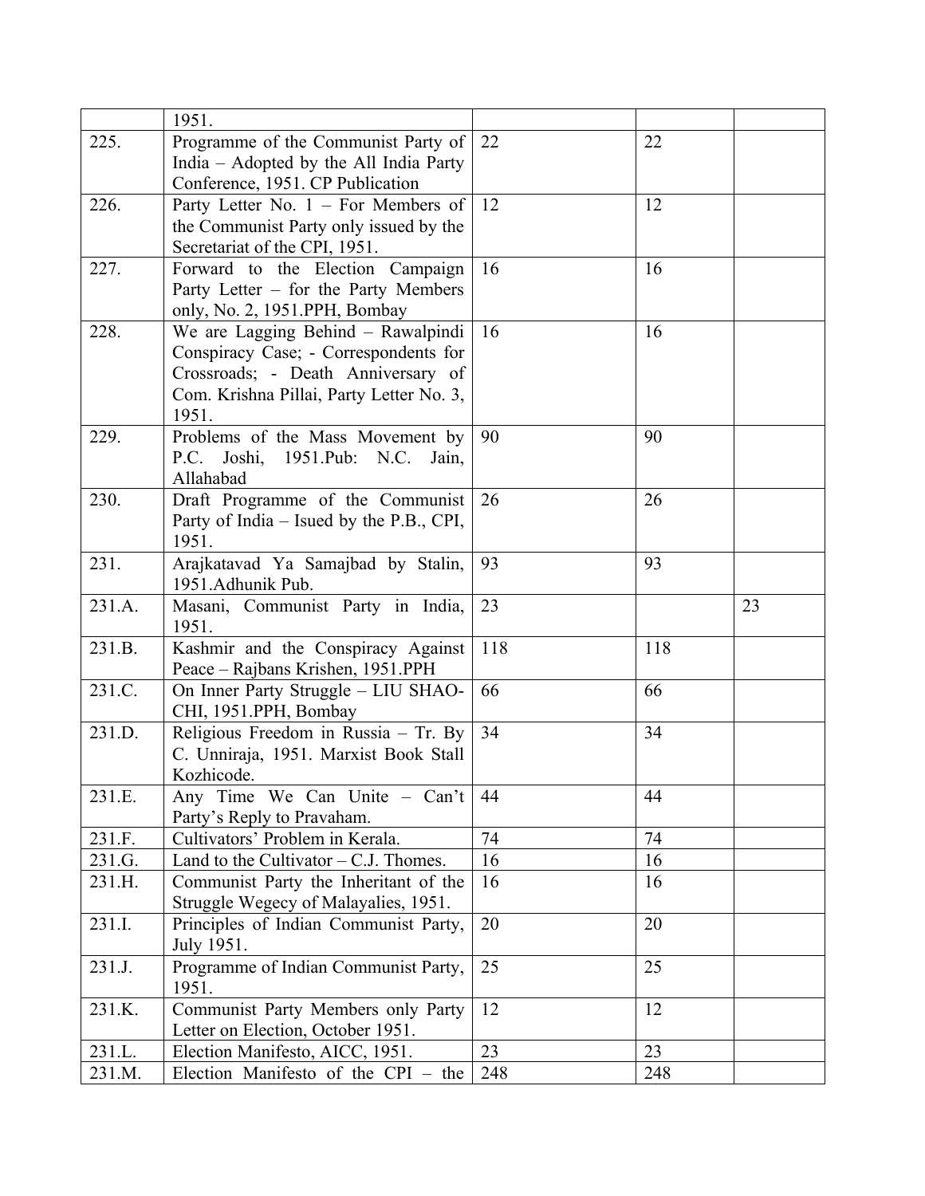| | | | | |
|---|---|---|---|---|
| | 1951. | | | |
| 225. | Programme of the Communist Party of India – Adopted by the All India Party Conference, 1951. CP Publication | 22 | 22 | |
| 226. | Party Letter No. 1 – For Members of the Communist Party only issued by the Secretariat of the CPI, 1951. | 12 | 12 | |
| 227. | Forward to the Election Campaign Party Letter – for the Party Members only, No. 2, 1951.PPH, Bombay | 16 | 16 | |
| 228. | We are Lagging Behind – Rawalpindi Conspiracy Case; - Correspondents for Crossroads; - Death Anniversary of Com. Krishna Pillai, Party Letter No. 3, 1951. | 16 | 16 | |
| 229. | Problems of the Mass Movement by P.C. Joshi, 1951.Pub: N.C. Jain, Allahabad | 90 | 90 | |
| 230. | Draft Programme of the Communist Party of India – Isued by the P.B., CPI, 1951. | 26 | 26 | |
| 231. | Arajkatavad Ya Samajbad by Stalin, 1951.Adhunik Pub. | 93 | 93 | |
| 231.A. | Masani, Communist Party in India, 1951. | 23 | | 23 |
| 231.B. | Kashmir and the Conspiracy Against Peace – Rajbans Krishen, 1951.PPH | 118 | 118 | |
| 231.C. | On Inner Party Struggle – LIU SHAO-CHI, 1951.PPH, Bombay | 66 | 66 | |
| 231.D. | Religious Freedom in Russia – Tr. By C. Unniraja, 1951. Marxist Book Stall Kozhicode. | 34 | 34 | |
| 231.E. | Any Time We Can Unite – Can't Party's Reply to Pravaham. | 44 | 44 | |
| 231.F. | Cultivators' Problem in Kerala. | 74 | 74 | |
| 231.G. | Land to the Cultivator – C.J. Thomes. | 16 | 16 | |
| 231.H. | Communist Party the Inheritant of the Struggle Wegecy of Malayalies, 1951. | 16 | 16 | |
| 231.I. | Principles of Indian Communist Party, July 1951. | 20 | 20 | |
| 231.J. | Programme of Indian Communist Party, 1951. | 25 | 25 | |
| 231.K. | Communist Party Members only Party Letter on Election, October 1951. | 12 | 12 | |
| 231.L. | Election Manifesto, AICC, 1951. | 23 | 23 | |
| 231.M. | Election Manifesto of the CPI – the | 248 | 248 | |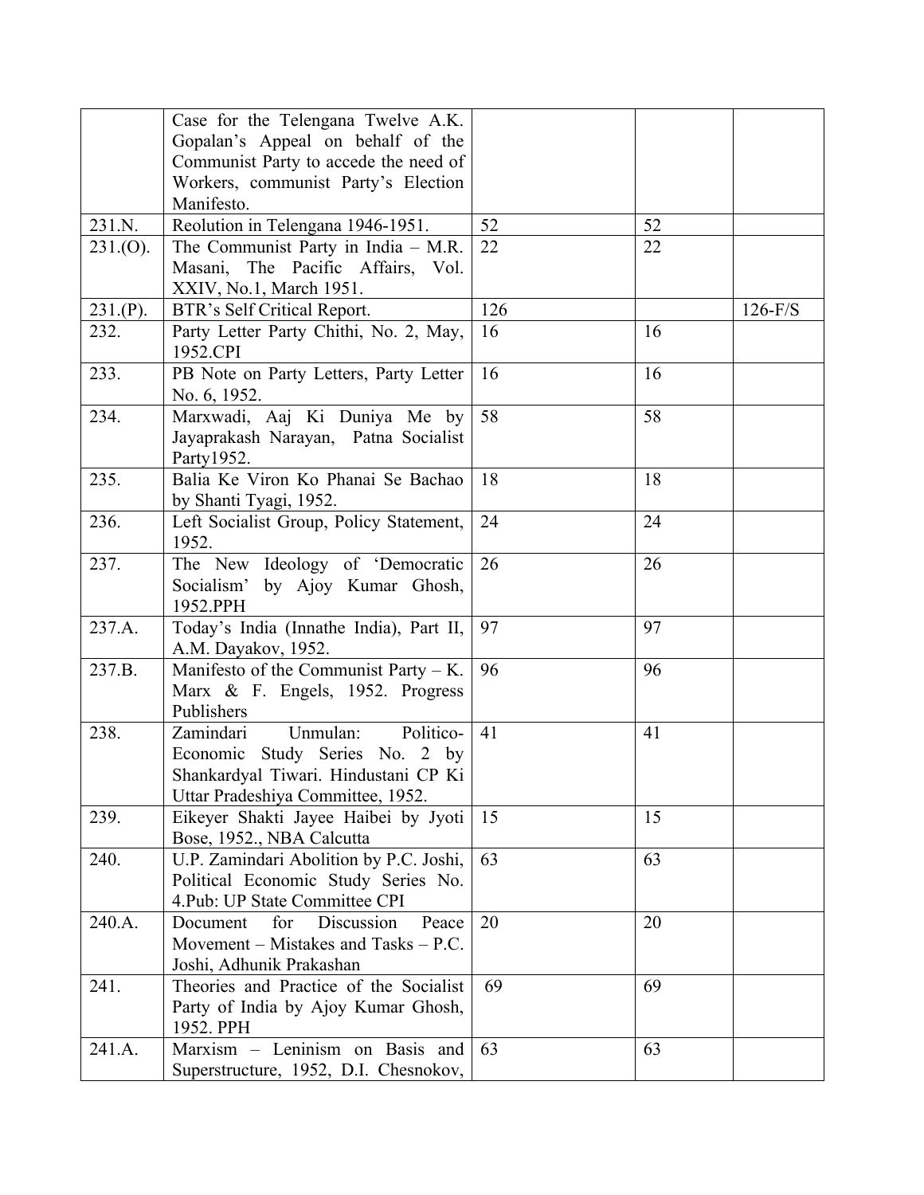| | | | | |
|---|---|---|---|---|
| | Case for the Telengana Twelve A.K. Gopalan's Appeal on behalf of the Communist Party to accede the need of Workers, communist Party's Election Manifesto. | | | |
| 231.N. | Reolution in Telengana 1946-1951. | 52 | 52 | |
| 231.(O). | The Communist Party in India – M.R. Masani, The Pacific Affairs, Vol. XXIV, No.1, March 1951. | 22 | 22 | |
| 231.(P). | BTR's Self Critical Report. | 126 | | 126-F/S |
| 232. | Party Letter Party Chithi, No. 2, May, 1952.CPI | 16 | 16 | |
| 233. | PB Note on Party Letters, Party Letter No. 6, 1952. | 16 | 16 | |
| 234. | Marxwadi, Aaj Ki Duniya Me by Jayaprakash Narayan, Patna Socialist Party1952. | 58 | 58 | |
| 235. | Balia Ke Viron Ko Phanai Se Bachao by Shanti Tyagi, 1952. | 18 | 18 | |
| 236. | Left Socialist Group, Policy Statement, 1952. | 24 | 24 | |
| 237. | The New Ideology of 'Democratic Socialism' by Ajoy Kumar Ghosh, 1952.PPH | 26 | 26 | |
| 237.A. | Today's India (Innathe India), Part II, A.M. Dayakov, 1952. | 97 | 97 | |
| 237.B. | Manifesto of the Communist Party – K. Marx & F. Engels, 1952. Progress Publishers | 96 | 96 | |
| 238. | Zamindari Unmulan: Politico-Economic Study Series No. 2 by Shankardyal Tiwari. Hindustani CP Ki Uttar Pradeshiya Committee, 1952. | 41 | 41 | |
| 239. | Eikeyer Shakti Jayee Haibei by Jyoti Bose, 1952., NBA Calcutta | 15 | 15 | |
| 240. | U.P. Zamindari Abolition by P.C. Joshi, Political Economic Study Series No. 4.Pub: UP State Committee CPI | 63 | 63 | |
| 240.A. | Document for Discussion Peace Movement – Mistakes and Tasks – P.C. Joshi, Adhunik Prakashan | 20 | 20 | |
| 241. | Theories and Practice of the Socialist Party of India by Ajoy Kumar Ghosh, 1952. PPH | 69 | 69 | |
| 241.A. | Marxism – Leninism on Basis and Superstructure, 1952, D.I. Chesnokov, | 63 | 63 | |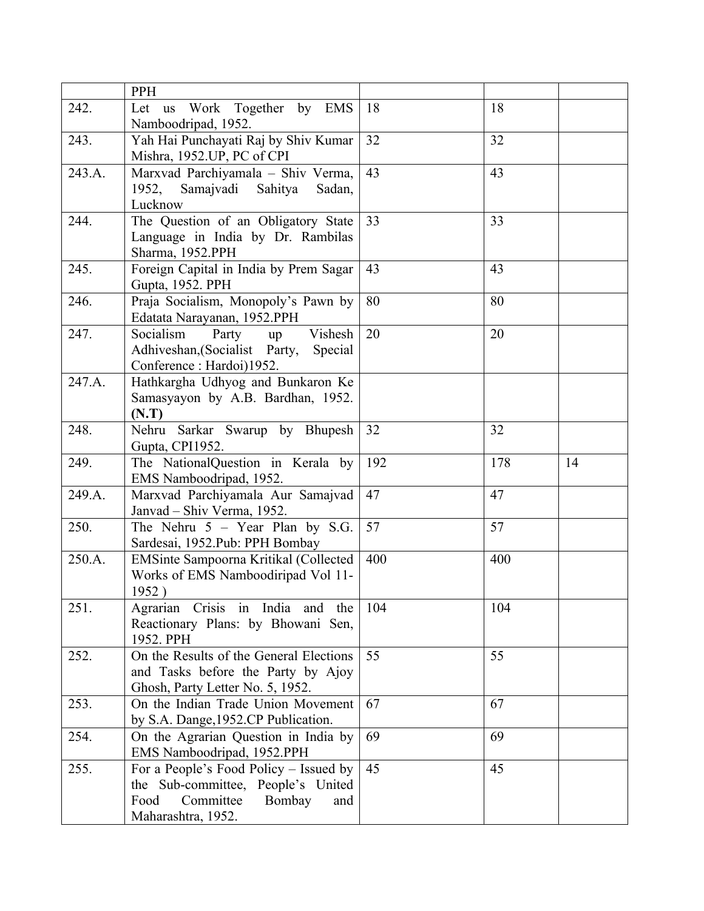| | | | | |
|---|---|---|---|---|
| | PPH | | | |
| 242. | Let us Work Together by EMS Namboodripad, 1952. | 18 | 18 | |
| 243. | Yah Hai Punchayati Raj by Shiv Kumar Mishra, 1952.UP, PC of CPI | 32 | 32 | |
| 243.A. | Marxvad Parchiyamala – Shiv Verma, 1952, Samajvadi Sahitya Sadan, Lucknow | 43 | 43 | |
| 244. | The Question of an Obligatory State Language in India by Dr. Rambilas Sharma, 1952.PPH | 33 | 33 | |
| 245. | Foreign Capital in India by Prem Sagar Gupta, 1952. PPH | 43 | 43 | |
| 246. | Praja Socialism, Monopoly's Pawn by Edatata Narayanan, 1952.PPH | 80 | 80 | |
| 247. | Socialism Party up Vishesh Adhiveshan,(Socialist Party, Special Conference : Hardoi)1952. | 20 | 20 | |
| 247.A. | Hathkargha Udhyog and Bunkaron Ke Samasyayon by A.B. Bardhan, 1952. **(N.T)** | | | |
| 248. | Nehru Sarkar Swarup by Bhupesh Gupta, CPI1952. | 32 | 32 | |
| 249. | The NationalQuestion in Kerala by EMS Namboodripad, 1952. | 192 | 178 | 14 |
| 249.A. | Marxvad Parchiyamala Aur Samajvad Janvad – Shiv Verma, 1952. | 47 | 47 | |
| 250. | The Nehru 5 – Year Plan by S.G. Sardesai, 1952.Pub: PPH Bombay | 57 | 57 | |
| 250.A. | EMSinte Sampoorna Kritikal (Collected Works of EMS Namboodiripad Vol 11-1952 ) | 400 | 400 | |
| 251. | Agrarian Crisis in India and the Reactionary Plans: by Bhowani Sen, 1952. PPH | 104 | 104 | |
| 252. | On the Results of the General Elections and Tasks before the Party by Ajoy Ghosh, Party Letter No. 5, 1952. | 55 | 55 | |
| 253. | On the Indian Trade Union Movement by S.A. Dange,1952.CP Publication. | 67 | 67 | |
| 254. | On the Agrarian Question in India by EMS Namboodripad, 1952.PPH | 69 | 69 | |
| 255. | For a People's Food Policy – Issued by the Sub-committee, People's United Food Committee Bombay and Maharashtra, 1952. | 45 | 45 | |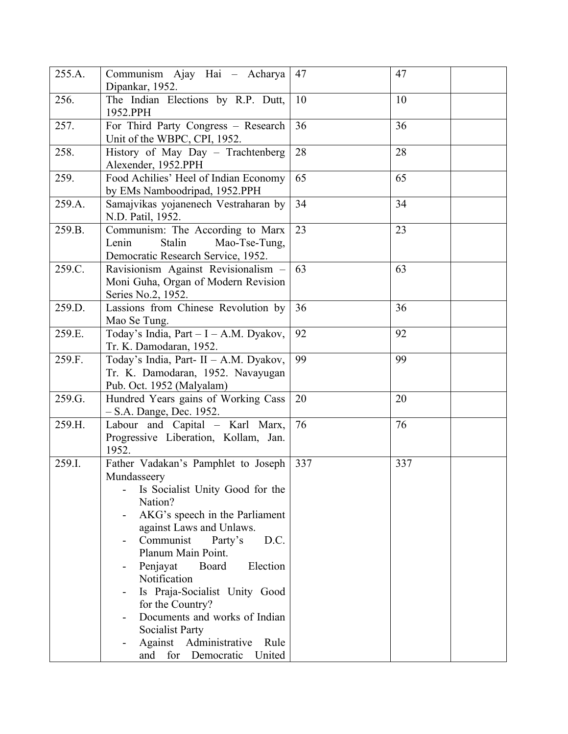| 255.A. | Communism Ajay Hai – Acharya Dipankar, 1952. | 47 | 47 | |
|---|---|---|---|---|
| 256. | The Indian Elections by R.P. Dutt, 1952.PPH | 10 | 10 | |
| 257. | For Third Party Congress – Research Unit of the WBPC, CPI, 1952. | 36 | 36 | |
| 258. | History of May Day – Trachtenberg Alexender, 1952.PPH | 28 | 28 | |
| 259. | Food Achilies' Heel of Indian Economy by EMs Namboodripad, 1952.PPH | 65 | 65 | |
| 259.A. | Samajvikas yojanenech Vestraharan by N.D. Patil, 1952. | 34 | 34 | |
| 259.B. | Communism: The According to Marx Lenin Stalin Mao-Tse-Tung, Democratic Research Service, 1952. | 23 | 23 | |
| 259.C. | Ravisionism Against Revisionalism – Moni Guha, Organ of Modern Revision Series No.2, 1952. | 63 | 63 | |
| 259.D. | Lassions from Chinese Revolution by Mao Se Tung. | 36 | 36 | |
| 259.E. | Today's India, Part – I – A.M. Dyakov, Tr. K. Damodaran, 1952. | 92 | 92 | |
| 259.F. | Today's India, Part- II – A.M. Dyakov, Tr. K. Damodaran, 1952. Navayugan Pub. Oct. 1952 (Malyalam) | 99 | 99 | |
| 259.G. | Hundred Years gains of Working Cass – S.A. Dange, Dec. 1952. | 20 | 20 | |
| 259.H. | Labour and Capital – Karl Marx, Progressive Liberation, Kollam, Jan. 1952. | 76 | 76 | |
| 259.I. | Father Vadakan's Pamphlet to Joseph Mundasseery<br>- Is Socialist Unity Good for the Nation?<br>- AKG's speech in the Parliament against Laws and Unlaws.<br>- Communist Party's D.C. Planum Main Point.<br>- Penjayat Board Election Notification<br>- Is Praja-Socialist Unity Good for the Country?<br>- Documents and works of Indian Socialist Party<br>- Against Administrative Rule and for Democratic United | 337 | 337 | |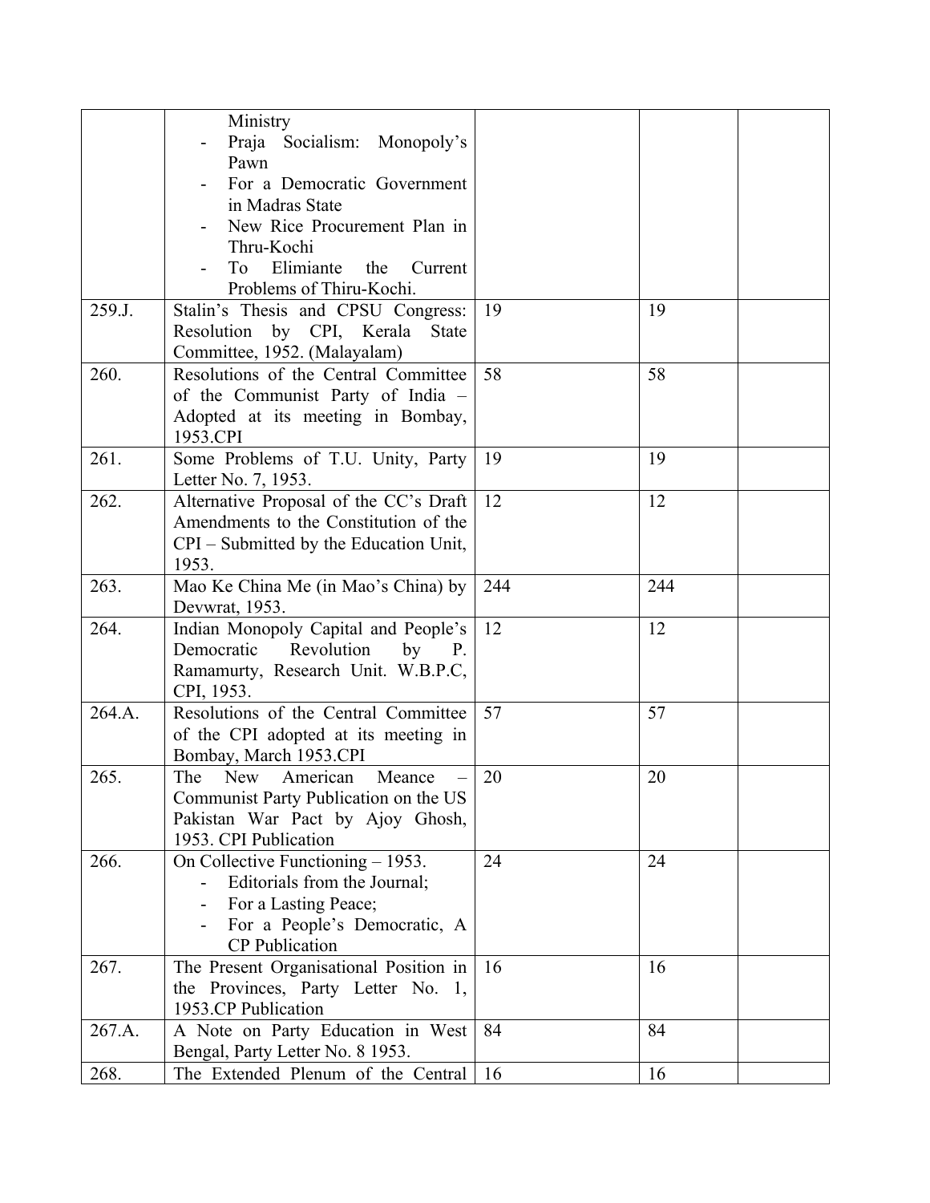| | | | | |
|---|---|---|---|---|
| | Ministry<br>- Praja Socialism: Monopoly's Pawn<br>- For a Democratic Government in Madras State<br>- New Rice Procurement Plan in Thru-Kochi<br>- To Elimiante the Current Problems of Thiru-Kochi. | | | |
| 259.J. | Stalin's Thesis and CPSU Congress: Resolution by CPI, Kerala State Committee, 1952. (Malayalam) | 19 | 19 | |
| 260. | Resolutions of the Central Committee of the Communist Party of India – Adopted at its meeting in Bombay, 1953.CPI | 58 | 58 | |
| 261. | Some Problems of T.U. Unity, Party Letter No. 7, 1953. | 19 | 19 | |
| 262. | Alternative Proposal of the CC's Draft Amendments to the Constitution of the CPI – Submitted by the Education Unit, 1953. | 12 | 12 | |
| 263. | Mao Ke China Me (in Mao's China) by Devwrat, 1953. | 244 | 244 | |
| 264. | Indian Monopoly Capital and People's Democratic Revolution by P. Ramamurty, Research Unit. W.B.P.C, CPI, 1953. | 12 | 12 | |
| 264.A. | Resolutions of the Central Committee of the CPI adopted at its meeting in Bombay, March 1953.CPI | 57 | 57 | |
| 265. | The New American Meance – Communist Party Publication on the US Pakistan War Pact by Ajoy Ghosh, 1953. CPI Publication | 20 | 20 | |
| 266. | On Collective Functioning – 1953.<br>- Editorials from the Journal;<br>- For a Lasting Peace;<br>- For a People's Democratic, A CP Publication | 24 | 24 | |
| 267. | The Present Organisational Position in the Provinces, Party Letter No. 1, 1953.CP Publication | 16 | 16 | |
| 267.A. | A Note on Party Education in West Bengal, Party Letter No. 8 1953. | 84 | 84 | |
| 268. | The Extended Plenum of the Central | 16 | 16 | |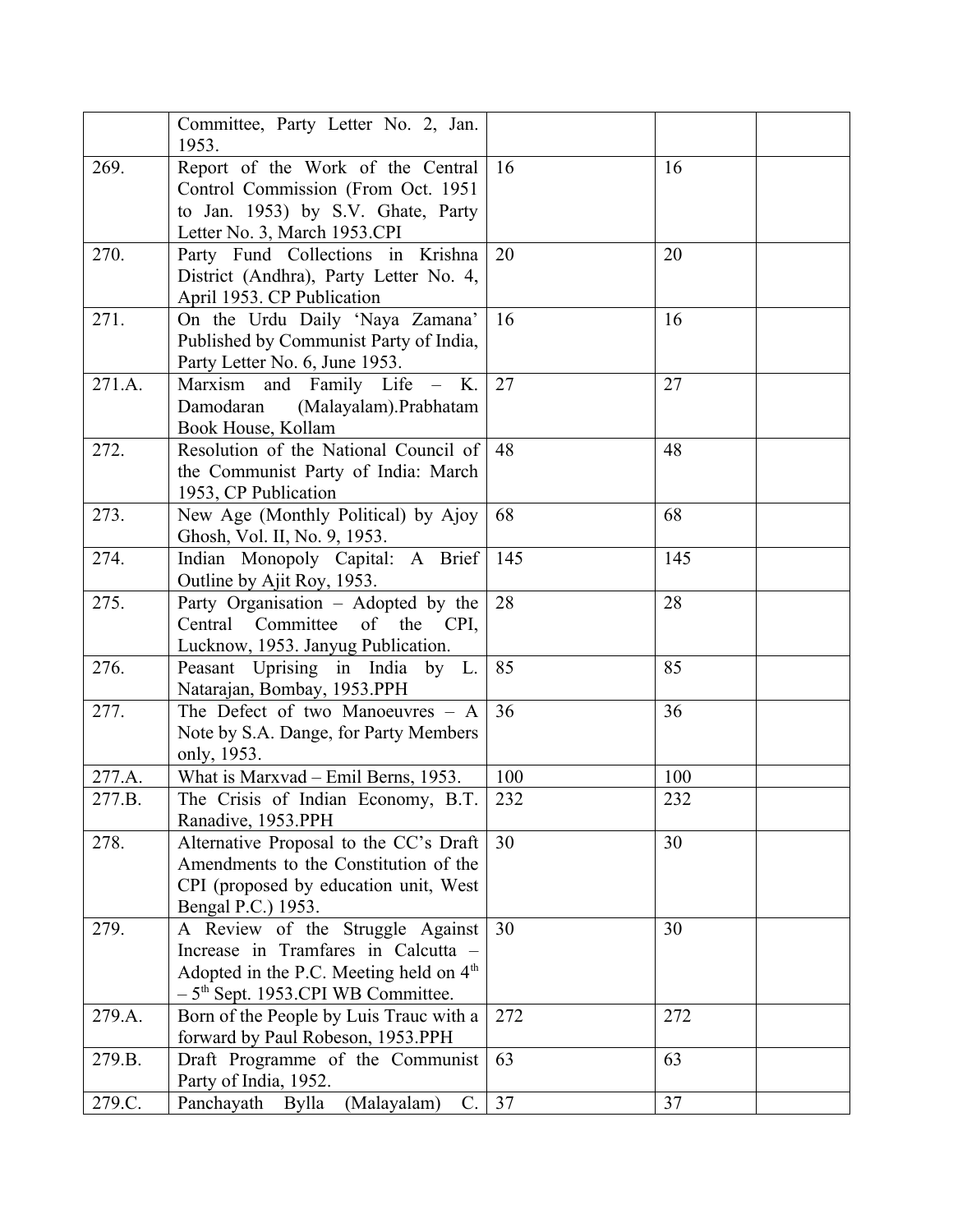| | | | | |
|---|---|---|---|---|
| | Committee, Party Letter No. 2, Jan. 1953. | | | |
| 269. | Report of the Work of the Central Control Commission (From Oct. 1951 to Jan. 1953) by S.V. Ghate, Party Letter No. 3, March 1953.CPI | 16 | 16 | |
| 270. | Party Fund Collections in Krishna District (Andhra), Party Letter No. 4, April 1953. CP Publication | 20 | 20 | |
| 271. | On the Urdu Daily 'Naya Zamana' Published by Communist Party of India, Party Letter No. 6, June 1953. | 16 | 16 | |
| 271.A. | Marxism and Family Life – K. Damodaran (Malayalam).Prabhatam Book House, Kollam | 27 | 27 | |
| 272. | Resolution of the National Council of the Communist Party of India: March 1953, CP Publication | 48 | 48 | |
| 273. | New Age (Monthly Political) by Ajoy Ghosh, Vol. II, No. 9, 1953. | 68 | 68 | |
| 274. | Indian Monopoly Capital: A Brief Outline by Ajit Roy, 1953. | 145 | 145 | |
| 275. | Party Organisation – Adopted by the Central Committee of the CPI, Lucknow, 1953. Janyug Publication. | 28 | 28 | |
| 276. | Peasant Uprising in India by L. Natarajan, Bombay, 1953.PPH | 85 | 85 | |
| 277. | The Defect of two Manoeuvres – A Note by S.A. Dange, for Party Members only, 1953. | 36 | 36 | |
| 277.A. | What is Marxvad – Emil Berns, 1953. | 100 | 100 | |
| 277.B. | The Crisis of Indian Economy, B.T. Ranadive, 1953.PPH | 232 | 232 | |
| 278. | Alternative Proposal to the CC's Draft Amendments to the Constitution of the CPI (proposed by education unit, West Bengal P.C.) 1953. | 30 | 30 | |
| 279. | A Review of the Struggle Against Increase in Tramfares in Calcutta – Adopted in the P.C. Meeting held on 4th – 5th Sept. 1953.CPI WB Committee. | 30 | 30 | |
| 279.A. | Born of the People by Luis Trauc with a forward by Paul Robeson, 1953.PPH | 272 | 272 | |
| 279.B. | Draft Programme of the Communist Party of India, 1952. | 63 | 63 | |
| 279.C. | Panchayath Bylla (Malayalam) C. | 37 | 37 | |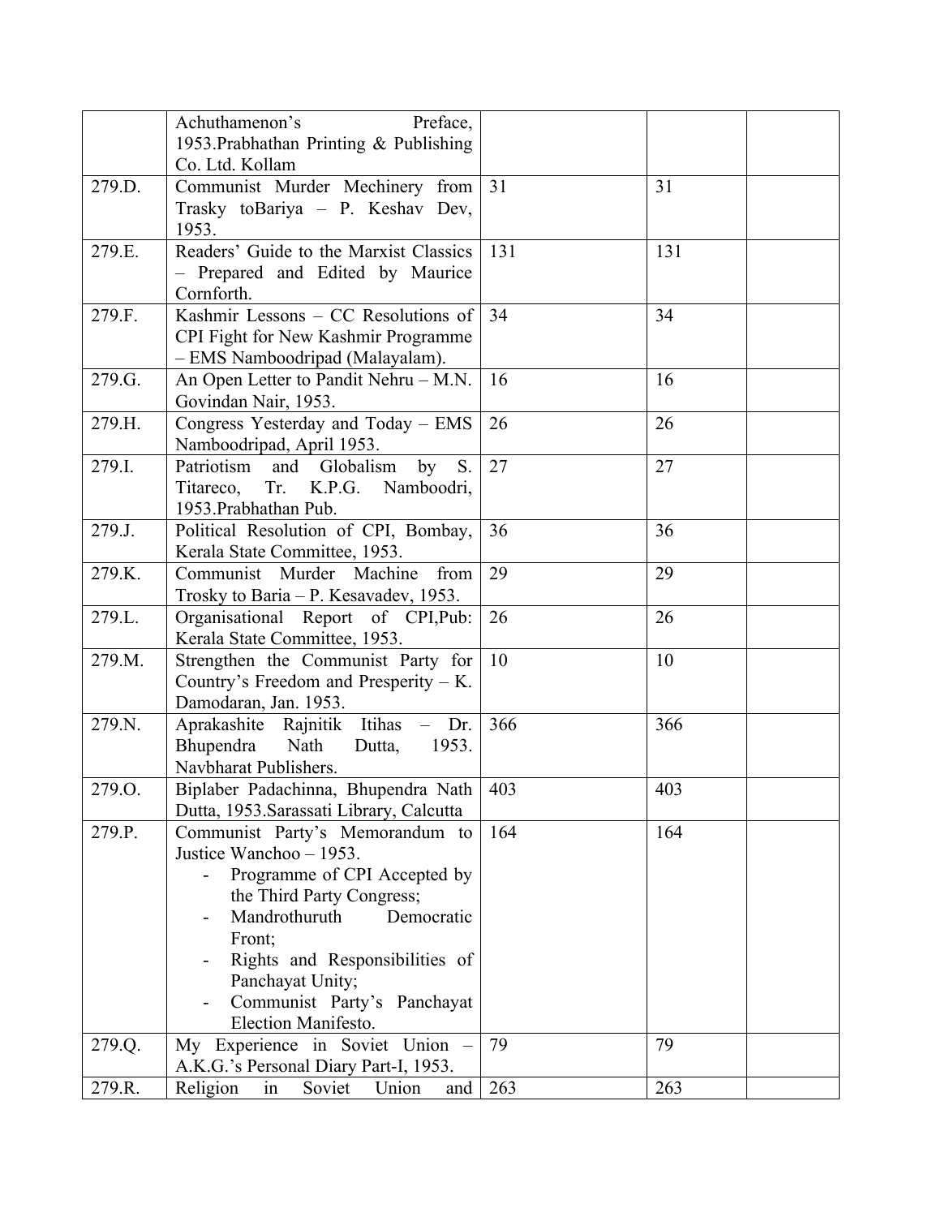| | | | | |
|---|---|---|---|---|
| | Achuthamenon's Preface, 1953.Prabhathan Printing & Publishing Co. Ltd. Kollam | | | |
| 279.D. | Communist Murder Mechinery from Trasky toBariya – P. Keshav Dev, 1953. | 31 | 31 | |
| 279.E. | Readers' Guide to the Marxist Classics – Prepared and Edited by Maurice Cornforth. | 131 | 131 | |
| 279.F. | Kashmir Lessons – CC Resolutions of CPI Fight for New Kashmir Programme – EMS Namboodripad (Malayalam). | 34 | 34 | |
| 279.G. | An Open Letter to Pandit Nehru – M.N. Govindan Nair, 1953. | 16 | 16 | |
| 279.H. | Congress Yesterday and Today – EMS Namboodripad, April 1953. | 26 | 26 | |
| 279.I. | Patriotism and Globalism by S. Titareco, Tr. K.P.G. Namboodri, 1953.Prabhathan Pub. | 27 | 27 | |
| 279.J. | Political Resolution of CPI, Bombay, Kerala State Committee, 1953. | 36 | 36 | |
| 279.K. | Communist Murder Machine from Trosky to Baria – P. Kesavadev, 1953. | 29 | 29 | |
| 279.L. | Organisational Report of CPI,Pub: Kerala State Committee, 1953. | 26 | 26 | |
| 279.M. | Strengthen the Communist Party for Country's Freedom and Presperity – K. Damodaran, Jan. 1953. | 10 | 10 | |
| 279.N. | Aprakashite Rajnitik Itihas – Dr. Bhupendra Nath Dutta, 1953. Navbharat Publishers. | 366 | 366 | |
| 279.O. | Biplaber Padachinna, Bhupendra Nath Dutta, 1953.Sarassati Library, Calcutta | 403 | 403 | |
| 279.P. | Communist Party's Memorandum to Justice Wanchoo – 1953.<br>- Programme of CPI Accepted by the Third Party Congress;<br>- Mandrothuruth Democratic Front;<br>- Rights and Responsibilities of Panchayat Unity;<br>- Communist Party's Panchayat Election Manifesto. | 164 | 164 | |
| 279.Q. | My Experience in Soviet Union – A.K.G.'s Personal Diary Part-I, 1953. | 79 | 79 | |
| 279.R. | Religion in Soviet Union and | 263 | 263 | |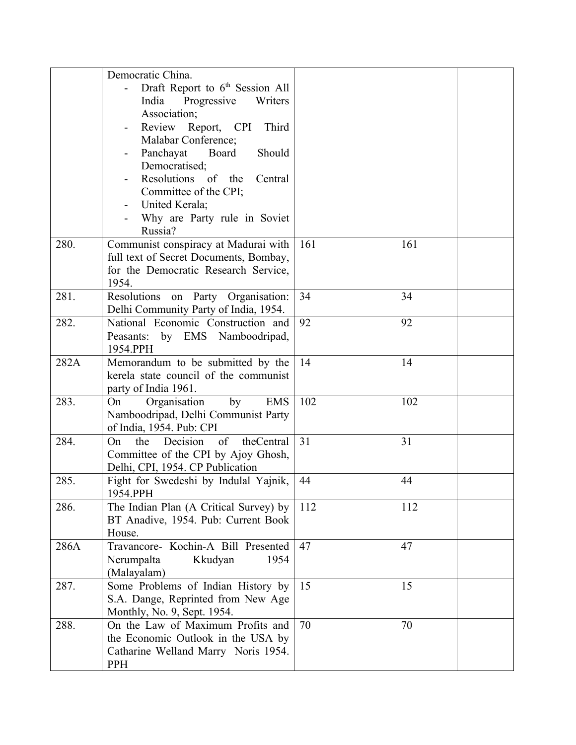| | | | | |
|---|---|---|---|---|
| | Democratic China.<br>- Draft Report to 6th Session All India Progressive Writers Association;<br>- Review Report, CPI Third Malabar Conference;<br>- Panchayat Board Should Democratised;<br>- Resolutions of the Central Committee of the CPI;<br>- United Kerala;<br>- Why are Party rule in Soviet Russia? | | | |
| 280. | Communist conspiracy at Madurai with full text of Secret Documents, Bombay, for the Democratic Research Service, 1954. | 161 | 161 | |
| 281. | Resolutions on Party Organisation: Delhi Community Party of India, 1954. | 34 | 34 | |
| 282. | National Economic Construction and Peasants: by EMS Namboodripad, 1954.PPH | 92 | 92 | |
| 282A | Memorandum to be submitted by the kerela state council of the communist party of India 1961. | 14 | 14 | |
| 283. | On Organisation by EMS Namboodripad, Delhi Communist Party of India, 1954. Pub: CPI | 102 | 102 | |
| 284. | On the Decision of theCentral Committee of the CPI by Ajoy Ghosh, Delhi, CPI, 1954. CP Publication | 31 | 31 | |
| 285. | Fight for Swedeshi by Indulal Yajnik, 1954.PPH | 44 | 44 | |
| 286. | The Indian Plan (A Critical Survey) by BT Anadive, 1954. Pub: Current Book House. | 112 | 112 | |
| 286A | Travancore- Kochin-A Bill Presented Nerumpalta Kkudyan 1954 (Malayalam) | 47 | 47 | |
| 287. | Some Problems of Indian History by S.A. Dange, Reprinted from New Age Monthly, No. 9, Sept. 1954. | 15 | 15 | |
| 288. | On the Law of Maximum Profits and the Economic Outlook in the USA by Catharine Welland Marry Noris 1954. PPH | 70 | 70 | |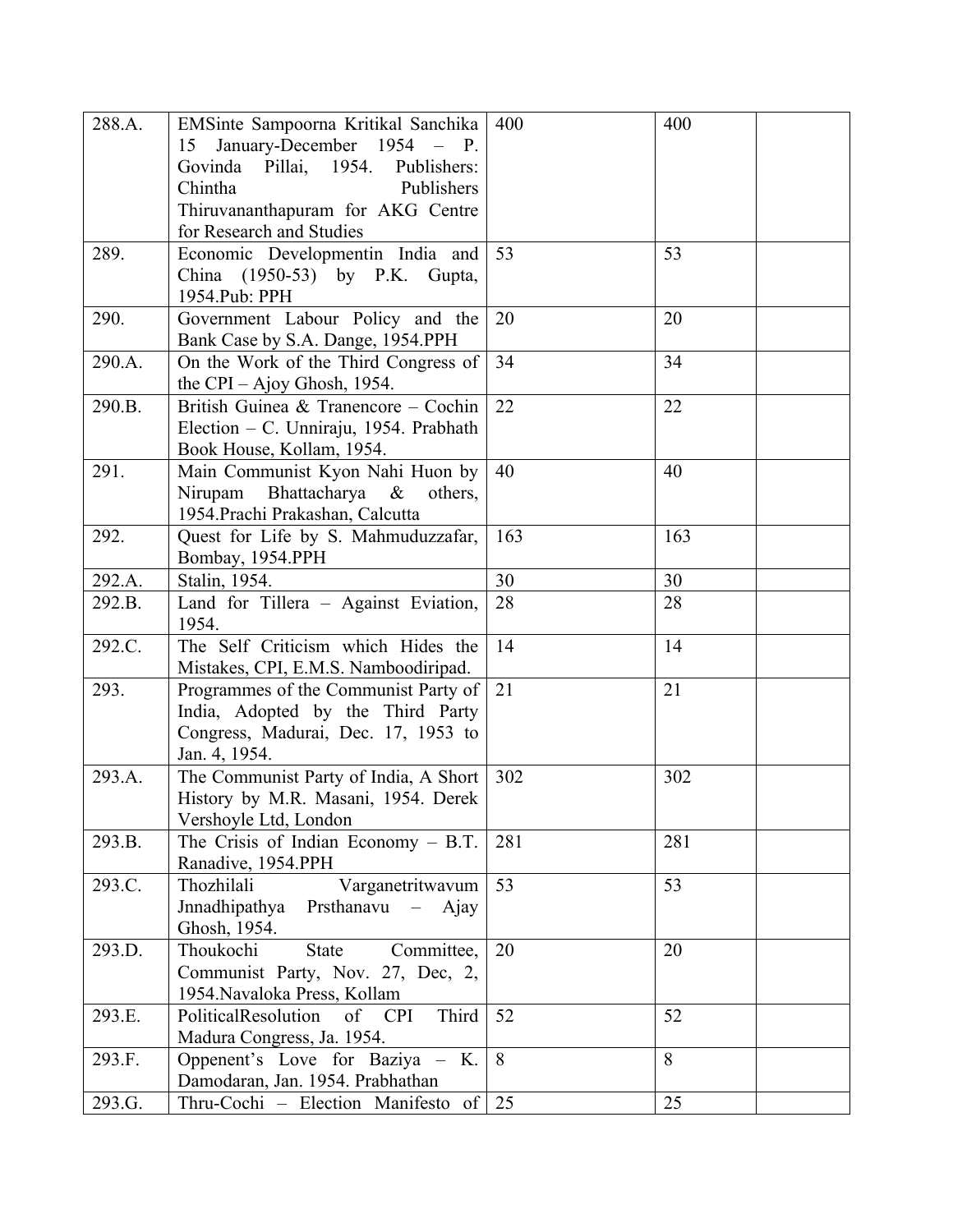| 288.A. | EMSinte Sampoorna Kritikal Sanchika 15 January-December 1954 – P. Govinda Pillai, 1954. Publishers: Chintha Publishers Thiruvananthapuram for AKG Centre for Research and Studies | 400 | 400 | |
|---|---|---|---|---|
| 289. | Economic Developmentin India and China (1950-53) by P.K. Gupta, 1954.Pub: PPH | 53 | 53 | |
| 290. | Government Labour Policy and the Bank Case by S.A. Dange, 1954.PPH | 20 | 20 | |
| 290.A. | On the Work of the Third Congress of the CPI – Ajoy Ghosh, 1954. | 34 | 34 | |
| 290.B. | British Guinea & Tranencore – Cochin Election – C. Unniraju, 1954. Prabhath Book House, Kollam, 1954. | 22 | 22 | |
| 291. | Main Communist Kyon Nahi Huon by Nirupam Bhattacharya & others, 1954.Prachi Prakashan, Calcutta | 40 | 40 | |
| 292. | Quest for Life by S. Mahmuduzzafar, Bombay, 1954.PPH | 163 | 163 | |
| 292.A. | Stalin, 1954. | 30 | 30 | |
| 292.B. | Land for Tillera – Against Eviation, 1954. | 28 | 28 | |
| 292.C. | The Self Criticism which Hides the Mistakes, CPI, E.M.S. Namboodiripad. | 14 | 14 | |
| 293. | Programmes of the Communist Party of India, Adopted by the Third Party Congress, Madurai, Dec. 17, 1953 to Jan. 4, 1954. | 21 | 21 | |
| 293.A. | The Communist Party of India, A Short History by M.R. Masani, 1954. Derek Vershoyle Ltd, London | 302 | 302 | |
| 293.B. | The Crisis of Indian Economy – B.T. Ranadive, 1954.PPH | 281 | 281 | |
| 293.C. | Thozhilali Varganetritwavum Jnnadhipathya Prsthanavu – Ajay Ghosh, 1954. | 53 | 53 | |
| 293.D. | Thoukochi State Committee, Communist Party, Nov. 27, Dec, 2, 1954.Navaloka Press, Kollam | 20 | 20 | |
| 293.E. | PoliticalResolution of CPI Third Madura Congress, Ja. 1954. | 52 | 52 | |
| 293.F. | Oppenent's Love for Baziya – K. Damodaran, Jan. 1954. Prabhathan | 8 | 8 | |
| 293.G. | Thru-Cochi – Election Manifesto of | 25 | 25 | |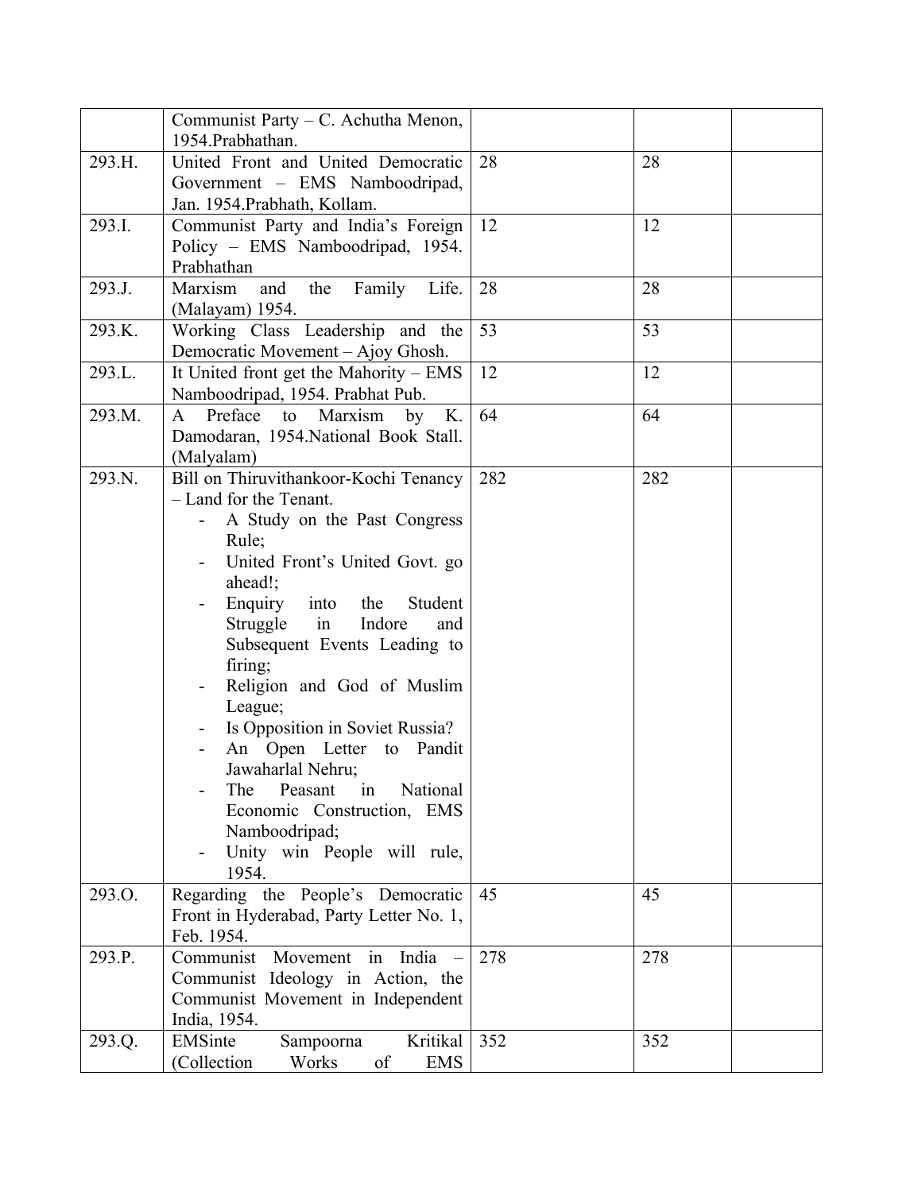| | | | | |
|---|---|---|---|---|
| | Communist Party – C. Achutha Menon, 1954.Prabhathan. | | | |
| 293.H. | United Front and United Democratic Government – EMS Namboodripad, Jan. 1954.Prabhath, Kollam. | 28 | 28 | |
| 293.I. | Communist Party and India's Foreign Policy – EMS Namboodripad, 1954. Prabhathan | 12 | 12 | |
| 293.J. | Marxism and the Family Life. (Malayam) 1954. | 28 | 28 | |
| 293.K. | Working Class Leadership and the Democratic Movement – Ajoy Ghosh. | 53 | 53 | |
| 293.L. | It United front get the Mahority – EMS Namboodripad, 1954. Prabhat Pub. | 12 | 12 | |
| 293.M. | A Preface to Marxism by K. Damodaran, 1954.National Book Stall. (Malyalam) | 64 | 64 | |
| 293.N. | Bill on Thiruvithankoor-Kochi Tenancy – Land for the Tenant.<br>- A Study on the Past Congress Rule;<br>- United Front's United Govt. go ahead!;<br>- Enquiry into the Student Struggle in Indore and Subsequent Events Leading to firing;<br>- Religion and God of Muslim League;<br>- Is Opposition in Soviet Russia?<br>- An Open Letter to Pandit Jawaharlal Nehru;<br>- The Peasant in National Economic Construction, EMS Namboodripad;<br>- Unity win People will rule, 1954. | 282 | 282 | |
| 293.O. | Regarding the People's Democratic Front in Hyderabad, Party Letter No. 1, Feb. 1954. | 45 | 45 | |
| 293.P. | Communist Movement in India – Communist Ideology in Action, the Communist Movement in Independent India, 1954. | 278 | 278 | |
| 293.Q. | EMSinte Sampoorna Kritikal (Collection Works of EMS | 352 | 352 | |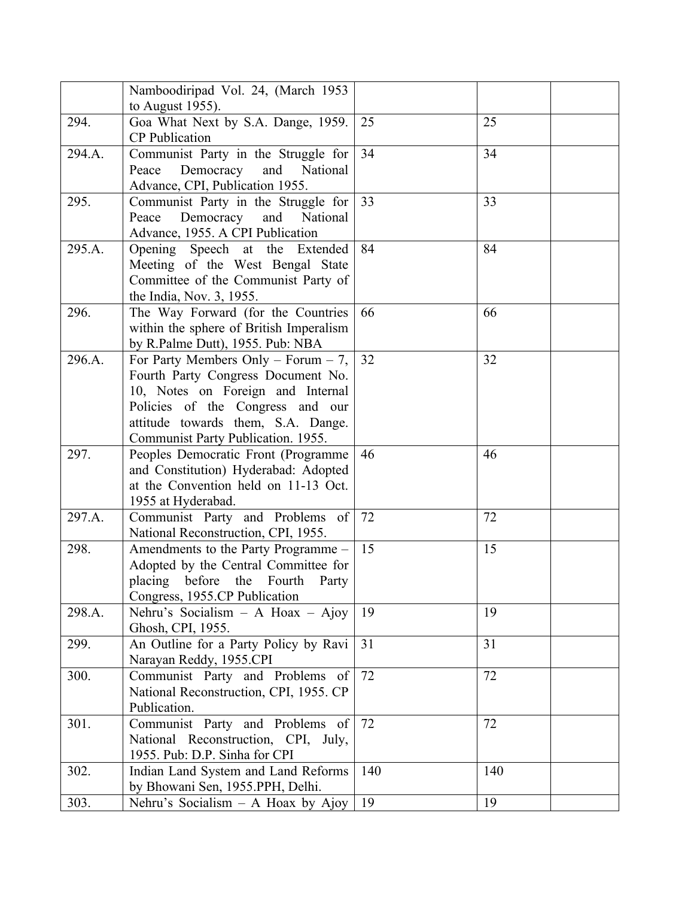| | | | | |
|---|---|---|---|---|
| | Namboodiripad Vol. 24, (March 1953 to August 1955). | | | |
| 294. | Goa What Next by S.A. Dange, 1959. CP Publication | 25 | 25 | |
| 294.A. | Communist Party in the Struggle for Peace Democracy and National Advance, CPI, Publication 1955. | 34 | 34 | |
| 295. | Communist Party in the Struggle for Peace Democracy and National Advance, 1955. A CPI Publication | 33 | 33 | |
| 295.A. | Opening Speech at the Extended Meeting of the West Bengal State Committee of the Communist Party of the India, Nov. 3, 1955. | 84 | 84 | |
| 296. | The Way Forward (for the Countries within the sphere of British Imperialism by R.Palme Dutt), 1955. Pub: NBA | 66 | 66 | |
| 296.A. | For Party Members Only – Forum – 7, Fourth Party Congress Document No. 10, Notes on Foreign and Internal Policies of the Congress and our attitude towards them, S.A. Dange. Communist Party Publication. 1955. | 32 | 32 | |
| 297. | Peoples Democratic Front (Programme and Constitution) Hyderabad: Adopted at the Convention held on 11-13 Oct. 1955 at Hyderabad. | 46 | 46 | |
| 297.A. | Communist Party and Problems of National Reconstruction, CPI, 1955. | 72 | 72 | |
| 298. | Amendments to the Party Programme – Adopted by the Central Committee for placing before the Fourth Party Congress, 1955.CP Publication | 15 | 15 | |
| 298.A. | Nehru's Socialism – A Hoax – Ajoy Ghosh, CPI, 1955. | 19 | 19 | |
| 299. | An Outline for a Party Policy by Ravi Narayan Reddy, 1955.CPI | 31 | 31 | |
| 300. | Communist Party and Problems of National Reconstruction, CPI, 1955. CP Publication. | 72 | 72 | |
| 301. | Communist Party and Problems of National Reconstruction, CPI, July, 1955. Pub: D.P. Sinha for CPI | 72 | 72 | |
| 302. | Indian Land System and Land Reforms by Bhowani Sen, 1955.PPH, Delhi. | 140 | 140 | |
| 303. | Nehru's Socialism – A Hoax by Ajoy | 19 | 19 | |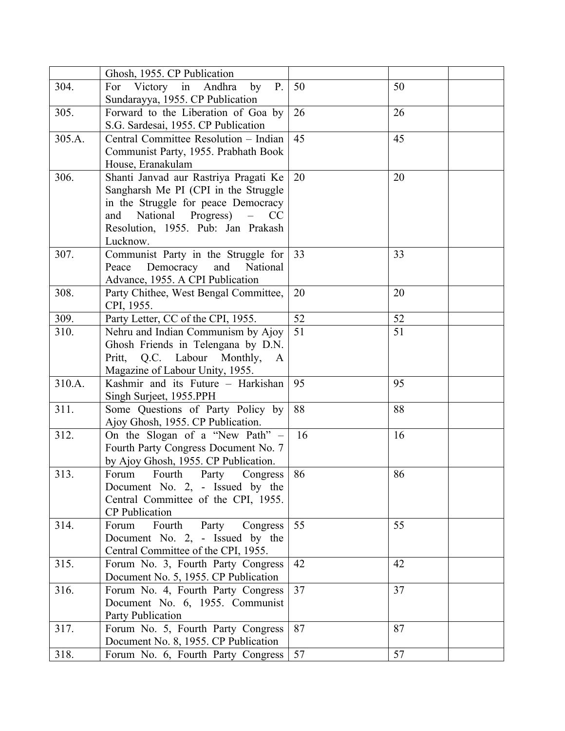| | | | | |
|---|---|---|---|---|
| | Ghosh, 1955. CP Publication | | | |
| 304. | For Victory in Andhra by P. Sundarayya, 1955. CP Publication | 50 | 50 | |
| 305. | Forward to the Liberation of Goa by S.G. Sardesai, 1955. CP Publication | 26 | 26 | |
| 305.A. | Central Committee Resolution – Indian Communist Party, 1955. Prabhath Book House, Eranakulam | 45 | 45 | |
| 306. | Shanti Janvad aur Rastriya Pragati Ke Sangharsh Me PI (CPI in the Struggle in the Struggle for peace Democracy and National Progress) – CC Resolution, 1955. Pub: Jan Prakash Lucknow. | 20 | 20 | |
| 307. | Communist Party in the Struggle for Peace Democracy and National Advance, 1955. A CPI Publication | 33 | 33 | |
| 308. | Party Chithee, West Bengal Committee, CPI, 1955. | 20 | 20 | |
| 309. | Party Letter, CC of the CPI, 1955. | 52 | 52 | |
| 310. | Nehru and Indian Communism by Ajoy Ghosh Friends in Telengana by D.N. Pritt, Q.C. Labour Monthly, A Magazine of Labour Unity, 1955. | 51 | 51 | |
| 310.A. | Kashmir and its Future – Harkishan Singh Surjeet, 1955.PPH | 95 | 95 | |
| 311. | Some Questions of Party Policy by Ajoy Ghosh, 1955. CP Publication. | 88 | 88 | |
| 312. | On the Slogan of a "New Path" – Fourth Party Congress Document No. 7 by Ajoy Ghosh, 1955. CP Publication. | 16 | 16 | |
| 313. | Forum Fourth Party Congress Document No. 2, - Issued by the Central Committee of the CPI, 1955. CP Publication | 86 | 86 | |
| 314. | Forum Fourth Party Congress Document No. 2, - Issued by the Central Committee of the CPI, 1955. | 55 | 55 | |
| 315. | Forum No. 3, Fourth Party Congress Document No. 5, 1955. CP Publication | 42 | 42 | |
| 316. | Forum No. 4, Fourth Party Congress Document No. 6, 1955. Communist Party Publication | 37 | 37 | |
| 317. | Forum No. 5, Fourth Party Congress Document No. 8, 1955. CP Publication | 87 | 87 | |
| 318. | Forum No. 6, Fourth Party Congress | 57 | 57 | |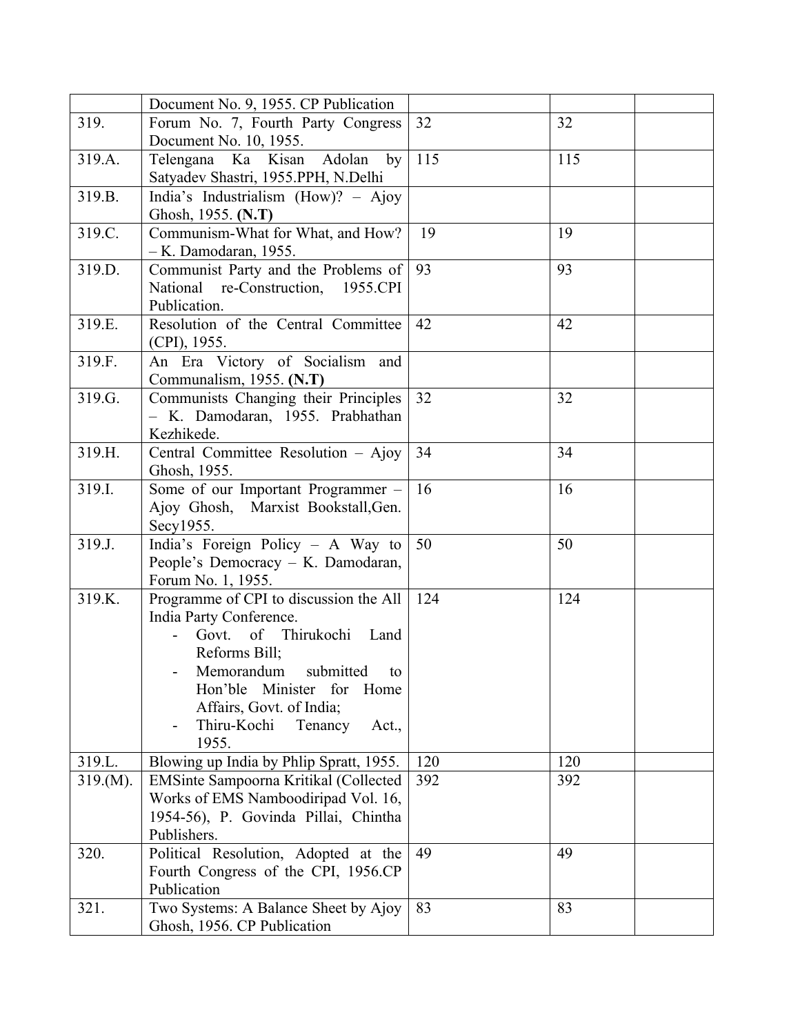| | | | | |
|---|---|---|---|---|
| | Document No. 9, 1955. CP Publication | | | |
| 319. | Forum No. 7, Fourth Party Congress Document No. 10, 1955. | 32 | 32 | |
| 319.A. | Telengana Ka Kisan Adolan by Satyadev Shastri, 1955.PPH, N.Delhi | 115 | 115 | |
| 319.B. | India's Industrialism (How)? – Ajoy Ghosh, 1955. **(N.T)** | | | |
| 319.C. | Communism-What for What, and How? – K. Damodaran, 1955. | 19 | 19 | |
| 319.D. | Communist Party and the Problems of National re-Construction, 1955.CPI Publication. | 93 | 93 | |
| 319.E. | Resolution of the Central Committee (CPI), 1955. | 42 | 42 | |
| 319.F. | An Era Victory of Socialism and Communalism, 1955. **(N.T)** | | | |
| 319.G. | Communists Changing their Principles – K. Damodaran, 1955. Prabhathan Kezhikede. | 32 | 32 | |
| 319.H. | Central Committee Resolution – Ajoy Ghosh, 1955. | 34 | 34 | |
| 319.I. | Some of our Important Programmer – Ajoy Ghosh, Marxist Bookstall,Gen. Secy1955. | 16 | 16 | |
| 319.J. | India's Foreign Policy – A Way to People's Democracy – K. Damodaran, Forum No. 1, 1955. | 50 | 50 | |
| 319.K. | Programme of CPI to discussion the All India Party Conference.<br>- Govt. of Thirukochi Land Reforms Bill;<br>- Memorandum submitted to Hon'ble Minister for Home Affairs, Govt. of India;<br>- Thiru-Kochi Tenancy Act., 1955. | 124 | 124 | |
| 319.L. | Blowing up India by Phlip Spratt, 1955. | 120 | 120 | |
| 319.(M). | EMSinte Sampoorna Kritikal (Collected Works of EMS Namboodiripad Vol. 16, 1954-56), P. Govinda Pillai, Chintha Publishers. | 392 | 392 | |
| 320. | Political Resolution, Adopted at the Fourth Congress of the CPI, 1956.CP Publication | 49 | 49 | |
| 321. | Two Systems: A Balance Sheet by Ajoy Ghosh, 1956. CP Publication | 83 | 83 | |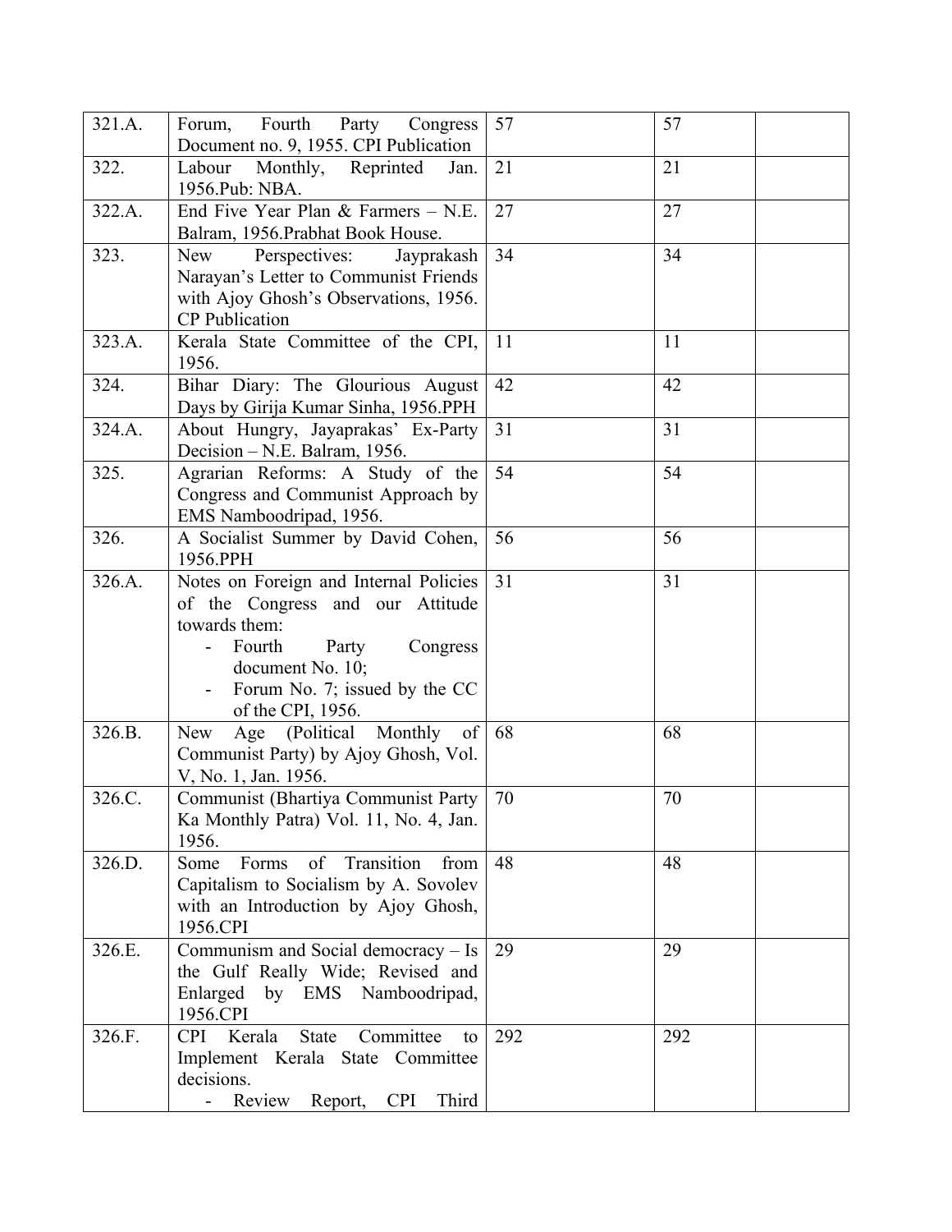| | | | | |
|---|---|---|---|---|
| 321.A. | Forum, Fourth Party Congress Document no. 9, 1955. CPI Publication | 57 | 57 | |
| 322. | Labour Monthly, Reprinted Jan. 1956.Pub: NBA. | 21 | 21 | |
| 322.A. | End Five Year Plan & Farmers – N.E. Balram, 1956.Prabhat Book House. | 27 | 27 | |
| 323. | New Perspectives: Jayprakash Narayan's Letter to Communist Friends with Ajoy Ghosh's Observations, 1956. CP Publication | 34 | 34 | |
| 323.A. | Kerala State Committee of the CPI, 1956. | 11 | 11 | |
| 324. | Bihar Diary: The Glourious August Days by Girija Kumar Sinha, 1956.PPH | 42 | 42 | |
| 324.A. | About Hungry, Jayaprakas' Ex-Party Decision – N.E. Balram, 1956. | 31 | 31 | |
| 325. | Agrarian Reforms: A Study of the Congress and Communist Approach by EMS Namboodripad, 1956. | 54 | 54 | |
| 326. | A Socialist Summer by David Cohen, 1956.PPH | 56 | 56 | |
| 326.A. | Notes on Foreign and Internal Policies of the Congress and our Attitude towards them:<br>- Fourth Party Congress document No. 10;<br>- Forum No. 7; issued by the CC of the CPI, 1956. | 31 | 31 | |
| 326.B. | New Age (Political Monthly of Communist Party) by Ajoy Ghosh, Vol. V, No. 1, Jan. 1956. | 68 | 68 | |
| 326.C. | Communist (Bhartiya Communist Party Ka Monthly Patra) Vol. 11, No. 4, Jan. 1956. | 70 | 70 | |
| 326.D. | Some Forms of Transition from Capitalism to Socialism by A. Sovolev with an Introduction by Ajoy Ghosh, 1956.CPI | 48 | 48 | |
| 326.E. | Communism and Social democracy – Is the Gulf Really Wide; Revised and Enlarged by EMS Namboodripad, 1956.CPI | 29 | 29 | |
| 326.F. | CPI Kerala State Committee to Implement Kerala State Committee decisions.<br>- Review Report, CPI Third | 292 | 292 | |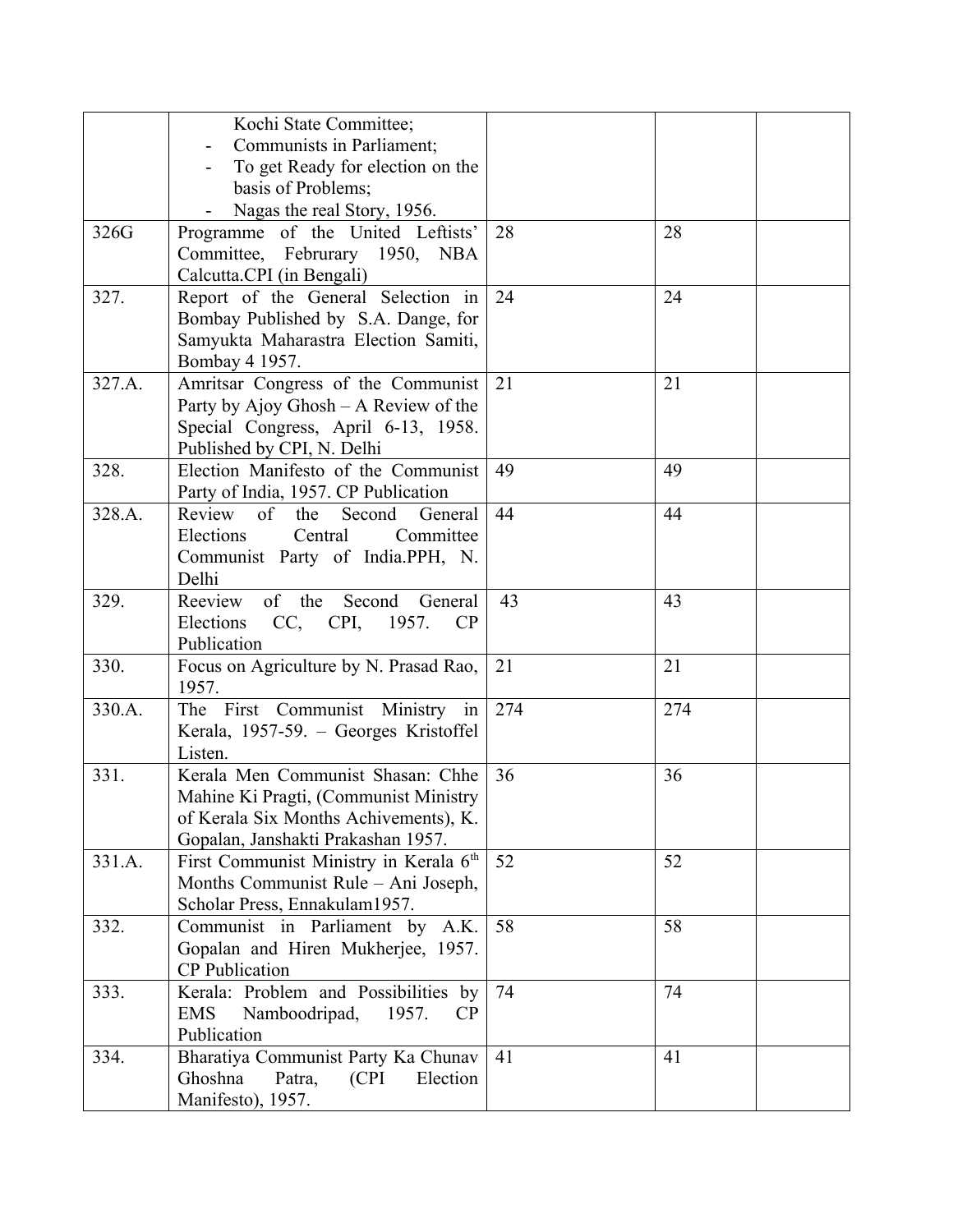| | | | | |
|---|---|---|---|---|
| | Kochi State Committee;<br>- Communists in Parliament;<br>- To get Ready for election on the basis of Problems;<br>- Nagas the real Story, 1956. | | | |
| 326G | Programme of the United Leftists' Committee, Februrary 1950, NBA Calcutta.CPI (in Bengali) | 28 | 28 | |
| 327. | Report of the General Selection in Bombay Published by S.A. Dange, for Samyukta Maharastra Election Samiti, Bombay 4 1957. | 24 | 24 | |
| 327.A. | Amritsar Congress of the Communist Party by Ajoy Ghosh – A Review of the Special Congress, April 6-13, 1958. Published by CPI, N. Delhi | 21 | 21 | |
| 328. | Election Manifesto of the Communist Party of India, 1957. CP Publication | 49 | 49 | |
| 328.A. | Review of the Second General Elections Central Committee Communist Party of India.PPH, N. Delhi | 44 | 44 | |
| 329. | Reeview of the Second General Elections CC, CPI, 1957. CP Publication | 43 | 43 | |
| 330. | Focus on Agriculture by N. Prasad Rao, 1957. | 21 | 21 | |
| 330.A. | The First Communist Ministry in Kerala, 1957-59. – Georges Kristoffel Listen. | 274 | 274 | |
| 331. | Kerala Men Communist Shasan: Chhe Mahine Ki Pragti, (Communist Ministry of Kerala Six Months Achivements), K. Gopalan, Janshakti Prakashan 1957. | 36 | 36 | |
| 331.A. | First Communist Ministry in Kerala 6th Months Communist Rule – Ani Joseph, Scholar Press, Ennakulam1957. | 52 | 52 | |
| 332. | Communist in Parliament by A.K. Gopalan and Hiren Mukherjee, 1957. CP Publication | 58 | 58 | |
| 333. | Kerala: Problem and Possibilities by EMS Namboodripad, 1957. CP Publication | 74 | 74 | |
| 334. | Bharatiya Communist Party Ka Chunav Ghoshna Patra, (CPI Election Manifesto), 1957. | 41 | 41 | |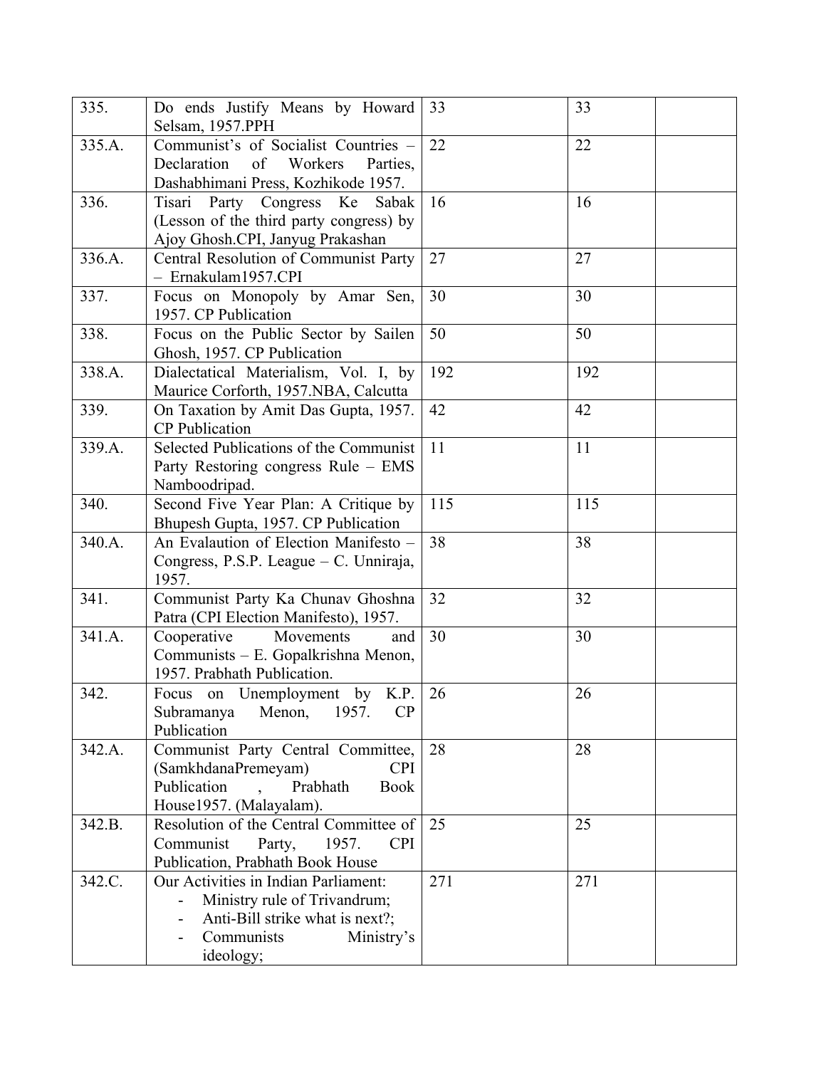| | | | | |
|---|---|---|---|---|
| 335. | Do ends Justify Means by Howard Selsam, 1957.PPH | 33 | 33 | |
| 335.A. | Communist's of Socialist Countries – Declaration of Workers Parties, Dashabhimani Press, Kozhikode 1957. | 22 | 22 | |
| 336. | Tisari Party Congress Ke Sabak (Lesson of the third party congress) by Ajoy Ghosh.CPI, Janyug Prakashan | 16 | 16 | |
| 336.A. | Central Resolution of Communist Party – Ernakulam1957.CPI | 27 | 27 | |
| 337. | Focus on Monopoly by Amar Sen, 1957. CP Publication | 30 | 30 | |
| 338. | Focus on the Public Sector by Sailen Ghosh, 1957. CP Publication | 50 | 50 | |
| 338.A. | Dialectatical Materialism, Vol. I, by Maurice Corforth, 1957.NBA, Calcutta | 192 | 192 | |
| 339. | On Taxation by Amit Das Gupta, 1957. CP Publication | 42 | 42 | |
| 339.A. | Selected Publications of the Communist Party Restoring congress Rule – EMS Namboodripad. | 11 | 11 | |
| 340. | Second Five Year Plan: A Critique by Bhupesh Gupta, 1957. CP Publication | 115 | 115 | |
| 340.A. | An Evalaution of Election Manifesto – Congress, P.S.P. League – C. Unniraja, 1957. | 38 | 38 | |
| 341. | Communist Party Ka Chunav Ghoshna Patra (CPI Election Manifesto), 1957. | 32 | 32 | |
| 341.A. | Cooperative Movements and Communists – E. Gopalkrishna Menon, 1957. Prabhath Publication. | 30 | 30 | |
| 342. | Focus on Unemployment by K.P. Subramanya Menon, 1957. CP Publication | 26 | 26 | |
| 342.A. | Communist Party Central Committee, (SamkhdanaPremeyam) CPI Publication , Prabhath Book House1957. (Malayalam). | 28 | 28 | |
| 342.B. | Resolution of the Central Committee of Communist Party, 1957. CPI Publication, Prabhath Book House | 25 | 25 | |
| 342.C. | Our Activities in Indian Parliament: <br>- Ministry rule of Trivandrum; <br>- Anti-Bill strike what is next?; <br>- Communists Ministry's ideology; | 271 | 271 | |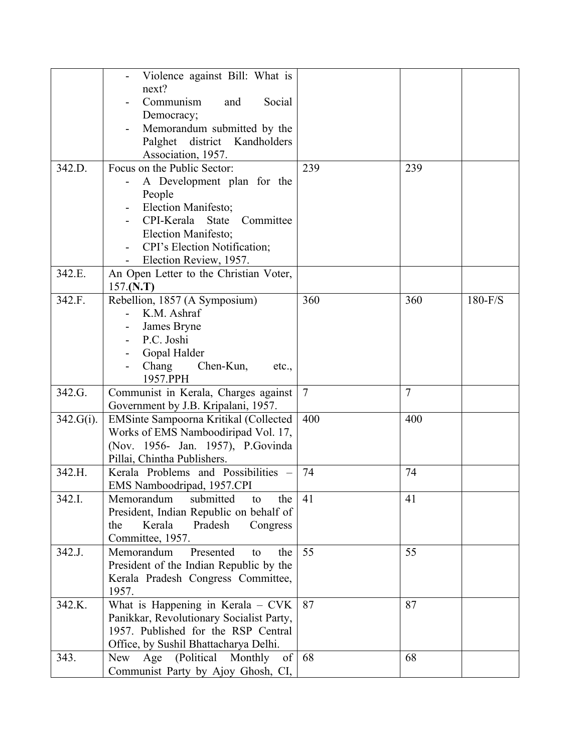| | | | | |
|---|---|---|---|---|
| | - Violence against Bill: What is next?<br>- Communism and Social Democracy;<br>- Memorandum submitted by the Palghet district Kandholders Association, 1957. | | | |
| 342.D. | Focus on the Public Sector:<br>- A Development plan for the People<br>- Election Manifesto;<br>- CPI-Kerala State Committee Election Manifesto;<br>- CPI's Election Notification;<br>- Election Review, 1957. | 239 | 239 | |
| 342.E. | An Open Letter to the Christian Voter, 157.**(N.T)** | | | |
| 342.F. | Rebellion, 1857 (A Symposium)<br>- K.M. Ashraf<br>- James Bryne<br>- P.C. Joshi<br>- Gopal Halder<br>- Chang Chen-Kun, etc., 1957.PPH | 360 | 360 | 180-F/S |
| 342.G. | Communist in Kerala, Charges against Government by J.B. Kripalani, 1957. | 7 | 7 | |
| 342.G(i). | EMSinte Sampoorna Kritikal (Collected Works of EMS Namboodiripad Vol. 17, (Nov. 1956- Jan. 1957), P.Govinda Pillai, Chintha Publishers. | 400 | 400 | |
| 342.H. | Kerala Problems and Possibilities – EMS Namboodripad, 1957.CPI | 74 | 74 | |
| 342.I. | Memorandum submitted to the President, Indian Republic on behalf of the Kerala Pradesh Congress Committee, 1957. | 41 | 41 | |
| 342.J. | Memorandum Presented to the President of the Indian Republic by the Kerala Pradesh Congress Committee, 1957. | 55 | 55 | |
| 342.K. | What is Happening in Kerala – CVK Panikkar, Revolutionary Socialist Party, 1957. Published for the RSP Central Office, by Sushil Bhattacharya Delhi. | 87 | 87 | |
| 343. | New Age (Political Monthly of Communist Party by Ajoy Ghosh, CI, | 68 | 68 | |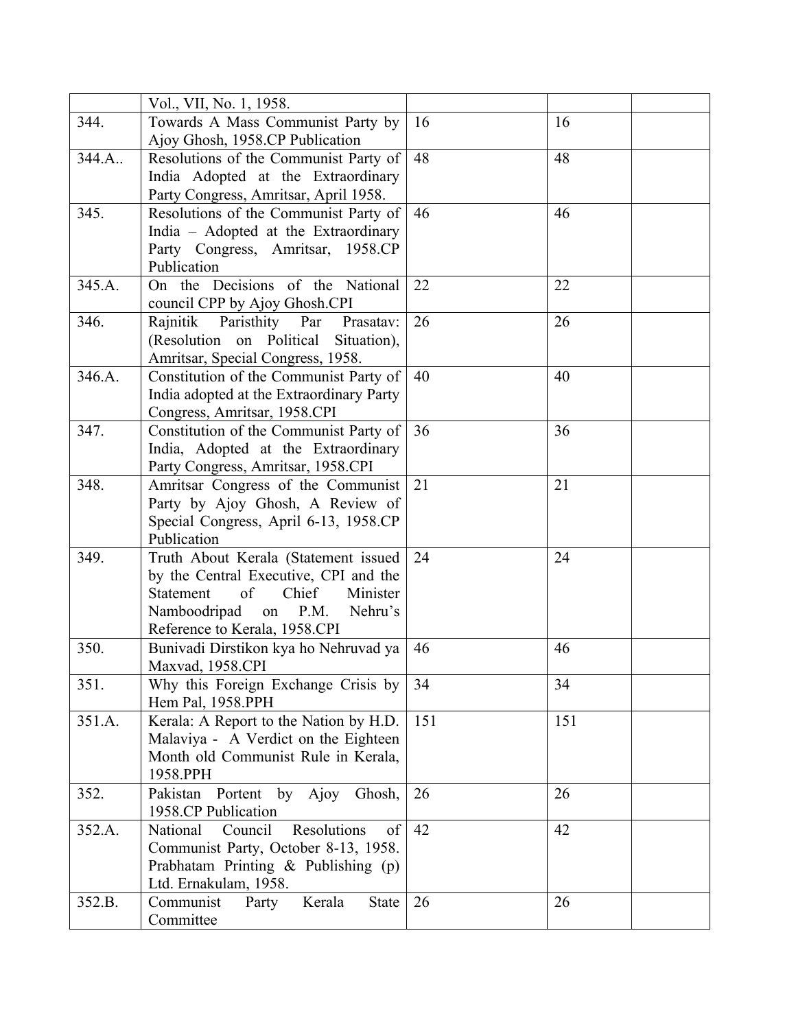| | | | | |
|---|---|---|---|---|
| | Vol., VII, No. 1, 1958. | | | |
| 344. | Towards A Mass Communist Party by Ajoy Ghosh, 1958.CP Publication | 16 | 16 | |
| 344.A.. | Resolutions of the Communist Party of India Adopted at the Extraordinary Party Congress, Amritsar, April 1958. | 48 | 48 | |
| 345. | Resolutions of the Communist Party of India – Adopted at the Extraordinary Party Congress, Amritsar, 1958.CP Publication | 46 | 46 | |
| 345.A. | On the Decisions of the National council CPP by Ajoy Ghosh.CPI | 22 | 22 | |
| 346. | Rajnitik Paristhity Par Prasatav: (Resolution on Political Situation), Amritsar, Special Congress, 1958. | 26 | 26 | |
| 346.A. | Constitution of the Communist Party of India adopted at the Extraordinary Party Congress, Amritsar, 1958.CPI | 40 | 40 | |
| 347. | Constitution of the Communist Party of India, Adopted at the Extraordinary Party Congress, Amritsar, 1958.CPI | 36 | 36 | |
| 348. | Amritsar Congress of the Communist Party by Ajoy Ghosh, A Review of Special Congress, April 6-13, 1958.CP Publication | 21 | 21 | |
| 349. | Truth About Kerala (Statement issued by the Central Executive, CPI and the Statement of Chief Minister Namboodripad on P.M. Nehru's Reference to Kerala, 1958.CPI | 24 | 24 | |
| 350. | Bunivadi Dirstikon kya ho Nehruvad ya Maxvad, 1958.CPI | 46 | 46 | |
| 351. | Why this Foreign Exchange Crisis by Hem Pal, 1958.PPH | 34 | 34 | |
| 351.A. | Kerala: A Report to the Nation by H.D. Malaviya - A Verdict on the Eighteen Month old Communist Rule in Kerala, 1958.PPH | 151 | 151 | |
| 352. | Pakistan Portent by Ajoy Ghosh, 1958.CP Publication | 26 | 26 | |
| 352.A. | National Council Resolutions of Communist Party, October 8-13, 1958. Prabhatam Printing & Publishing (p) Ltd. Ernakulam, 1958. | 42 | 42 | |
| 352.B. | Communist Party Kerala State Committee | 26 | 26 | |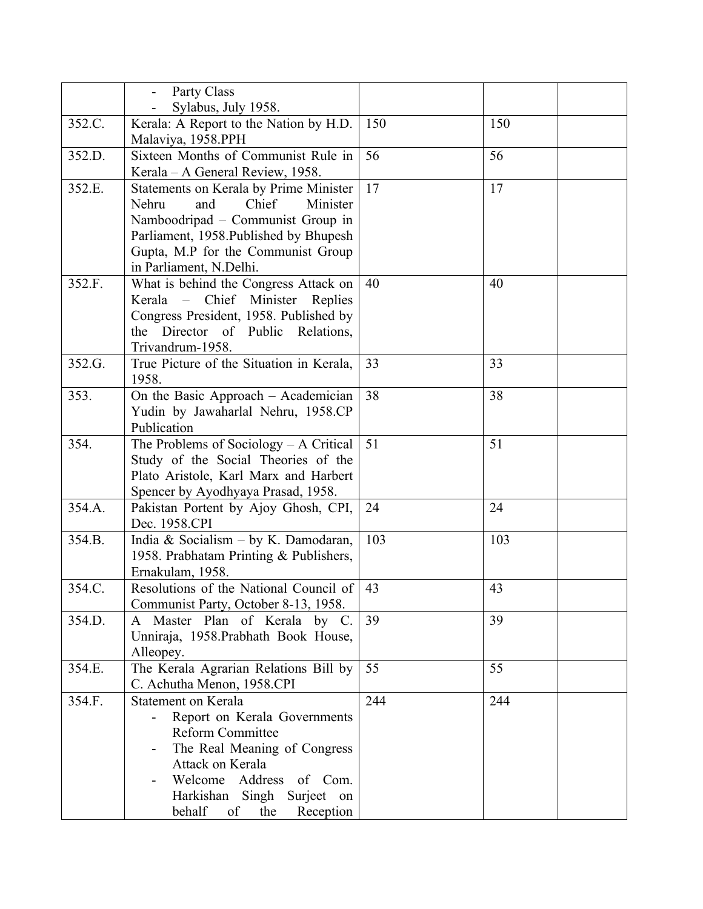| | | | | |
|---|---|---|---|---|
| | - Party Class<br>- Sylabus, July 1958. | | | |
| 352.C. | Kerala: A Report to the Nation by H.D. Malaviya, 1958.PPH | 150 | 150 | |
| 352.D. | Sixteen Months of Communist Rule in Kerala – A General Review, 1958. | 56 | 56 | |
| 352.E. | Statements on Kerala by Prime Minister Nehru and Chief Minister Namboodripad – Communist Group in Parliament, 1958.Published by Bhupesh Gupta, M.P for the Communist Group in Parliament, N.Delhi. | 17 | 17 | |
| 352.F. | What is behind the Congress Attack on Kerala – Chief Minister Replies Congress President, 1958. Published by the Director of Public Relations, Trivandrum-1958. | 40 | 40 | |
| 352.G. | True Picture of the Situation in Kerala, 1958. | 33 | 33 | |
| 353. | On the Basic Approach – Academician Yudin by Jawaharlal Nehru, 1958.CP Publication | 38 | 38 | |
| 354. | The Problems of Sociology – A Critical Study of the Social Theories of the Plato Aristole, Karl Marx and Harbert Spencer by Ayodhyaya Prasad, 1958. | 51 | 51 | |
| 354.A. | Pakistan Portent by Ajoy Ghosh, CPI, Dec. 1958.CPI | 24 | 24 | |
| 354.B. | India & Socialism – by K. Damodaran, 1958. Prabhatam Printing & Publishers, Ernakulam, 1958. | 103 | 103 | |
| 354.C. | Resolutions of the National Council of Communist Party, October 8-13, 1958. | 43 | 43 | |
| 354.D. | A Master Plan of Kerala by C. Unniraja, 1958.Prabhath Book House, Alleopey. | 39 | 39 | |
| 354.E. | The Kerala Agrarian Relations Bill by C. Achutha Menon, 1958.CPI | 55 | 55 | |
| 354.F. | Statement on Kerala<br>- Report on Kerala Governments Reform Committee<br>- The Real Meaning of Congress Attack on Kerala<br>- Welcome Address of Com. Harkishan Singh Surjeet on behalf of the Reception | 244 | 244 | |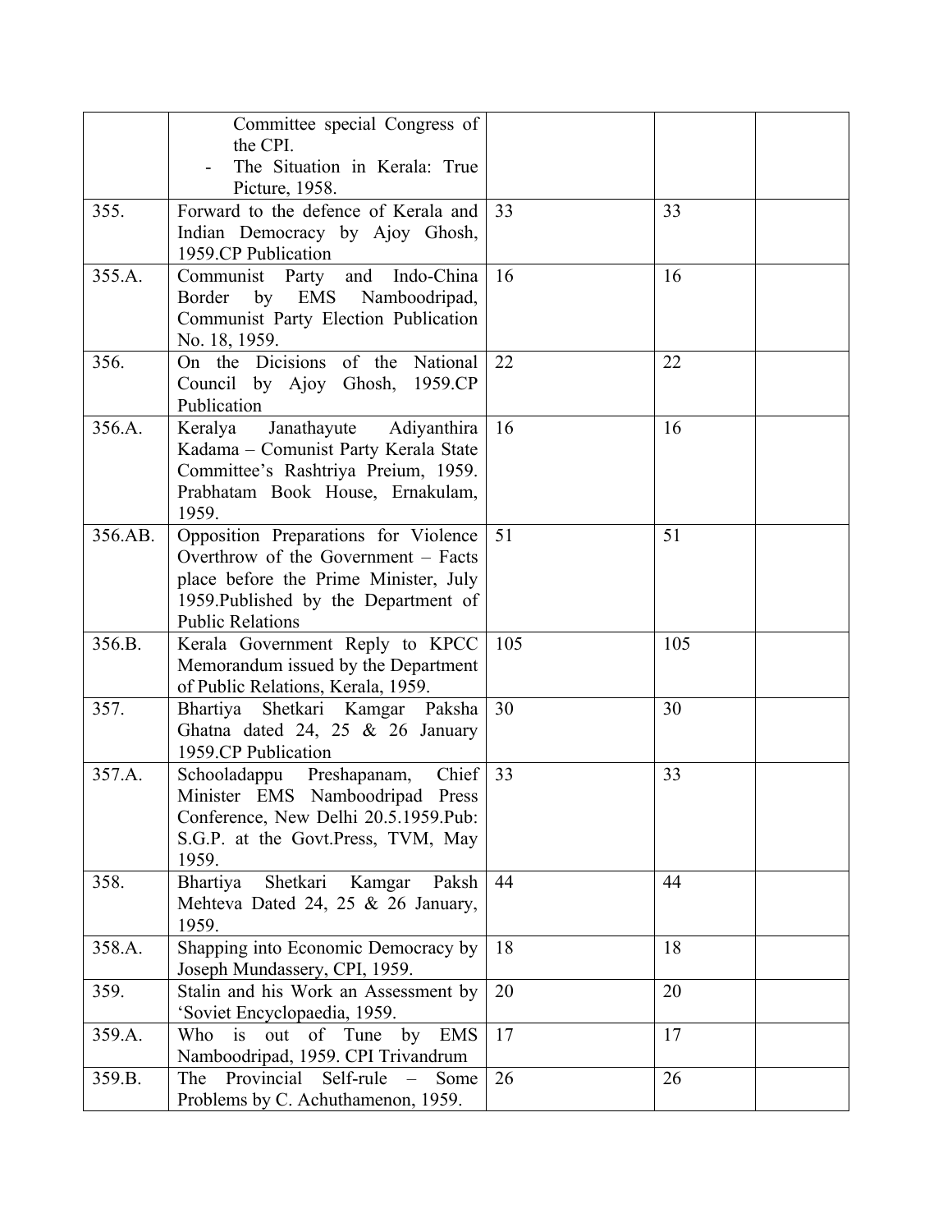| | | | | |
|---|---|---|---|---|
| | Committee special Congress of the CPI.<br>- The Situation in Kerala: True Picture, 1958. | | | |
| 355. | Forward to the defence of Kerala and Indian Democracy by Ajoy Ghosh, 1959.CP Publication | 33 | 33 | |
| 355.A. | Communist Party and Indo-China Border by EMS Namboodripad, Communist Party Election Publication No. 18, 1959. | 16 | 16 | |
| 356. | On the Dicisions of the National Council by Ajoy Ghosh, 1959.CP Publication | 22 | 22 | |
| 356.A. | Keralya Janathayute Adiyanthira Kadama – Comunist Party Kerala State Committee's Rashtriya Preium, 1959. Prabhatam Book House, Ernakulam, 1959. | 16 | 16 | |
| 356.AB. | Opposition Preparations for Violence Overthrow of the Government – Facts place before the Prime Minister, July 1959.Published by the Department of Public Relations | 51 | 51 | |
| 356.B. | Kerala Government Reply to KPCC Memorandum issued by the Department of Public Relations, Kerala, 1959. | 105 | 105 | |
| 357. | Bhartiya Shetkari Kamgar Paksha Ghatna dated 24, 25 & 26 January 1959.CP Publication | 30 | 30 | |
| 357.A. | Schooladappu Preshapanam, Chief Minister EMS Namboodripad Press Conference, New Delhi 20.5.1959.Pub: S.G.P. at the Govt.Press, TVM, May 1959. | 33 | 33 | |
| 358. | Bhartiya Shetkari Kamgar Paksh Mehteva Dated 24, 25 & 26 January, 1959. | 44 | 44 | |
| 358.A. | Shapping into Economic Democracy by Joseph Mundassery, CPI, 1959. | 18 | 18 | |
| 359. | Stalin and his Work an Assessment by 'Soviet Encyclopaedia, 1959. | 20 | 20 | |
| 359.A. | Who is out of Tune by EMS Namboodripad, 1959. CPI Trivandrum | 17 | 17 | |
| 359.B. | The Provincial Self-rule – Some Problems by C. Achuthamenon, 1959. | 26 | 26 | |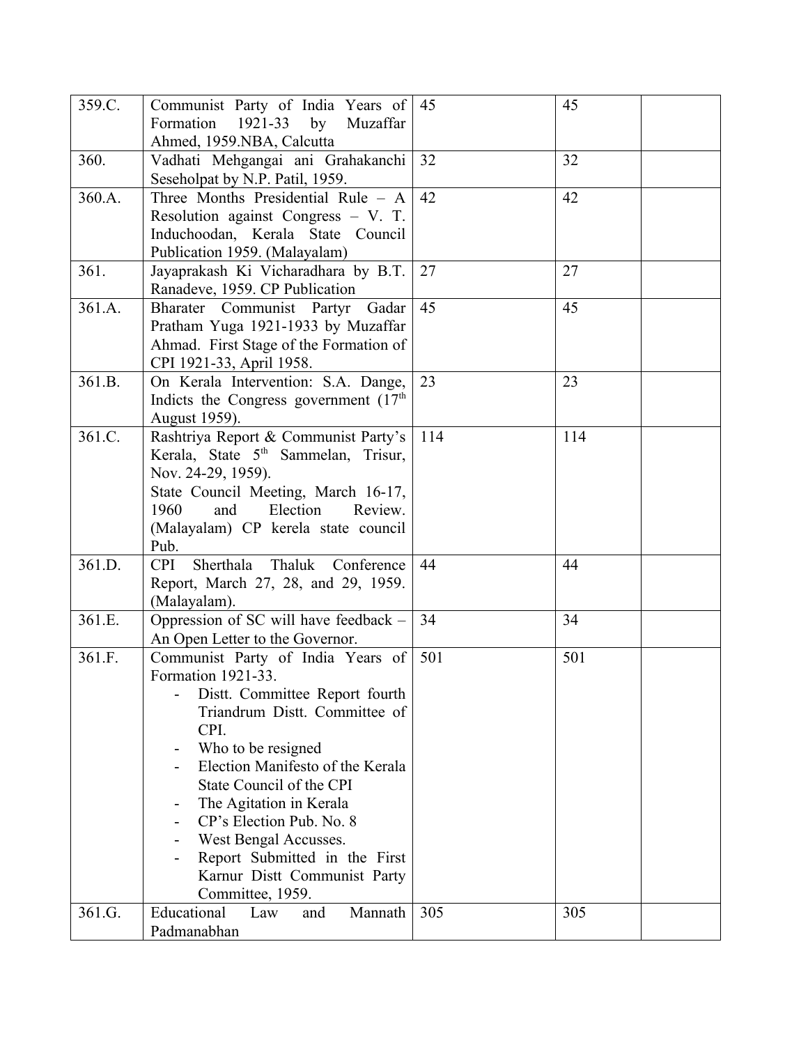| | | | | |
|---|---|---|---|---|
| 359.C. | Communist Party of India Years of Formation 1921-33 by Muzaffar Ahmed, 1959.NBA, Calcutta | 45 | 45 | |
| 360. | Vadhati Mehgangai ani Grahakanchi Seseholpat by N.P. Patil, 1959. | 32 | 32 | |
| 360.A. | Three Months Presidential Rule – A Resolution against Congress – V. T. Induchoodan, Kerala State Council Publication 1959. (Malayalam) | 42 | 42 | |
| 361. | Jayaprakash Ki Vicharadhara by B.T. Ranadeve, 1959. CP Publication | 27 | 27 | |
| 361.A. | Bharater Communist Partyr Gadar Pratham Yuga 1921-1933 by Muzaffar Ahmad. First Stage of the Formation of CPI 1921-33, April 1958. | 45 | 45 | |
| 361.B. | On Kerala Intervention: S.A. Dange, Indicts the Congress government (17th August 1959). | 23 | 23 | |
| 361.C. | Rashtriya Report & Communist Party's Kerala, State 5th Sammelan, Trisur, Nov. 24-29, 1959). State Council Meeting, March 16-17, 1960 and Election Review. (Malayalam) CP kerela state council Pub. | 114 | 114 | |
| 361.D. | CPI Sherthala Thaluk Conference Report, March 27, 28, and 29, 1959. (Malayalam). | 44 | 44 | |
| 361.E. | Oppression of SC will have feedback – An Open Letter to the Governor. | 34 | 34 | |
| 361.F. | Communist Party of India Years of Formation 1921-33.<br>- Distt. Committee Report fourth Triandrum Distt. Committee of CPI.<br>- Who to be resigned<br>- Election Manifesto of the Kerala State Council of the CPI<br>- The Agitation in Kerala<br>- CP's Election Pub. No. 8<br>- West Bengal Accusses.<br>- Report Submitted in the First Karnur Distt Communist Party Committee, 1959. | 501 | 501 | |
| 361.G. | Educational Law and Mannath Padmanabhan | 305 | 305 | |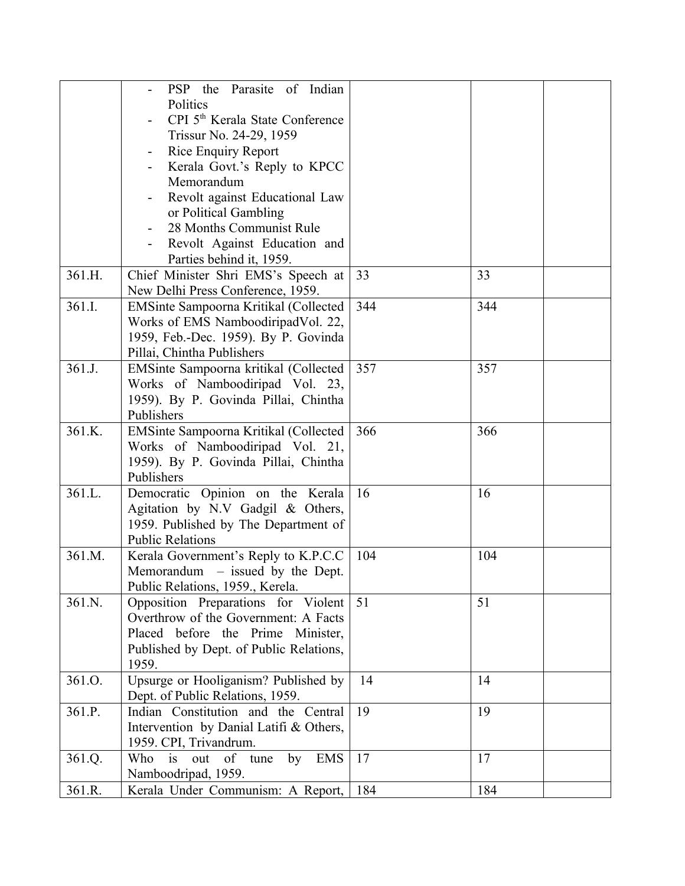| | | | | |
|---|---|---|---|---|
| | - PSP the Parasite of Indian Politics<br>- CPI 5th Kerala State Conference Trissur No. 24-29, 1959<br>- Rice Enquiry Report<br>- Kerala Govt.'s Reply to KPCC Memorandum<br>- Revolt against Educational Law or Political Gambling<br>- 28 Months Communist Rule<br>- Revolt Against Education and Parties behind it, 1959. | | | |
| 361.H. | Chief Minister Shri EMS's Speech at New Delhi Press Conference, 1959. | 33 | 33 | |
| 361.I. | EMSinte Sampoorna Kritikal (Collected Works of EMS NamboodiripadVol. 22, 1959, Feb.-Dec. 1959). By P. Govinda Pillai, Chintha Publishers | 344 | 344 | |
| 361.J. | EMSinte Sampoorna kritikal (Collected Works of Namboodiripad Vol. 23, 1959). By P. Govinda Pillai, Chintha Publishers | 357 | 357 | |
| 361.K. | EMSinte Sampoorna Kritikal (Collected Works of Namboodiripad Vol. 21, 1959). By P. Govinda Pillai, Chintha Publishers | 366 | 366 | |
| 361.L. | Democratic Opinion on the Kerala Agitation by N.V Gadgil & Others, 1959. Published by The Department of Public Relations | 16 | 16 | |
| 361.M. | Kerala Government's Reply to K.P.C.C Memorandum – issued by the Dept. Public Relations, 1959., Kerela. | 104 | 104 | |
| 361.N. | Opposition Preparations for Violent Overthrow of the Government: A Facts Placed before the Prime Minister, Published by Dept. of Public Relations, 1959. | 51 | 51 | |
| 361.O. | Upsurge or Hooliganism? Published by Dept. of Public Relations, 1959. | 14 | 14 | |
| 361.P. | Indian Constitution and the Central Intervention by Danial Latifi & Others, 1959. CPI, Trivandrum. | 19 | 19 | |
| 361.Q. | Who is out of tune by EMS Namboodripad, 1959. | 17 | 17 | |
| 361.R. | Kerala Under Communism: A Report, | 184 | 184 | |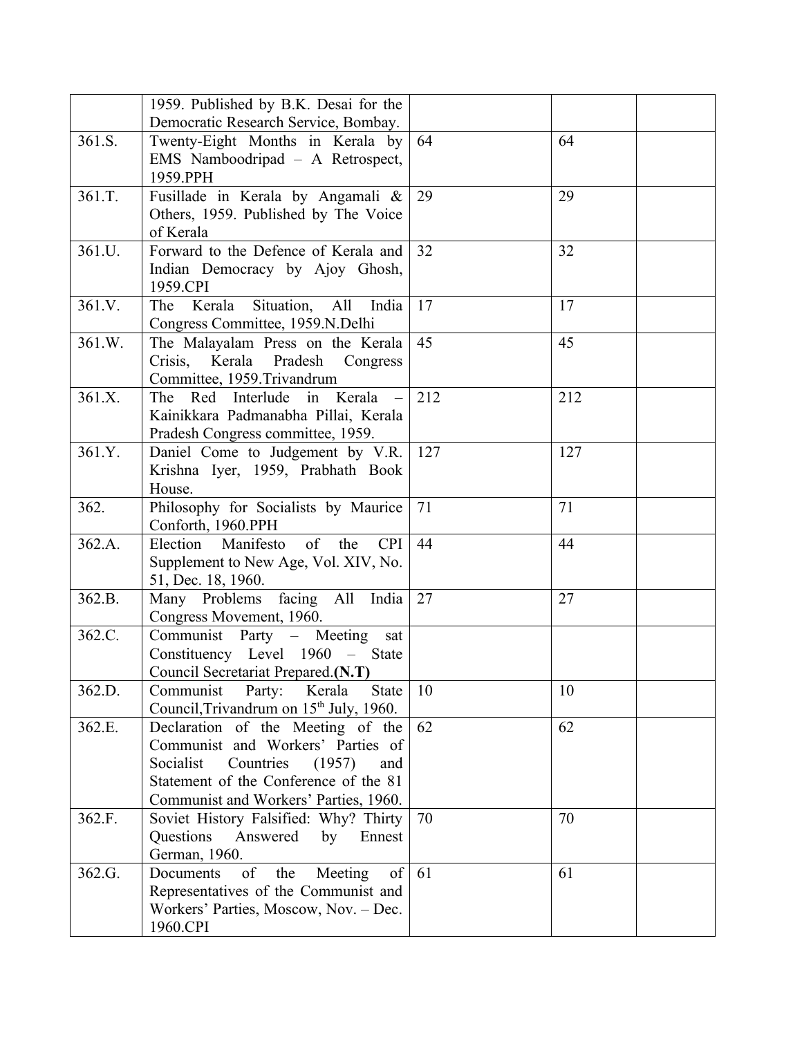| | | | | |
|---|---|---|---|---|
| | 1959. Published by B.K. Desai for the Democratic Research Service, Bombay. | | | |
| 361.S. | Twenty-Eight Months in Kerala by EMS Namboodripad – A Retrospect, 1959.PPH | 64 | 64 | |
| 361.T. | Fusillade in Kerala by Angamali & Others, 1959. Published by The Voice of Kerala | 29 | 29 | |
| 361.U. | Forward to the Defence of Kerala and Indian Democracy by Ajoy Ghosh, 1959.CPI | 32 | 32 | |
| 361.V. | The Kerala Situation, All India Congress Committee, 1959.N.Delhi | 17 | 17 | |
| 361.W. | The Malayalam Press on the Kerala Crisis, Kerala Pradesh Congress Committee, 1959.Trivandrum | 45 | 45 | |
| 361.X. | The Red Interlude in Kerala – Kainikkara Padmanabha Pillai, Kerala Pradesh Congress committee, 1959. | 212 | 212 | |
| 361.Y. | Daniel Come to Judgement by V.R. Krishna Iyer, 1959, Prabhath Book House. | 127 | 127 | |
| 362. | Philosophy for Socialists by Maurice Conforth, 1960.PPH | 71 | 71 | |
| 362.A. | Election Manifesto of the CPI Supplement to New Age, Vol. XIV, No. 51, Dec. 18, 1960. | 44 | 44 | |
| 362.B. | Many Problems facing All India Congress Movement, 1960. | 27 | 27 | |
| 362.C. | Communist Party – Meeting sat Constituency Level 1960 – State Council Secretariat Prepared.**(N.T)** | | | |
| 362.D. | Communist Party: Kerala State Council,Trivandrum on 15th July, 1960. | 10 | 10 | |
| 362.E. | Declaration of the Meeting of the Communist and Workers' Parties of Socialist Countries (1957) and Statement of the Conference of the 81 Communist and Workers' Parties, 1960. | 62 | 62 | |
| 362.F. | Soviet History Falsified: Why? Thirty Questions Answered by Ennest German, 1960. | 70 | 70 | |
| 362.G. | Documents of the Meeting of Representatives of the Communist and Workers' Parties, Moscow, Nov. – Dec. 1960.CPI | 61 | 61 | |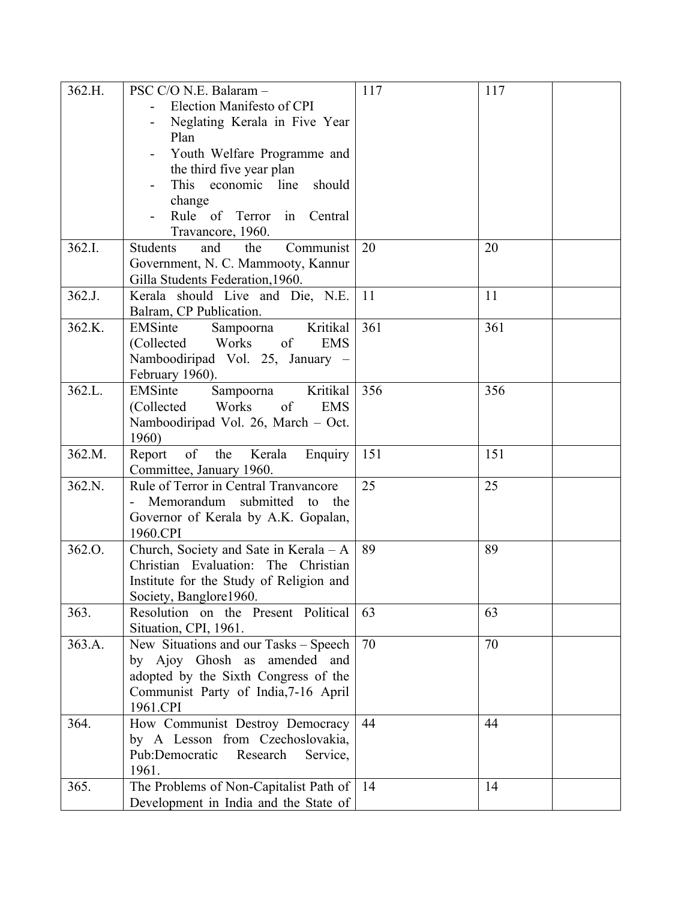| | | | | |
|---|---|---|---|---|
| 362.H. | PSC C/O N.E. Balaram – <br>- Election Manifesto of CPI <br>- Neglating Kerala in Five Year Plan <br>- Youth Welfare Programme and the third five year plan <br>- This economic line should change <br>- Rule of Terror in Central Travancore, 1960. | 117 | 117 | |
| 362.I. | Students and the Communist Government, N. C. Mammooty, Kannur Gilla Students Federation,1960. | 20 | 20 | |
| 362.J. | Kerala should Live and Die, N.E. Balram, CP Publication. | 11 | 11 | |
| 362.K. | EMSinte Sampoorna Kritikal (Collected Works of EMS Namboodiripad Vol. 25, January – February 1960). | 361 | 361 | |
| 362.L. | EMSinte Sampoorna Kritikal (Collected Works of EMS Namboodiripad Vol. 26, March – Oct. 1960) | 356 | 356 | |
| 362.M. | Report of the Kerala Enquiry Committee, January 1960. | 151 | 151 | |
| 362.N. | Rule of Terror in Central Tranvancore - Memorandum submitted to the Governor of Kerala by A.K. Gopalan, 1960.CPI | 25 | 25 | |
| 362.O. | Church, Society and Sate in Kerala – A Christian Evaluation: The Christian Institute for the Study of Religion and Society, Banglore1960. | 89 | 89 | |
| 363. | Resolution on the Present Political Situation, CPI, 1961. | 63 | 63 | |
| 363.A. | New Situations and our Tasks – Speech by Ajoy Ghosh as amended and adopted by the Sixth Congress of the Communist Party of India,7-16 April 1961.CPI | 70 | 70 | |
| 364. | How Communist Destroy Democracy by A Lesson from Czechoslovakia, Pub:Democratic Research Service, 1961. | 44 | 44 | |
| 365. | The Problems of Non-Capitalist Path of Development in India and the State of | 14 | 14 | |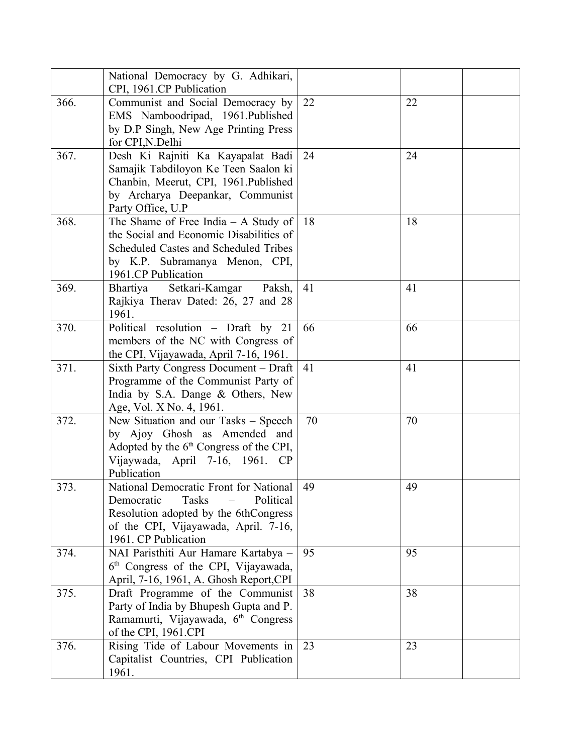| | | | | |
|---|---|---|---|---|
| | National Democracy by G. Adhikari, CPI, 1961.CP Publication | | | |
| 366. | Communist and Social Democracy by EMS Namboodripad, 1961.Published by D.P Singh, New Age Printing Press for CPI,N.Delhi | 22 | 22 | |
| 367. | Desh Ki Rajniti Ka Kayapalat Badi Samajik Tabdiloyon Ke Teen Saalon ki Chanbin, Meerut, CPI, 1961.Published by Archarya Deepankar, Communist Party Office, U.P | 24 | 24 | |
| 368. | The Shame of Free India – A Study of the Social and Economic Disabilities of Scheduled Castes and Scheduled Tribes by K.P. Subramanya Menon, CPI, 1961.CP Publication | 18 | 18 | |
| 369. | Bhartiya Setkari-Kamgar Paksh, Rajkiya Therav Dated: 26, 27 and 28 1961. | 41 | 41 | |
| 370. | Political resolution – Draft by 21 members of the NC with Congress of the CPI, Vijayawada, April 7-16, 1961. | 66 | 66 | |
| 371. | Sixth Party Congress Document – Draft Programme of the Communist Party of India by S.A. Dange & Others, New Age, Vol. X No. 4, 1961. | 41 | 41 | |
| 372. | New Situation and our Tasks – Speech by Ajoy Ghosh as Amended and Adopted by the 6th Congress of the CPI, Vijaywada, April 7-16, 1961. CP Publication | 70 | 70 | |
| 373. | National Democratic Front for National Democratic Tasks – Political Resolution adopted by the 6thCongress of the CPI, Vijayawada, April. 7-16, 1961. CP Publication | 49 | 49 | |
| 374. | NAI Paristhiti Aur Hamare Kartabya – 6th Congress of the CPI, Vijayawada, April, 7-16, 1961, A. Ghosh Report,CPI | 95 | 95 | |
| 375. | Draft Programme of the Communist Party of India by Bhupesh Gupta and P. Ramamurti, Vijayawada, 6th Congress of the CPI, 1961.CPI | 38 | 38 | |
| 376. | Rising Tide of Labour Movements in Capitalist Countries, CPI Publication 1961. | 23 | 23 | |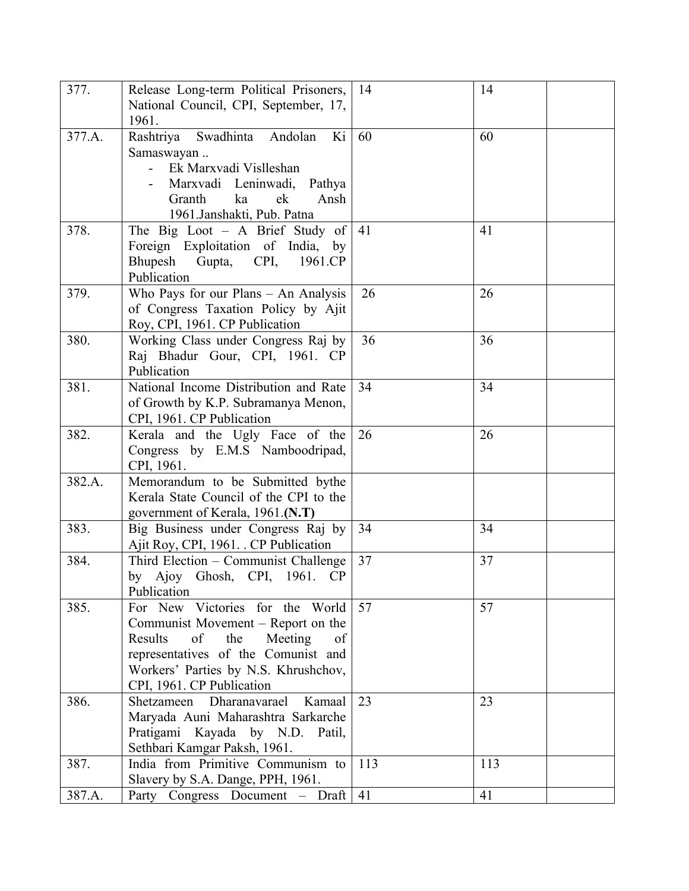| | | | | |
|---|---|---|---|---|
| 377. | Release Long-term Political Prisoners, National Council, CPI, September, 17, 1961. | 14 | 14 | |
| 377.A. | Rashtriya Swadhinta Andolan Ki Samaswayan .. <br> - Ek Marxvadi Vislleshan <br> - Marxvadi Leninwadi, Pathya Granth ka ek Ansh 1961.Janshakti, Pub. Patna | 60 | 60 | |
| 378. | The Big Loot – A Brief Study of Foreign Exploitation of India, by Bhupesh Gupta, CPI, 1961.CP Publication | 41 | 41 | |
| 379. | Who Pays for our Plans – An Analysis of Congress Taxation Policy by Ajit Roy, CPI, 1961. CP Publication | 26 | 26 | |
| 380. | Working Class under Congress Raj by Raj Bhadur Gour, CPI, 1961. CP Publication | 36 | 36 | |
| 381. | National Income Distribution and Rate of Growth by K.P. Subramanya Menon, CPI, 1961. CP Publication | 34 | 34 | |
| 382. | Kerala and the Ugly Face of the Congress by E.M.S Namboodripad, CPI, 1961. | 26 | 26 | |
| 382.A. | Memorandum to be Submitted bythe Kerala State Council of the CPI to the government of Kerala, 1961.**(N.T)** | | | |
| 383. | Big Business under Congress Raj by Ajit Roy, CPI, 1961. . CP Publication | 34 | 34 | |
| 384. | Third Election – Communist Challenge by Ajoy Ghosh, CPI, 1961. CP Publication | 37 | 37 | |
| 385. | For New Victories for the World Communist Movement – Report on the Results of the Meeting of representatives of the Comunist and Workers' Parties by N.S. Khrushchov, CPI, 1961. CP Publication | 57 | 57 | |
| 386. | Shetzameen Dharanavarael Kamaal Maryada Auni Maharashtra Sarkarche Pratigami Kayada by N.D. Patil, Sethbari Kamgar Paksh, 1961. | 23 | 23 | |
| 387. | India from Primitive Communism to Slavery by S.A. Dange, PPH, 1961. | 113 | 113 | |
| 387.A. | Party Congress Document – Draft | 41 | 41 | |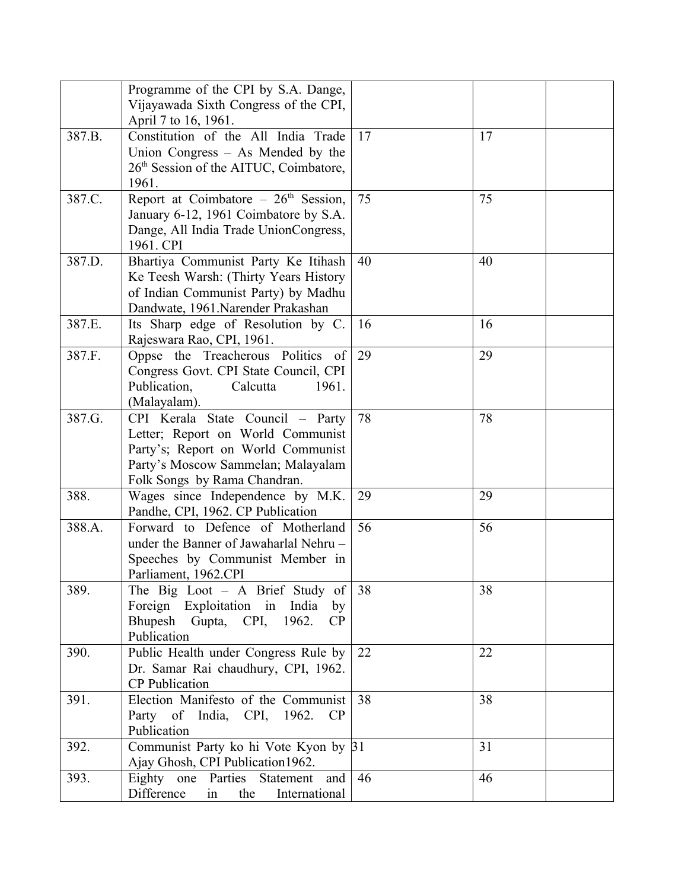| | | | | |
|---|---|---|---|---|
| | Programme of the CPI by S.A. Dange, Vijayawada Sixth Congress of the CPI, April 7 to 16, 1961. | | | |
| 387.B. | Constitution of the All India Trade Union Congress – As Mended by the 26th Session of the AITUC, Coimbatore, 1961. | 17 | 17 | |
| 387.C. | Report at Coimbatore – 26th Session, January 6-12, 1961 Coimbatore by S.A. Dange, All India Trade UnionCongress, 1961. CPI | 75 | 75 | |
| 387.D. | Bhartiya Communist Party Ke Itihash Ke Teesh Warsh: (Thirty Years History of Indian Communist Party) by Madhu Dandwate, 1961.Narender Prakashan | 40 | 40 | |
| 387.E. | Its Sharp edge of Resolution by C. Rajeswara Rao, CPI, 1961. | 16 | 16 | |
| 387.F. | Oppse the Treacherous Politics of Congress Govt. CPI State Council, CPI Publication, Calcutta 1961. (Malayalam). | 29 | 29 | |
| 387.G. | CPI Kerala State Council – Party Letter; Report on World Communist Party's; Report on World Communist Party's Moscow Sammelan; Malayalam Folk Songs by Rama Chandran. | 78 | 78 | |
| 388. | Wages since Independence by M.K. Pandhe, CPI, 1962. CP Publication | 29 | 29 | |
| 388.A. | Forward to Defence of Motherland under the Banner of Jawaharlal Nehru – Speeches by Communist Member in Parliament, 1962.CPI | 56 | 56 | |
| 389. | The Big Loot – A Brief Study of Foreign Exploitation in India by Bhupesh Gupta, CPI, 1962. CP Publication | 38 | 38 | |
| 390. | Public Health under Congress Rule by Dr. Samar Rai chaudhury, CPI, 1962. CP Publication | 22 | 22 | |
| 391. | Election Manifesto of the Communist Party of India, CPI, 1962. CP Publication | 38 | 38 | |
| 392. | Communist Party ko hi Vote Kyon by Ajay Ghosh, CPI Publication1962. | 31 | 31 | |
| 393. | Eighty one Parties Statement and Difference in the International | 46 | 46 | |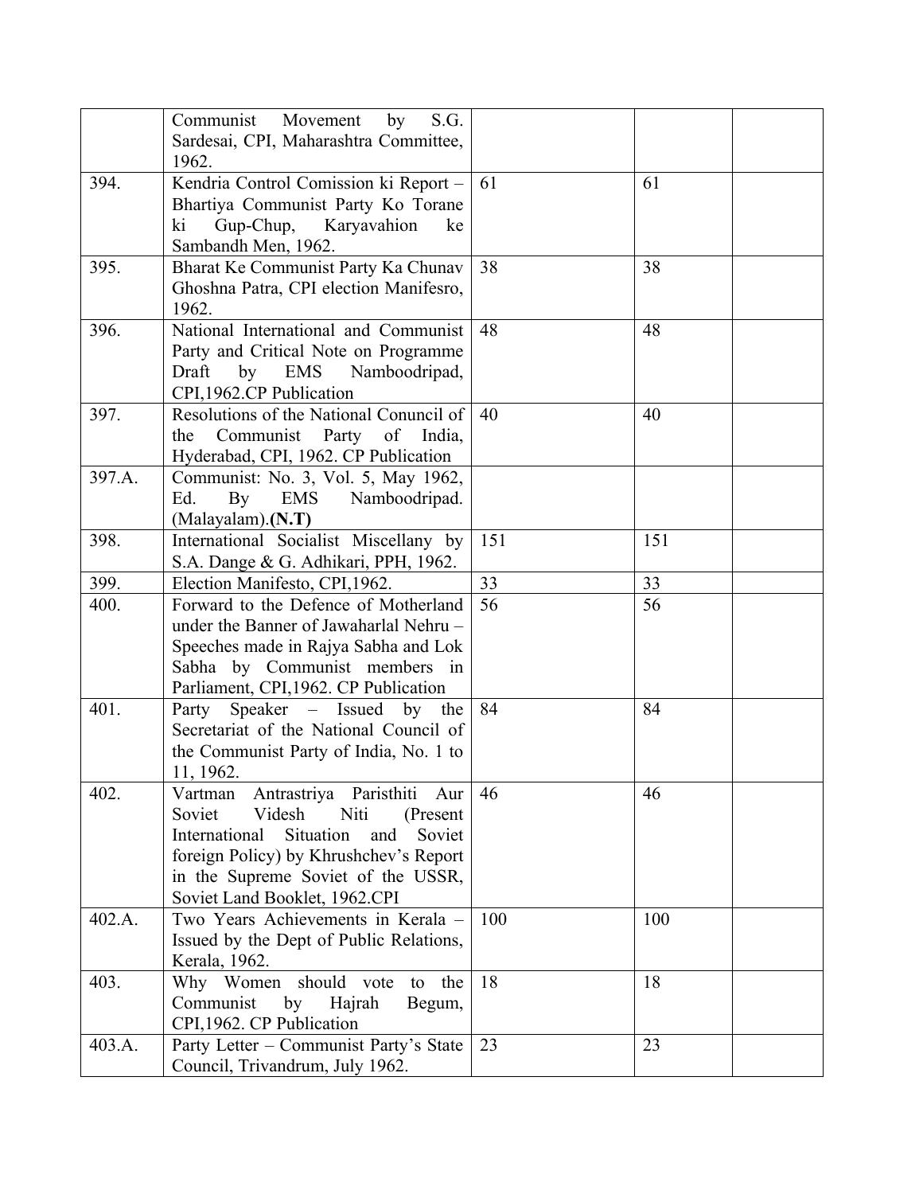|  |  |  |  |  |
|---|---|---|---|---|
|  | Communist Movement by S.G. Sardesai, CPI, Maharashtra Committee, 1962. |  |  |  |
| 394. | Kendria Control Comission ki Report – Bhartiya Communist Party Ko Torane ki Gup-Chup, Karyavahion ke Sambandh Men, 1962. | 61 | 61 |  |
| 395. | Bharat Ke Communist Party Ka Chunav Ghoshna Patra, CPI election Manifesro, 1962. | 38 | 38 |  |
| 396. | National International and Communist Party and Critical Note on Programme Draft by EMS Namboodripad, CPI,1962.CP Publication | 48 | 48 |  |
| 397. | Resolutions of the National Conuncil of the Communist Party of India, Hyderabad, CPI, 1962. CP Publication | 40 | 40 |  |
| 397.A. | Communist: No. 3, Vol. 5, May 1962, Ed. By EMS Namboodripad. (Malayalam).**(N.T)** |  |  |  |
| 398. | International Socialist Miscellany by S.A. Dange & G. Adhikari, PPH, 1962. | 151 | 151 |  |
| 399. | Election Manifesto, CPI,1962. | 33 | 33 |  |
| 400. | Forward to the Defence of Motherland under the Banner of Jawaharlal Nehru – Speeches made in Rajya Sabha and Lok Sabha by Communist members in Parliament, CPI,1962. CP Publication | 56 | 56 |  |
| 401. | Party Speaker – Issued by the Secretariat of the National Council of the Communist Party of India, No. 1 to 11, 1962. | 84 | 84 |  |
| 402. | Vartman Antrastriya Paristhiti Aur Soviet Videsh Niti (Present International Situation and Soviet foreign Policy) by Khrushchev's Report in the Supreme Soviet of the USSR, Soviet Land Booklet, 1962.CPI | 46 | 46 |  |
| 402.A. | Two Years Achievements in Kerala – Issued by the Dept of Public Relations, Kerala, 1962. | 100 | 100 |  |
| 403. | Why Women should vote to the Communist by Hajrah Begum, CPI,1962. CP Publication | 18 | 18 |  |
| 403.A. | Party Letter – Communist Party's State Council, Trivandrum, July 1962. | 23 | 23 |  |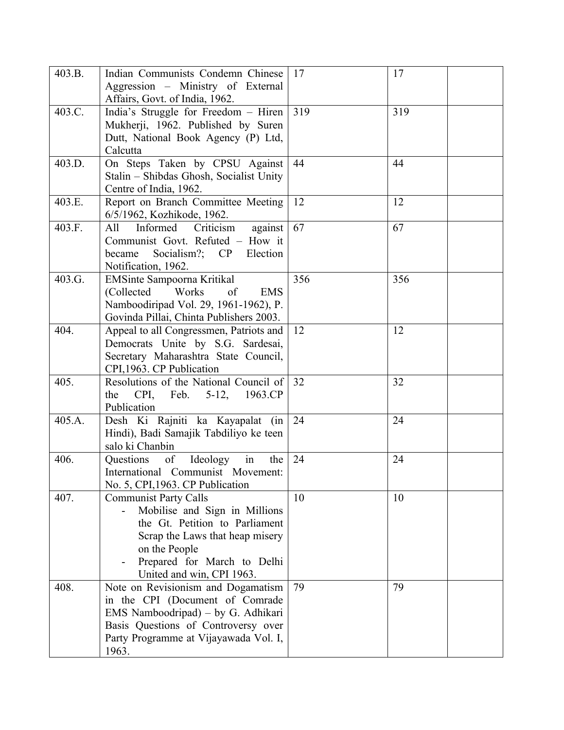| 403.B. | Indian Communists Condemn Chinese Aggression – Ministry of External Affairs, Govt. of India, 1962. | 17 | 17 | |
|---|---|---|---|---|
| 403.C. | India's Struggle for Freedom – Hiren Mukherji, 1962. Published by Suren Dutt, National Book Agency (P) Ltd, Calcutta | 319 | 319 | |
| 403.D. | On Steps Taken by CPSU Against Stalin – Shibdas Ghosh, Socialist Unity Centre of India, 1962. | 44 | 44 | |
| 403.E. | Report on Branch Committee Meeting 6/5/1962, Kozhikode, 1962. | 12 | 12 | |
| 403.F. | All Informed Criticism against Communist Govt. Refuted – How it became Socialism?; CP Election Notification, 1962. | 67 | 67 | |
| 403.G. | EMSinte Sampoorna Kritikal (Collected Works of EMS Namboodiripad Vol. 29, 1961-1962), P. Govinda Pillai, Chinta Publishers 2003. | 356 | 356 | |
| 404. | Appeal to all Congressmen, Patriots and Democrats Unite by S.G. Sardesai, Secretary Maharashtra State Council, CPI,1963. CP Publication | 12 | 12 | |
| 405. | Resolutions of the National Council of the CPI, Feb. 5-12, 1963.CP Publication | 32 | 32 | |
| 405.A. | Desh Ki Rajniti ka Kayapalat (in Hindi), Badi Samajik Tabdiliyo ke teen salo ki Chanbin | 24 | 24 | |
| 406. | Questions of Ideology in the International Communist Movement: No. 5, CPI,1963. CP Publication | 24 | 24 | |
| 407. | Communist Party Calls<br>- Mobilise and Sign in Millions the Gt. Petition to Parliament Scrap the Laws that heap misery on the People<br>- Prepared for March to Delhi United and win, CPI 1963. | 10 | 10 | |
| 408. | Note on Revisionism and Dogamatism in the CPI (Document of Comrade EMS Namboodripad) – by G. Adhikari Basis Questions of Controversy over Party Programme at Vijayawada Vol. I, 1963. | 79 | 79 | |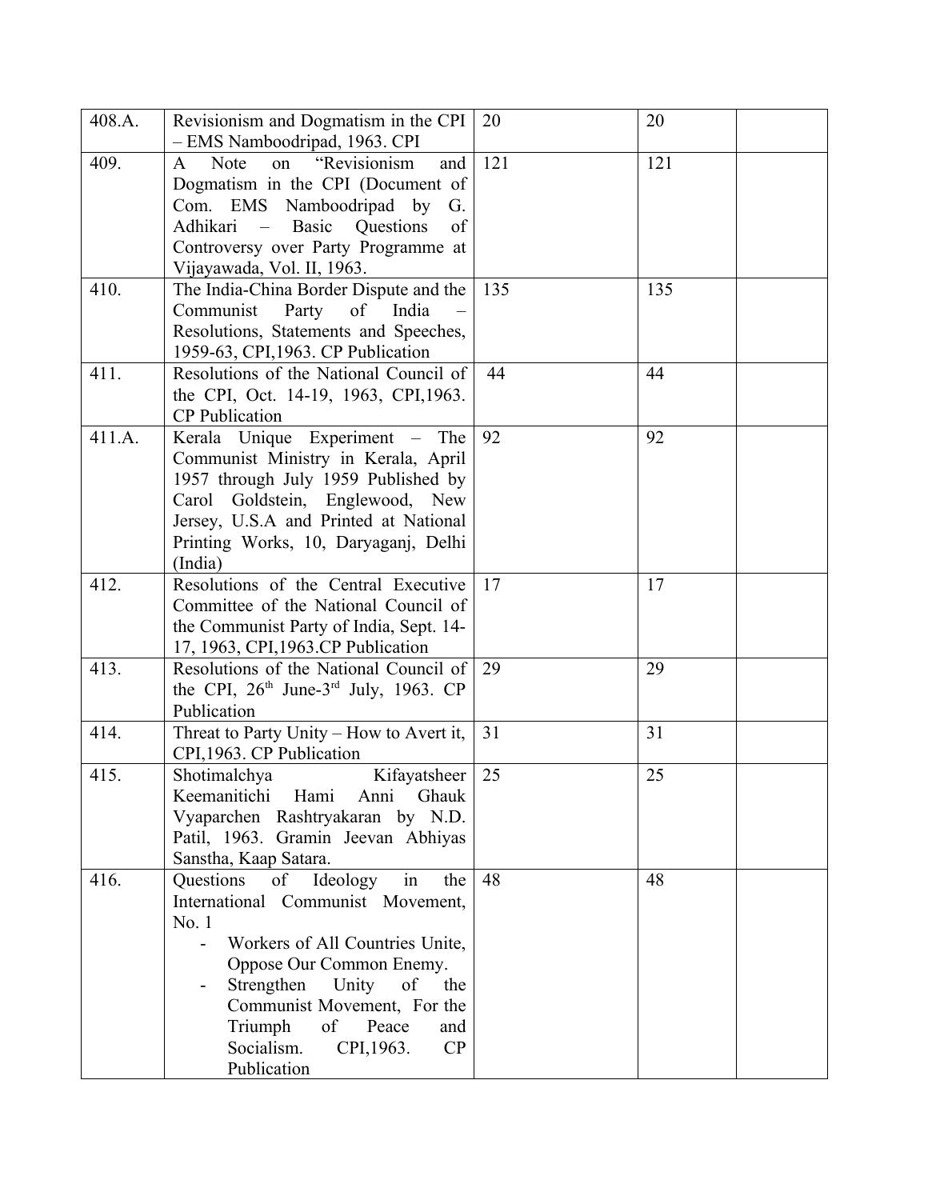| 408.A. | Revisionism and Dogmatism in the CPI – EMS Namboodripad, 1963. CPI | 20 | 20 | |
|---|---|---|---|---|
| 409. | A Note on "Revisionism and Dogmatism in the CPI (Document of Com. EMS Namboodripad by G. Adhikari – Basic Questions of Controversy over Party Programme at Vijayawada, Vol. II, 1963. | 121 | 121 | |
| 410. | The India-China Border Dispute and the Communist Party of India – Resolutions, Statements and Speeches, 1959-63, CPI,1963. CP Publication | 135 | 135 | |
| 411. | Resolutions of the National Council of the CPI, Oct. 14-19, 1963, CPI,1963. CP Publication | 44 | 44 | |
| 411.A. | Kerala Unique Experiment – The Communist Ministry in Kerala, April 1957 through July 1959 Published by Carol Goldstein, Englewood, New Jersey, U.S.A and Printed at National Printing Works, 10, Daryaganj, Delhi (India) | 92 | 92 | |
| 412. | Resolutions of the Central Executive Committee of the National Council of the Communist Party of India, Sept. 14-17, 1963, CPI,1963.CP Publication | 17 | 17 | |
| 413. | Resolutions of the National Council of the CPI, 26th June-3rd July, 1963. CP Publication | 29 | 29 | |
| 414. | Threat to Party Unity – How to Avert it, CPI,1963. CP Publication | 31 | 31 | |
| 415. | Shotimalchya Kifayatsheer Keemanitichi Hami Anni Ghauk Vyaparchen Rashtryakaran by N.D. Patil, 1963. Gramin Jeevan Abhiyas Sanstha, Kaap Satara. | 25 | 25 | |
| 416. | Questions of Ideology in the International Communist Movement, No. 1<br>- Workers of All Countries Unite, Oppose Our Common Enemy.<br>- Strengthen Unity of the Communist Movement, For the Triumph of Peace and Socialism. CPI,1963. CP Publication | 48 | 48 | |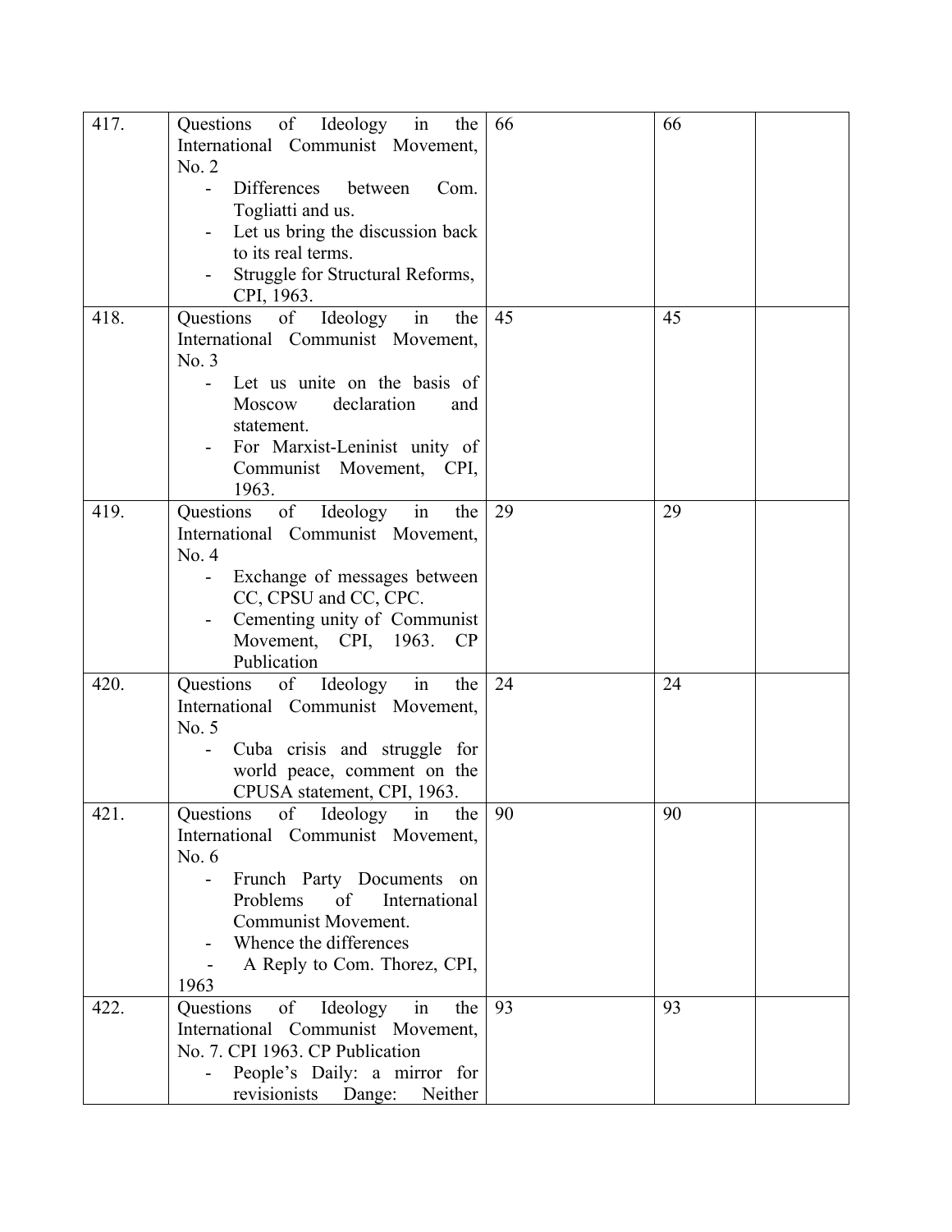| 417. | Questions of Ideology in the International Communist Movement, No. 2<br>- Differences between Com. Togliatti and us.<br>- Let us bring the discussion back to its real terms.<br>- Struggle for Structural Reforms, CPI, 1963. | 66 | 66 | |
|---|---|---|---|---|
| 418. | Questions of Ideology in the International Communist Movement, No. 3<br>- Let us unite on the basis of Moscow declaration and statement.<br>- For Marxist-Leninist unity of Communist Movement, CPI, 1963. | 45 | 45 | |
| 419. | Questions of Ideology in the International Communist Movement, No. 4<br>- Exchange of messages between CC, CPSU and CC, CPC.<br>- Cementing unity of Communist Movement, CPI, 1963. CP Publication | 29 | 29 | |
| 420. | Questions of Ideology in the International Communist Movement, No. 5<br>- Cuba crisis and struggle for world peace, comment on the CPUSA statement, CPI, 1963. | 24 | 24 | |
| 421. | Questions of Ideology in the International Communist Movement, No. 6<br>- Frunch Party Documents on Problems of International Communist Movement.<br>- Whence the differences<br>- A Reply to Com. Thorez, CPI, 1963 | 90 | 90 | |
| 422. | Questions of Ideology in the International Communist Movement, No. 7. CPI 1963. CP Publication<br>- People's Daily: a mirror for revisionists Dange: Neither | 93 | 93 | |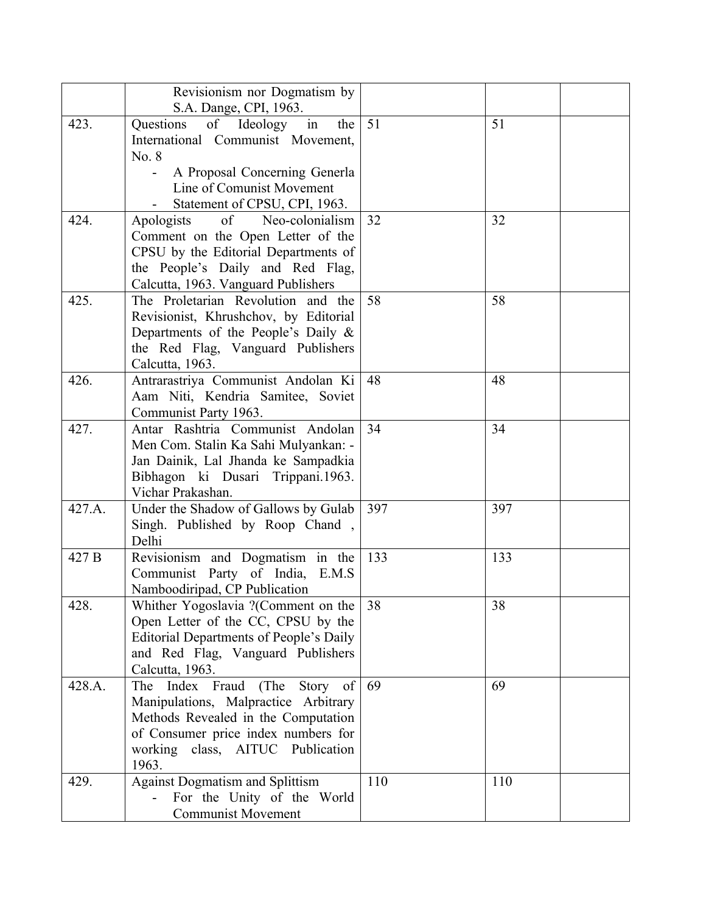| | | | | |
|---|---|---|---|---|
| | Revisionism nor Dogmatism by S.A. Dange, CPI, 1963. | | | |
| 423. | Questions of Ideology in the International Communist Movement, No. 8<br>- A Proposal Concerning Generla Line of Comunist Movement<br>- Statement of CPSU, CPI, 1963. | 51 | 51 | |
| 424. | Apologists of Neo-colonialism Comment on the Open Letter of the CPSU by the Editorial Departments of the People's Daily and Red Flag, Calcutta, 1963. Vanguard Publishers | 32 | 32 | |
| 425. | The Proletarian Revolution and the Revisionist, Khrushchov, by Editorial Departments of the People's Daily & the Red Flag, Vanguard Publishers Calcutta, 1963. | 58 | 58 | |
| 426. | Antrarastriya Communist Andolan Ki Aam Niti, Kendria Samitee, Soviet Communist Party 1963. | 48 | 48 | |
| 427. | Antar Rashtria Communist Andolan Men Com. Stalin Ka Sahi Mulyankan: - Jan Dainik, Lal Jhanda ke Sampadkia Bibhagon ki Dusari Trippani.1963. Vichar Prakashan. | 34 | 34 | |
| 427.A. | Under the Shadow of Gallows by Gulab Singh. Published by Roop Chand , Delhi | 397 | 397 | |
| 427 B | Revisionism and Dogmatism in the Communist Party of India, E.M.S Namboodiripad, CP Publication | 133 | 133 | |
| 428. | Whither Yogoslavia ?(Comment on the Open Letter of the CC, CPSU by the Editorial Departments of People's Daily and Red Flag, Vanguard Publishers Calcutta, 1963. | 38 | 38 | |
| 428.A. | The Index Fraud (The Story of Manipulations, Malpractice Arbitrary Methods Revealed in the Computation of Consumer price index numbers for working class, AITUC Publication 1963. | 69 | 69 | |
| 429. | Against Dogmatism and Splittism<br>- For the Unity of the World Communist Movement | 110 | 110 | |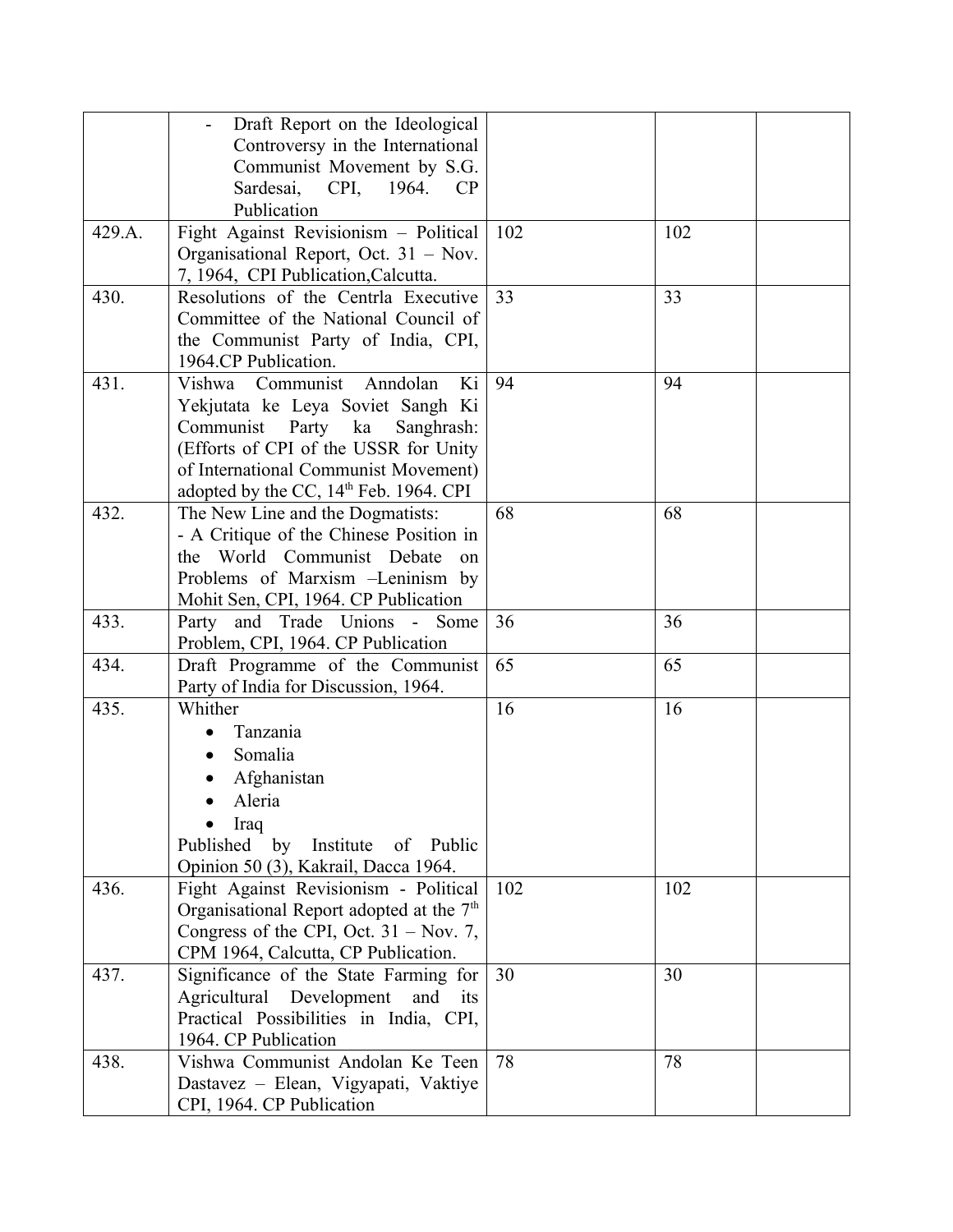| | - Draft Report on the Ideological Controversy in the International Communist Movement by S.G. Sardesai, CPI, 1964. CP Publication | | | |
|---|---|---|---|---|
| 429.A. | Fight Against Revisionism – Political Organisational Report, Oct. 31 – Nov. 7, 1964, CPI Publication,Calcutta. | 102 | 102 | |
| 430. | Resolutions of the Centrla Executive Committee of the National Council of the Communist Party of India, CPI, 1964.CP Publication. | 33 | 33 | |
| 431. | Vishwa Communist Anndolan Ki Yekjutata ke Leya Soviet Sangh Ki Communist Party ka Sanghrash: (Efforts of CPI of the USSR for Unity of International Communist Movement) adopted by the CC, 14th Feb. 1964. CPI | 94 | 94 | |
| 432. | The New Line and the Dogmatists: - A Critique of the Chinese Position in the World Communist Debate on Problems of Marxism –Leninism by Mohit Sen, CPI, 1964. CP Publication | 68 | 68 | |
| 433. | Party and Trade Unions - Some Problem, CPI, 1964. CP Publication | 36 | 36 | |
| 434. | Draft Programme of the Communist Party of India for Discussion, 1964. | 65 | 65 | |
| 435. | Whither <br>• Tanzania <br>• Somalia <br>• Afghanistan <br>• Aleria <br>• Iraq <br>Published by Institute of Public Opinion 50 (3), Kakrail, Dacca 1964. | 16 | 16 | |
| 436. | Fight Against Revisionism - Political Organisational Report adopted at the 7th Congress of the CPI, Oct. 31 – Nov. 7, CPM 1964, Calcutta, CP Publication. | 102 | 102 | |
| 437. | Significance of the State Farming for Agricultural Development and its Practical Possibilities in India, CPI, 1964. CP Publication | 30 | 30 | |
| 438. | Vishwa Communist Andolan Ke Teen Dastavez – Elean, Vigyapati, Vaktiye CPI, 1964. CP Publication | 78 | 78 | |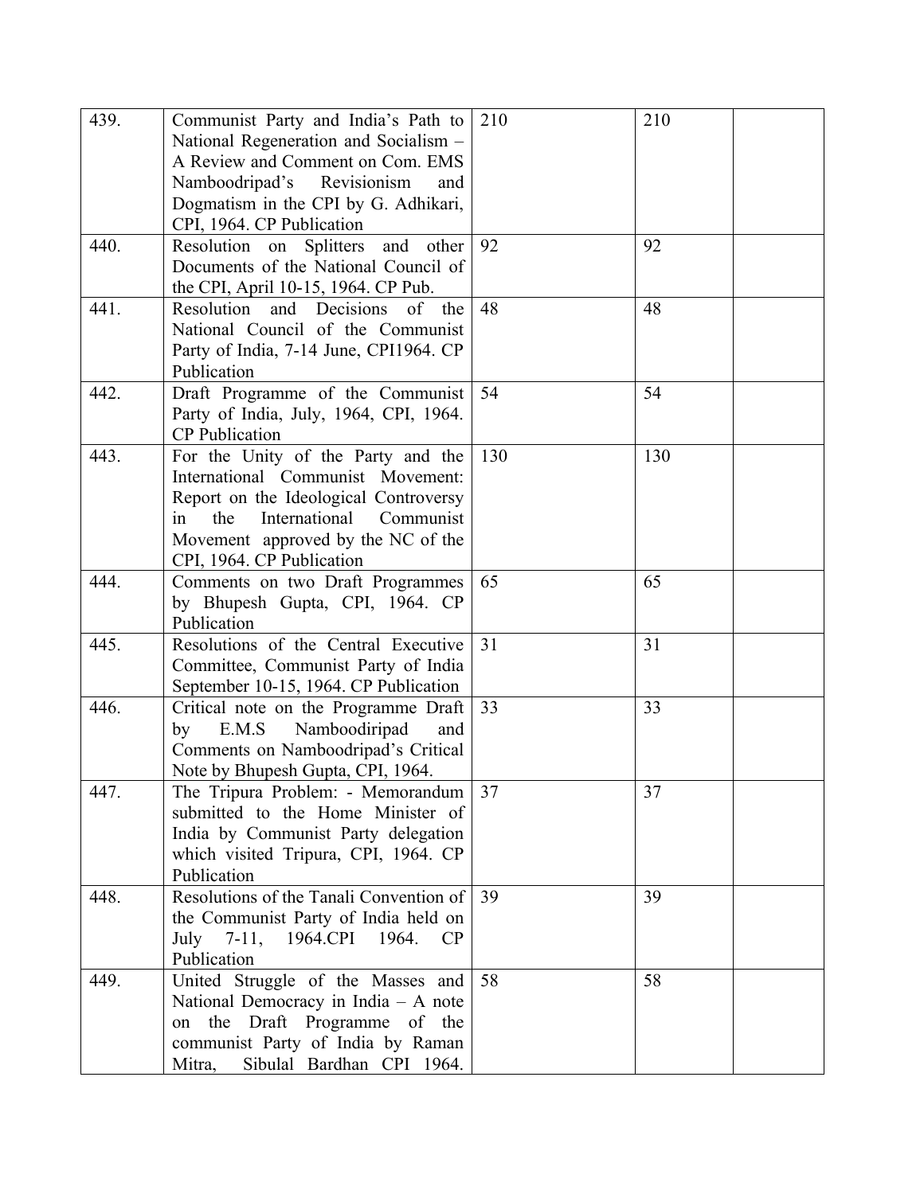| | | | | |
|---|---|---|---|---|
| 439. | Communist Party and India's Path to National Regeneration and Socialism – A Review and Comment on Com. EMS Namboodripad's Revisionism and Dogmatism in the CPI by G. Adhikari, CPI, 1964. CP Publication | 210 | 210 | |
| 440. | Resolution on Splitters and other Documents of the National Council of the CPI, April 10-15, 1964. CP Pub. | 92 | 92 | |
| 441. | Resolution and Decisions of the National Council of the Communist Party of India, 7-14 June, CPI1964. CP Publication | 48 | 48 | |
| 442. | Draft Programme of the Communist Party of India, July, 1964, CPI, 1964. CP Publication | 54 | 54 | |
| 443. | For the Unity of the Party and the International Communist Movement: Report on the Ideological Controversy in the International Communist Movement approved by the NC of the CPI, 1964. CP Publication | 130 | 130 | |
| 444. | Comments on two Draft Programmes by Bhupesh Gupta, CPI, 1964. CP Publication | 65 | 65 | |
| 445. | Resolutions of the Central Executive Committee, Communist Party of India September 10-15, 1964. CP Publication | 31 | 31 | |
| 446. | Critical note on the Programme Draft by E.M.S Namboodiripad and Comments on Namboodripad's Critical Note by Bhupesh Gupta, CPI, 1964. | 33 | 33 | |
| 447. | The Tripura Problem: - Memorandum submitted to the Home Minister of India by Communist Party delegation which visited Tripura, CPI, 1964. CP Publication | 37 | 37 | |
| 448. | Resolutions of the Tanali Convention of the Communist Party of India held on July 7-11, 1964.CPI 1964. CP Publication | 39 | 39 | |
| 449. | United Struggle of the Masses and National Democracy in India – A note on the Draft Programme of the communist Party of India by Raman Mitra, Sibulal Bardhan CPI 1964. | 58 | 58 | |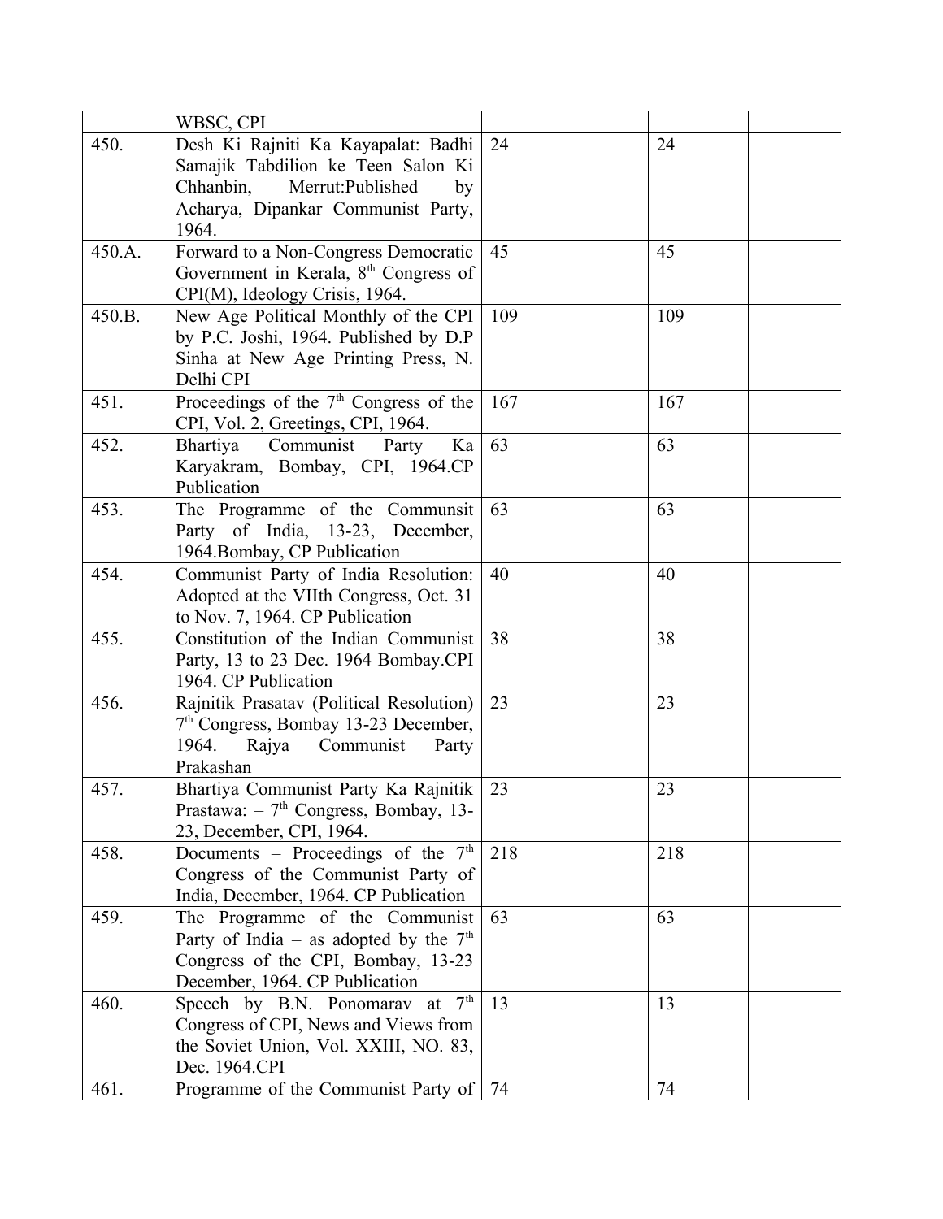| | | | | |
|---|---|---|---|---|
| | WBSC, CPI | | | |
| 450. | Desh Ki Rajniti Ka Kayapalat: Badhi Samajik Tabdilion ke Teen Salon Ki Chhanbin, Merrut:Published by Acharya, Dipankar Communist Party, 1964. | 24 | 24 | |
| 450.A. | Forward to a Non-Congress Democratic Government in Kerala, 8th Congress of CPI(M), Ideology Crisis, 1964. | 45 | 45 | |
| 450.B. | New Age Political Monthly of the CPI by P.C. Joshi, 1964. Published by D.P Sinha at New Age Printing Press, N. Delhi CPI | 109 | 109 | |
| 451. | Proceedings of the 7th Congress of the CPI, Vol. 2, Greetings, CPI, 1964. | 167 | 167 | |
| 452. | Bhartiya Communist Party Ka Karyakram, Bombay, CPI, 1964.CP Publication | 63 | 63 | |
| 453. | The Programme of the Communsit Party of India, 13-23, December, 1964.Bombay, CP Publication | 63 | 63 | |
| 454. | Communist Party of India Resolution: Adopted at the VIIth Congress, Oct. 31 to Nov. 7, 1964. CP Publication | 40 | 40 | |
| 455. | Constitution of the Indian Communist Party, 13 to 23 Dec. 1964 Bombay.CPI 1964. CP Publication | 38 | 38 | |
| 456. | Rajnitik Prasatav (Political Resolution) 7th Congress, Bombay 13-23 December, 1964. Rajya Communist Party Prakashan | 23 | 23 | |
| 457. | Bhartiya Communist Party Ka Rajnitik Prastawa: – 7th Congress, Bombay, 13-23, December, CPI, 1964. | 23 | 23 | |
| 458. | Documents – Proceedings of the 7th Congress of the Communist Party of India, December, 1964. CP Publication | 218 | 218 | |
| 459. | The Programme of the Communist Party of India – as adopted by the 7th Congress of the CPI, Bombay, 13-23 December, 1964. CP Publication | 63 | 63 | |
| 460. | Speech by B.N. Ponomarav at 7th Congress of CPI, News and Views from the Soviet Union, Vol. XXIII, NO. 83, Dec. 1964.CPI | 13 | 13 | |
| 461. | Programme of the Communist Party of | 74 | 74 | |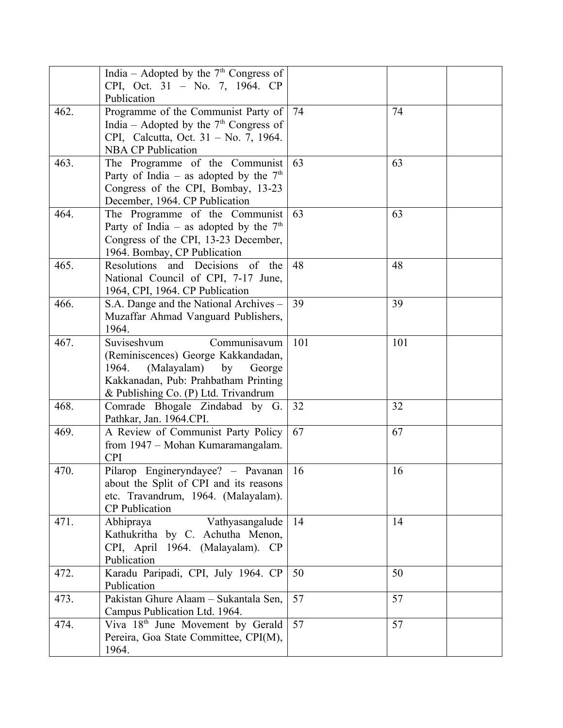| | | | | |
|---|---|---|---|---|
| | India – Adopted by the 7th Congress of CPI, Oct. 31 – No. 7, 1964. CP Publication | | | |
| 462. | Programme of the Communist Party of India – Adopted by the 7th Congress of CPI, Calcutta, Oct. 31 – No. 7, 1964. NBA CP Publication | 74 | 74 | |
| 463. | The Programme of the Communist Party of India – as adopted by the 7th Congress of the CPI, Bombay, 13-23 December, 1964. CP Publication | 63 | 63 | |
| 464. | The Programme of the Communist Party of India – as adopted by the 7th Congress of the CPI, 13-23 December, 1964. Bombay, CP Publication | 63 | 63 | |
| 465. | Resolutions and Decisions of the National Council of CPI, 7-17 June, 1964, CPI, 1964. CP Publication | 48 | 48 | |
| 466. | S.A. Dange and the National Archives – Muzaffar Ahmad Vanguard Publishers, 1964. | 39 | 39 | |
| 467. | Suviseshvum Communisavum (Reminiscences) George Kakkandadan, 1964. (Malayalam) by George Kakkanadan, Pub: Prahbatham Printing & Publishing Co. (P) Ltd. Trivandrum | 101 | 101 | |
| 468. | Comrade Bhogale Zindabad by G. Pathkar, Jan. 1964.CPI. | 32 | 32 | |
| 469. | A Review of Communist Party Policy from 1947 – Mohan Kumaramangalam. CPI | 67 | 67 | |
| 470. | Pilarop Engineryndayee? – Pavanan about the Split of CPI and its reasons etc. Travandrum, 1964. (Malayalam). CP Publication | 16 | 16 | |
| 471. | Abhipraya Vathyasangalude Kathukritha by C. Achutha Menon, CPI, April 1964. (Malayalam). CP Publication | 14 | 14 | |
| 472. | Karadu Paripadi, CPI, July 1964. CP Publication | 50 | 50 | |
| 473. | Pakistan Ghure Alaam – Sukantala Sen, Campus Publication Ltd. 1964. | 57 | 57 | |
| 474. | Viva 18th June Movement by Gerald Pereira, Goa State Committee, CPI(M), 1964. | 57 | 57 | |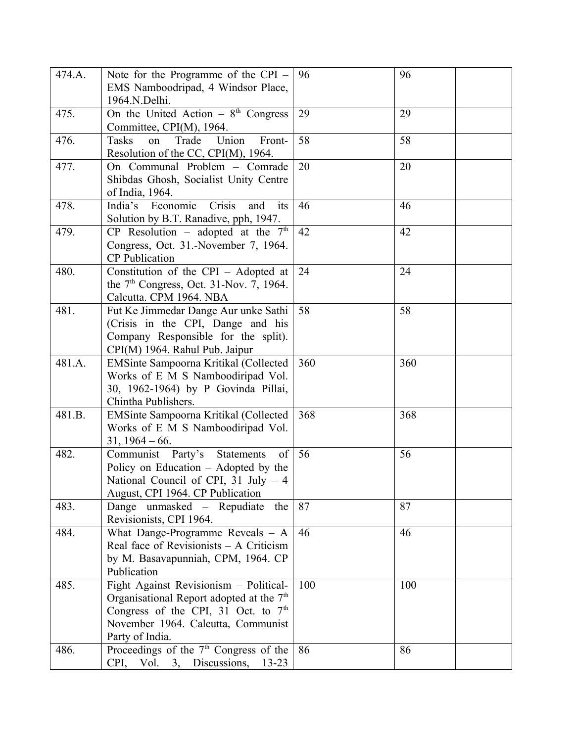| | | | | |
|---|---|---|---|---|
| 474.A. | Note for the Programme of the CPI – EMS Namboodripad, 4 Windsor Place, 1964.N.Delhi. | 96 | 96 | |
| 475. | On the United Action – 8th Congress Committee, CPI(M), 1964. | 29 | 29 | |
| 476. | Tasks on Trade Union Front- Resolution of the CC, CPI(M), 1964. | 58 | 58 | |
| 477. | On Communal Problem – Comrade Shibdas Ghosh, Socialist Unity Centre of India, 1964. | 20 | 20 | |
| 478. | India's Economic Crisis and its Solution by B.T. Ranadive, pph, 1947. | 46 | 46 | |
| 479. | CP Resolution – adopted at the 7th Congress, Oct. 31.-November 7, 1964. CP Publication | 42 | 42 | |
| 480. | Constitution of the CPI – Adopted at the 7th Congress, Oct. 31-Nov. 7, 1964. Calcutta. CPM 1964. NBA | 24 | 24 | |
| 481. | Fut Ke Jimmedar Dange Aur unke Sathi (Crisis in the CPI, Dange and his Company Responsible for the split). CPI(M) 1964. Rahul Pub. Jaipur | 58 | 58 | |
| 481.A. | EMSinte Sampoorna Kritikal (Collected Works of E M S Namboodiripad Vol. 30, 1962-1964) by P Govinda Pillai, Chintha Publishers. | 360 | 360 | |
| 481.B. | EMSinte Sampoorna Kritikal (Collected Works of E M S Namboodiripad Vol. 31, 1964 – 66. | 368 | 368 | |
| 482. | Communist Party's Statements of Policy on Education – Adopted by the National Council of CPI, 31 July – 4 August, CPI 1964. CP Publication | 56 | 56 | |
| 483. | Dange unmasked – Repudiate the Revisionists, CPI 1964. | 87 | 87 | |
| 484. | What Dange-Programme Reveals – A Real face of Revisionists – A Criticism by M. Basavapunniah, CPM, 1964. CP Publication | 46 | 46 | |
| 485. | Fight Against Revisionism – Political-Organisational Report adopted at the 7th Congress of the CPI, 31 Oct. to 7th November 1964. Calcutta, Communist Party of India. | 100 | 100 | |
| 486. | Proceedings of the 7th Congress of the CPI, Vol. 3, Discussions, 13-23 | 86 | 86 | |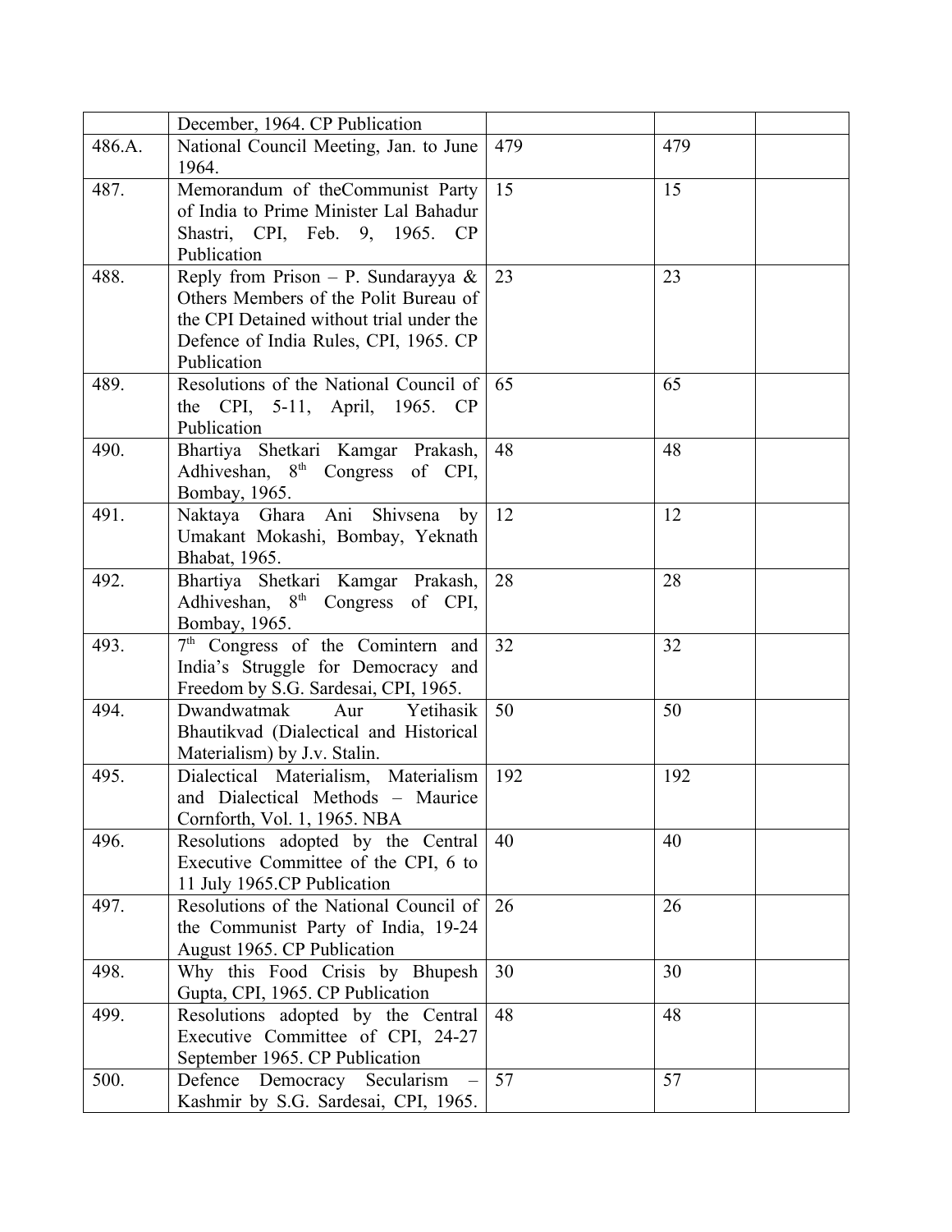| | | | | |
|---|---|---|---|---|
| | December, 1964. CP Publication | | | |
| 486.A. | National Council Meeting, Jan. to June 1964. | 479 | 479 | |
| 487. | Memorandum of theCommunist Party of India to Prime Minister Lal Bahadur Shastri, CPI, Feb. 9, 1965. CP Publication | 15 | 15 | |
| 488. | Reply from Prison – P. Sundarayya & Others Members of the Polit Bureau of the CPI Detained without trial under the Defence of India Rules, CPI, 1965. CP Publication | 23 | 23 | |
| 489. | Resolutions of the National Council of the CPI, 5-11, April, 1965. CP Publication | 65 | 65 | |
| 490. | Bhartiya Shetkari Kamgar Prakash, Adhiveshan, 8th Congress of CPI, Bombay, 1965. | 48 | 48 | |
| 491. | Naktaya Ghara Ani Shivsena by Umakant Mokashi, Bombay, Yeknath Bhabat, 1965. | 12 | 12 | |
| 492. | Bhartiya Shetkari Kamgar Prakash, Adhiveshan, 8th Congress of CPI, Bombay, 1965. | 28 | 28 | |
| 493. | 7th Congress of the Comintern and India's Struggle for Democracy and Freedom by S.G. Sardesai, CPI, 1965. | 32 | 32 | |
| 494. | Dwandwatmak Aur Yetihasik Bhautikvad (Dialectical and Historical Materialism) by J.v. Stalin. | 50 | 50 | |
| 495. | Dialectical Materialism, Materialism and Dialectical Methods – Maurice Cornforth, Vol. 1, 1965. NBA | 192 | 192 | |
| 496. | Resolutions adopted by the Central Executive Committee of the CPI, 6 to 11 July 1965.CP Publication | 40 | 40 | |
| 497. | Resolutions of the National Council of the Communist Party of India, 19-24 August 1965. CP Publication | 26 | 26 | |
| 498. | Why this Food Crisis by Bhupesh Gupta, CPI, 1965. CP Publication | 30 | 30 | |
| 499. | Resolutions adopted by the Central Executive Committee of CPI, 24-27 September 1965. CP Publication | 48 | 48 | |
| 500. | Defence Democracy Secularism – Kashmir by S.G. Sardesai, CPI, 1965. | 57 | 57 | |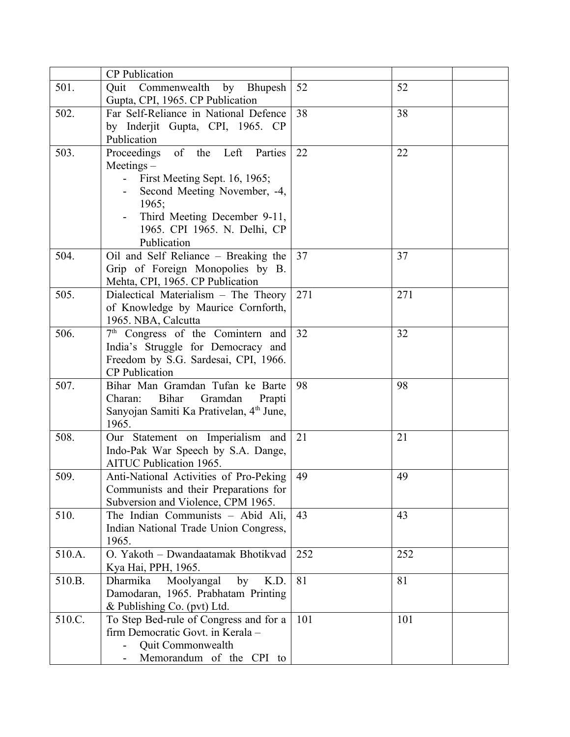|  |  |  |  |  |
|---|---|---|---|---|
|  | CP Publication |  |  |  |
| 501. | Quit Commenwealth by Bhupesh Gupta, CPI, 1965. CP Publication | 52 | 52 |  |
| 502. | Far Self-Reliance in National Defence by Inderjit Gupta, CPI, 1965. CP Publication | 38 | 38 |  |
| 503. | Proceedings of the Left Parties Meetings – <br>- First Meeting Sept. 16, 1965; <br>- Second Meeting November, -4, 1965; <br>- Third Meeting December 9-11, 1965. CPI 1965. N. Delhi, CP Publication | 22 | 22 |  |
| 504. | Oil and Self Reliance – Breaking the Grip of Foreign Monopolies by B. Mehta, CPI, 1965. CP Publication | 37 | 37 |  |
| 505. | Dialectical Materialism – The Theory of Knowledge by Maurice Cornforth, 1965. NBA, Calcutta | 271 | 271 |  |
| 506. | 7th Congress of the Comintern and India's Struggle for Democracy and Freedom by S.G. Sardesai, CPI, 1966. CP Publication | 32 | 32 |  |
| 507. | Bihar Man Gramdan Tufan ke Barte Charan: Bihar Gramdan Prapti Sanyojan Samiti Ka Prativelan, 4th June, 1965. | 98 | 98 |  |
| 508. | Our Statement on Imperialism and Indo-Pak War Speech by S.A. Dange, AITUC Publication 1965. | 21 | 21 |  |
| 509. | Anti-National Activities of Pro-Peking Communists and their Preparations for Subversion and Violence, CPM 1965. | 49 | 49 |  |
| 510. | The Indian Communists – Abid Ali, Indian National Trade Union Congress, 1965. | 43 | 43 |  |
| 510.A. | O. Yakoth – Dwandaatamak Bhotikvad Kya Hai, PPH, 1965. | 252 | 252 |  |
| 510.B. | Dharmika Moolyangal by K.D. Damodaran, 1965. Prabhatam Printing & Publishing Co. (pvt) Ltd. | 81 | 81 |  |
| 510.C. | To Step Bed-rule of Congress and for a firm Democratic Govt. in Kerala – <br>- Quit Commonwealth <br>- Memorandum of the CPI to | 101 | 101 |  |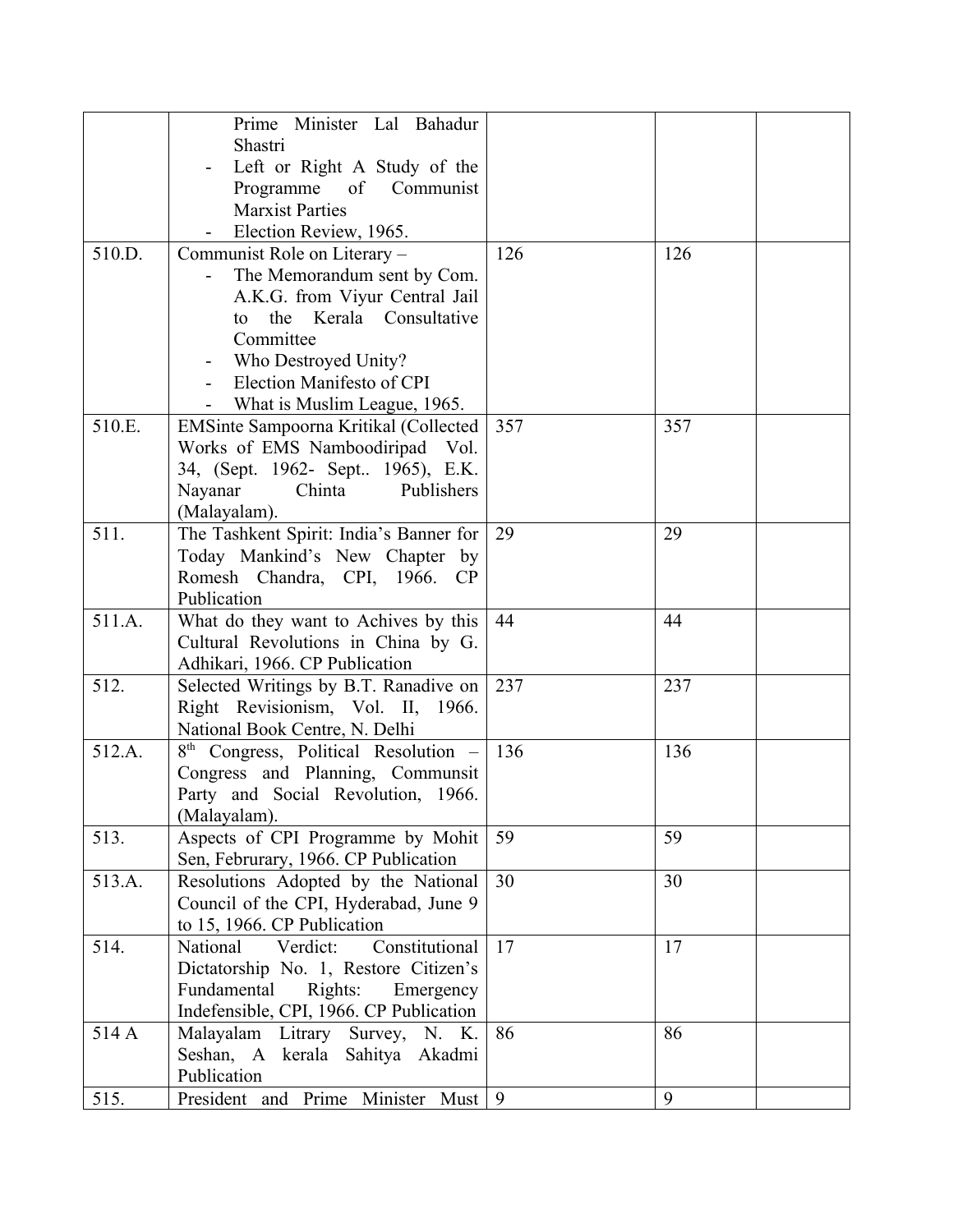| | | | | |
|---|---|---|---|---|
| | Prime Minister Lal Bahadur Shastri<br>- Left or Right A Study of the Programme of Communist Marxist Parties<br>- Election Review, 1965. | | | |
| 510.D. | Communist Role on Literary –<br>- The Memorandum sent by Com. A.K.G. from Viyur Central Jail to the Kerala Consultative Committee<br>- Who Destroyed Unity?<br>- Election Manifesto of CPI<br>- What is Muslim League, 1965. | 126 | 126 | |
| 510.E. | EMSinte Sampoorna Kritikal (Collected Works of EMS Namboodiripad Vol. 34, (Sept. 1962- Sept.. 1965), E.K. Nayanar Chinta Publishers (Malayalam). | 357 | 357 | |
| 511. | The Tashkent Spirit: India's Banner for Today Mankind's New Chapter by Romesh Chandra, CPI, 1966. CP Publication | 29 | 29 | |
| 511.A. | What do they want to Achives by this Cultural Revolutions in China by G. Adhikari, 1966. CP Publication | 44 | 44 | |
| 512. | Selected Writings by B.T. Ranadive on Right Revisionism, Vol. II, 1966. National Book Centre, N. Delhi | 237 | 237 | |
| 512.A. | 8th Congress, Political Resolution – Congress and Planning, Communsit Party and Social Revolution, 1966. (Malayalam). | 136 | 136 | |
| 513. | Aspects of CPI Programme by Mohit Sen, Februrary, 1966. CP Publication | 59 | 59 | |
| 513.A. | Resolutions Adopted by the National Council of the CPI, Hyderabad, June 9 to 15, 1966. CP Publication | 30 | 30 | |
| 514. | National Verdict: Constitutional Dictatorship No. 1, Restore Citizen's Fundamental Rights: Emergency Indefensible, CPI, 1966. CP Publication | 17 | 17 | |
| 514 A | Malayalam Litrary Survey, N. K. Seshan, A kerala Sahitya Akadmi Publication | 86 | 86 | |
| 515. | President and Prime Minister Must | 9 | 9 | |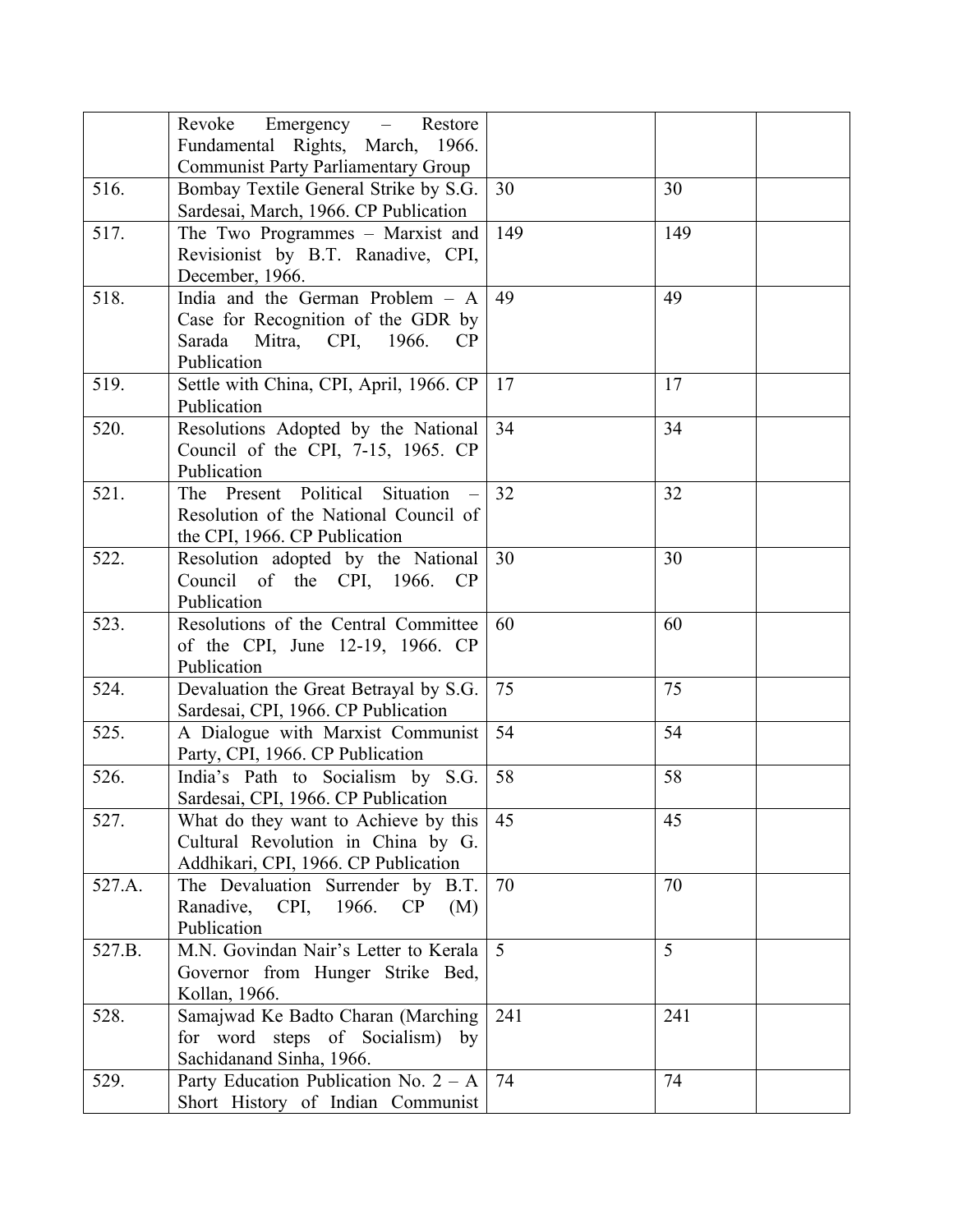| | | | | |
|---|---|---|---|---|
| | Revoke Emergency – Restore Fundamental Rights, March, 1966. Communist Party Parliamentary Group | | | |
| 516. | Bombay Textile General Strike by S.G. Sardesai, March, 1966. CP Publication | 30 | 30 | |
| 517. | The Two Programmes – Marxist and Revisionist by B.T. Ranadive, CPI, December, 1966. | 149 | 149 | |
| 518. | India and the German Problem – A Case for Recognition of the GDR by Sarada Mitra, CPI, 1966. CP Publication | 49 | 49 | |
| 519. | Settle with China, CPI, April, 1966. CP Publication | 17 | 17 | |
| 520. | Resolutions Adopted by the National Council of the CPI, 7-15, 1965. CP Publication | 34 | 34 | |
| 521. | The Present Political Situation – Resolution of the National Council of the CPI, 1966. CP Publication | 32 | 32 | |
| 522. | Resolution adopted by the National Council of the CPI, 1966. CP Publication | 30 | 30 | |
| 523. | Resolutions of the Central Committee of the CPI, June 12-19, 1966. CP Publication | 60 | 60 | |
| 524. | Devaluation the Great Betrayal by S.G. Sardesai, CPI, 1966. CP Publication | 75 | 75 | |
| 525. | A Dialogue with Marxist Communist Party, CPI, 1966. CP Publication | 54 | 54 | |
| 526. | India's Path to Socialism by S.G. Sardesai, CPI, 1966. CP Publication | 58 | 58 | |
| 527. | What do they want to Achieve by this Cultural Revolution in China by G. Addhikari, CPI, 1966. CP Publication | 45 | 45 | |
| 527.A. | The Devaluation Surrender by B.T. Ranadive, CPI, 1966. CP (M) Publication | 70 | 70 | |
| 527.B. | M.N. Govindan Nair's Letter to Kerala Governor from Hunger Strike Bed, Kollan, 1966. | 5 | 5 | |
| 528. | Samajwad Ke Badto Charan (Marching for word steps of Socialism) by Sachidanand Sinha, 1966. | 241 | 241 | |
| 529. | Party Education Publication No. 2 – A Short History of Indian Communist | 74 | 74 | |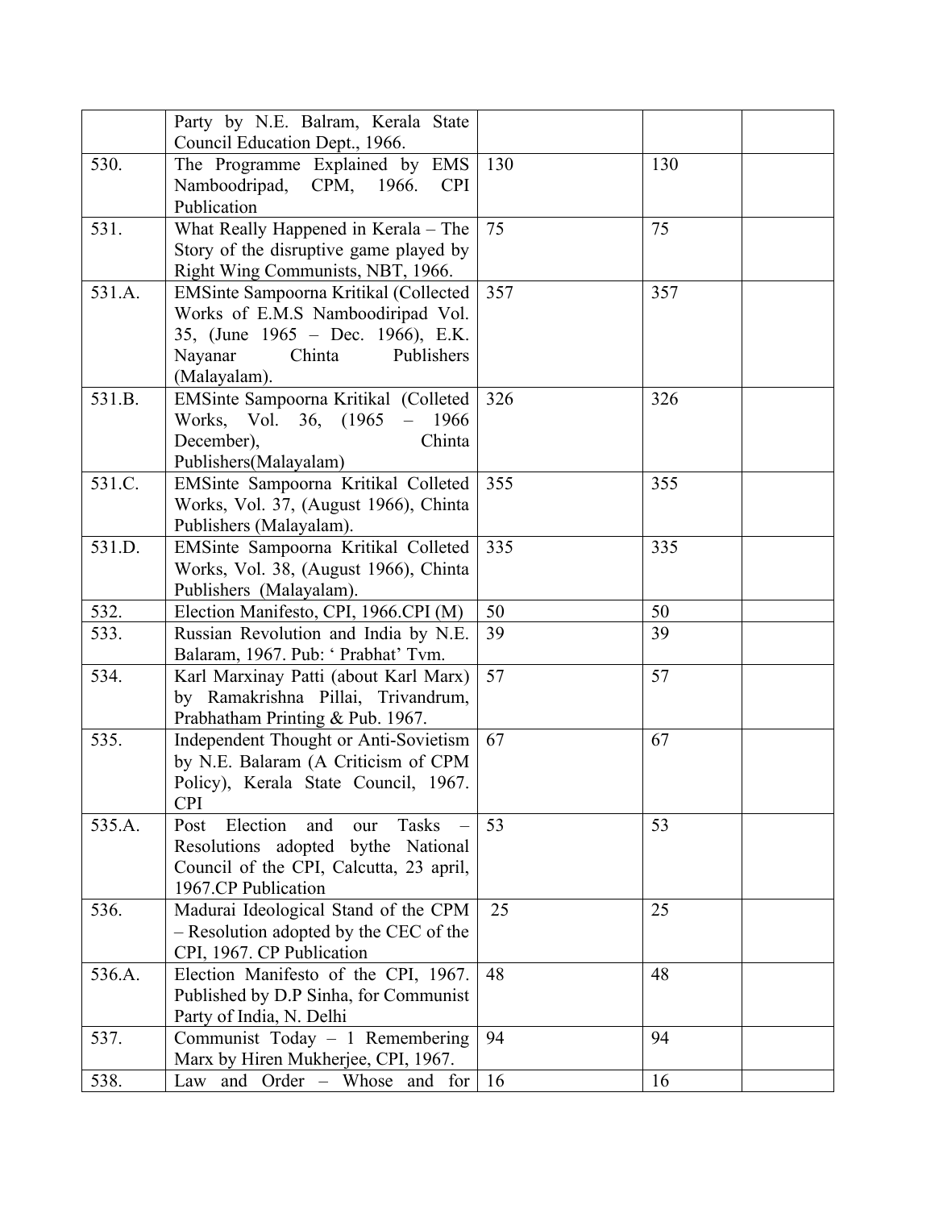| | | | | |
|---|---|---|---|---|
| | Party by N.E. Balram, Kerala State Council Education Dept., 1966. | | | |
| 530. | The Programme Explained by EMS Namboodripad, CPM, 1966. CPI Publication | 130 | 130 | |
| 531. | What Really Happened in Kerala – The Story of the disruptive game played by Right Wing Communists, NBT, 1966. | 75 | 75 | |
| 531.A. | EMSinte Sampoorna Kritikal (Collected Works of E.M.S Namboodiripad Vol. 35, (June 1965 – Dec. 1966), E.K. Nayanar Chinta Publishers (Malayalam). | 357 | 357 | |
| 531.B. | EMSinte Sampoorna Kritikal (Colleted Works, Vol. 36, (1965 – 1966 December), Chinta Publishers(Malayalam) | 326 | 326 | |
| 531.C. | EMSinte Sampoorna Kritikal Colleted Works, Vol. 37, (August 1966), Chinta Publishers (Malayalam). | 355 | 355 | |
| 531.D. | EMSinte Sampoorna Kritikal Colleted Works, Vol. 38, (August 1966), Chinta Publishers (Malayalam). | 335 | 335 | |
| 532. | Election Manifesto, CPI, 1966.CPI (M) | 50 | 50 | |
| 533. | Russian Revolution and India by N.E. Balaram, 1967. Pub: ' Prabhat' Tvm. | 39 | 39 | |
| 534. | Karl Marxinay Patti (about Karl Marx) by Ramakrishna Pillai, Trivandrum, Prabhatham Printing & Pub. 1967. | 57 | 57 | |
| 535. | Independent Thought or Anti-Sovietism by N.E. Balaram (A Criticism of CPM Policy), Kerala State Council, 1967. CPI | 67 | 67 | |
| 535.A. | Post Election and our Tasks – Resolutions adopted bythe National Council of the CPI, Calcutta, 23 april, 1967.CP Publication | 53 | 53 | |
| 536. | Madurai Ideological Stand of the CPM – Resolution adopted by the CEC of the CPI, 1967. CP Publication | 25 | 25 | |
| 536.A. | Election Manifesto of the CPI, 1967. Published by D.P Sinha, for Communist Party of India, N. Delhi | 48 | 48 | |
| 537. | Communist Today – 1 Remembering Marx by Hiren Mukherjee, CPI, 1967. | 94 | 94 | |
| 538. | Law and Order – Whose and for | 16 | 16 | |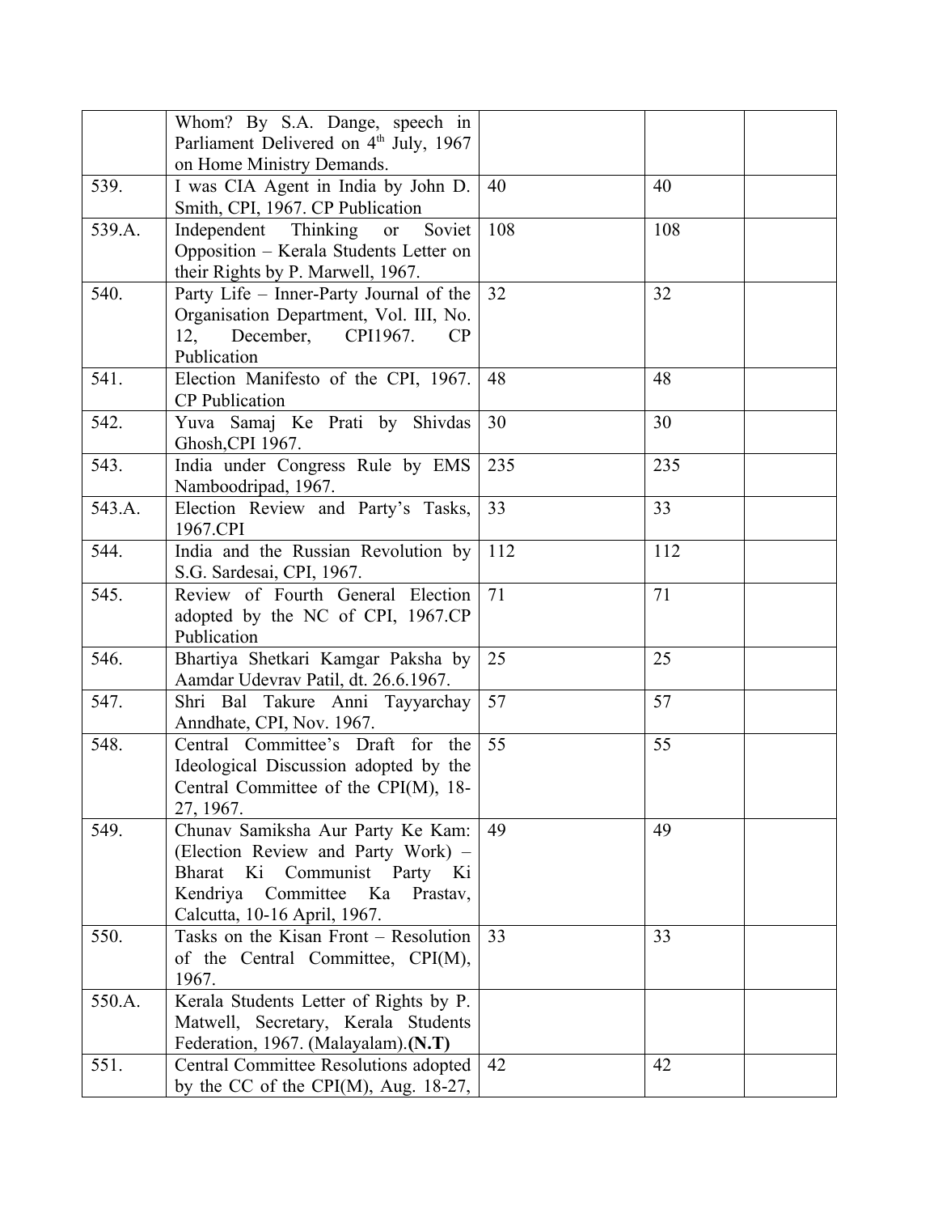| | | | | |
|---|---|---|---|---|
| | Whom? By S.A. Dange, speech in Parliament Delivered on 4th July, 1967 on Home Ministry Demands. | | | |
| 539. | I was CIA Agent in India by John D. Smith, CPI, 1967. CP Publication | 40 | 40 | |
| 539.A. | Independent Thinking or Soviet Opposition – Kerala Students Letter on their Rights by P. Marwell, 1967. | 108 | 108 | |
| 540. | Party Life – Inner-Party Journal of the Organisation Department, Vol. III, No. 12, December, CPI1967. CP Publication | 32 | 32 | |
| 541. | Election Manifesto of the CPI, 1967. CP Publication | 48 | 48 | |
| 542. | Yuva Samaj Ke Prati by Shivdas Ghosh,CPI 1967. | 30 | 30 | |
| 543. | India under Congress Rule by EMS Namboodripad, 1967. | 235 | 235 | |
| 543.A. | Election Review and Party's Tasks, 1967.CPI | 33 | 33 | |
| 544. | India and the Russian Revolution by S.G. Sardesai, CPI, 1967. | 112 | 112 | |
| 545. | Review of Fourth General Election adopted by the NC of CPI, 1967.CP Publication | 71 | 71 | |
| 546. | Bhartiya Shetkari Kamgar Paksha by Aamdar Udevrav Patil, dt. 26.6.1967. | 25 | 25 | |
| 547. | Shri Bal Takure Anni Tayyarchay Anndhate, CPI, Nov. 1967. | 57 | 57 | |
| 548. | Central Committee's Draft for the Ideological Discussion adopted by the Central Committee of the CPI(M), 18-27, 1967. | 55 | 55 | |
| 549. | Chunav Samiksha Aur Party Ke Kam: (Election Review and Party Work) – Bharat Ki Communist Party Ki Kendriya Committee Ka Prastav, Calcutta, 10-16 April, 1967. | 49 | 49 | |
| 550. | Tasks on the Kisan Front – Resolution of the Central Committee, CPI(M), 1967. | 33 | 33 | |
| 550.A. | Kerala Students Letter of Rights by P. Matwell, Secretary, Kerala Students Federation, 1967. (Malayalam).**(N.T)** | | | |
| 551. | Central Committee Resolutions adopted by the CC of the CPI(M), Aug. 18-27, | 42 | 42 | |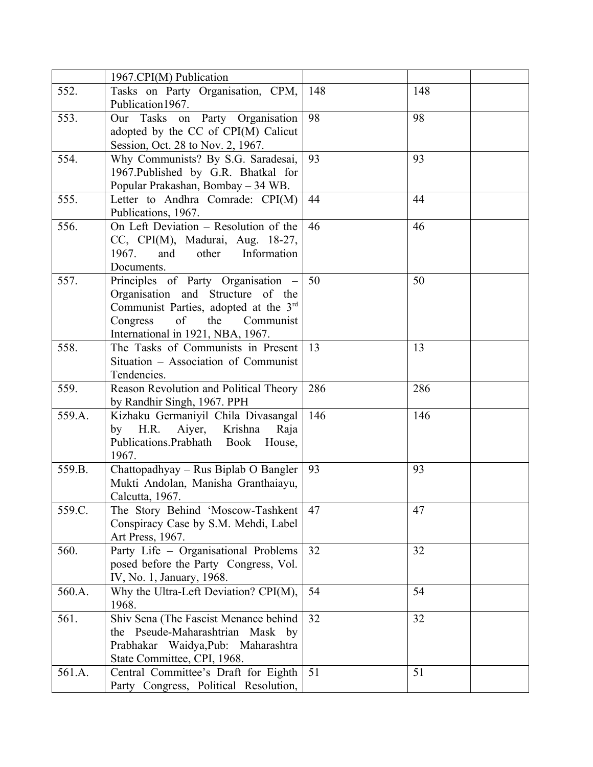| | | | | |
|---|---|---|---|---|
| | 1967.CPI(M) Publication | | | |
| 552. | Tasks on Party Organisation, CPM, Publication1967. | 148 | 148 | |
| 553. | Our Tasks on Party Organisation adopted by the CC of CPI(M) Calicut Session, Oct. 28 to Nov. 2, 1967. | 98 | 98 | |
| 554. | Why Communists? By S.G. Saradesai, 1967.Published by G.R. Bhatkal for Popular Prakashan, Bombay – 34 WB. | 93 | 93 | |
| 555. | Letter to Andhra Comrade: CPI(M) Publications, 1967. | 44 | 44 | |
| 556. | On Left Deviation – Resolution of the CC, CPI(M), Madurai, Aug. 18-27, 1967. and other Information Documents. | 46 | 46 | |
| 557. | Principles of Party Organisation – Organisation and Structure of the Communist Parties, adopted at the 3rd Congress of the Communist International in 1921, NBA, 1967. | 50 | 50 | |
| 558. | The Tasks of Communists in Present Situation – Association of Communist Tendencies. | 13 | 13 | |
| 559. | Reason Revolution and Political Theory by Randhir Singh, 1967. PPH | 286 | 286 | |
| 559.A. | Kizhaku Germaniyil Chila Divasangal by H.R. Aiyer, Krishna Raja Publications.Prabhath Book House, 1967. | 146 | 146 | |
| 559.B. | Chattopadhyay – Rus Biplab O Bangler Mukti Andolan, Manisha Granthaiayu, Calcutta, 1967. | 93 | 93 | |
| 559.C. | The Story Behind 'Moscow-Tashkent Conspiracy Case by S.M. Mehdi, Label Art Press, 1967. | 47 | 47 | |
| 560. | Party Life – Organisational Problems posed before the Party Congress, Vol. IV, No. 1, January, 1968. | 32 | 32 | |
| 560.A. | Why the Ultra-Left Deviation? CPI(M), 1968. | 54 | 54 | |
| 561. | Shiv Sena (The Fascist Menance behind the Pseude-Maharashtrian Mask by Prabhakar Waidya,Pub: Maharashtra State Committee, CPI, 1968. | 32 | 32 | |
| 561.A. | Central Committee's Draft for Eighth Party Congress, Political Resolution, | 51 | 51 | |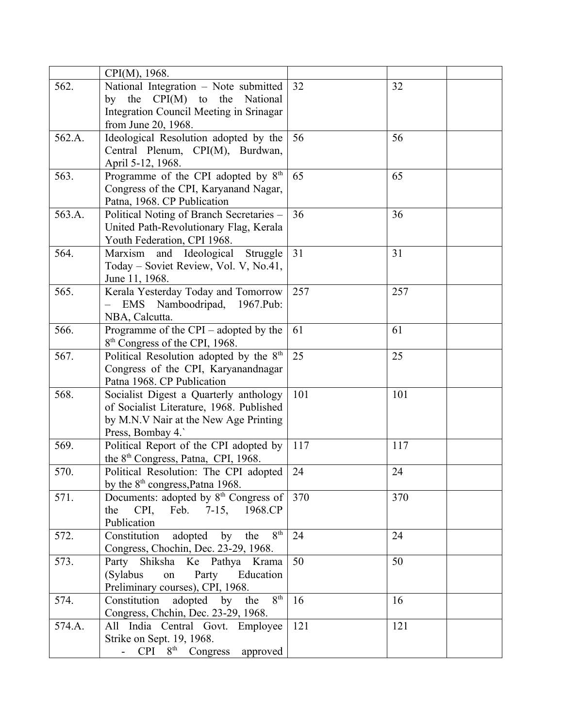| | | | | |
|---|---|---|---|---|
| | CPI(M), 1968. | | | |
| 562. | National Integration – Note submitted by the CPI(M) to the National Integration Council Meeting in Srinagar from June 20, 1968. | 32 | 32 | |
| 562.A. | Ideological Resolution adopted by the Central Plenum, CPI(M), Burdwan, April 5-12, 1968. | 56 | 56 | |
| 563. | Programme of the CPI adopted by 8th Congress of the CPI, Karyanand Nagar, Patna, 1968. CP Publication | 65 | 65 | |
| 563.A. | Political Noting of Branch Secretaries – United Path-Revolutionary Flag, Kerala Youth Federation, CPI 1968. | 36 | 36 | |
| 564. | Marxism and Ideological Struggle Today – Soviet Review, Vol. V, No.41, June 11, 1968. | 31 | 31 | |
| 565. | Kerala Yesterday Today and Tomorrow – EMS Namboodripad, 1967.Pub: NBA, Calcutta. | 257 | 257 | |
| 566. | Programme of the CPI – adopted by the 8th Congress of the CPI, 1968. | 61 | 61 | |
| 567. | Political Resolution adopted by the 8th Congress of the CPI, Karyanandnagar Patna 1968. CP Publication | 25 | 25 | |
| 568. | Socialist Digest a Quarterly anthology of Socialist Literature, 1968. Published by M.N.V Nair at the New Age Printing Press, Bombay 4.` | 101 | 101 | |
| 569. | Political Report of the CPI adopted by the 8th Congress, Patna, CPI, 1968. | 117 | 117 | |
| 570. | Political Resolution: The CPI adopted by the 8th congress,Patna 1968. | 24 | 24 | |
| 571. | Documents: adopted by 8th Congress of the CPI, Feb. 7-15, 1968.CP Publication | 370 | 370 | |
| 572. | Constitution adopted by the 8th Congress, Chochin, Dec. 23-29, 1968. | 24 | 24 | |
| 573. | Party Shiksha Ke Pathya Krama (Sylabus on Party Education Preliminary courses), CPI, 1968. | 50 | 50 | |
| 574. | Constitution adopted by the 8th Congress, Chchin, Dec. 23-29, 1968. | 16 | 16 | |
| 574.A. | All India Central Govt. Employee Strike on Sept. 19, 1968.<br>- CPI 8th Congress approved | 121 | 121 | |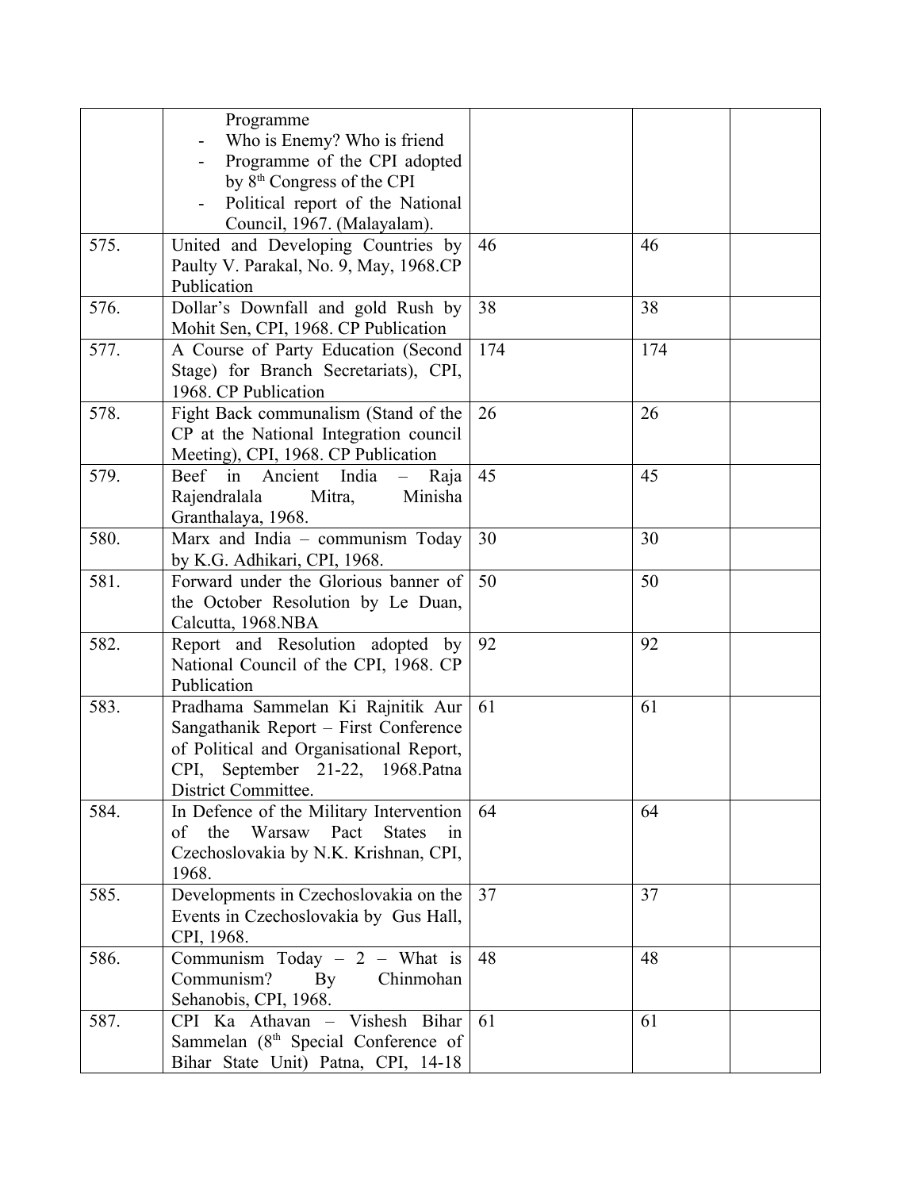| | | | | |
|---|---|---|---|---|
| | Programme<br>- Who is Enemy? Who is friend<br>- Programme of the CPI adopted by 8th Congress of the CPI<br>- Political report of the National Council, 1967. (Malayalam). | | | |
| 575. | United and Developing Countries by Paulty V. Parakal, No. 9, May, 1968.CP Publication | 46 | 46 | |
| 576. | Dollar's Downfall and gold Rush by Mohit Sen, CPI, 1968. CP Publication | 38 | 38 | |
| 577. | A Course of Party Education (Second Stage) for Branch Secretariats), CPI, 1968. CP Publication | 174 | 174 | |
| 578. | Fight Back communalism (Stand of the CP at the National Integration council Meeting), CPI, 1968. CP Publication | 26 | 26 | |
| 579. | Beef in Ancient India – Raja Rajendralala Mitra, Minisha Granthalaya, 1968. | 45 | 45 | |
| 580. | Marx and India – communism Today by K.G. Adhikari, CPI, 1968. | 30 | 30 | |
| 581. | Forward under the Glorious banner of the October Resolution by Le Duan, Calcutta, 1968.NBA | 50 | 50 | |
| 582. | Report and Resolution adopted by National Council of the CPI, 1968. CP Publication | 92 | 92 | |
| 583. | Pradhama Sammelan Ki Rajnitik Aur Sangathanik Report – First Conference of Political and Organisational Report, CPI, September 21-22, 1968.Patna District Committee. | 61 | 61 | |
| 584. | In Defence of the Military Intervention of the Warsaw Pact States in Czechoslovakia by N.K. Krishnan, CPI, 1968. | 64 | 64 | |
| 585. | Developments in Czechoslovakia on the Events in Czechoslovakia by Gus Hall, CPI, 1968. | 37 | 37 | |
| 586. | Communism Today – 2 – What is Communism? By Chinmohan Sehanobis, CPI, 1968. | 48 | 48 | |
| 587. | CPI Ka Athavan – Vishesh Bihar Sammelan (8th Special Conference of Bihar State Unit) Patna, CPI, 14-18 | 61 | 61 | |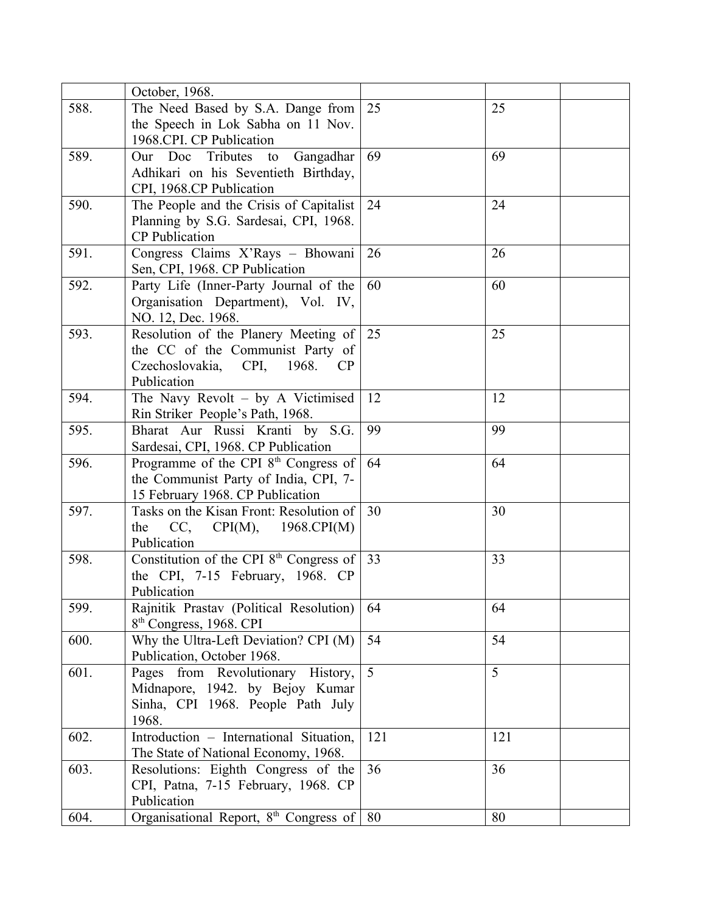| | | | | |
|---|---|---|---|---|
| | October, 1968. | | | |
| 588. | The Need Based by S.A. Dange from the Speech in Lok Sabha on 11 Nov. 1968.CPI. CP Publication | 25 | 25 | |
| 589. | Our Doc Tributes to Gangadhar Adhikari on his Seventieth Birthday, CPI, 1968.CP Publication | 69 | 69 | |
| 590. | The People and the Crisis of Capitalist Planning by S.G. Sardesai, CPI, 1968. CP Publication | 24 | 24 | |
| 591. | Congress Claims X'Rays – Bhowani Sen, CPI, 1968. CP Publication | 26 | 26 | |
| 592. | Party Life (Inner-Party Journal of the Organisation Department), Vol. IV, NO. 12, Dec. 1968. | 60 | 60 | |
| 593. | Resolution of the Planery Meeting of the CC of the Communist Party of Czechoslovakia, CPI, 1968. CP Publication | 25 | 25 | |
| 594. | The Navy Revolt – by A Victimised Rin Striker People's Path, 1968. | 12 | 12 | |
| 595. | Bharat Aur Russi Kranti by S.G. Sardesai, CPI, 1968. CP Publication | 99 | 99 | |
| 596. | Programme of the CPI 8th Congress of the Communist Party of India, CPI, 7-15 February 1968. CP Publication | 64 | 64 | |
| 597. | Tasks on the Kisan Front: Resolution of the CC, CPI(M), 1968.CPI(M) Publication | 30 | 30 | |
| 598. | Constitution of the CPI 8th Congress of the CPI, 7-15 February, 1968. CP Publication | 33 | 33 | |
| 599. | Rajnitik Prastav (Political Resolution) 8th Congress, 1968. CPI | 64 | 64 | |
| 600. | Why the Ultra-Left Deviation? CPI (M) Publication, October 1968. | 54 | 54 | |
| 601. | Pages from Revolutionary History, Midnapore, 1942. by Bejoy Kumar Sinha, CPI 1968. People Path July 1968. | 5 | 5 | |
| 602. | Introduction – International Situation, The State of National Economy, 1968. | 121 | 121 | |
| 603. | Resolutions: Eighth Congress of the CPI, Patna, 7-15 February, 1968. CP Publication | 36 | 36 | |
| 604. | Organisational Report, 8th Congress of | 80 | 80 | |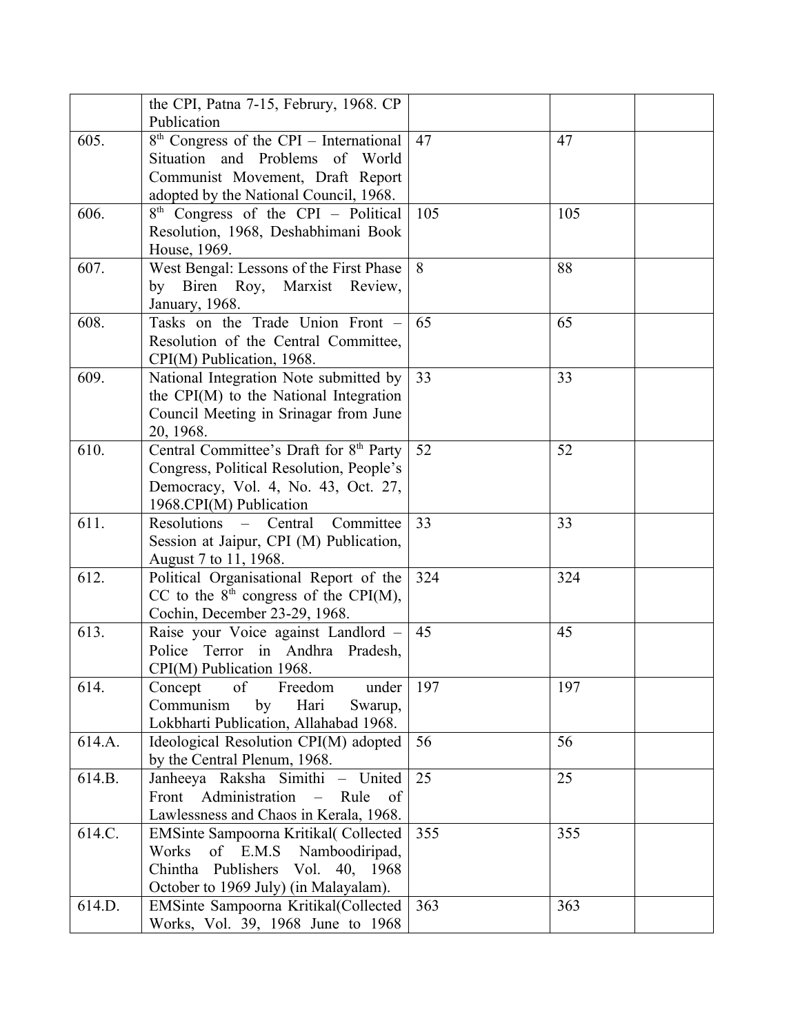|  |  |  |  |  |
|---|---|---|---|---|
|  | the CPI, Patna 7-15, Februry, 1968. CP Publication |  |  |  |
| 605. | 8th Congress of the CPI – International Situation and Problems of World Communist Movement, Draft Report adopted by the National Council, 1968. | 47 | 47 |  |
| 606. | 8th Congress of the CPI – Political Resolution, 1968, Deshabhimani Book House, 1969. | 105 | 105 |  |
| 607. | West Bengal: Lessons of the First Phase by Biren Roy, Marxist Review, January, 1968. | 8 | 88 |  |
| 608. | Tasks on the Trade Union Front – Resolution of the Central Committee, CPI(M) Publication, 1968. | 65 | 65 |  |
| 609. | National Integration Note submitted by the CPI(M) to the National Integration Council Meeting in Srinagar from June 20, 1968. | 33 | 33 |  |
| 610. | Central Committee's Draft for 8th Party Congress, Political Resolution, People's Democracy, Vol. 4, No. 43, Oct. 27, 1968.CPI(M) Publication | 52 | 52 |  |
| 611. | Resolutions – Central Committee Session at Jaipur, CPI (M) Publication, August 7 to 11, 1968. | 33 | 33 |  |
| 612. | Political Organisational Report of the CC to the 8th congress of the CPI(M), Cochin, December 23-29, 1968. | 324 | 324 |  |
| 613. | Raise your Voice against Landlord – Police Terror in Andhra Pradesh, CPI(M) Publication 1968. | 45 | 45 |  |
| 614. | Concept of Freedom under Communism by Hari Swarup, Lokbharti Publication, Allahabad 1968. | 197 | 197 |  |
| 614.A. | Ideological Resolution CPI(M) adopted by the Central Plenum, 1968. | 56 | 56 |  |
| 614.B. | Janheeya Raksha Simithi – United Front Administration – Rule of Lawlessness and Chaos in Kerala, 1968. | 25 | 25 |  |
| 614.C. | EMSinte Sampoorna Kritikal( Collected Works of E.M.S Namboodiripad, Chintha Publishers Vol. 40, 1968 October to 1969 July) (in Malayalam). | 355 | 355 |  |
| 614.D. | EMSinte Sampoorna Kritikal(Collected Works, Vol. 39, 1968 June to 1968 | 363 | 363 |  |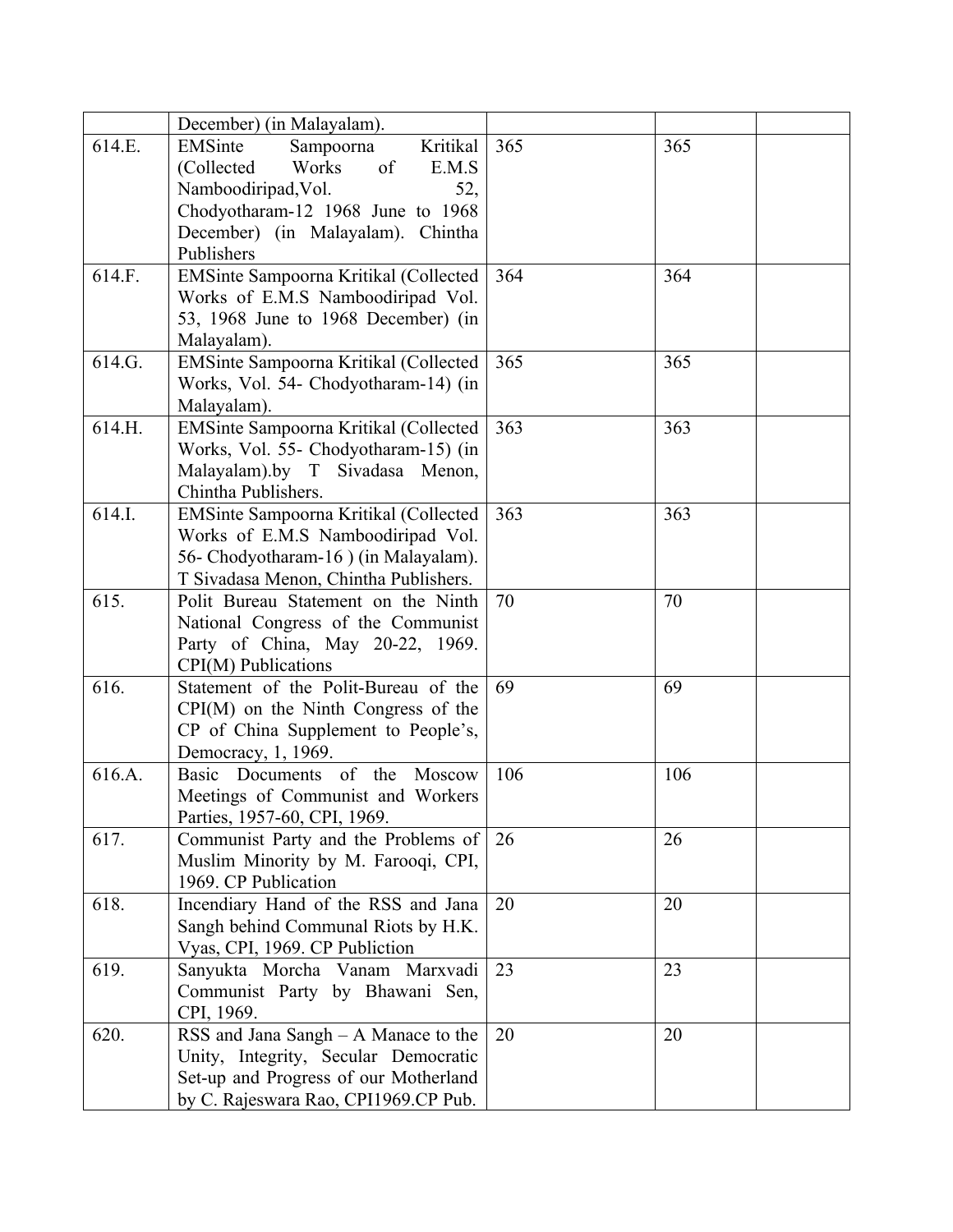|  |  |  |  |  |
|---|---|---|---|---|
|  | December) (in Malayalam). |  |  |  |
| 614.E. | EMSinte Sampoorna Kritikal (Collected Works of E.M.S Namboodiripad,Vol. 52, Chodyotharam-12 1968 June to 1968 December) (in Malayalam). Chintha Publishers | 365 | 365 |  |
| 614.F. | EMSinte Sampoorna Kritikal (Collected Works of E.M.S Namboodiripad Vol. 53, 1968 June to 1968 December) (in Malayalam). | 364 | 364 |  |
| 614.G. | EMSinte Sampoorna Kritikal (Collected Works, Vol. 54- Chodyotharam-14) (in Malayalam). | 365 | 365 |  |
| 614.H. | EMSinte Sampoorna Kritikal (Collected Works, Vol. 55- Chodyotharam-15) (in Malayalam).by T Sivadasa Menon, Chintha Publishers. | 363 | 363 |  |
| 614.I. | EMSinte Sampoorna Kritikal (Collected Works of E.M.S Namboodiripad Vol. 56- Chodyotharam-16 ) (in Malayalam). T Sivadasa Menon, Chintha Publishers. | 363 | 363 |  |
| 615. | Polit Bureau Statement on the Ninth National Congress of the Communist Party of China, May 20-22, 1969. CPI(M) Publications | 70 | 70 |  |
| 616. | Statement of the Polit-Bureau of the CPI(M) on the Ninth Congress of the CP of China Supplement to People's, Democracy, 1, 1969. | 69 | 69 |  |
| 616.A. | Basic Documents of the Moscow Meetings of Communist and Workers Parties, 1957-60, CPI, 1969. | 106 | 106 |  |
| 617. | Communist Party and the Problems of Muslim Minority by M. Farooqi, CPI, 1969. CP Publication | 26 | 26 |  |
| 618. | Incendiary Hand of the RSS and Jana Sangh behind Communal Riots by H.K. Vyas, CPI, 1969. CP Publiction | 20 | 20 |  |
| 619. | Sanyukta Morcha Vanam Marxvadi Communist Party by Bhawani Sen, CPI, 1969. | 23 | 23 |  |
| 620. | RSS and Jana Sangh – A Manace to the Unity, Integrity, Secular Democratic Set-up and Progress of our Motherland by C. Rajeswara Rao, CPI1969.CP Pub. | 20 | 20 |  |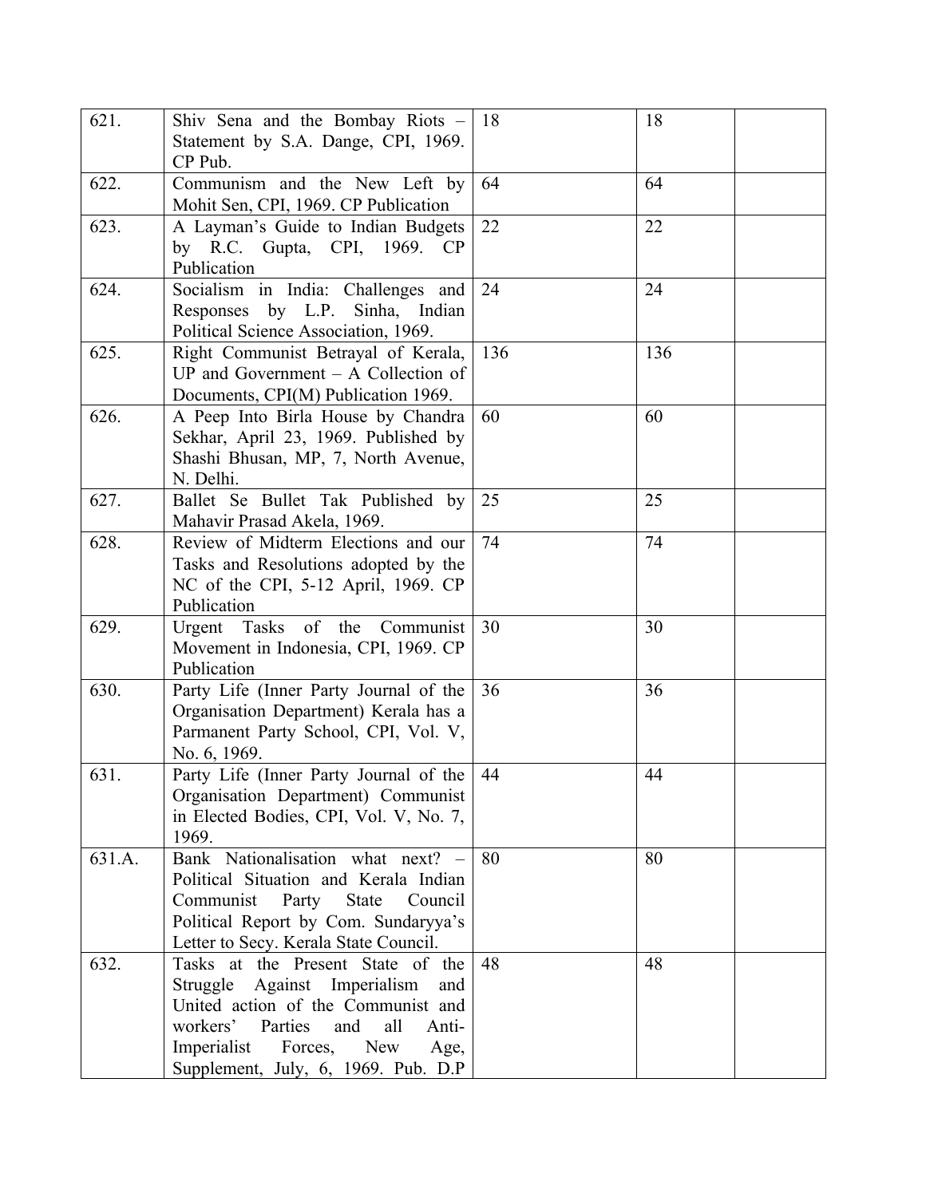| 621. | Shiv Sena and the Bombay Riots – Statement by S.A. Dange, CPI, 1969. CP Pub. | 18 | 18 | |
|---|---|---|---|---|
| 622. | Communism and the New Left by Mohit Sen, CPI, 1969. CP Publication | 64 | 64 | |
| 623. | A Layman's Guide to Indian Budgets by R.C. Gupta, CPI, 1969. CP Publication | 22 | 22 | |
| 624. | Socialism in India: Challenges and Responses by L.P. Sinha, Indian Political Science Association, 1969. | 24 | 24 | |
| 625. | Right Communist Betrayal of Kerala, UP and Government – A Collection of Documents, CPI(M) Publication 1969. | 136 | 136 | |
| 626. | A Peep Into Birla House by Chandra Sekhar, April 23, 1969. Published by Shashi Bhusan, MP, 7, North Avenue, N. Delhi. | 60 | 60 | |
| 627. | Ballet Se Bullet Tak Published by Mahavir Prasad Akela, 1969. | 25 | 25 | |
| 628. | Review of Midterm Elections and our Tasks and Resolutions adopted by the NC of the CPI, 5-12 April, 1969. CP Publication | 74 | 74 | |
| 629. | Urgent Tasks of the Communist Movement in Indonesia, CPI, 1969. CP Publication | 30 | 30 | |
| 630. | Party Life (Inner Party Journal of the Organisation Department) Kerala has a Parmanent Party School, CPI, Vol. V, No. 6, 1969. | 36 | 36 | |
| 631. | Party Life (Inner Party Journal of the Organisation Department) Communist in Elected Bodies, CPI, Vol. V, No. 7, 1969. | 44 | 44 | |
| 631.A. | Bank Nationalisation what next? – Political Situation and Kerala Indian Communist Party State Council Political Report by Com. Sundaryya's Letter to Secy. Kerala State Council. | 80 | 80 | |
| 632. | Tasks at the Present State of the Struggle Against Imperialism and United action of the Communist and workers' Parties and all Anti-Imperialist Forces, New Age, Supplement, July, 6, 1969. Pub. D.P | 48 | 48 | |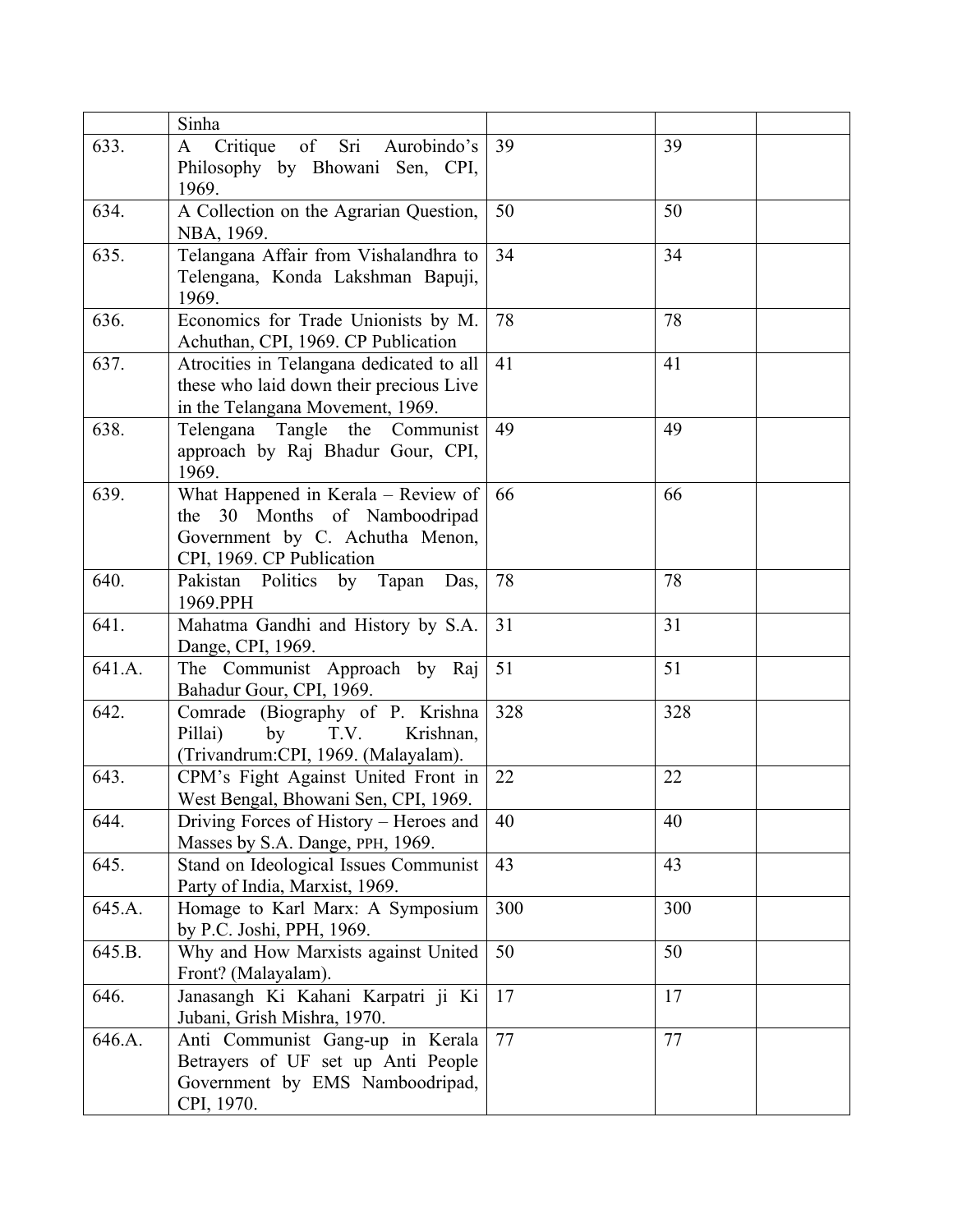|  | Sinha |  |  |  |
|---|---|---|---|---|
| 633. | A Critique of Sri Aurobindo's Philosophy by Bhowani Sen, CPI, 1969. | 39 | 39 |  |
| 634. | A Collection on the Agrarian Question, NBA, 1969. | 50 | 50 |  |
| 635. | Telangana Affair from Vishalandhra to Telengana, Konda Lakshman Bapuji, 1969. | 34 | 34 |  |
| 636. | Economics for Trade Unionists by M. Achuthan, CPI, 1969. CP Publication | 78 | 78 |  |
| 637. | Atrocities in Telangana dedicated to all these who laid down their precious Live in the Telangana Movement, 1969. | 41 | 41 |  |
| 638. | Telengana Tangle the Communist approach by Raj Bhadur Gour, CPI, 1969. | 49 | 49 |  |
| 639. | What Happened in Kerala – Review of the 30 Months of Namboodripad Government by C. Achutha Menon, CPI, 1969. CP Publication | 66 | 66 |  |
| 640. | Pakistan Politics by Tapan Das, 1969.PPH | 78 | 78 |  |
| 641. | Mahatma Gandhi and History by S.A. Dange, CPI, 1969. | 31 | 31 |  |
| 641.A. | The Communist Approach by Raj Bahadur Gour, CPI, 1969. | 51 | 51 |  |
| 642. | Comrade (Biography of P. Krishna Pillai) by T.V. Krishnan, (Trivandrum:CPI, 1969. (Malayalam). | 328 | 328 |  |
| 643. | CPM's Fight Against United Front in West Bengal, Bhowani Sen, CPI, 1969. | 22 | 22 |  |
| 644. | Driving Forces of History – Heroes and Masses by S.A. Dange, PPH, 1969. | 40 | 40 |  |
| 645. | Stand on Ideological Issues Communist Party of India, Marxist, 1969. | 43 | 43 |  |
| 645.A. | Homage to Karl Marx: A Symposium by P.C. Joshi, PPH, 1969. | 300 | 300 |  |
| 645.B. | Why and How Marxists against United Front? (Malayalam). | 50 | 50 |  |
| 646. | Janasangh Ki Kahani Karpatri ji Ki Jubani, Grish Mishra, 1970. | 17 | 17 |  |
| 646.A. | Anti Communist Gang-up in Kerala Betrayers of UF set up Anti People Government by EMS Namboodripad, CPI, 1970. | 77 | 77 |  |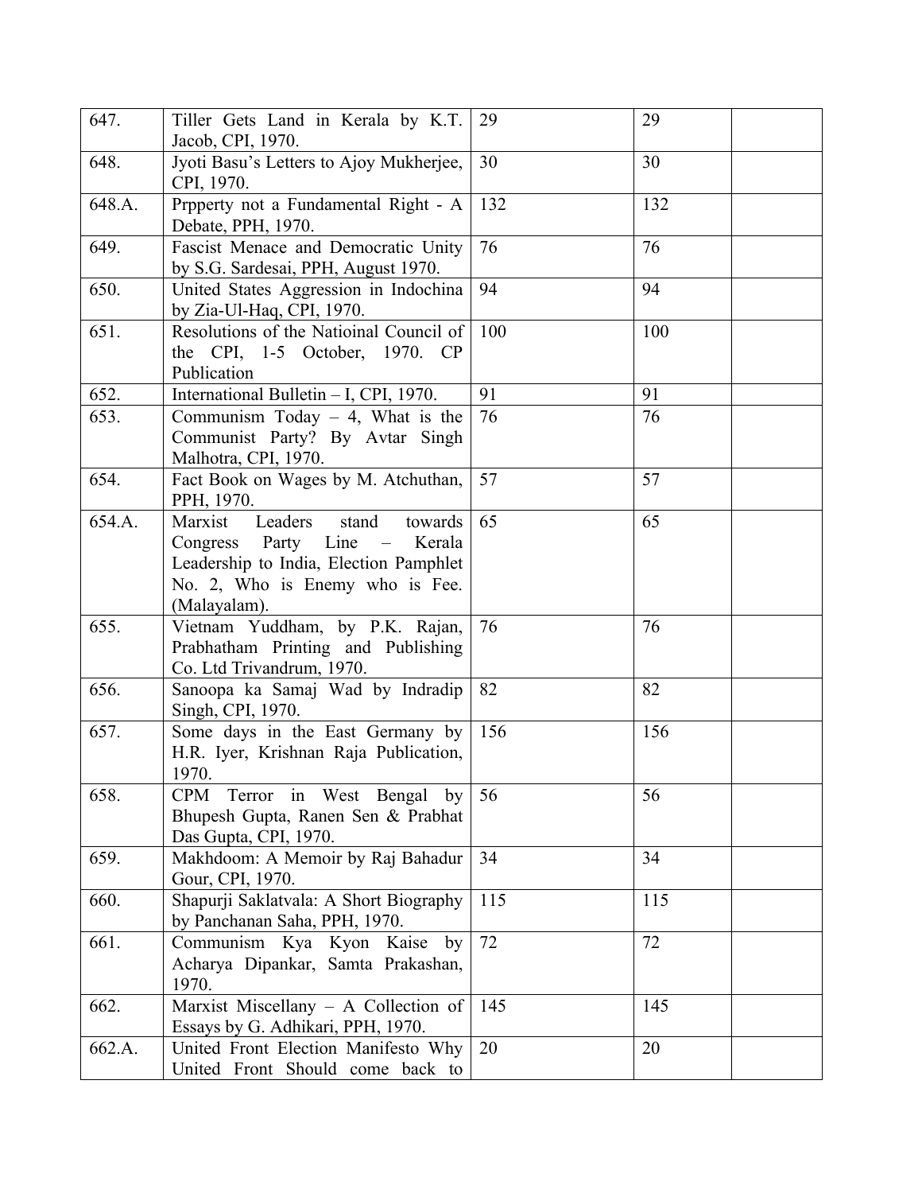| | | | | |
|---|---|---|---|---|
| 647. | Tiller Gets Land in Kerala by K.T. Jacob, CPI, 1970. | 29 | 29 | |
| 648. | Jyoti Basu's Letters to Ajoy Mukherjee, CPI, 1970. | 30 | 30 | |
| 648.A. | Prpperty not a Fundamental Right - A Debate, PPH, 1970. | 132 | 132 | |
| 649. | Fascist Menace and Democratic Unity by S.G. Sardesai, PPH, August 1970. | 76 | 76 | |
| 650. | United States Aggression in Indochina by Zia-Ul-Haq, CPI, 1970. | 94 | 94 | |
| 651. | Resolutions of the Natioinal Council of the CPI, 1-5 October, 1970. CP Publication | 100 | 100 | |
| 652. | International Bulletin – I, CPI, 1970. | 91 | 91 | |
| 653. | Communism Today – 4, What is the Communist Party? By Avtar Singh Malhotra, CPI, 1970. | 76 | 76 | |
| 654. | Fact Book on Wages by M. Atchuthan, PPH, 1970. | 57 | 57 | |
| 654.A. | Marxist Leaders stand towards Congress Party Line – Kerala Leadership to India, Election Pamphlet No. 2, Who is Enemy who is Fee. (Malayalam). | 65 | 65 | |
| 655. | Vietnam Yuddham, by P.K. Rajan, Prabhatham Printing and Publishing Co. Ltd Trivandrum, 1970. | 76 | 76 | |
| 656. | Sanoopa ka Samaj Wad by Indradip Singh, CPI, 1970. | 82 | 82 | |
| 657. | Some days in the East Germany by H.R. Iyer, Krishnan Raja Publication, 1970. | 156 | 156 | |
| 658. | CPM Terror in West Bengal by Bhupesh Gupta, Ranen Sen & Prabhat Das Gupta, CPI, 1970. | 56 | 56 | |
| 659. | Makhdoom: A Memoir by Raj Bahadur Gour, CPI, 1970. | 34 | 34 | |
| 660. | Shapurji Saklatvala: A Short Biography by Panchanan Saha, PPH, 1970. | 115 | 115 | |
| 661. | Communism Kya Kyon Kaise by Acharya Dipankar, Samta Prakashan, 1970. | 72 | 72 | |
| 662. | Marxist Miscellany – A Collection of Essays by G. Adhikari, PPH, 1970. | 145 | 145 | |
| 662.A. | United Front Election Manifesto Why United Front Should come back to | 20 | 20 | |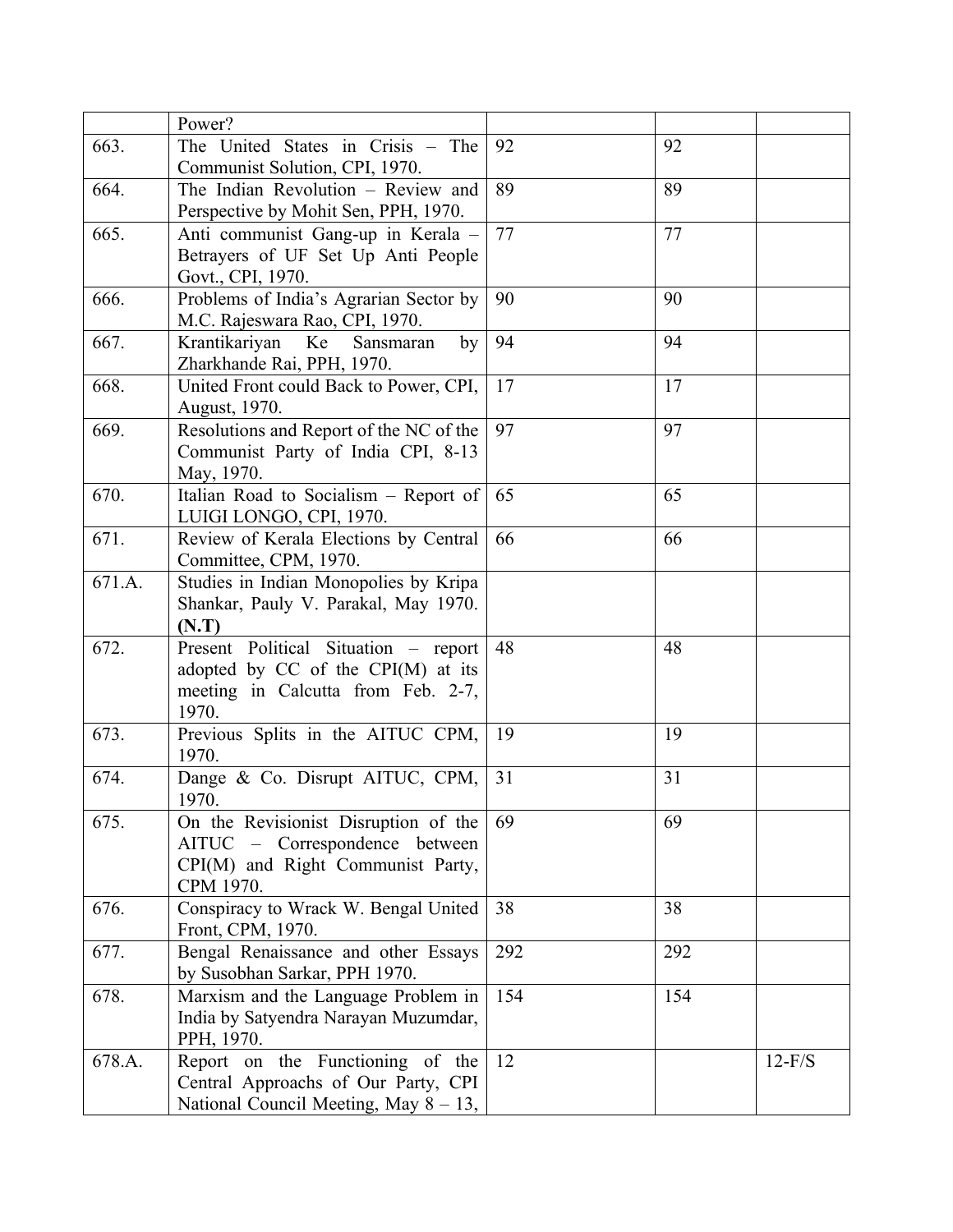| | | | | |
|---|---|---|---|---|
| | Power? | | | |
| 663. | The United States in Crisis – The Communist Solution, CPI, 1970. | 92 | 92 | |
| 664. | The Indian Revolution – Review and Perspective by Mohit Sen, PPH, 1970. | 89 | 89 | |
| 665. | Anti communist Gang-up in Kerala – Betrayers of UF Set Up Anti People Govt., CPI, 1970. | 77 | 77 | |
| 666. | Problems of India's Agrarian Sector by M.C. Rajeswara Rao, CPI, 1970. | 90 | 90 | |
| 667. | Krantikariyan Ke Sansmaran by Zharkhande Rai, PPH, 1970. | 94 | 94 | |
| 668. | United Front could Back to Power, CPI, August, 1970. | 17 | 17 | |
| 669. | Resolutions and Report of the NC of the Communist Party of India CPI, 8-13 May, 1970. | 97 | 97 | |
| 670. | Italian Road to Socialism – Report of LUIGI LONGO, CPI, 1970. | 65 | 65 | |
| 671. | Review of Kerala Elections by Central Committee, CPM, 1970. | 66 | 66 | |
| 671.A. | Studies in Indian Monopolies by Kripa Shankar, Pauly V. Parakal, May 1970. **(N.T)** | | | |
| 672. | Present Political Situation – report adopted by CC of the CPI(M) at its meeting in Calcutta from Feb. 2-7, 1970. | 48 | 48 | |
| 673. | Previous Splits in the AITUC CPM, 1970. | 19 | 19 | |
| 674. | Dange & Co. Disrupt AITUC, CPM, 1970. | 31 | 31 | |
| 675. | On the Revisionist Disruption of the AITUC – Correspondence between CPI(M) and Right Communist Party, CPM 1970. | 69 | 69 | |
| 676. | Conspiracy to Wrack W. Bengal United Front, CPM, 1970. | 38 | 38 | |
| 677. | Bengal Renaissance and other Essays by Susobhan Sarkar, PPH 1970. | 292 | 292 | |
| 678. | Marxism and the Language Problem in India by Satyendra Narayan Muzumdar, PPH, 1970. | 154 | 154 | |
| 678.A. | Report on the Functioning of the Central Approachs of Our Party, CPI National Council Meeting, May 8 – 13, | 12 | | 12-F/S |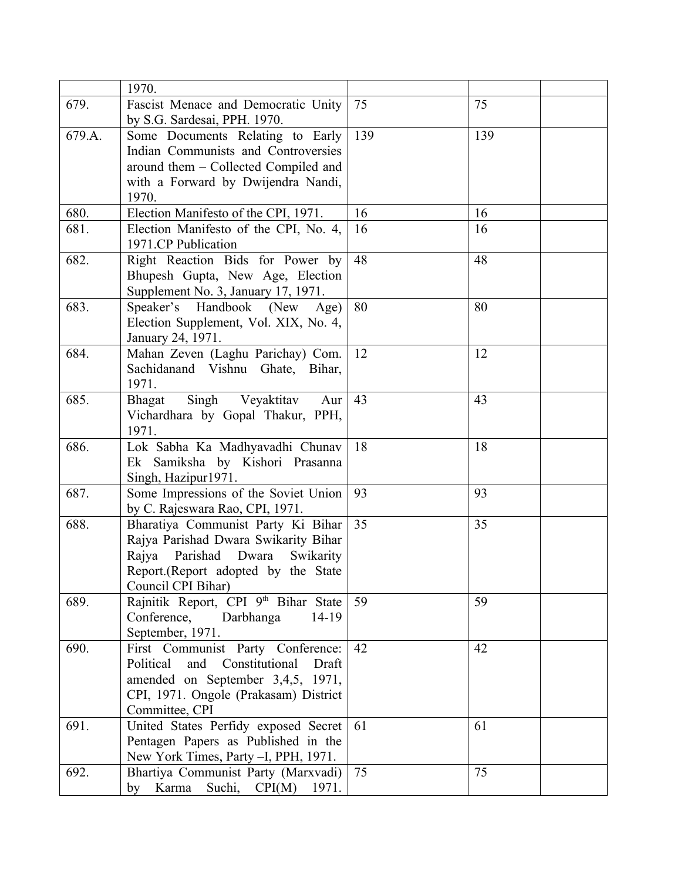|  |  |  |  |  |
|---|---|---|---|---|
|  | 1970. |  |  |  |
| 679. | Fascist Menace and Democratic Unity by S.G. Sardesai, PPH. 1970. | 75 | 75 |  |
| 679.A. | Some Documents Relating to Early Indian Communists and Controversies around them – Collected Compiled and with a Forward by Dwijendra Nandi, 1970. | 139 | 139 |  |
| 680. | Election Manifesto of the CPI, 1971. | 16 | 16 |  |
| 681. | Election Manifesto of the CPI, No. 4, 1971.CP Publication | 16 | 16 |  |
| 682. | Right Reaction Bids for Power by Bhupesh Gupta, New Age, Election Supplement No. 3, January 17, 1971. | 48 | 48 |  |
| 683. | Speaker's Handbook (New Age) Election Supplement, Vol. XIX, No. 4, January 24, 1971. | 80 | 80 |  |
| 684. | Mahan Zeven (Laghu Parichay) Com. Sachidanand Vishnu Ghate, Bihar, 1971. | 12 | 12 |  |
| 685. | Bhagat Singh Veyaktitav Aur Vichardhara by Gopal Thakur, PPH, 1971. | 43 | 43 |  |
| 686. | Lok Sabha Ka Madhyavadhi Chunav Ek Samiksha by Kishori Prasanna Singh, Hazipur1971. | 18 | 18 |  |
| 687. | Some Impressions of the Soviet Union by C. Rajeswara Rao, CPI, 1971. | 93 | 93 |  |
| 688. | Bharatiya Communist Party Ki Bihar Rajya Parishad Dwara Swikarity Bihar Rajya Parishad Dwara Swikarity Report.(Report adopted by the State Council CPI Bihar) | 35 | 35 |  |
| 689. | Rajnitik Report, CPI 9th Bihar State Conference, Darbhanga 14-19 September, 1971. | 59 | 59 |  |
| 690. | First Communist Party Conference: Political and Constitutional Draft amended on September 3,4,5, 1971, CPI, 1971. Ongole (Prakasam) District Committee, CPI | 42 | 42 |  |
| 691. | United States Perfidy exposed Secret Pentagen Papers as Published in the New York Times, Party –I, PPH, 1971. | 61 | 61 |  |
| 692. | Bhartiya Communist Party (Marxvadi) by Karma Suchi, CPI(M) 1971. | 75 | 75 |  |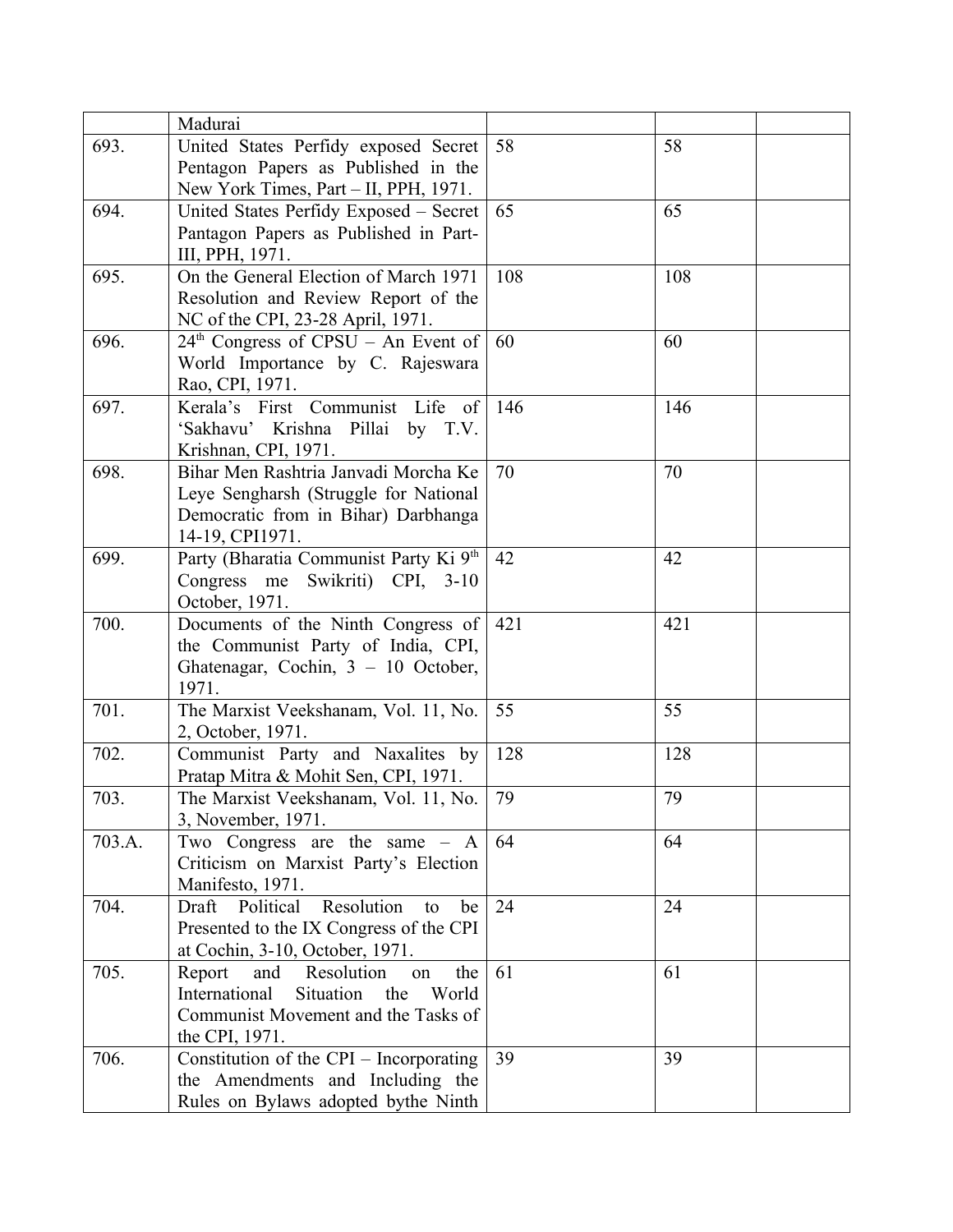| | | | | |
|---|---|---|---|---|
| | Madurai | | | |
| 693. | United States Perfidy exposed Secret Pentagon Papers as Published in the New York Times, Part – II, PPH, 1971. | 58 | 58 | |
| 694. | United States Perfidy Exposed – Secret Pantagon Papers as Published in Part-III, PPH, 1971. | 65 | 65 | |
| 695. | On the General Election of March 1971 Resolution and Review Report of the NC of the CPI, 23-28 April, 1971. | 108 | 108 | |
| 696. | 24th Congress of CPSU – An Event of World Importance by C. Rajeswara Rao, CPI, 1971. | 60 | 60 | |
| 697. | Kerala's First Communist Life of 'Sakhavu' Krishna Pillai by T.V. Krishnan, CPI, 1971. | 146 | 146 | |
| 698. | Bihar Men Rashtria Janvadi Morcha Ke Leye Sengharsh (Struggle for National Democratic from in Bihar) Darbhanga 14-19, CPI1971. | 70 | 70 | |
| 699. | Party (Bharatia Communist Party Ki 9th Congress me Swikriti) CPI, 3-10 October, 1971. | 42 | 42 | |
| 700. | Documents of the Ninth Congress of the Communist Party of India, CPI, Ghatenagar, Cochin, 3 – 10 October, 1971. | 421 | 421 | |
| 701. | The Marxist Veekshanam, Vol. 11, No. 2, October, 1971. | 55 | 55 | |
| 702. | Communist Party and Naxalites by Pratap Mitra & Mohit Sen, CPI, 1971. | 128 | 128 | |
| 703. | The Marxist Veekshanam, Vol. 11, No. 3, November, 1971. | 79 | 79 | |
| 703.A. | Two Congress are the same – A Criticism on Marxist Party's Election Manifesto, 1971. | 64 | 64 | |
| 704. | Draft Political Resolution to be Presented to the IX Congress of the CPI at Cochin, 3-10, October, 1971. | 24 | 24 | |
| 705. | Report and Resolution on the International Situation the World Communist Movement and the Tasks of the CPI, 1971. | 61 | 61 | |
| 706. | Constitution of the CPI – Incorporating the Amendments and Including the Rules on Bylaws adopted bythe Ninth | 39 | 39 | |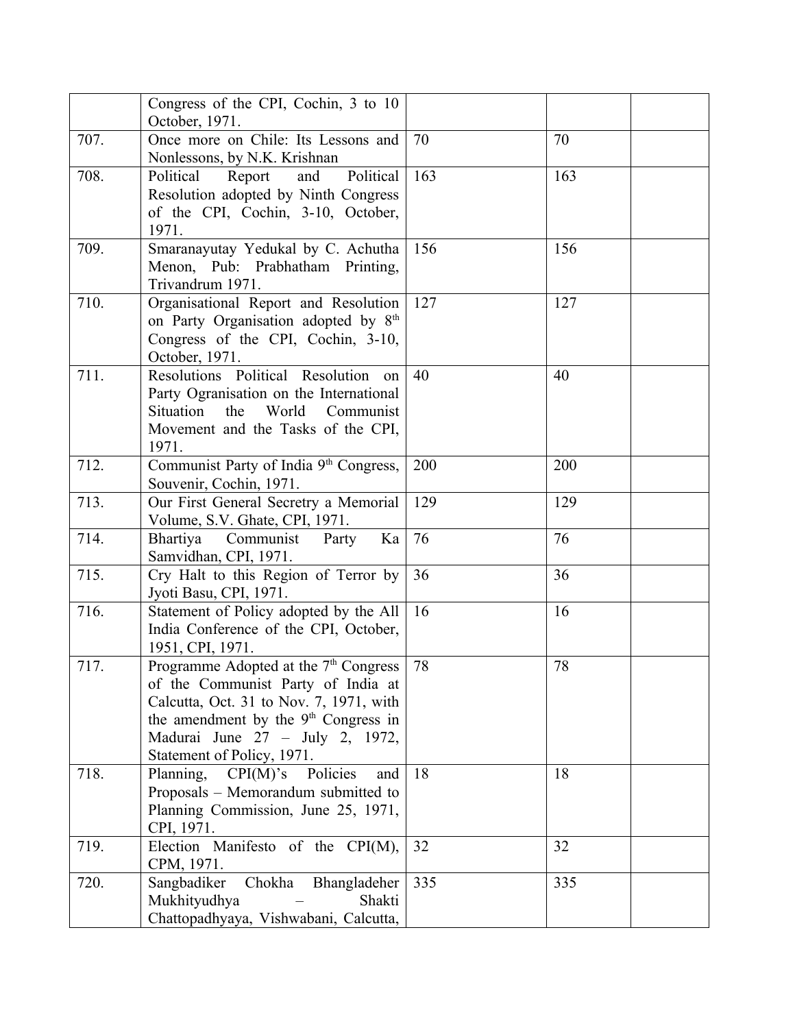|  |  |  |  |  |
|---|---|---|---|---|
|  | Congress of the CPI, Cochin, 3 to 10 October, 1971. |  |  |  |
| 707. | Once more on Chile: Its Lessons and Nonlessons, by N.K. Krishnan | 70 | 70 |  |
| 708. | Political Report and Political Resolution adopted by Ninth Congress of the CPI, Cochin, 3-10, October, 1971. | 163 | 163 |  |
| 709. | Smaranayutay Yedukal by C. Achutha Menon, Pub: Prabhatham Printing, Trivandrum 1971. | 156 | 156 |  |
| 710. | Organisational Report and Resolution on Party Organisation adopted by 8th Congress of the CPI, Cochin, 3-10, October, 1971. | 127 | 127 |  |
| 711. | Resolutions Political Resolution on Party Ogranisation on the International Situation the World Communist Movement and the Tasks of the CPI, 1971. | 40 | 40 |  |
| 712. | Communist Party of India 9th Congress, Souvenir, Cochin, 1971. | 200 | 200 |  |
| 713. | Our First General Secretry a Memorial Volume, S.V. Ghate, CPI, 1971. | 129 | 129 |  |
| 714. | Bhartiya Communist Party Ka Samvidhan, CPI, 1971. | 76 | 76 |  |
| 715. | Cry Halt to this Region of Terror by Jyoti Basu, CPI, 1971. | 36 | 36 |  |
| 716. | Statement of Policy adopted by the All India Conference of the CPI, October, 1951, CPI, 1971. | 16 | 16 |  |
| 717. | Programme Adopted at the 7th Congress of the Communist Party of India at Calcutta, Oct. 31 to Nov. 7, 1971, with the amendment by the 9th Congress in Madurai June 27 – July 2, 1972, Statement of Policy, 1971. | 78 | 78 |  |
| 718. | Planning, CPI(M)'s Policies and Proposals – Memorandum submitted to Planning Commission, June 25, 1971, CPI, 1971. | 18 | 18 |  |
| 719. | Election Manifesto of the CPI(M), CPM, 1971. | 32 | 32 |  |
| 720. | Sangbadiker Chokha Bhangladeher Mukhityudhya – Shakti Chattopadhyaya, Vishwabani, Calcutta, | 335 | 335 |  |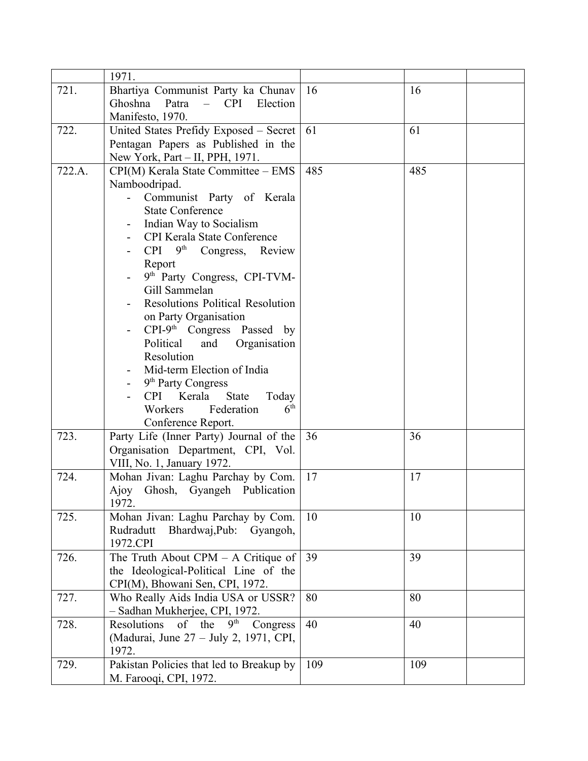| | | | | |
|---|---|---|---|---|
| | 1971. | | | |
| 721. | Bhartiya Communist Party ka Chunav Ghoshna Patra – CPI Election Manifesto, 1970. | 16 | 16 | |
| 722. | United States Prefidy Exposed – Secret Pentagan Papers as Published in the New York, Part – II, PPH, 1971. | 61 | 61 | |
| 722.A. | CPI(M) Kerala State Committee – EMS Namboodripad.<br>- Communist Party of Kerala State Conference<br>- Indian Way to Socialism<br>- CPI Kerala State Conference<br>- CPI 9th Congress, Review Report<br>- 9th Party Congress, CPI-TVM-Gill Sammelan<br>- Resolutions Political Resolution on Party Organisation<br>- CPI-9th Congress Passed by Political and Organisation Resolution<br>- Mid-term Election of India<br>- 9th Party Congress<br>- CPI Kerala State Today Workers Federation 6th Conference Report. | 485 | 485 | |
| 723. | Party Life (Inner Party) Journal of the Organisation Department, CPI, Vol. VIII, No. 1, January 1972. | 36 | 36 | |
| 724. | Mohan Jivan: Laghu Parchay by Com. Ajoy Ghosh, Gyangeh Publication 1972. | 17 | 17 | |
| 725. | Mohan Jivan: Laghu Parchay by Com. Rudradutt Bhardwaj,Pub: Gyangoh, 1972.CPI | 10 | 10 | |
| 726. | The Truth About CPM – A Critique of the Ideological-Political Line of the CPI(M), Bhowani Sen, CPI, 1972. | 39 | 39 | |
| 727. | Who Really Aids India USA or USSR? – Sadhan Mukherjee, CPI, 1972. | 80 | 80 | |
| 728. | Resolutions of the 9th Congress (Madurai, June 27 – July 2, 1971, CPI, 1972. | 40 | 40 | |
| 729. | Pakistan Policies that led to Breakup by M. Farooqi, CPI, 1972. | 109 | 109 | |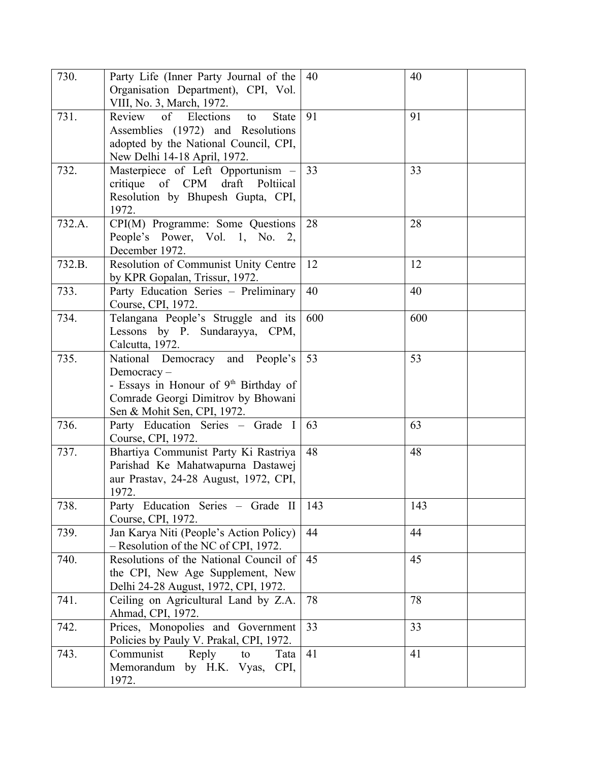| | | | | |
|---|---|---|---|---|
| 730. | Party Life (Inner Party Journal of the Organisation Department), CPI, Vol. VIII, No. 3, March, 1972. | 40 | 40 | |
| 731. | Review of Elections to State Assemblies (1972) and Resolutions adopted by the National Council, CPI, New Delhi 14-18 April, 1972. | 91 | 91 | |
| 732. | Masterpiece of Left Opportunism – critique of CPM draft Poltiical Resolution by Bhupesh Gupta, CPI, 1972. | 33 | 33 | |
| 732.A. | CPI(M) Programme: Some Questions People's Power, Vol. 1, No. 2, December 1972. | 28 | 28 | |
| 732.B. | Resolution of Communist Unity Centre by KPR Gopalan, Trissur, 1972. | 12 | 12 | |
| 733. | Party Education Series – Preliminary Course, CPI, 1972. | 40 | 40 | |
| 734. | Telangana People's Struggle and its Lessons by P. Sundarayya, CPM, Calcutta, 1972. | 600 | 600 | |
| 735. | National Democracy and People's Democracy – - Essays in Honour of 9th Birthday of Comrade Georgi Dimitrov by Bhowani Sen & Mohit Sen, CPI, 1972. | 53 | 53 | |
| 736. | Party Education Series – Grade I Course, CPI, 1972. | 63 | 63 | |
| 737. | Bhartiya Communist Party Ki Rastriya Parishad Ke Mahatwapurna Dastawej aur Prastav, 24-28 August, 1972, CPI, 1972. | 48 | 48 | |
| 738. | Party Education Series – Grade II Course, CPI, 1972. | 143 | 143 | |
| 739. | Jan Karya Niti (People's Action Policy) – Resolution of the NC of CPI, 1972. | 44 | 44 | |
| 740. | Resolutions of the National Council of the CPI, New Age Supplement, New Delhi 24-28 August, 1972, CPI, 1972. | 45 | 45 | |
| 741. | Ceiling on Agricultural Land by Z.A. Ahmad, CPI, 1972. | 78 | 78 | |
| 742. | Prices, Monopolies and Government Policies by Pauly V. Prakal, CPI, 1972. | 33 | 33 | |
| 743. | Communist Reply to Tata Memorandum by H.K. Vyas, CPI, 1972. | 41 | 41 | |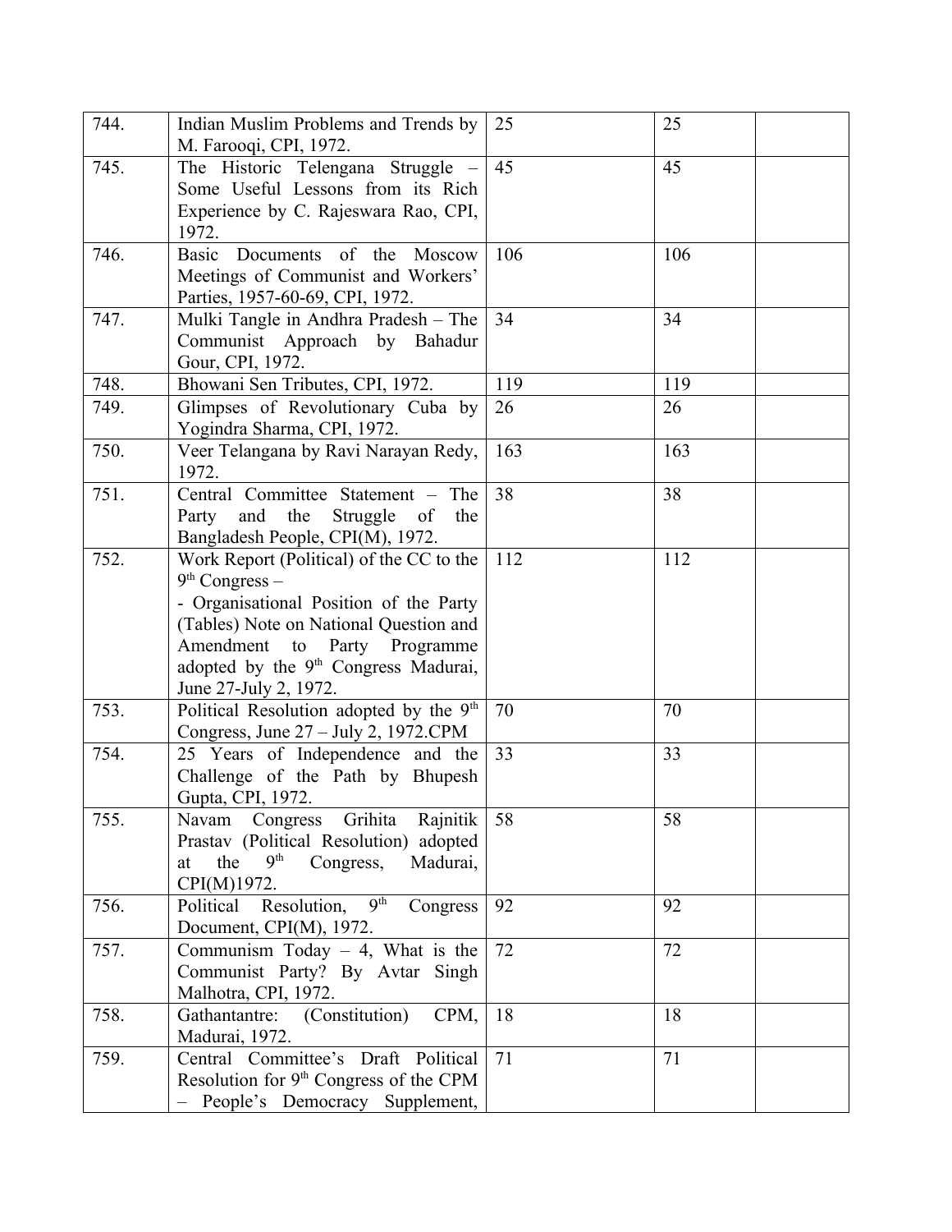| | | | | |
|---|---|---|---|---|
| 744. | Indian Muslim Problems and Trends by M. Farooqi, CPI, 1972. | 25 | 25 | |
| 745. | The Historic Telengana Struggle – Some Useful Lessons from its Rich Experience by C. Rajeswara Rao, CPI, 1972. | 45 | 45 | |
| 746. | Basic Documents of the Moscow Meetings of Communist and Workers' Parties, 1957-60-69, CPI, 1972. | 106 | 106 | |
| 747. | Mulki Tangle in Andhra Pradesh – The Communist Approach by Bahadur Gour, CPI, 1972. | 34 | 34 | |
| 748. | Bhowani Sen Tributes, CPI, 1972. | 119 | 119 | |
| 749. | Glimpses of Revolutionary Cuba by Yogindra Sharma, CPI, 1972. | 26 | 26 | |
| 750. | Veer Telangana by Ravi Narayan Redy, 1972. | 163 | 163 | |
| 751. | Central Committee Statement – The Party and the Struggle of the Bangladesh People, CPI(M), 1972. | 38 | 38 | |
| 752. | Work Report (Political) of the CC to the 9th Congress – - Organisational Position of the Party (Tables) Note on National Question and Amendment to Party Programme adopted by the 9th Congress Madurai, June 27-July 2, 1972. | 112 | 112 | |
| 753. | Political Resolution adopted by the 9th Congress, June 27 – July 2, 1972.CPM | 70 | 70 | |
| 754. | 25 Years of Independence and the Challenge of the Path by Bhupesh Gupta, CPI, 1972. | 33 | 33 | |
| 755. | Navam Congress Grihita Rajnitik Prastav (Political Resolution) adopted at the 9th Congress, Madurai, CPI(M)1972. | 58 | 58 | |
| 756. | Political Resolution, 9th Congress Document, CPI(M), 1972. | 92 | 92 | |
| 757. | Communism Today – 4, What is the Communist Party? By Avtar Singh Malhotra, CPI, 1972. | 72 | 72 | |
| 758. | Gathantantre: (Constitution) CPM, Madurai, 1972. | 18 | 18 | |
| 759. | Central Committee's Draft Political Resolution for 9th Congress of the CPM – People's Democracy Supplement, | 71 | 71 | |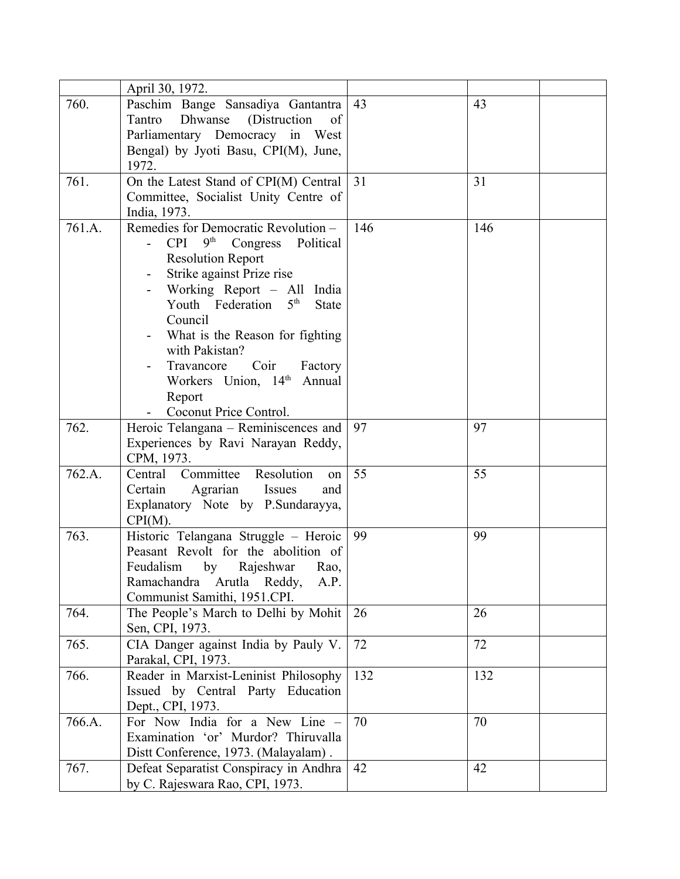| | | | | |
|---|---|---|---|---|
| | April 30, 1972. | | | |
| 760. | Paschim Bange Sansadiya Gantantra Tantro Dhwanse (Distruction of Parliamentary Democracy in West Bengal) by Jyoti Basu, CPI(M), June, 1972. | 43 | 43 | |
| 761. | On the Latest Stand of CPI(M) Central Committee, Socialist Unity Centre of India, 1973. | 31 | 31 | |
| 761.A. | Remedies for Democratic Revolution – <br>- CPI 9th Congress Political Resolution Report <br>- Strike against Prize rise <br>- Working Report – All India Youth Federation 5th State Council <br>- What is the Reason for fighting with Pakistan? <br>- Travancore Coir Factory Workers Union, 14th Annual Report <br>- Coconut Price Control. | 146 | 146 | |
| 762. | Heroic Telangana – Reminiscences and Experiences by Ravi Narayan Reddy, CPM, 1973. | 97 | 97 | |
| 762.A. | Central Committee Resolution on Certain Agrarian Issues and Explanatory Note by P.Sundarayya, CPI(M). | 55 | 55 | |
| 763. | Historic Telangana Struggle – Heroic Peasant Revolt for the abolition of Feudalism by Rajeshwar Rao, Ramachandra Arutla Reddy, A.P. Communist Samithi, 1951.CPI. | 99 | 99 | |
| 764. | The People's March to Delhi by Mohit Sen, CPI, 1973. | 26 | 26 | |
| 765. | CIA Danger against India by Pauly V. Parakal, CPI, 1973. | 72 | 72 | |
| 766. | Reader in Marxist-Leninist Philosophy Issued by Central Party Education Dept., CPI, 1973. | 132 | 132 | |
| 766.A. | For Now India for a New Line – Examination 'or' Murdor? Thiruvalla Distt Conference, 1973. (Malayalam) . | 70 | 70 | |
| 767. | Defeat Separatist Conspiracy in Andhra by C. Rajeswara Rao, CPI, 1973. | 42 | 42 | |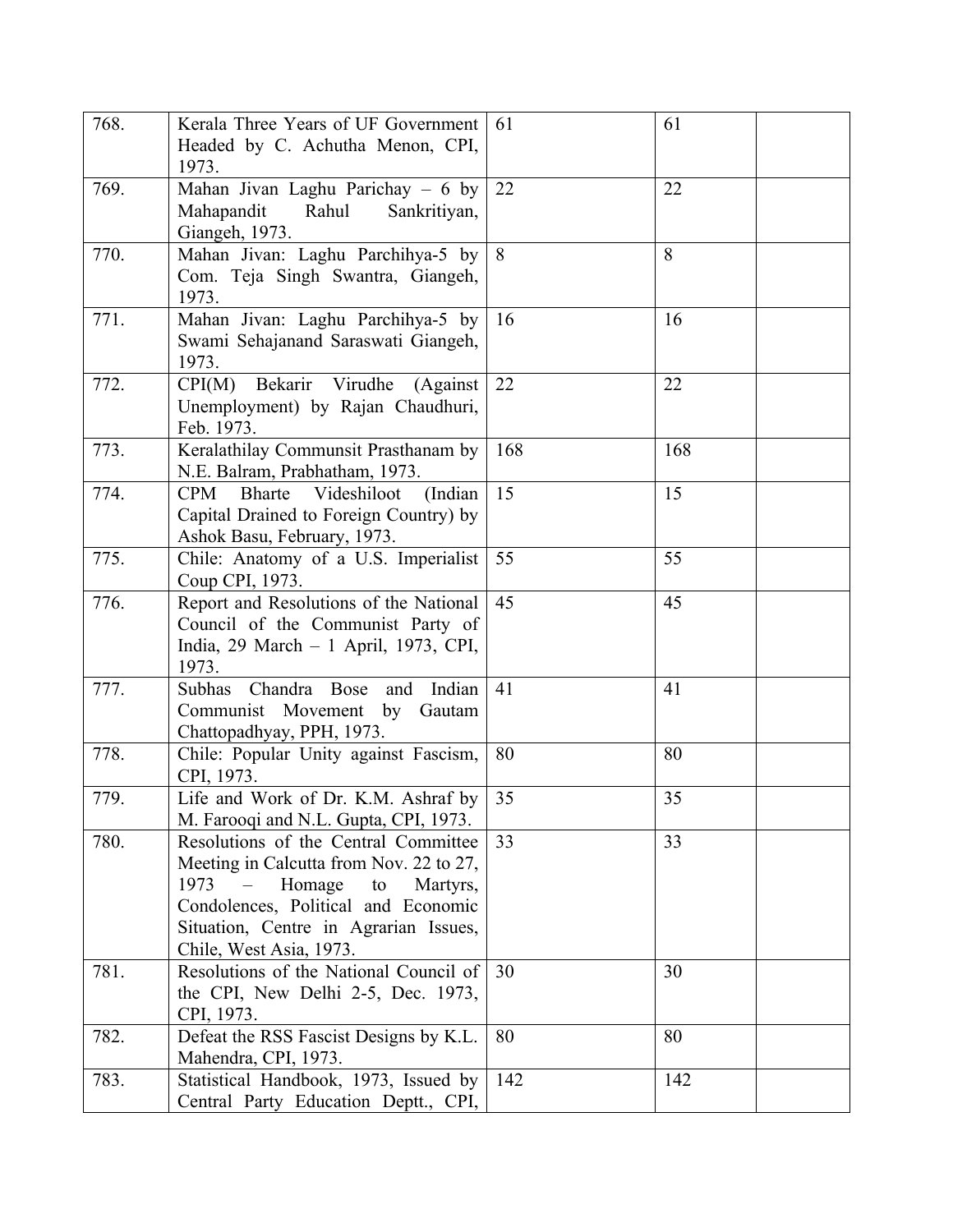| | | | | |
|---|---|---|---|---|
| 768. | Kerala Three Years of UF Government Headed by C. Achutha Menon, CPI, 1973. | 61 | 61 | |
| 769. | Mahan Jivan Laghu Parichay – 6 by Mahapandit Rahul Sankritiyan, Giangeh, 1973. | 22 | 22 | |
| 770. | Mahan Jivan: Laghu Parchihya-5 by Com. Teja Singh Swantra, Giangeh, 1973. | 8 | 8 | |
| 771. | Mahan Jivan: Laghu Parchihya-5 by Swami Sehajanand Saraswati Giangeh, 1973. | 16 | 16 | |
| 772. | CPI(M) Bekarir Virudhe (Against Unemployment) by Rajan Chaudhuri, Feb. 1973. | 22 | 22 | |
| 773. | Keralathilay Communsit Prasthanam by N.E. Balram, Prabhatham, 1973. | 168 | 168 | |
| 774. | CPM Bharte Videshiloot (Indian Capital Drained to Foreign Country) by Ashok Basu, February, 1973. | 15 | 15 | |
| 775. | Chile: Anatomy of a U.S. Imperialist Coup CPI, 1973. | 55 | 55 | |
| 776. | Report and Resolutions of the National Council of the Communist Party of India, 29 March – 1 April, 1973, CPI, 1973. | 45 | 45 | |
| 777. | Subhas Chandra Bose and Indian Communist Movement by Gautam Chattopadhyay, PPH, 1973. | 41 | 41 | |
| 778. | Chile: Popular Unity against Fascism, CPI, 1973. | 80 | 80 | |
| 779. | Life and Work of Dr. K.M. Ashraf by M. Farooqi and N.L. Gupta, CPI, 1973. | 35 | 35 | |
| 780. | Resolutions of the Central Committee Meeting in Calcutta from Nov. 22 to 27, 1973 – Homage to Martyrs, Condolences, Political and Economic Situation, Centre in Agrarian Issues, Chile, West Asia, 1973. | 33 | 33 | |
| 781. | Resolutions of the National Council of the CPI, New Delhi 2-5, Dec. 1973, CPI, 1973. | 30 | 30 | |
| 782. | Defeat the RSS Fascist Designs by K.L. Mahendra, CPI, 1973. | 80 | 80 | |
| 783. | Statistical Handbook, 1973, Issued by Central Party Education Deptt., CPI, | 142 | 142 | |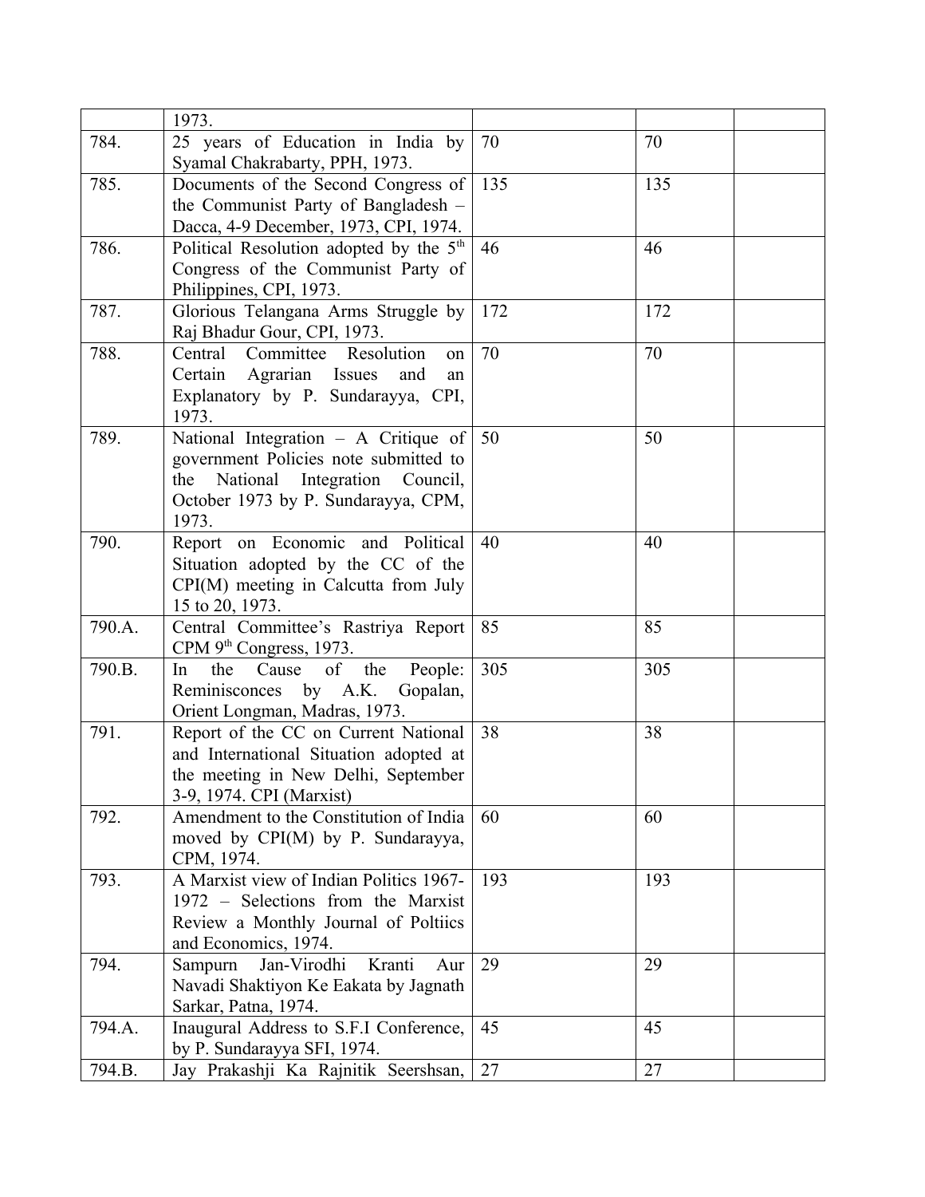| | | | | |
|---|---|---|---|---|
| | 1973. | | | |
| 784. | 25 years of Education in India by Syamal Chakrabarty, PPH, 1973. | 70 | 70 | |
| 785. | Documents of the Second Congress of the Communist Party of Bangladesh – Dacca, 4-9 December, 1973, CPI, 1974. | 135 | 135 | |
| 786. | Political Resolution adopted by the 5th Congress of the Communist Party of Philippines, CPI, 1973. | 46 | 46 | |
| 787. | Glorious Telangana Arms Struggle by Raj Bhadur Gour, CPI, 1973. | 172 | 172 | |
| 788. | Central Committee Resolution on Certain Agrarian Issues and an Explanatory by P. Sundarayya, CPI, 1973. | 70 | 70 | |
| 789. | National Integration – A Critique of government Policies note submitted to the National Integration Council, October 1973 by P. Sundarayya, CPM, 1973. | 50 | 50 | |
| 790. | Report on Economic and Political Situation adopted by the CC of the CPI(M) meeting in Calcutta from July 15 to 20, 1973. | 40 | 40 | |
| 790.A. | Central Committee's Rastriya Report CPM 9th Congress, 1973. | 85 | 85 | |
| 790.B. | In the Cause of the People: Reminisconces by A.K. Gopalan, Orient Longman, Madras, 1973. | 305 | 305 | |
| 791. | Report of the CC on Current National and International Situation adopted at the meeting in New Delhi, September 3-9, 1974. CPI (Marxist) | 38 | 38 | |
| 792. | Amendment to the Constitution of India moved by CPI(M) by P. Sundarayya, CPM, 1974. | 60 | 60 | |
| 793. | A Marxist view of Indian Politics 1967-1972 – Selections from the Marxist Review a Monthly Journal of Poltiics and Economics, 1974. | 193 | 193 | |
| 794. | Sampurn Jan-Virodhi Kranti Aur Navadi Shaktiyon Ke Eakata by Jagnath Sarkar, Patna, 1974. | 29 | 29 | |
| 794.A. | Inaugural Address to S.F.I Conference, by P. Sundarayya SFI, 1974. | 45 | 45 | |
| 794.B. | Jay Prakashji Ka Rajnitik Seershsan, | 27 | 27 | |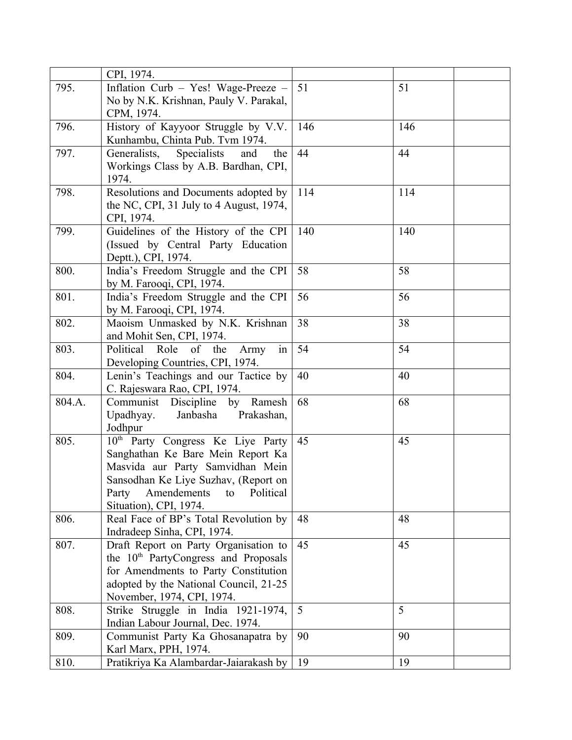| | | | | |
|---|---|---|---|---|
| | CPI, 1974. | | | |
| 795. | Inflation Curb – Yes! Wage-Preeze – No by N.K. Krishnan, Pauly V. Parakal, CPM, 1974. | 51 | 51 | |
| 796. | History of Kayyoor Struggle by V.V. Kunhambu, Chinta Pub. Tvm 1974. | 146 | 146 | |
| 797. | Generalists, Specialists and the Workings Class by A.B. Bardhan, CPI, 1974. | 44 | 44 | |
| 798. | Resolutions and Documents adopted by the NC, CPI, 31 July to 4 August, 1974, CPI, 1974. | 114 | 114 | |
| 799. | Guidelines of the History of the CPI (Issued by Central Party Education Deptt.), CPI, 1974. | 140 | 140 | |
| 800. | India's Freedom Struggle and the CPI by M. Farooqi, CPI, 1974. | 58 | 58 | |
| 801. | India's Freedom Struggle and the CPI by M. Farooqi, CPI, 1974. | 56 | 56 | |
| 802. | Maoism Unmasked by N.K. Krishnan and Mohit Sen, CPI, 1974. | 38 | 38 | |
| 803. | Political Role of the Army in Developing Countries, CPI, 1974. | 54 | 54 | |
| 804. | Lenin's Teachings and our Tactice by C. Rajeswara Rao, CPI, 1974. | 40 | 40 | |
| 804.A. | Communist Discipline by Ramesh Upadhyay. Janbasha Prakashan, Jodhpur | 68 | 68 | |
| 805. | 10th Party Congress Ke Liye Party Sanghathan Ke Bare Mein Report Ka Masvida aur Party Samvidhan Mein Sansodhan Ke Liye Suzhav, (Report on Party Amendements to Political Situation), CPI, 1974. | 45 | 45 | |
| 806. | Real Face of BP's Total Revolution by Indradeep Sinha, CPI, 1974. | 48 | 48 | |
| 807. | Draft Report on Party Organisation to the 10th PartyCongress and Proposals for Amendments to Party Constitution adopted by the National Council, 21-25 November, 1974, CPI, 1974. | 45 | 45 | |
| 808. | Strike Struggle in India 1921-1974, Indian Labour Journal, Dec. 1974. | 5 | 5 | |
| 809. | Communist Party Ka Ghosanapatra by Karl Marx, PPH, 1974. | 90 | 90 | |
| 810. | Pratikriya Ka Alambardar-Jaiarakash by | 19 | 19 | |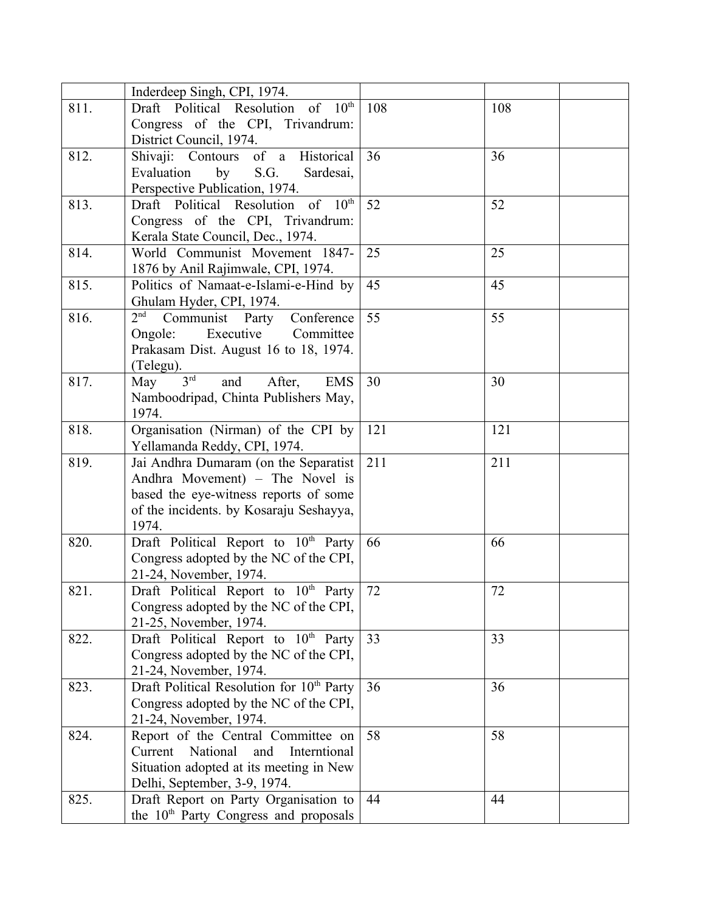| | | | | |
|---|---|---|---|---|
| | Inderdeep Singh, CPI, 1974. | | | |
| 811. | Draft Political Resolution of 10th Congress of the CPI, Trivandrum: District Council, 1974. | 108 | 108 | |
| 812. | Shivaji: Contours of a Historical Evaluation by S.G. Sardesai, Perspective Publication, 1974. | 36 | 36 | |
| 813. | Draft Political Resolution of 10th Congress of the CPI, Trivandrum: Kerala State Council, Dec., 1974. | 52 | 52 | |
| 814. | World Communist Movement 1847-1876 by Anil Rajimwale, CPI, 1974. | 25 | 25 | |
| 815. | Politics of Namaat-e-Islami-e-Hind by Ghulam Hyder, CPI, 1974. | 45 | 45 | |
| 816. | 2nd Communist Party Conference Ongole: Executive Committee Prakasam Dist. August 16 to 18, 1974. (Telegu). | 55 | 55 | |
| 817. | May 3rd and After, EMS Namboodripad, Chinta Publishers May, 1974. | 30 | 30 | |
| 818. | Organisation (Nirman) of the CPI by Yellamanda Reddy, CPI, 1974. | 121 | 121 | |
| 819. | Jai Andhra Dumaram (on the Separatist Andhra Movement) – The Novel is based the eye-witness reports of some of the incidents. by Kosaraju Seshayya, 1974. | 211 | 211 | |
| 820. | Draft Political Report to 10th Party Congress adopted by the NC of the CPI, 21-24, November, 1974. | 66 | 66 | |
| 821. | Draft Political Report to 10th Party Congress adopted by the NC of the CPI, 21-25, November, 1974. | 72 | 72 | |
| 822. | Draft Political Report to 10th Party Congress adopted by the NC of the CPI, 21-24, November, 1974. | 33 | 33 | |
| 823. | Draft Political Resolution for 10th Party Congress adopted by the NC of the CPI, 21-24, November, 1974. | 36 | 36 | |
| 824. | Report of the Central Committee on Current National and Interntional Situation adopted at its meeting in New Delhi, September, 3-9, 1974. | 58 | 58 | |
| 825. | Draft Report on Party Organisation to the 10th Party Congress and proposals | 44 | 44 | |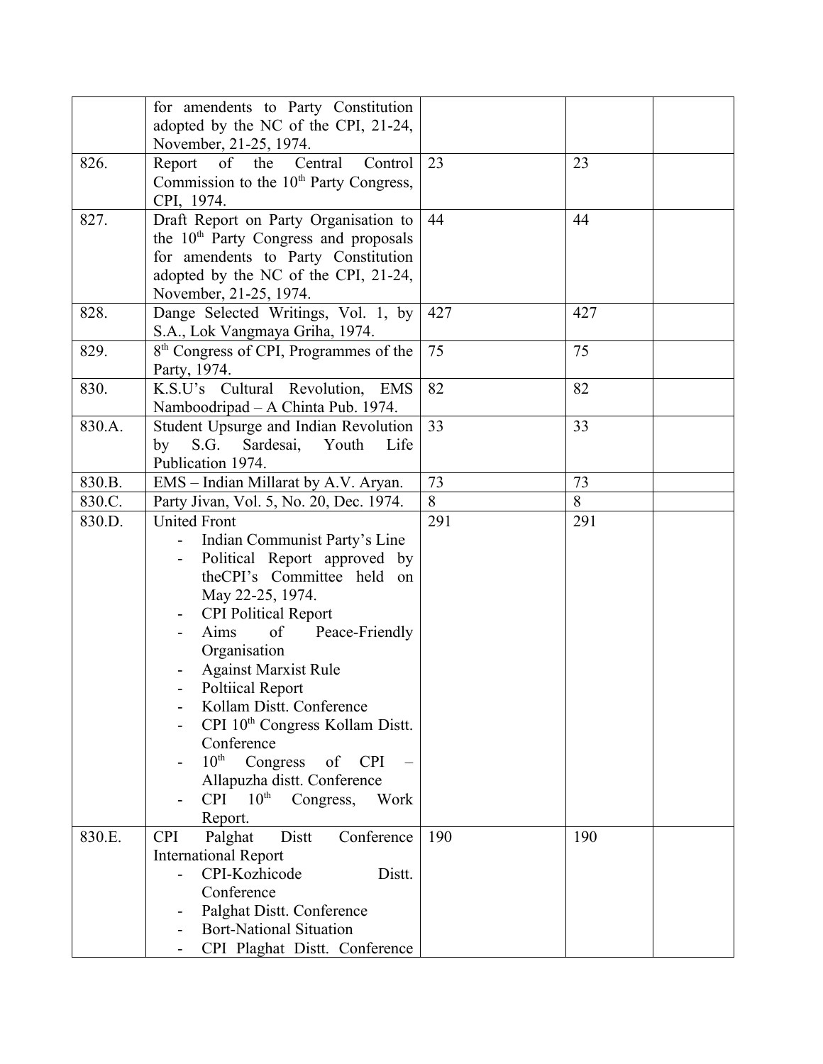|  |  |  |  |  |
|---|---|---|---|---|
|  | for amendents to Party Constitution adopted by the NC of the CPI, 21-24, November, 21-25, 1974. |  |  |  |
| 826. | Report of the Central Control Commission to the 10th Party Congress, CPI, 1974. | 23 | 23 |  |
| 827. | Draft Report on Party Organisation to the 10th Party Congress and proposals for amendents to Party Constitution adopted by the NC of the CPI, 21-24, November, 21-25, 1974. | 44 | 44 |  |
| 828. | Dange Selected Writings, Vol. 1, by S.A., Lok Vangmaya Griha, 1974. | 427 | 427 |  |
| 829. | 8th Congress of CPI, Programmes of the Party, 1974. | 75 | 75 |  |
| 830. | K.S.U's Cultural Revolution, EMS Namboodripad – A Chinta Pub. 1974. | 82 | 82 |  |
| 830.A. | Student Upsurge and Indian Revolution by S.G. Sardesai, Youth Life Publication 1974. | 33 | 33 |  |
| 830.B. | EMS – Indian Millarat by A.V. Aryan. | 73 | 73 |  |
| 830.C. | Party Jivan, Vol. 5, No. 20, Dec. 1974. | 8 | 8 |  |
| 830.D. | United Front<br>- Indian Communist Party's Line<br>- Political Report approved by theCPI's Committee held on May 22-25, 1974.<br>- CPI Political Report<br>- Aims of Peace-Friendly Organisation<br>- Against Marxist Rule<br>- Poltiical Report<br>- Kollam Distt. Conference<br>- CPI 10th Congress Kollam Distt. Conference<br>- 10th Congress of CPI – Allapuzha distt. Conference<br>- CPI 10th Congress, Work Report. | 291 | 291 |  |
| 830.E. | CPI Palghat Distt Conference International Report<br>- CPI-Kozhicode Distt. Conference<br>- Palghat Distt. Conference<br>- Bort-National Situation<br>- CPI Plaghat Distt. Conference | 190 | 190 |  |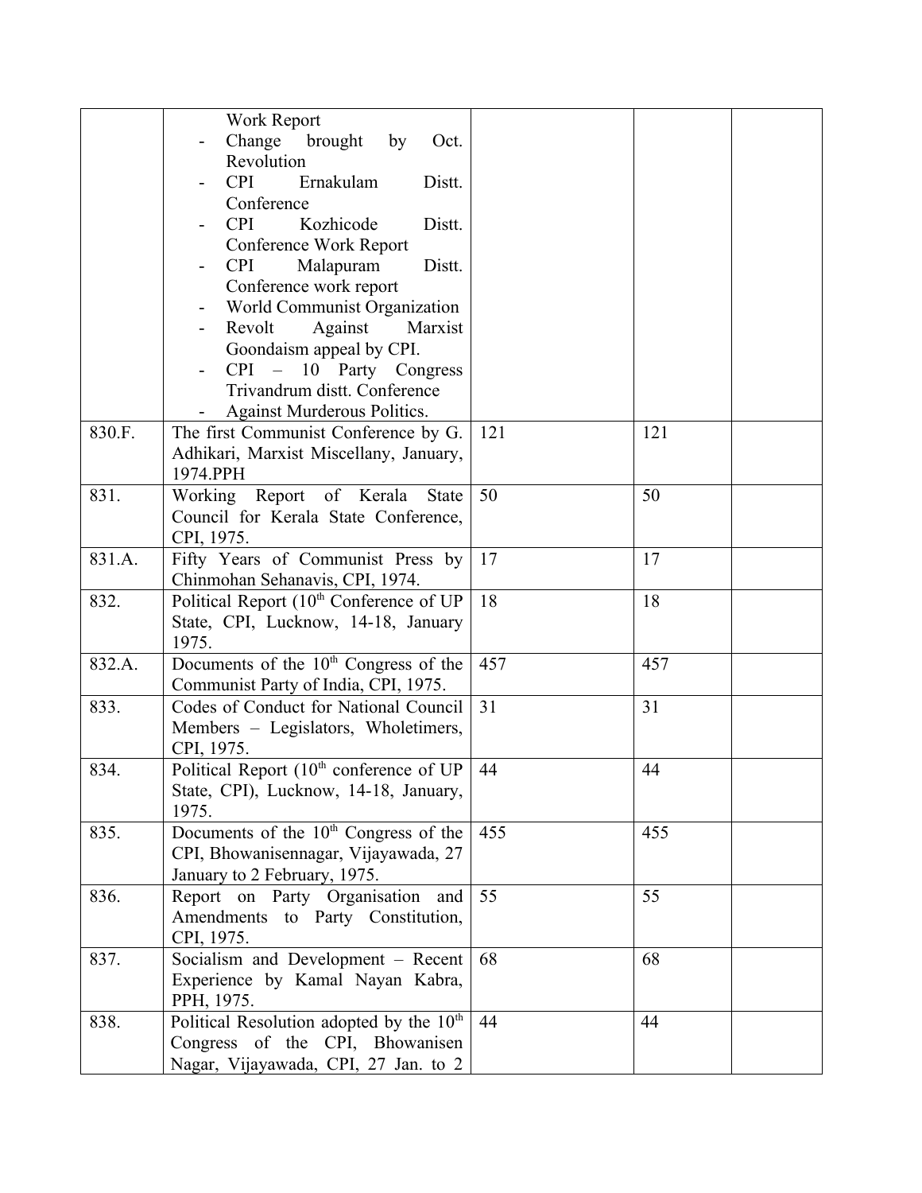| | | | | |
|---|---|---|---|---|
| | Work Report<br>- Change brought by Oct. Revolution<br>- CPI Ernakulam Distt. Conference<br>- CPI Kozhicode Distt. Conference Work Report<br>- CPI Malapuram Distt. Conference work report<br>- World Communist Organization<br>- Revolt Against Marxist Goondaism appeal by CPI.<br>- CPI – 10 Party Congress Trivandrum distt. Conference<br>- Against Murderous Politics. | | | |
| 830.F. | The first Communist Conference by G. Adhikari, Marxist Miscellany, January, 1974.PPH | 121 | 121 | |
| 831. | Working Report of Kerala State Council for Kerala State Conference, CPI, 1975. | 50 | 50 | |
| 831.A. | Fifty Years of Communist Press by Chinmohan Sehanavis, CPI, 1974. | 17 | 17 | |
| 832. | Political Report (10th Conference of UP State, CPI, Lucknow, 14-18, January 1975. | 18 | 18 | |
| 832.A. | Documents of the 10th Congress of the Communist Party of India, CPI, 1975. | 457 | 457 | |
| 833. | Codes of Conduct for National Council Members – Legislators, Wholetimers, CPI, 1975. | 31 | 31 | |
| 834. | Political Report (10th conference of UP State, CPI), Lucknow, 14-18, January, 1975. | 44 | 44 | |
| 835. | Documents of the 10th Congress of the CPI, Bhowanisennagar, Vijayawada, 27 January to 2 February, 1975. | 455 | 455 | |
| 836. | Report on Party Organisation and Amendments to Party Constitution, CPI, 1975. | 55 | 55 | |
| 837. | Socialism and Development – Recent Experience by Kamal Nayan Kabra, PPH, 1975. | 68 | 68 | |
| 838. | Political Resolution adopted by the 10th Congress of the CPI, Bhowanisen Nagar, Vijayawada, CPI, 27 Jan. to 2 | 44 | 44 | |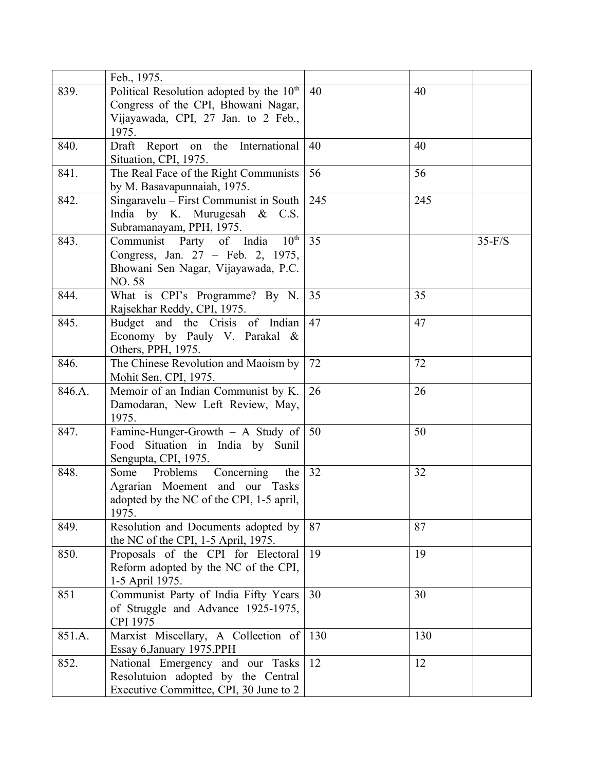| | | | | |
|---|---|---|---|---|
| | Feb., 1975. | | | |
| 839. | Political Resolution adopted by the 10th Congress of the CPI, Bhowani Nagar, Vijayawada, CPI, 27 Jan. to 2 Feb., 1975. | 40 | 40 | |
| 840. | Draft Report on the International Situation, CPI, 1975. | 40 | 40 | |
| 841. | The Real Face of the Right Communists by M. Basavapunnaiah, 1975. | 56 | 56 | |
| 842. | Singaravelu – First Communist in South India by K. Murugesah & C.S. Subramanayam, PPH, 1975. | 245 | 245 | |
| 843. | Communist Party of India 10th Congress, Jan. 27 – Feb. 2, 1975, Bhowani Sen Nagar, Vijayawada, P.C. NO. 58 | 35 | | 35-F/S |
| 844. | What is CPI's Programme? By N. Rajsekhar Reddy, CPI, 1975. | 35 | 35 | |
| 845. | Budget and the Crisis of Indian Economy by Pauly V. Parakal & Others, PPH, 1975. | 47 | 47 | |
| 846. | The Chinese Revolution and Maoism by Mohit Sen, CPI, 1975. | 72 | 72 | |
| 846.A. | Memoir of an Indian Communist by K. Damodaran, New Left Review, May, 1975. | 26 | 26 | |
| 847. | Famine-Hunger-Growth – A Study of Food Situation in India by Sunil Sengupta, CPI, 1975. | 50 | 50 | |
| 848. | Some Problems Concerning the Agrarian Moement and our Tasks adopted by the NC of the CPI, 1-5 april, 1975. | 32 | 32 | |
| 849. | Resolution and Documents adopted by the NC of the CPI, 1-5 April, 1975. | 87 | 87 | |
| 850. | Proposals of the CPI for Electoral Reform adopted by the NC of the CPI, 1-5 April 1975. | 19 | 19 | |
| 851 | Communist Party of India Fifty Years of Struggle and Advance 1925-1975, CPI 1975 | 30 | 30 | |
| 851.A. | Marxist Miscellary, A Collection of Essay 6,January 1975.PPH | 130 | 130 | |
| 852. | National Emergency and our Tasks Resolutuion adopted by the Central Executive Committee, CPI, 30 June to 2 | 12 | 12 | |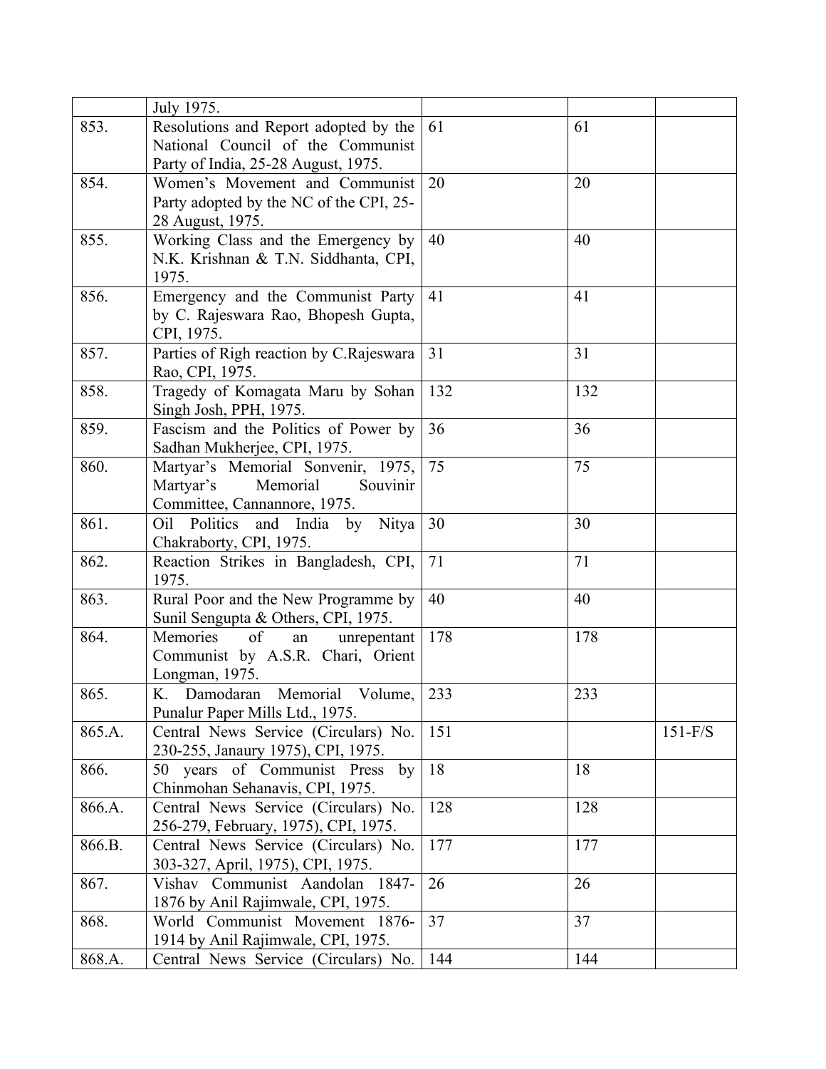|  |  |  |  |  |
|---|---|---|---|---|
|  | July 1975. |  |  |  |
| 853. | Resolutions and Report adopted by the National Council of the Communist Party of India, 25-28 August, 1975. | 61 | 61 |  |
| 854. | Women's Movement and Communist Party adopted by the NC of the CPI, 25-28 August, 1975. | 20 | 20 |  |
| 855. | Working Class and the Emergency by N.K. Krishnan & T.N. Siddhanta, CPI, 1975. | 40 | 40 |  |
| 856. | Emergency and the Communist Party by C. Rajeswara Rao, Bhopesh Gupta, CPI, 1975. | 41 | 41 |  |
| 857. | Parties of Righ reaction by C.Rajeswara Rao, CPI, 1975. | 31 | 31 |  |
| 858. | Tragedy of Komagata Maru by Sohan Singh Josh, PPH, 1975. | 132 | 132 |  |
| 859. | Fascism and the Politics of Power by Sadhan Mukherjee, CPI, 1975. | 36 | 36 |  |
| 860. | Martyar's Memorial Sonvenir, 1975, Martyar's Memorial Souvinir Committee, Cannannore, 1975. | 75 | 75 |  |
| 861. | Oil Politics and India by Nitya Chakraborty, CPI, 1975. | 30 | 30 |  |
| 862. | Reaction Strikes in Bangladesh, CPI, 1975. | 71 | 71 |  |
| 863. | Rural Poor and the New Programme by Sunil Sengupta & Others, CPI, 1975. | 40 | 40 |  |
| 864. | Memories of an unrepentant Communist by A.S.R. Chari, Orient Longman, 1975. | 178 | 178 |  |
| 865. | K. Damodaran Memorial Volume, Punalur Paper Mills Ltd., 1975. | 233 | 233 |  |
| 865.A. | Central News Service (Circulars) No. 230-255, Janaury 1975), CPI, 1975. | 151 |  | 151-F/S |
| 866. | 50 years of Communist Press by Chinmohan Sehanavis, CPI, 1975. | 18 | 18 |  |
| 866.A. | Central News Service (Circulars) No. 256-279, February, 1975), CPI, 1975. | 128 | 128 |  |
| 866.B. | Central News Service (Circulars) No. 303-327, April, 1975), CPI, 1975. | 177 | 177 |  |
| 867. | Vishav Communist Aandolan 1847-1876 by Anil Rajimwale, CPI, 1975. | 26 | 26 |  |
| 868. | World Communist Movement 1876-1914 by Anil Rajimwale, CPI, 1975. | 37 | 37 |  |
| 868.A. | Central News Service (Circulars) No. | 144 | 144 |  |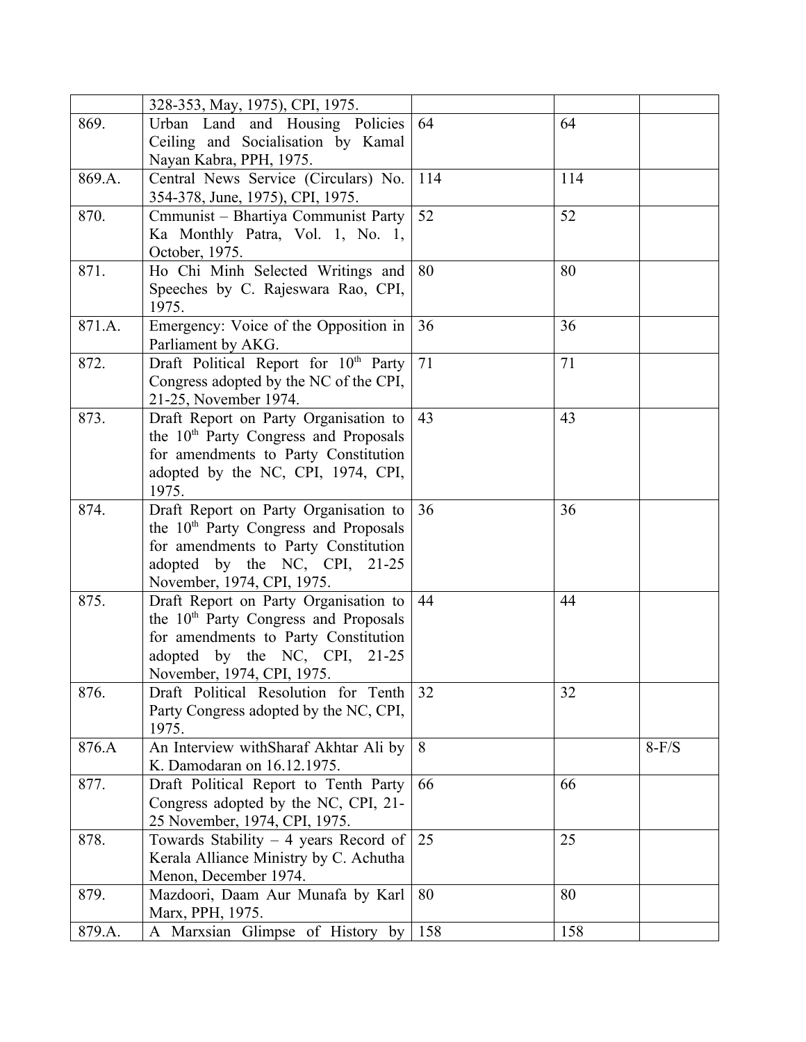| | | | | |
|---|---|---|---|---|
| | 328-353, May, 1975), CPI, 1975. | | | |
| 869. | Urban Land and Housing Policies Ceiling and Socialisation by Kamal Nayan Kabra, PPH, 1975. | 64 | 64 | |
| 869.A. | Central News Service (Circulars) No. 354-378, June, 1975), CPI, 1975. | 114 | 114 | |
| 870. | Cmmunist – Bhartiya Communist Party Ka Monthly Patra, Vol. 1, No. 1, October, 1975. | 52 | 52 | |
| 871. | Ho Chi Minh Selected Writings and Speeches by C. Rajeswara Rao, CPI, 1975. | 80 | 80 | |
| 871.A. | Emergency: Voice of the Opposition in Parliament by AKG. | 36 | 36 | |
| 872. | Draft Political Report for 10th Party Congress adopted by the NC of the CPI, 21-25, November 1974. | 71 | 71 | |
| 873. | Draft Report on Party Organisation to the 10th Party Congress and Proposals for amendments to Party Constitution adopted by the NC, CPI, 1974, CPI, 1975. | 43 | 43 | |
| 874. | Draft Report on Party Organisation to the 10th Party Congress and Proposals for amendments to Party Constitution adopted by the NC, CPI, 21-25 November, 1974, CPI, 1975. | 36 | 36 | |
| 875. | Draft Report on Party Organisation to the 10th Party Congress and Proposals for amendments to Party Constitution adopted by the NC, CPI, 21-25 November, 1974, CPI, 1975. | 44 | 44 | |
| 876. | Draft Political Resolution for Tenth Party Congress adopted by the NC, CPI, 1975. | 32 | 32 | |
| 876.A | An Interview withSharaf Akhtar Ali by K. Damodaran on 16.12.1975. | 8 | | 8-F/S |
| 877. | Draft Political Report to Tenth Party Congress adopted by the NC, CPI, 21-25 November, 1974, CPI, 1975. | 66 | 66 | |
| 878. | Towards Stability – 4 years Record of Kerala Alliance Ministry by C. Achutha Menon, December 1974. | 25 | 25 | |
| 879. | Mazdoori, Daam Aur Munafa by Karl Marx, PPH, 1975. | 80 | 80 | |
| 879.A. | A Marxsian Glimpse of History by | 158 | 158 | |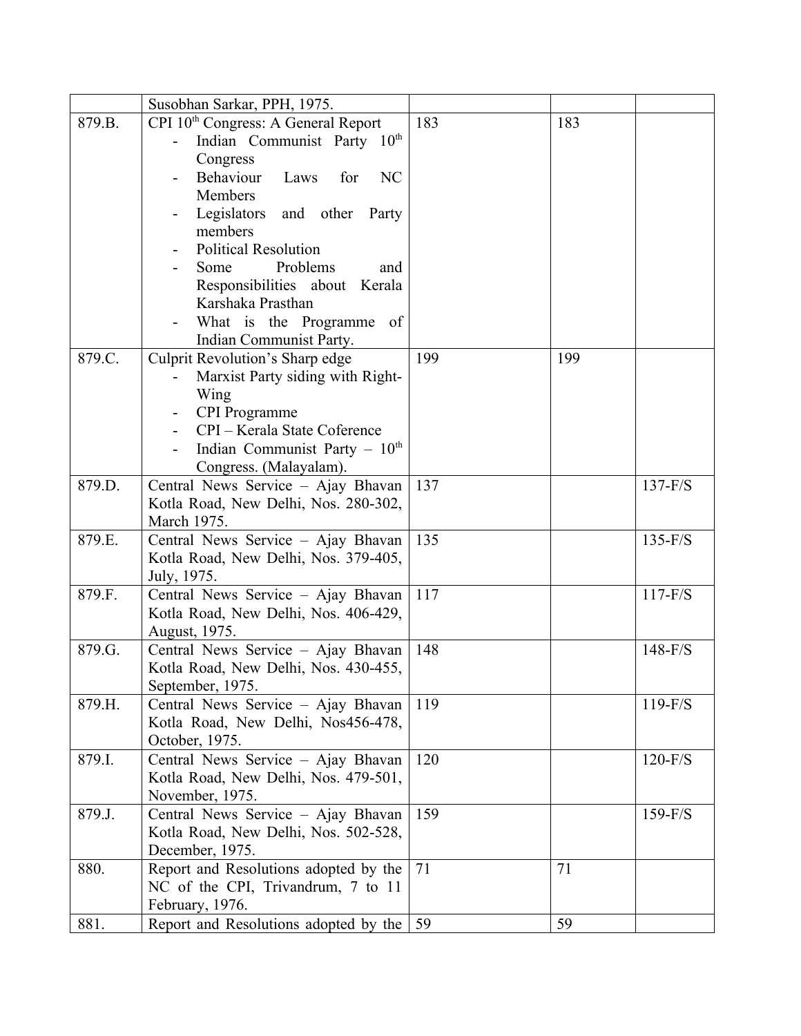|  |  |  |  |  |
|---|---|---|---|---|
|  | Susobhan Sarkar, PPH, 1975. |  |  |  |
| 879.B. | CPI 10th Congress: A General Report<br>- Indian Communist Party 10th Congress<br>- Behaviour Laws for NC Members<br>- Legislators and other Party members<br>- Political Resolution<br>- Some Problems and Responsibilities about Kerala Karshaka Prasthan<br>- What is the Programme of Indian Communist Party. | 183 | 183 |  |
| 879.C. | Culprit Revolution's Sharp edge<br>- Marxist Party siding with Right-Wing<br>- CPI Programme<br>- CPI – Kerala State Coference<br>- Indian Communist Party – 10th Congress. (Malayalam). | 199 | 199 |  |
| 879.D. | Central News Service – Ajay Bhavan Kotla Road, New Delhi, Nos. 280-302, March 1975. | 137 |  | 137-F/S |
| 879.E. | Central News Service – Ajay Bhavan Kotla Road, New Delhi, Nos. 379-405, July, 1975. | 135 |  | 135-F/S |
| 879.F. | Central News Service – Ajay Bhavan Kotla Road, New Delhi, Nos. 406-429, August, 1975. | 117 |  | 117-F/S |
| 879.G. | Central News Service – Ajay Bhavan Kotla Road, New Delhi, Nos. 430-455, September, 1975. | 148 |  | 148-F/S |
| 879.H. | Central News Service – Ajay Bhavan Kotla Road, New Delhi, Nos456-478, October, 1975. | 119 |  | 119-F/S |
| 879.I. | Central News Service – Ajay Bhavan Kotla Road, New Delhi, Nos. 479-501, November, 1975. | 120 |  | 120-F/S |
| 879.J. | Central News Service – Ajay Bhavan Kotla Road, New Delhi, Nos. 502-528, December, 1975. | 159 |  | 159-F/S |
| 880. | Report and Resolutions adopted by the NC of the CPI, Trivandrum, 7 to 11 February, 1976. | 71 | 71 |  |
| 881. | Report and Resolutions adopted by the | 59 | 59 |  |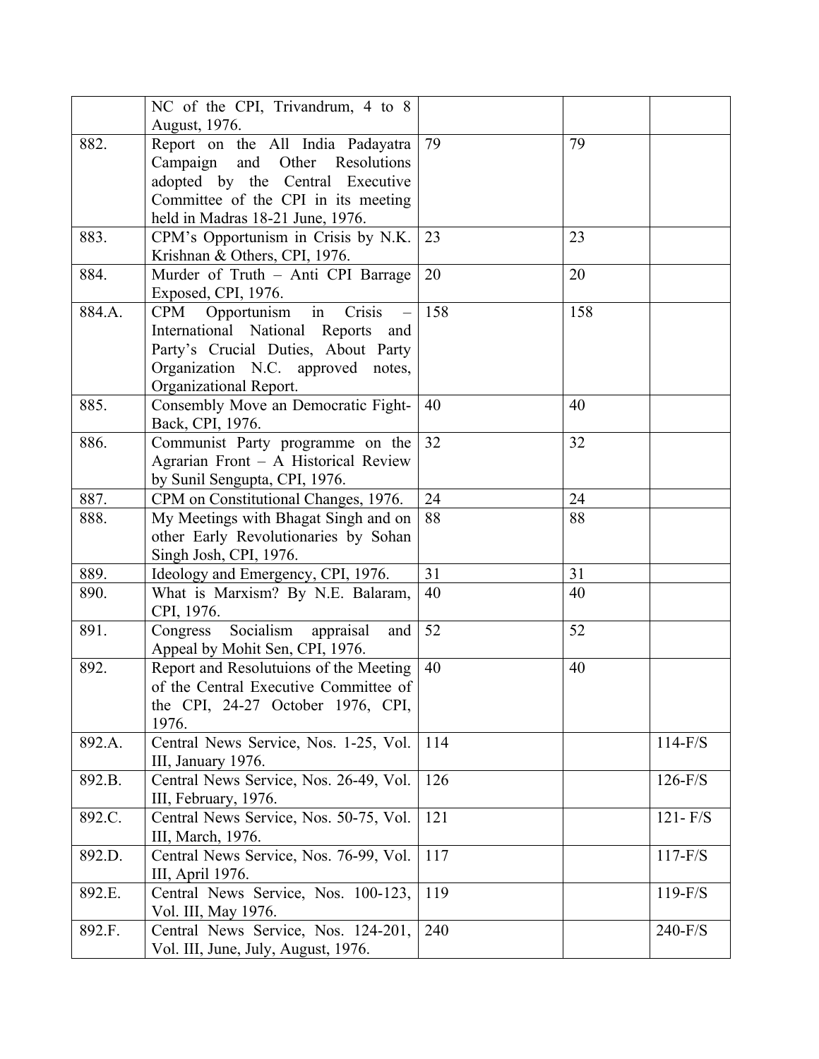| | | | | |
|---|---|---|---|---|
| | NC of the CPI, Trivandrum, 4 to 8 August, 1976. | | | |
| 882. | Report on the All India Padayatra Campaign and Other Resolutions adopted by the Central Executive Committee of the CPI in its meeting held in Madras 18-21 June, 1976. | 79 | 79 | |
| 883. | CPM's Opportunism in Crisis by N.K. Krishnan & Others, CPI, 1976. | 23 | 23 | |
| 884. | Murder of Truth – Anti CPI Barrage Exposed, CPI, 1976. | 20 | 20 | |
| 884.A. | CPM Opportunism in Crisis – International National Reports and Party's Crucial Duties, About Party Organization N.C. approved notes, Organizational Report. | 158 | 158 | |
| 885. | Consembly Move an Democratic Fight-Back, CPI, 1976. | 40 | 40 | |
| 886. | Communist Party programme on the Agrarian Front – A Historical Review by Sunil Sengupta, CPI, 1976. | 32 | 32 | |
| 887. | CPM on Constitutional Changes, 1976. | 24 | 24 | |
| 888. | My Meetings with Bhagat Singh and on other Early Revolutionaries by Sohan Singh Josh, CPI, 1976. | 88 | 88 | |
| 889. | Ideology and Emergency, CPI, 1976. | 31 | 31 | |
| 890. | What is Marxism? By N.E. Balaram, CPI, 1976. | 40 | 40 | |
| 891. | Congress Socialism appraisal and Appeal by Mohit Sen, CPI, 1976. | 52 | 52 | |
| 892. | Report and Resolutuions of the Meeting of the Central Executive Committee of the CPI, 24-27 October 1976, CPI, 1976. | 40 | 40 | |
| 892.A. | Central News Service, Nos. 1-25, Vol. III, January 1976. | 114 | | 114-F/S |
| 892.B. | Central News Service, Nos. 26-49, Vol. III, February, 1976. | 126 | | 126-F/S |
| 892.C. | Central News Service, Nos. 50-75, Vol. III, March, 1976. | 121 | | 121- F/S |
| 892.D. | Central News Service, Nos. 76-99, Vol. III, April 1976. | 117 | | 117-F/S |
| 892.E. | Central News Service, Nos. 100-123, Vol. III, May 1976. | 119 | | 119-F/S |
| 892.F. | Central News Service, Nos. 124-201, Vol. III, June, July, August, 1976. | 240 | | 240-F/S |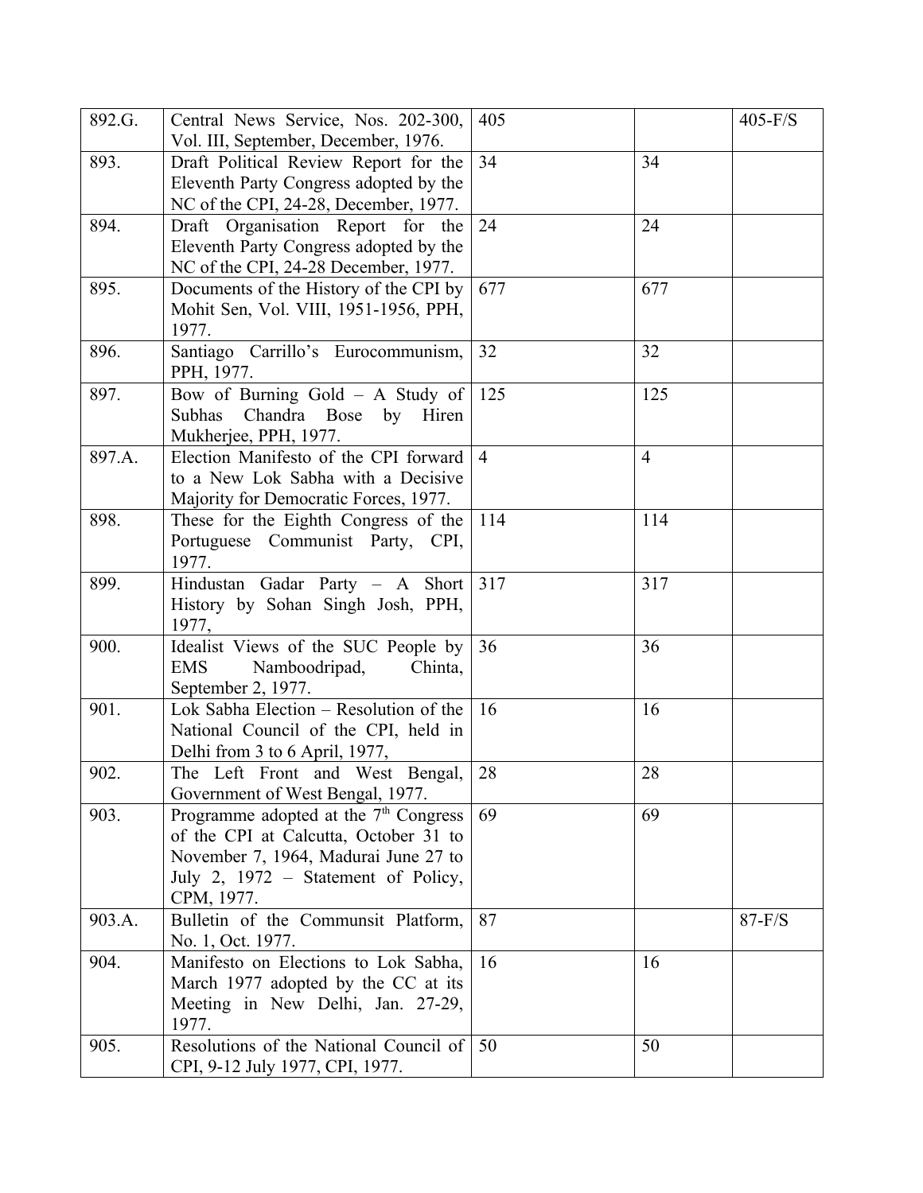| | | | | |
|---|---|---|---|---|
| 892.G. | Central News Service, Nos. 202-300, Vol. III, September, December, 1976. | 405 | | 405-F/S |
| 893. | Draft Political Review Report for the Eleventh Party Congress adopted by the NC of the CPI, 24-28, December, 1977. | 34 | 34 | |
| 894. | Draft Organisation Report for the Eleventh Party Congress adopted by the NC of the CPI, 24-28 December, 1977. | 24 | 24 | |
| 895. | Documents of the History of the CPI by Mohit Sen, Vol. VIII, 1951-1956, PPH, 1977. | 677 | 677 | |
| 896. | Santiago Carrillo's Eurocommunism, PPH, 1977. | 32 | 32 | |
| 897. | Bow of Burning Gold – A Study of Subhas Chandra Bose by Hiren Mukherjee, PPH, 1977. | 125 | 125 | |
| 897.A. | Election Manifesto of the CPI forward to a New Lok Sabha with a Decisive Majority for Democratic Forces, 1977. | 4 | 4 | |
| 898. | These for the Eighth Congress of the Portuguese Communist Party, CPI, 1977. | 114 | 114 | |
| 899. | Hindustan Gadar Party – A Short History by Sohan Singh Josh, PPH, 1977, | 317 | 317 | |
| 900. | Idealist Views of the SUC People by EMS Namboodripad, Chinta, September 2, 1977. | 36 | 36 | |
| 901. | Lok Sabha Election – Resolution of the National Council of the CPI, held in Delhi from 3 to 6 April, 1977, | 16 | 16 | |
| 902. | The Left Front and West Bengal, Government of West Bengal, 1977. | 28 | 28 | |
| 903. | Programme adopted at the 7th Congress of the CPI at Calcutta, October 31 to November 7, 1964, Madurai June 27 to July 2, 1972 – Statement of Policy, CPM, 1977. | 69 | 69 | |
| 903.A. | Bulletin of the Communsit Platform, No. 1, Oct. 1977. | 87 | | 87-F/S |
| 904. | Manifesto on Elections to Lok Sabha, March 1977 adopted by the CC at its Meeting in New Delhi, Jan. 27-29, 1977. | 16 | 16 | |
| 905. | Resolutions of the National Council of CPI, 9-12 July 1977, CPI, 1977. | 50 | 50 | |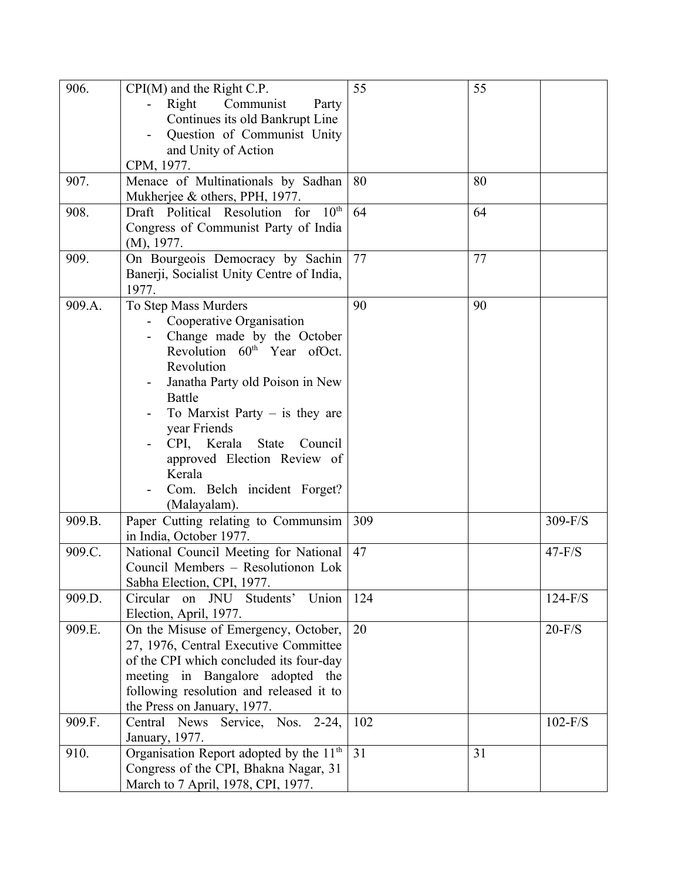| | | | | |
|---|---|---|---|---|
| 906. | CPI(M) and the Right C.P.<br>- Right Communist Party Continues its old Bankrupt Line<br>- Question of Communist Unity and Unity of Action<br>CPM, 1977. | 55 | 55 | |
| 907. | Menace of Multinationals by Sadhan Mukherjee & others, PPH, 1977. | 80 | 80 | |
| 908. | Draft Political Resolution for 10th Congress of Communist Party of India (M), 1977. | 64 | 64 | |
| 909. | On Bourgeois Democracy by Sachin Banerji, Socialist Unity Centre of India, 1977. | 77 | 77 | |
| 909.A. | To Step Mass Murders<br>- Cooperative Organisation<br>- Change made by the October Revolution 60th Year ofOct. Revolution<br>- Janatha Party old Poison in New Battle<br>- To Marxist Party – is they are year Friends<br>- CPI, Kerala State Council approved Election Review of Kerala<br>- Com. Belch incident Forget? (Malayalam). | 90 | 90 | |
| 909.B. | Paper Cutting relating to Communsim in India, October 1977. | 309 | | 309-F/S |
| 909.C. | National Council Meeting for National Council Members – Resolutionon Lok Sabha Election, CPI, 1977. | 47 | | 47-F/S |
| 909.D. | Circular on JNU Students' Union Election, April, 1977. | 124 | | 124-F/S |
| 909.E. | On the Misuse of Emergency, October, 27, 1976, Central Executive Committee of the CPI which concluded its four-day meeting in Bangalore adopted the following resolution and released it to the Press on January, 1977. | 20 | | 20-F/S |
| 909.F. | Central News Service, Nos. 2-24, January, 1977. | 102 | | 102-F/S |
| 910. | Organisation Report adopted by the 11th Congress of the CPI, Bhakna Nagar, 31 March to 7 April, 1978, CPI, 1977. | 31 | 31 | |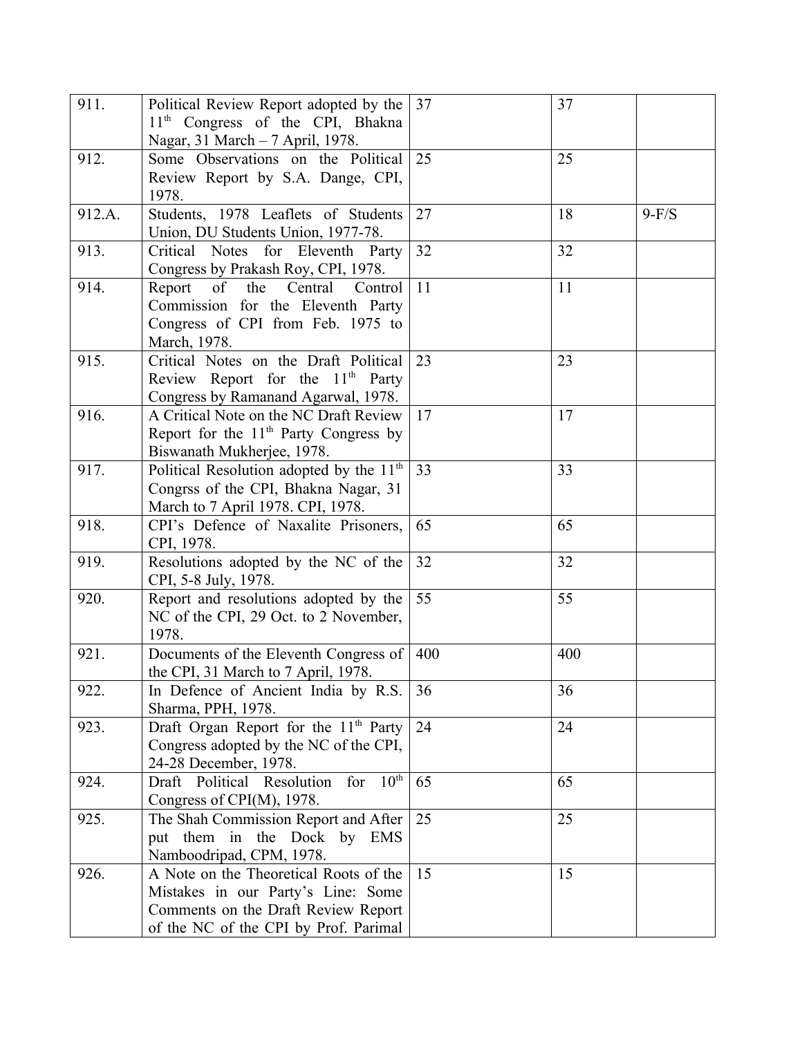| 911. | Political Review Report adopted by the 11th Congress of the CPI, Bhakna Nagar, 31 March – 7 April, 1978. | 37 | 37 | |
|---|---|---|---|---|
| 912. | Some Observations on the Political Review Report by S.A. Dange, CPI, 1978. | 25 | 25 | |
| 912.A. | Students, 1978 Leaflets of Students Union, DU Students Union, 1977-78. | 27 | 18 | 9-F/S |
| 913. | Critical Notes for Eleventh Party Congress by Prakash Roy, CPI, 1978. | 32 | 32 | |
| 914. | Report of the Central Control Commission for the Eleventh Party Congress of CPI from Feb. 1975 to March, 1978. | 11 | 11 | |
| 915. | Critical Notes on the Draft Political Review Report for the 11th Party Congress by Ramanand Agarwal, 1978. | 23 | 23 | |
| 916. | A Critical Note on the NC Draft Review Report for the 11th Party Congress by Biswanath Mukherjee, 1978. | 17 | 17 | |
| 917. | Political Resolution adopted by the 11th Congrss of the CPI, Bhakna Nagar, 31 March to 7 April 1978. CPI, 1978. | 33 | 33 | |
| 918. | CPI's Defence of Naxalite Prisoners, CPI, 1978. | 65 | 65 | |
| 919. | Resolutions adopted by the NC of the CPI, 5-8 July, 1978. | 32 | 32 | |
| 920. | Report and resolutions adopted by the NC of the CPI, 29 Oct. to 2 November, 1978. | 55 | 55 | |
| 921. | Documents of the Eleventh Congress of the CPI, 31 March to 7 April, 1978. | 400 | 400 | |
| 922. | In Defence of Ancient India by R.S. Sharma, PPH, 1978. | 36 | 36 | |
| 923. | Draft Organ Report for the 11th Party Congress adopted by the NC of the CPI, 24-28 December, 1978. | 24 | 24 | |
| 924. | Draft Political Resolution for 10th Congress of CPI(M), 1978. | 65 | 65 | |
| 925. | The Shah Commission Report and After put them in the Dock by EMS Namboodripad, CPM, 1978. | 25 | 25 | |
| 926. | A Note on the Theoretical Roots of the Mistakes in our Party's Line: Some Comments on the Draft Review Report of the NC of the CPI by Prof. Parimal | 15 | 15 | |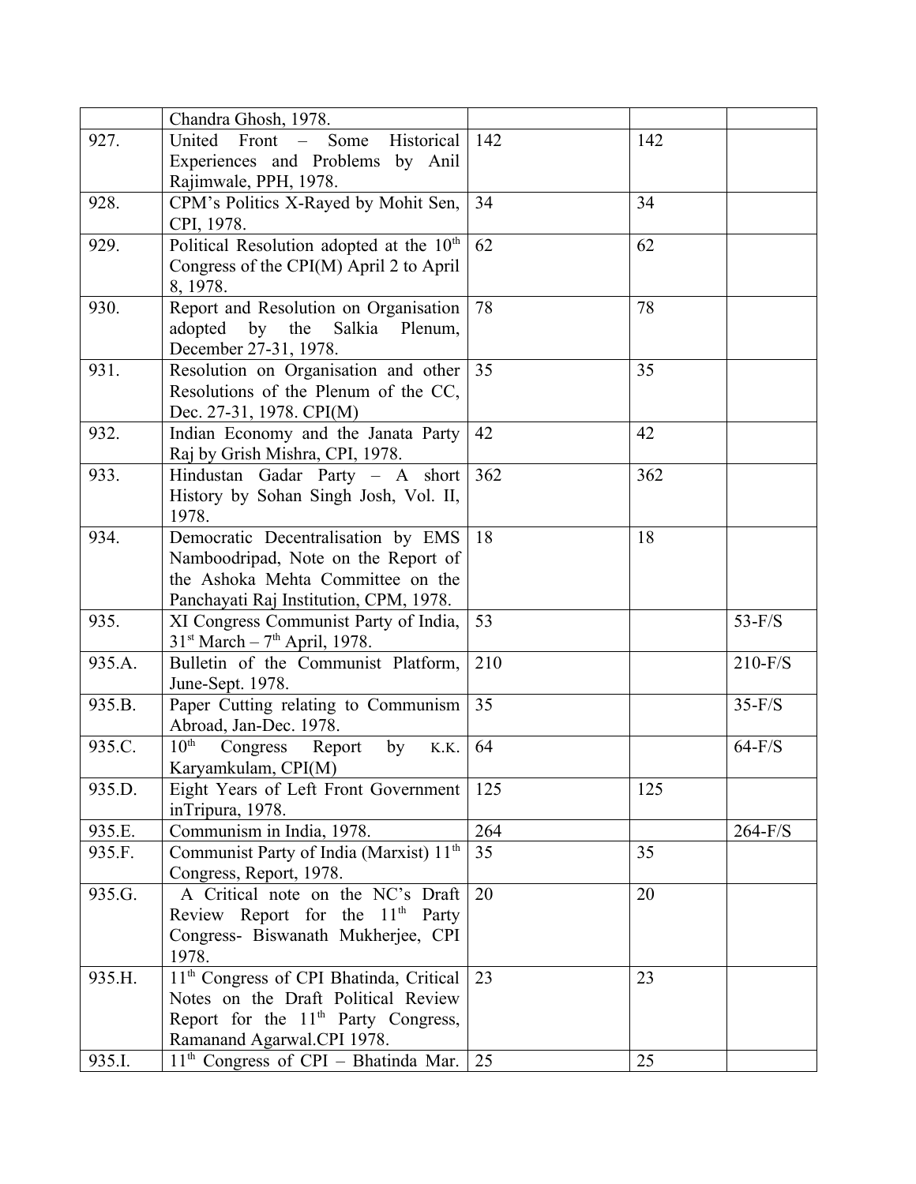| | | | | |
|---|---|---|---|---|
| | Chandra Ghosh, 1978. | | | |
| 927. | United Front – Some Historical Experiences and Problems by Anil Rajimwale, PPH, 1978. | 142 | 142 | |
| 928. | CPM's Politics X-Rayed by Mohit Sen, CPI, 1978. | 34 | 34 | |
| 929. | Political Resolution adopted at the 10th Congress of the CPI(M) April 2 to April 8, 1978. | 62 | 62 | |
| 930. | Report and Resolution on Organisation adopted by the Salkia Plenum, December 27-31, 1978. | 78 | 78 | |
| 931. | Resolution on Organisation and other Resolutions of the Plenum of the CC, Dec. 27-31, 1978. CPI(M) | 35 | 35 | |
| 932. | Indian Economy and the Janata Party Raj by Grish Mishra, CPI, 1978. | 42 | 42 | |
| 933. | Hindustan Gadar Party – A short History by Sohan Singh Josh, Vol. II, 1978. | 362 | 362 | |
| 934. | Democratic Decentralisation by EMS Namboodripad, Note on the Report of the Ashoka Mehta Committee on the Panchayati Raj Institution, CPM, 1978. | 18 | 18 | |
| 935. | XI Congress Communist Party of India, 31st March – 7th April, 1978. | 53 | | 53-F/S |
| 935.A. | Bulletin of the Communist Platform, June-Sept. 1978. | 210 | | 210-F/S |
| 935.B. | Paper Cutting relating to Communism Abroad, Jan-Dec. 1978. | 35 | | 35-F/S |
| 935.C. | 10th Congress Report by K.K. Karyamkulam, CPI(M) | 64 | | 64-F/S |
| 935.D. | Eight Years of Left Front Government inTripura, 1978. | 125 | 125 | |
| 935.E. | Communism in India, 1978. | 264 | | 264-F/S |
| 935.F. | Communist Party of India (Marxist) 11th Congress, Report, 1978. | 35 | 35 | |
| 935.G. | A Critical note on the NC's Draft Review Report for the 11th Party Congress- Biswanath Mukherjee, CPI 1978. | 20 | 20 | |
| 935.H. | 11th Congress of CPI Bhatinda, Critical Notes on the Draft Political Review Report for the 11th Party Congress, Ramanand Agarwal.CPI 1978. | 23 | 23 | |
| 935.I. | 11th Congress of CPI – Bhatinda Mar. | 25 | 25 | |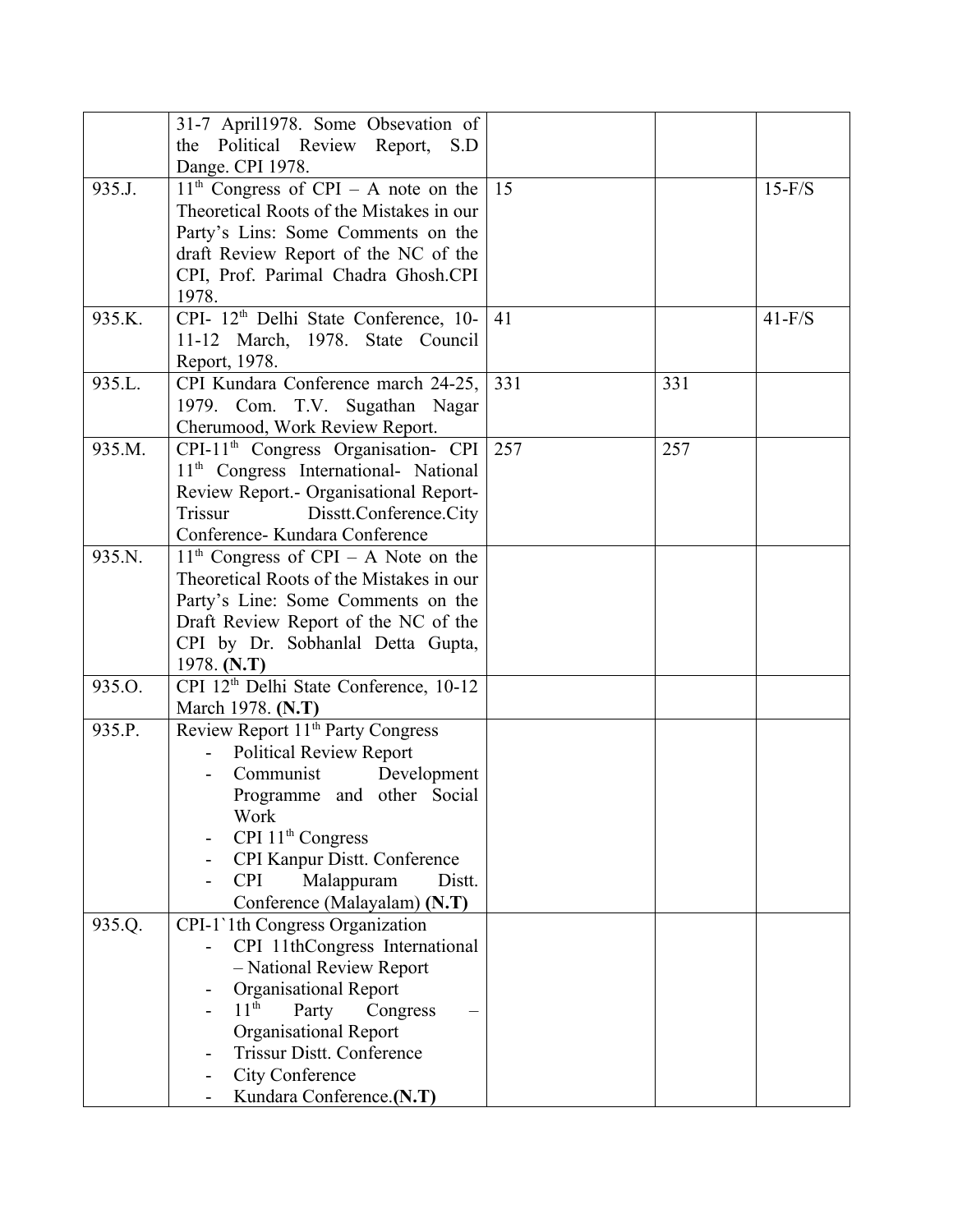| | | | | |
|---|---|---|---|---|
| | 31-7 April1978. Some Obsevation of the Political Review Report, S.D Dange. CPI 1978. | | | |
| 935.J. | 11th Congress of CPI – A note on the Theoretical Roots of the Mistakes in our Party's Lins: Some Comments on the draft Review Report of the NC of the CPI, Prof. Parimal Chadra Ghosh.CPI 1978. | 15 | | 15-F/S |
| 935.K. | CPI- 12th Delhi State Conference, 10-11-12 March, 1978. State Council Report, 1978. | 41 | | 41-F/S |
| 935.L. | CPI Kundara Conference march 24-25, 1979. Com. T.V. Sugathan Nagar Cherumood, Work Review Report. | 331 | 331 | |
| 935.M. | CPI-11th Congress Organisation- CPI 11th Congress International- National Review Report.- Organisational Report- Trissur Disstt.Conference.City Conference- Kundara Conference | 257 | 257 | |
| 935.N. | 11th Congress of CPI – A Note on the Theoretical Roots of the Mistakes in our Party's Line: Some Comments on the Draft Review Report of the NC of the CPI by Dr. Sobhanlal Detta Gupta, 1978. **(N.T)** | | | |
| 935.O. | CPI 12th Delhi State Conference, 10-12 March 1978. **(N.T)** | | | |
| 935.P. | Review Report 11th Party Congress<br>- Political Review Report<br>- Communist Development Programme and other Social Work<br>- CPI 11th Congress<br>- CPI Kanpur Distt. Conference<br>- CPI Malappuram Distt. Conference (Malayalam) **(N.T)** | | | |
| 935.Q. | CPI-1`1th Congress Organization<br>- CPI 11thCongress International – National Review Report<br>- Organisational Report<br>- 11th Party Congress – Organisational Report<br>- Trissur Distt. Conference<br>- City Conference<br>- Kundara Conference.**(N.T)** | | | |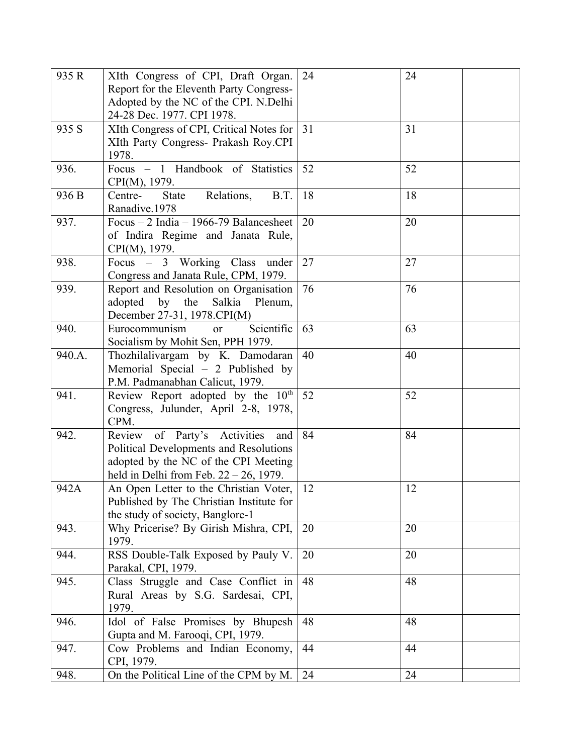| | | | | |
|---|---|---|---|---|
| 935 R | XIth Congress of CPI, Draft Organ. Report for the Eleventh Party Congress- Adopted by the NC of the CPI. N.Delhi 24-28 Dec. 1977. CPI 1978. | 24 | 24 | |
| 935 S | XIth Congress of CPI, Critical Notes for XIth Party Congress- Prakash Roy.CPI 1978. | 31 | 31 | |
| 936. | Focus – 1 Handbook of Statistics CPI(M), 1979. | 52 | 52 | |
| 936 B | Centre- State Relations, B.T. Ranadive.1978 | 18 | 18 | |
| 937. | Focus – 2 India – 1966-79 Balancesheet of Indira Regime and Janata Rule, CPI(M), 1979. | 20 | 20 | |
| 938. | Focus – 3 Working Class under Congress and Janata Rule, CPM, 1979. | 27 | 27 | |
| 939. | Report and Resolution on Organisation adopted by the Salkia Plenum, December 27-31, 1978.CPI(M) | 76 | 76 | |
| 940. | Eurocommunism or Scientific Socialism by Mohit Sen, PPH 1979. | 63 | 63 | |
| 940.A. | Thozhilalivargam by K. Damodaran Memorial Special – 2 Published by P.M. Padmanabhan Calicut, 1979. | 40 | 40 | |
| 941. | Review Report adopted by the 10th Congress, Julunder, April 2-8, 1978, CPM. | 52 | 52 | |
| 942. | Review of Party's Activities and Political Developments and Resolutions adopted by the NC of the CPI Meeting held in Delhi from Feb. 22 – 26, 1979. | 84 | 84 | |
| 942A | An Open Letter to the Christian Voter, Published by The Christian Institute for the study of society, Banglore-1 | 12 | 12 | |
| 943. | Why Pricerise? By Girish Mishra, CPI, 1979. | 20 | 20 | |
| 944. | RSS Double-Talk Exposed by Pauly V. Parakal, CPI, 1979. | 20 | 20 | |
| 945. | Class Struggle and Case Conflict in Rural Areas by S.G. Sardesai, CPI, 1979. | 48 | 48 | |
| 946. | Idol of False Promises by Bhupesh Gupta and M. Farooqi, CPI, 1979. | 48 | 48 | |
| 947. | Cow Problems and Indian Economy, CPI, 1979. | 44 | 44 | |
| 948. | On the Political Line of the CPM by M. | 24 | 24 | |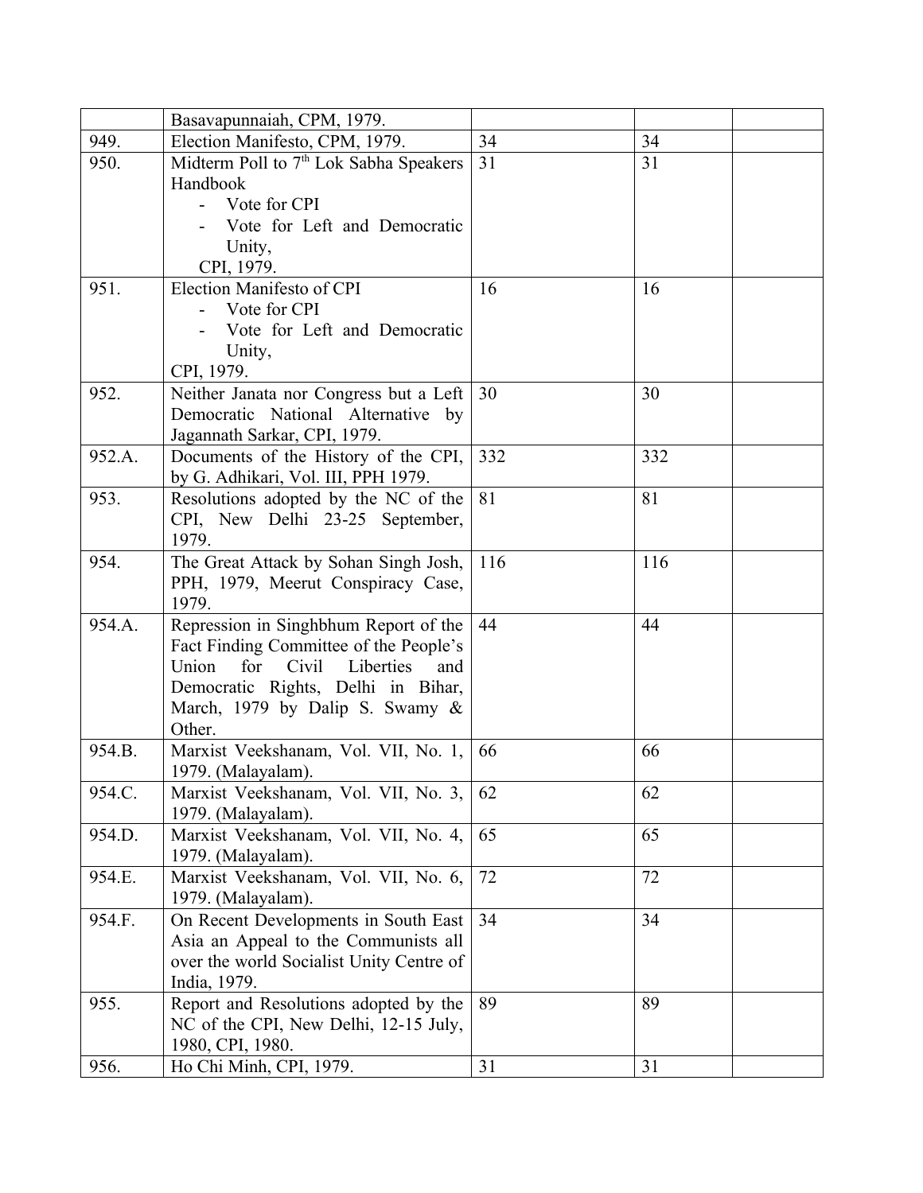| | | | | |
|---|---|---|---|---|
| | Basavapunnaiah, CPM, 1979. | | | |
| 949. | Election Manifesto, CPM, 1979. | 34 | 34 | |
| 950. | Midterm Poll to 7th Lok Sabha Speakers Handbook<br>- Vote for CPI<br>- Vote for Left and Democratic Unity,<br>CPI, 1979. | 31 | 31 | |
| 951. | Election Manifesto of CPI<br>- Vote for CPI<br>- Vote for Left and Democratic Unity,<br>CPI, 1979. | 16 | 16 | |
| 952. | Neither Janata nor Congress but a Left Democratic National Alternative by Jagannath Sarkar, CPI, 1979. | 30 | 30 | |
| 952.A. | Documents of the History of the CPI, by G. Adhikari, Vol. III, PPH 1979. | 332 | 332 | |
| 953. | Resolutions adopted by the NC of the CPI, New Delhi 23-25 September, 1979. | 81 | 81 | |
| 954. | The Great Attack by Sohan Singh Josh, PPH, 1979, Meerut Conspiracy Case, 1979. | 116 | 116 | |
| 954.A. | Repression in Singhbhum Report of the Fact Finding Committee of the People's Union for Civil Liberties and Democratic Rights, Delhi in Bihar, March, 1979 by Dalip S. Swamy & Other. | 44 | 44 | |
| 954.B. | Marxist Veekshanam, Vol. VII, No. 1, 1979. (Malayalam). | 66 | 66 | |
| 954.C. | Marxist Veekshanam, Vol. VII, No. 3, 1979. (Malayalam). | 62 | 62 | |
| 954.D. | Marxist Veekshanam, Vol. VII, No. 4, 1979. (Malayalam). | 65 | 65 | |
| 954.E. | Marxist Veekshanam, Vol. VII, No. 6, 1979. (Malayalam). | 72 | 72 | |
| 954.F. | On Recent Developments in South East Asia an Appeal to the Communists all over the world Socialist Unity Centre of India, 1979. | 34 | 34 | |
| 955. | Report and Resolutions adopted by the NC of the CPI, New Delhi, 12-15 July, 1980, CPI, 1980. | 89 | 89 | |
| 956. | Ho Chi Minh, CPI, 1979. | 31 | 31 | |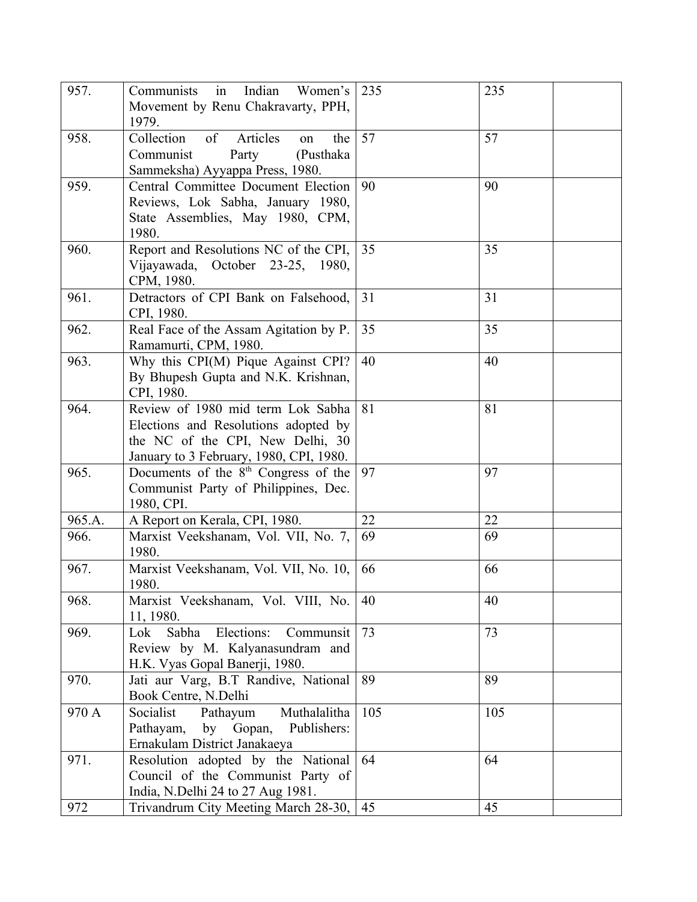| | | | | |
|---|---|---|---|---|
| 957. | Communists in Indian Women's Movement by Renu Chakravarty, PPH, 1979. | 235 | 235 | |
| 958. | Collection of Articles on the Communist Party (Pusthaka Sammeksha) Ayyappa Press, 1980. | 57 | 57 | |
| 959. | Central Committee Document Election Reviews, Lok Sabha, January 1980, State Assemblies, May 1980, CPM, 1980. | 90 | 90 | |
| 960. | Report and Resolutions NC of the CPI, Vijayawada, October 23-25, 1980, CPM, 1980. | 35 | 35 | |
| 961. | Detractors of CPI Bank on Falsehood, CPI, 1980. | 31 | 31 | |
| 962. | Real Face of the Assam Agitation by P. Ramamurti, CPM, 1980. | 35 | 35 | |
| 963. | Why this CPI(M) Pique Against CPI? By Bhupesh Gupta and N.K. Krishnan, CPI, 1980. | 40 | 40 | |
| 964. | Review of 1980 mid term Lok Sabha Elections and Resolutions adopted by the NC of the CPI, New Delhi, 30 January to 3 February, 1980, CPI, 1980. | 81 | 81 | |
| 965. | Documents of the 8th Congress of the Communist Party of Philippines, Dec. 1980, CPI. | 97 | 97 | |
| 965.A. | A Report on Kerala, CPI, 1980. | 22 | 22 | |
| 966. | Marxist Veekshanam, Vol. VII, No. 7, 1980. | 69 | 69 | |
| 967. | Marxist Veekshanam, Vol. VII, No. 10, 1980. | 66 | 66 | |
| 968. | Marxist Veekshanam, Vol. VIII, No. 11, 1980. | 40 | 40 | |
| 969. | Lok Sabha Elections: Communsit Review by M. Kalyanasundram and H.K. Vyas Gopal Banerji, 1980. | 73 | 73 | |
| 970. | Jati aur Varg, B.T Randive, National Book Centre, N.Delhi | 89 | 89 | |
| 970 A | Socialist Pathayum Muthalalitha Pathayam, by Gopan, Publishers: Ernakulam District Janakaeya | 105 | 105 | |
| 971. | Resolution adopted by the National Council of the Communist Party of India, N.Delhi 24 to 27 Aug 1981. | 64 | 64 | |
| 972 | Trivandrum City Meeting March 28-30, | 45 | 45 | |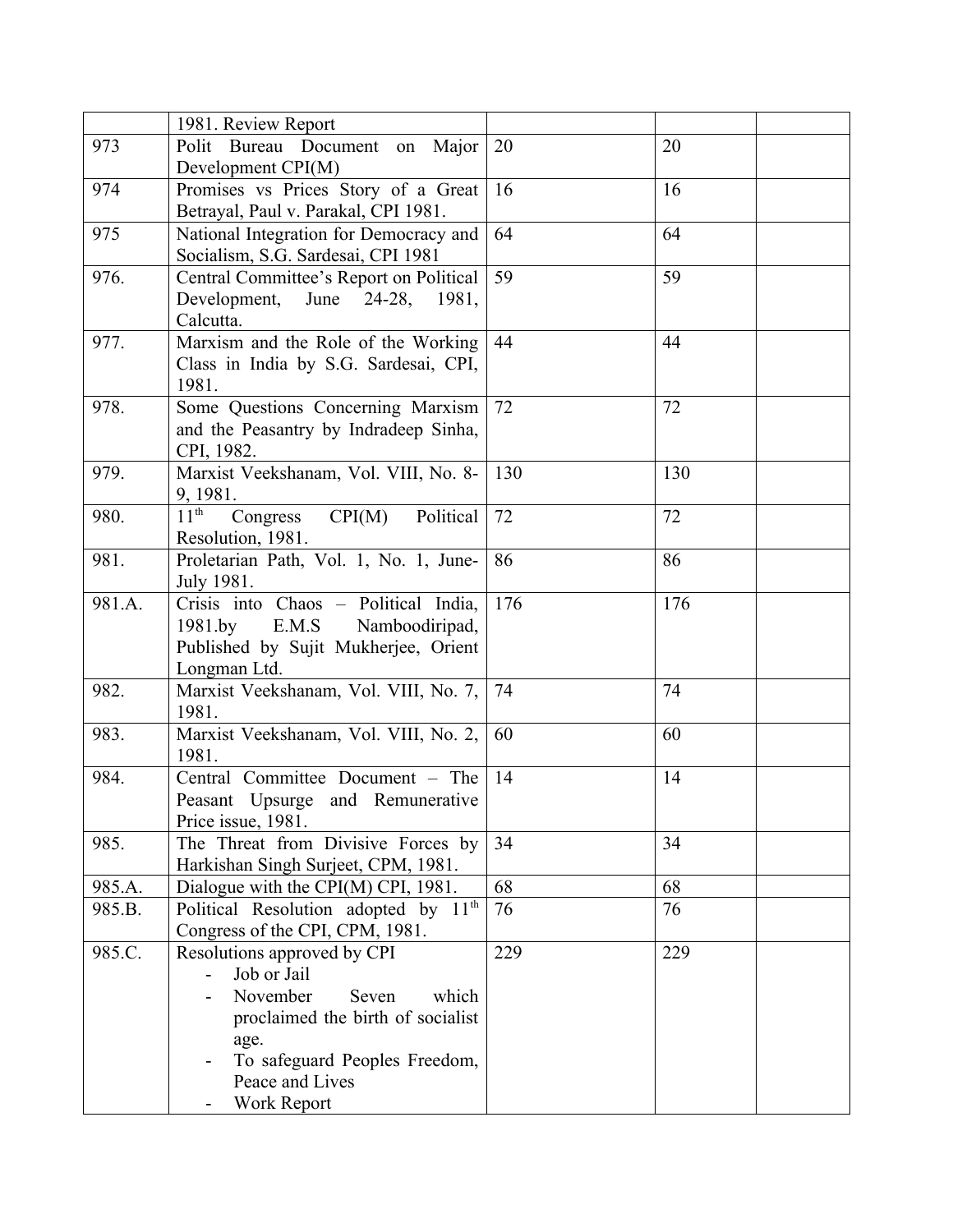| | | | | |
|---|---|---|---|---|
| | 1981. Review Report | | | |
| 973 | Polit Bureau Document on Major Development CPI(M) | 20 | 20 | |
| 974 | Promises vs Prices Story of a Great Betrayal, Paul v. Parakal, CPI 1981. | 16 | 16 | |
| 975 | National Integration for Democracy and Socialism, S.G. Sardesai, CPI 1981 | 64 | 64 | |
| 976. | Central Committee's Report on Political Development, June 24-28, 1981, Calcutta. | 59 | 59 | |
| 977. | Marxism and the Role of the Working Class in India by S.G. Sardesai, CPI, 1981. | 44 | 44 | |
| 978. | Some Questions Concerning Marxism and the Peasantry by Indradeep Sinha, CPI, 1982. | 72 | 72 | |
| 979. | Marxist Veekshanam, Vol. VIII, No. 8-9, 1981. | 130 | 130 | |
| 980. | 11th Congress CPI(M) Political Resolution, 1981. | 72 | 72 | |
| 981. | Proletarian Path, Vol. 1, No. 1, June-July 1981. | 86 | 86 | |
| 981.A. | Crisis into Chaos – Political India, 1981.by E.M.S Namboodiripad, Published by Sujit Mukherjee, Orient Longman Ltd. | 176 | 176 | |
| 982. | Marxist Veekshanam, Vol. VIII, No. 7, 1981. | 74 | 74 | |
| 983. | Marxist Veekshanam, Vol. VIII, No. 2, 1981. | 60 | 60 | |
| 984. | Central Committee Document – The Peasant Upsurge and Remunerative Price issue, 1981. | 14 | 14 | |
| 985. | The Threat from Divisive Forces by Harkishan Singh Surjeet, CPM, 1981. | 34 | 34 | |
| 985.A. | Dialogue with the CPI(M) CPI, 1981. | 68 | 68 | |
| 985.B. | Political Resolution adopted by 11th Congress of the CPI, CPM, 1981. | 76 | 76 | |
| 985.C. | Resolutions approved by CPI<br>- Job or Jail<br>- November Seven which proclaimed the birth of socialist age.<br>- To safeguard Peoples Freedom, Peace and Lives<br>- Work Report | 229 | 229 | |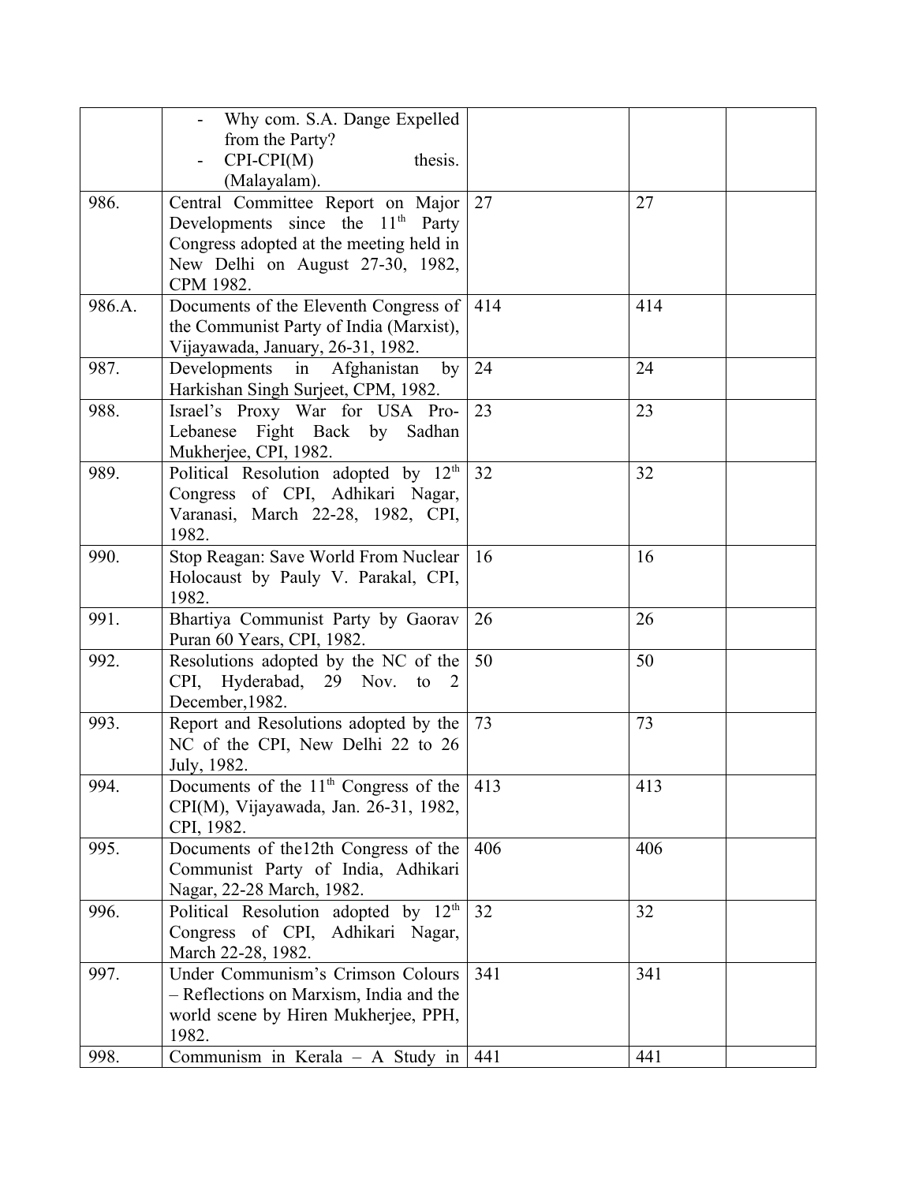|  |  |  |  |  |
|---|---|---|---|---|
|  | - Why com. S.A. Dange Expelled from the Party?<br>- CPI-CPI(M) thesis. (Malayalam). |  |  |  |
| 986. | Central Committee Report on Major Developments since the 11th Party Congress adopted at the meeting held in New Delhi on August 27-30, 1982, CPM 1982. | 27 | 27 |  |
| 986.A. | Documents of the Eleventh Congress of the Communist Party of India (Marxist), Vijayawada, January, 26-31, 1982. | 414 | 414 |  |
| 987. | Developments in Afghanistan by Harkishan Singh Surjeet, CPM, 1982. | 24 | 24 |  |
| 988. | Israel's Proxy War for USA Pro-Lebanese Fight Back by Sadhan Mukherjee, CPI, 1982. | 23 | 23 |  |
| 989. | Political Resolution adopted by 12th Congress of CPI, Adhikari Nagar, Varanasi, March 22-28, 1982, CPI, 1982. | 32 | 32 |  |
| 990. | Stop Reagan: Save World From Nuclear Holocaust by Pauly V. Parakal, CPI, 1982. | 16 | 16 |  |
| 991. | Bhartiya Communist Party by Gaorav Puran 60 Years, CPI, 1982. | 26 | 26 |  |
| 992. | Resolutions adopted by the NC of the CPI, Hyderabad, 29 Nov. to 2 December,1982. | 50 | 50 |  |
| 993. | Report and Resolutions adopted by the NC of the CPI, New Delhi 22 to 26 July, 1982. | 73 | 73 |  |
| 994. | Documents of the 11th Congress of the CPI(M), Vijayawada, Jan. 26-31, 1982, CPI, 1982. | 413 | 413 |  |
| 995. | Documents of the12th Congress of the Communist Party of India, Adhikari Nagar, 22-28 March, 1982. | 406 | 406 |  |
| 996. | Political Resolution adopted by 12th Congress of CPI, Adhikari Nagar, March 22-28, 1982. | 32 | 32 |  |
| 997. | Under Communism's Crimson Colours – Reflections on Marxism, India and the world scene by Hiren Mukherjee, PPH, 1982. | 341 | 341 |  |
| 998. | Communism in Kerala – A Study in | 441 | 441 |  |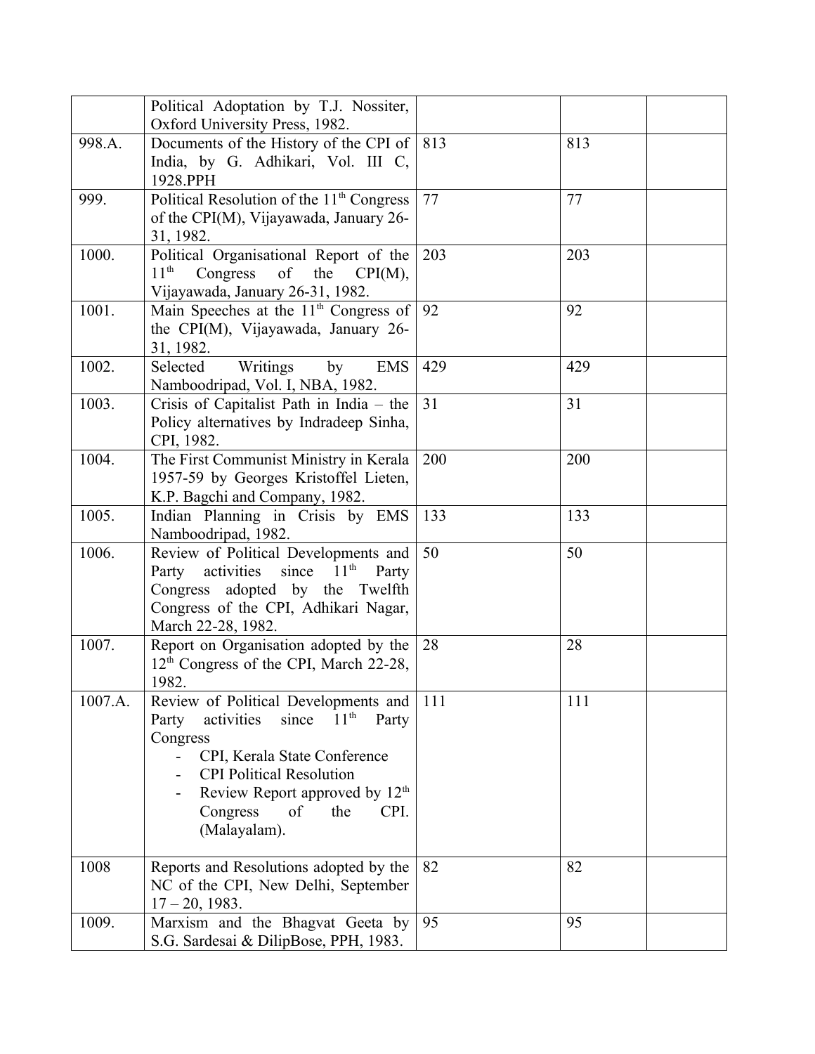| | | | | |
|---|---|---|---|---|
| | Political Adoptation by T.J. Nossiter, Oxford University Press, 1982. | | | |
| 998.A. | Documents of the History of the CPI of India, by G. Adhikari, Vol. III C, 1928.PPH | 813 | 813 | |
| 999. | Political Resolution of the 11th Congress of the CPI(M), Vijayawada, January 26-31, 1982. | 77 | 77 | |
| 1000. | Political Organisational Report of the 11th Congress of the CPI(M), Vijayawada, January 26-31, 1982. | 203 | 203 | |
| 1001. | Main Speeches at the 11th Congress of the CPI(M), Vijayawada, January 26-31, 1982. | 92 | 92 | |
| 1002. | Selected Writings by EMS Namboodripad, Vol. I, NBA, 1982. | 429 | 429 | |
| 1003. | Crisis of Capitalist Path in India – the Policy alternatives by Indradeep Sinha, CPI, 1982. | 31 | 31 | |
| 1004. | The First Communist Ministry in Kerala 1957-59 by Georges Kristoffel Lieten, K.P. Bagchi and Company, 1982. | 200 | 200 | |
| 1005. | Indian Planning in Crisis by EMS Namboodripad, 1982. | 133 | 133 | |
| 1006. | Review of Political Developments and Party activities since 11th Party Congress adopted by the Twelfth Congress of the CPI, Adhikari Nagar, March 22-28, 1982. | 50 | 50 | |
| 1007. | Report on Organisation adopted by the 12th Congress of the CPI, March 22-28, 1982. | 28 | 28 | |
| 1007.A. | Review of Political Developments and Party activities since 11th Party Congress<br>- CPI, Kerala State Conference<br>- CPI Political Resolution<br>- Review Report approved by 12th Congress of the CPI. (Malayalam). | 111 | 111 | |
| 1008 | Reports and Resolutions adopted by the NC of the CPI, New Delhi, September 17 – 20, 1983. | 82 | 82 | |
| 1009. | Marxism and the Bhagvat Geeta by S.G. Sardesai & DilipBose, PPH, 1983. | 95 | 95 | |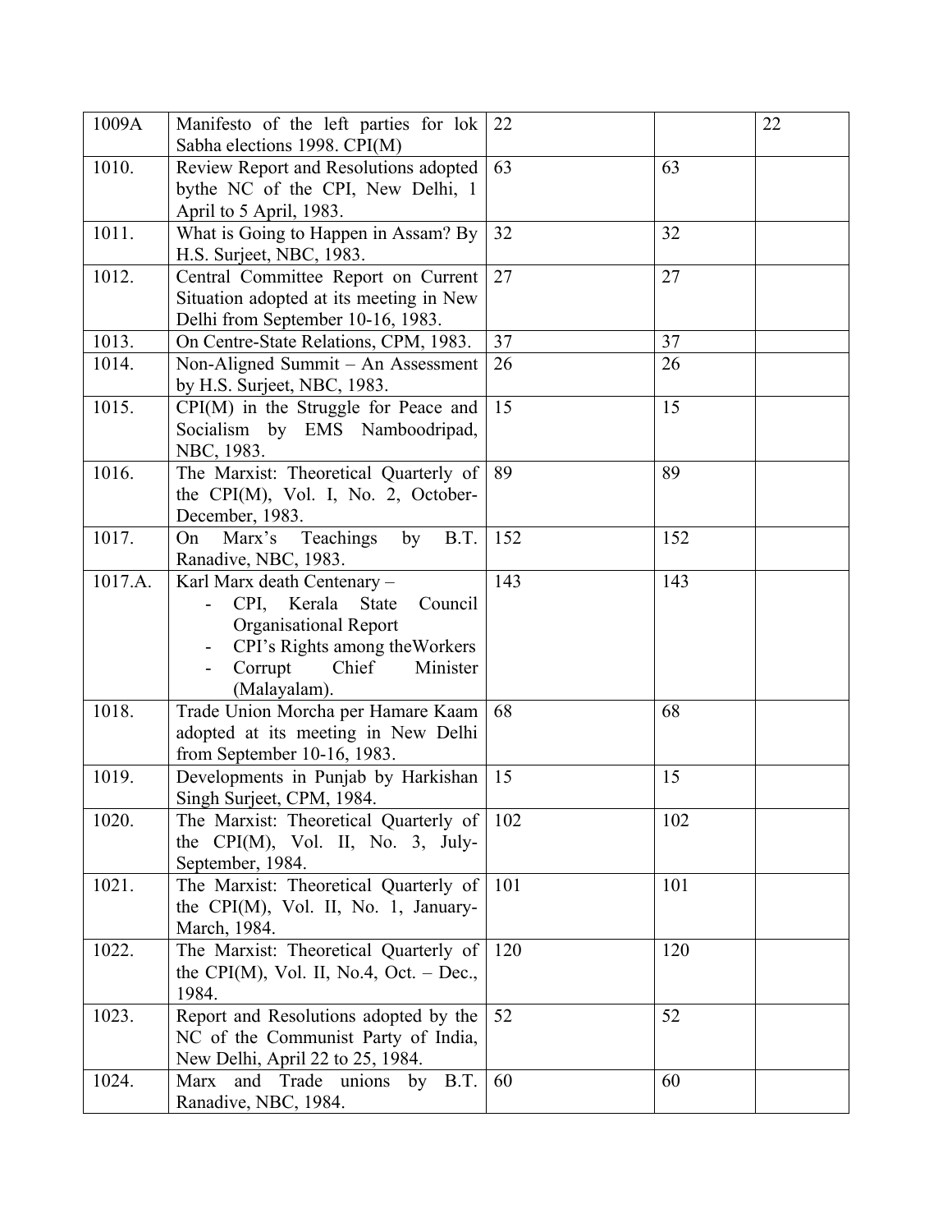| | | | | |
|---|---|---|---|---|
| 1009A | Manifesto of the left parties for lok Sabha elections 1998. CPI(M) | 22 | | 22 |
| 1010. | Review Report and Resolutions adopted bythe NC of the CPI, New Delhi, 1 April to 5 April, 1983. | 63 | 63 | |
| 1011. | What is Going to Happen in Assam? By H.S. Surjeet, NBC, 1983. | 32 | 32 | |
| 1012. | Central Committee Report on Current Situation adopted at its meeting in New Delhi from September 10-16, 1983. | 27 | 27 | |
| 1013. | On Centre-State Relations, CPM, 1983. | 37 | 37 | |
| 1014. | Non-Aligned Summit – An Assessment by H.S. Surjeet, NBC, 1983. | 26 | 26 | |
| 1015. | CPI(M) in the Struggle for Peace and Socialism by EMS Namboodripad, NBC, 1983. | 15 | 15 | |
| 1016. | The Marxist: Theoretical Quarterly of the CPI(M), Vol. I, No. 2, October-December, 1983. | 89 | 89 | |
| 1017. | On Marx's Teachings by B.T. Ranadive, NBC, 1983. | 152 | 152 | |
| 1017.A. | Karl Marx death Centenary – <br> - CPI, Kerala State Council Organisational Report <br> - CPI's Rights among theWorkers <br> - Corrupt Chief Minister (Malayalam). | 143 | 143 | |
| 1018. | Trade Union Morcha per Hamare Kaam adopted at its meeting in New Delhi from September 10-16, 1983. | 68 | 68 | |
| 1019. | Developments in Punjab by Harkishan Singh Surjeet, CPM, 1984. | 15 | 15 | |
| 1020. | The Marxist: Theoretical Quarterly of the CPI(M), Vol. II, No. 3, July-September, 1984. | 102 | 102 | |
| 1021. | The Marxist: Theoretical Quarterly of the CPI(M), Vol. II, No. 1, January-March, 1984. | 101 | 101 | |
| 1022. | The Marxist: Theoretical Quarterly of the CPI(M), Vol. II, No.4, Oct. – Dec., 1984. | 120 | 120 | |
| 1023. | Report and Resolutions adopted by the NC of the Communist Party of India, New Delhi, April 22 to 25, 1984. | 52 | 52 | |
| 1024. | Marx and Trade unions by B.T. Ranadive, NBC, 1984. | 60 | 60 | |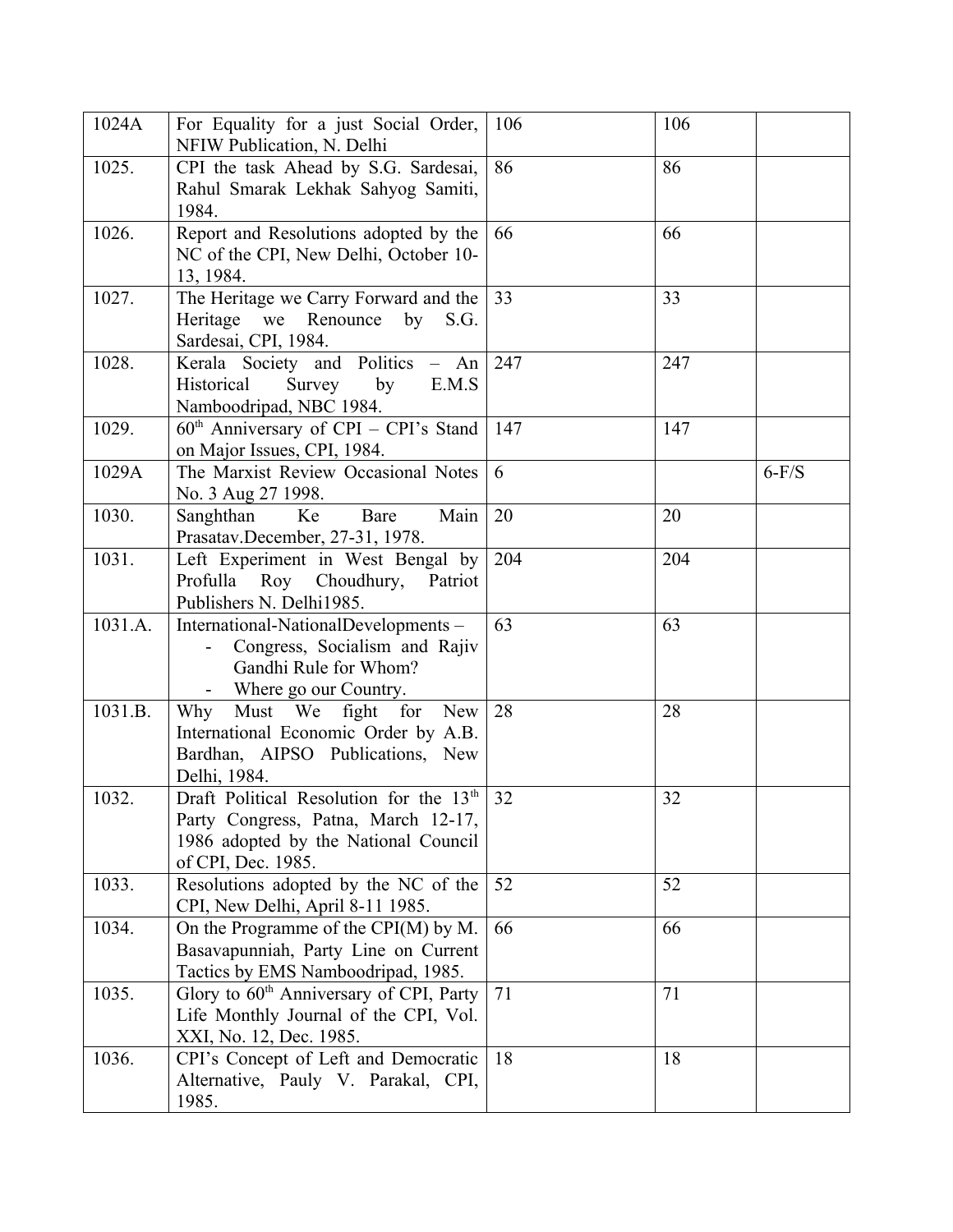| | | | | |
|---|---|---|---|---|
| 1024A | For Equality for a just Social Order, NFIW Publication, N. Delhi | 106 | 106 | |
| 1025. | CPI the task Ahead by S.G. Sardesai, Rahul Smarak Lekhak Sahyog Samiti, 1984. | 86 | 86 | |
| 1026. | Report and Resolutions adopted by the NC of the CPI, New Delhi, October 10-13, 1984. | 66 | 66 | |
| 1027. | The Heritage we Carry Forward and the Heritage we Renounce by S.G. Sardesai, CPI, 1984. | 33 | 33 | |
| 1028. | Kerala Society and Politics – An Historical Survey by E.M.S Namboodripad, NBC 1984. | 247 | 247 | |
| 1029. | 60th Anniversary of CPI – CPI's Stand on Major Issues, CPI, 1984. | 147 | 147 | |
| 1029A | The Marxist Review Occasional Notes No. 3 Aug 27 1998. | 6 | | 6-F/S |
| 1030. | Sanghthan Ke Bare Main Prasatav.December, 27-31, 1978. | 20 | 20 | |
| 1031. | Left Experiment in West Bengal by Profulla Roy Choudhury, Patriot Publishers N. Delhi1985. | 204 | 204 | |
| 1031.A. | International-NationalDevelopments – <br>- Congress, Socialism and Rajiv Gandhi Rule for Whom? <br>- Where go our Country. | 63 | 63 | |
| 1031.B. | Why Must We fight for New International Economic Order by A.B. Bardhan, AIPSO Publications, New Delhi, 1984. | 28 | 28 | |
| 1032. | Draft Political Resolution for the 13th Party Congress, Patna, March 12-17, 1986 adopted by the National Council of CPI, Dec. 1985. | 32 | 32 | |
| 1033. | Resolutions adopted by the NC of the CPI, New Delhi, April 8-11 1985. | 52 | 52 | |
| 1034. | On the Programme of the CPI(M) by M. Basavapunniah, Party Line on Current Tactics by EMS Namboodripad, 1985. | 66 | 66 | |
| 1035. | Glory to 60th Anniversary of CPI, Party Life Monthly Journal of the CPI, Vol. XXI, No. 12, Dec. 1985. | 71 | 71 | |
| 1036. | CPI's Concept of Left and Democratic Alternative, Pauly V. Parakal, CPI, 1985. | 18 | 18 | |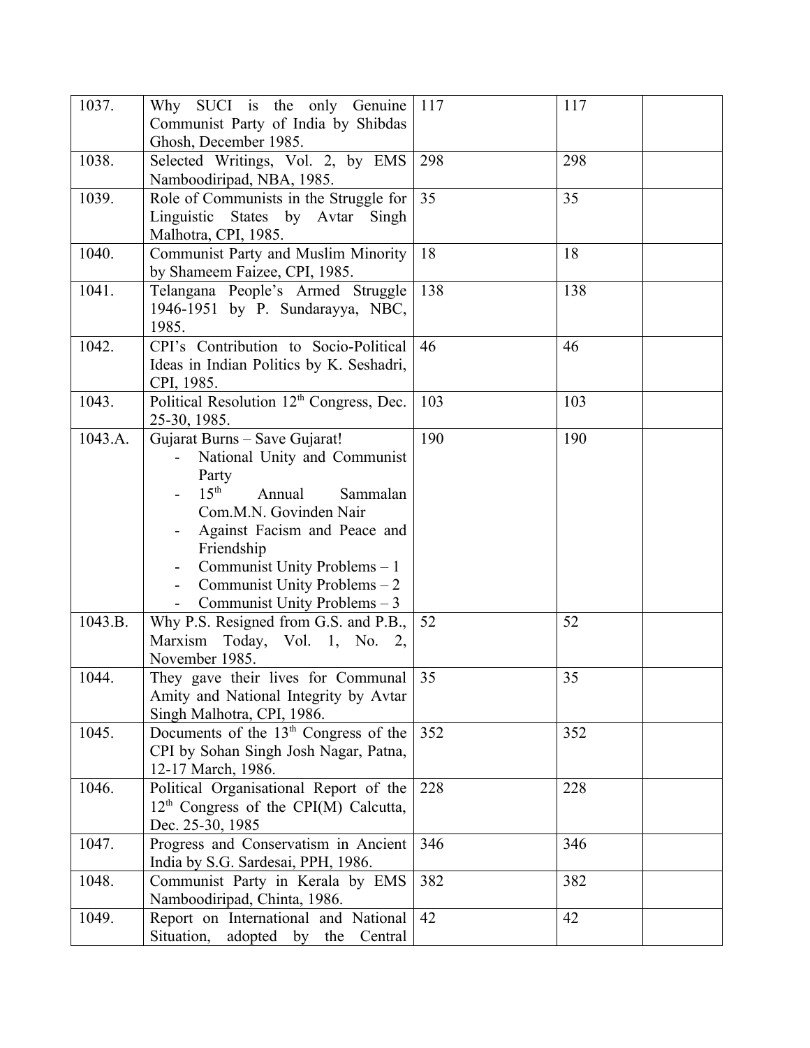| | | | | |
|---|---|---|---|---|
| 1037. | Why SUCI is the only Genuine Communist Party of India by Shibdas Ghosh, December 1985. | 117 | 117 | |
| 1038. | Selected Writings, Vol. 2, by EMS Namboodiripad, NBA, 1985. | 298 | 298 | |
| 1039. | Role of Communists in the Struggle for Linguistic States by Avtar Singh Malhotra, CPI, 1985. | 35 | 35 | |
| 1040. | Communist Party and Muslim Minority by Shameem Faizee, CPI, 1985. | 18 | 18 | |
| 1041. | Telangana People's Armed Struggle 1946-1951 by P. Sundarayya, NBC, 1985. | 138 | 138 | |
| 1042. | CPI's Contribution to Socio-Political Ideas in Indian Politics by K. Seshadri, CPI, 1985. | 46 | 46 | |
| 1043. | Political Resolution 12th Congress, Dec. 25-30, 1985. | 103 | 103 | |
| 1043.A. | Gujarat Burns – Save Gujarat!<br>- National Unity and Communist Party<br>- 15th Annual Sammalan Com.M.N. Govinden Nair<br>- Against Facism and Peace and Friendship<br>- Communist Unity Problems – 1<br>- Communist Unity Problems – 2<br>- Communist Unity Problems – 3 | 190 | 190 | |
| 1043.B. | Why P.S. Resigned from G.S. and P.B., Marxism Today, Vol. 1, No. 2, November 1985. | 52 | 52 | |
| 1044. | They gave their lives for Communal Amity and National Integrity by Avtar Singh Malhotra, CPI, 1986. | 35 | 35 | |
| 1045. | Documents of the 13th Congress of the CPI by Sohan Singh Josh Nagar, Patna, 12-17 March, 1986. | 352 | 352 | |
| 1046. | Political Organisational Report of the 12th Congress of the CPI(M) Calcutta, Dec. 25-30, 1985 | 228 | 228 | |
| 1047. | Progress and Conservatism in Ancient India by S.G. Sardesai, PPH, 1986. | 346 | 346 | |
| 1048. | Communist Party in Kerala by EMS Namboodiripad, Chinta, 1986. | 382 | 382 | |
| 1049. | Report on International and National Situation, adopted by the Central | 42 | 42 | |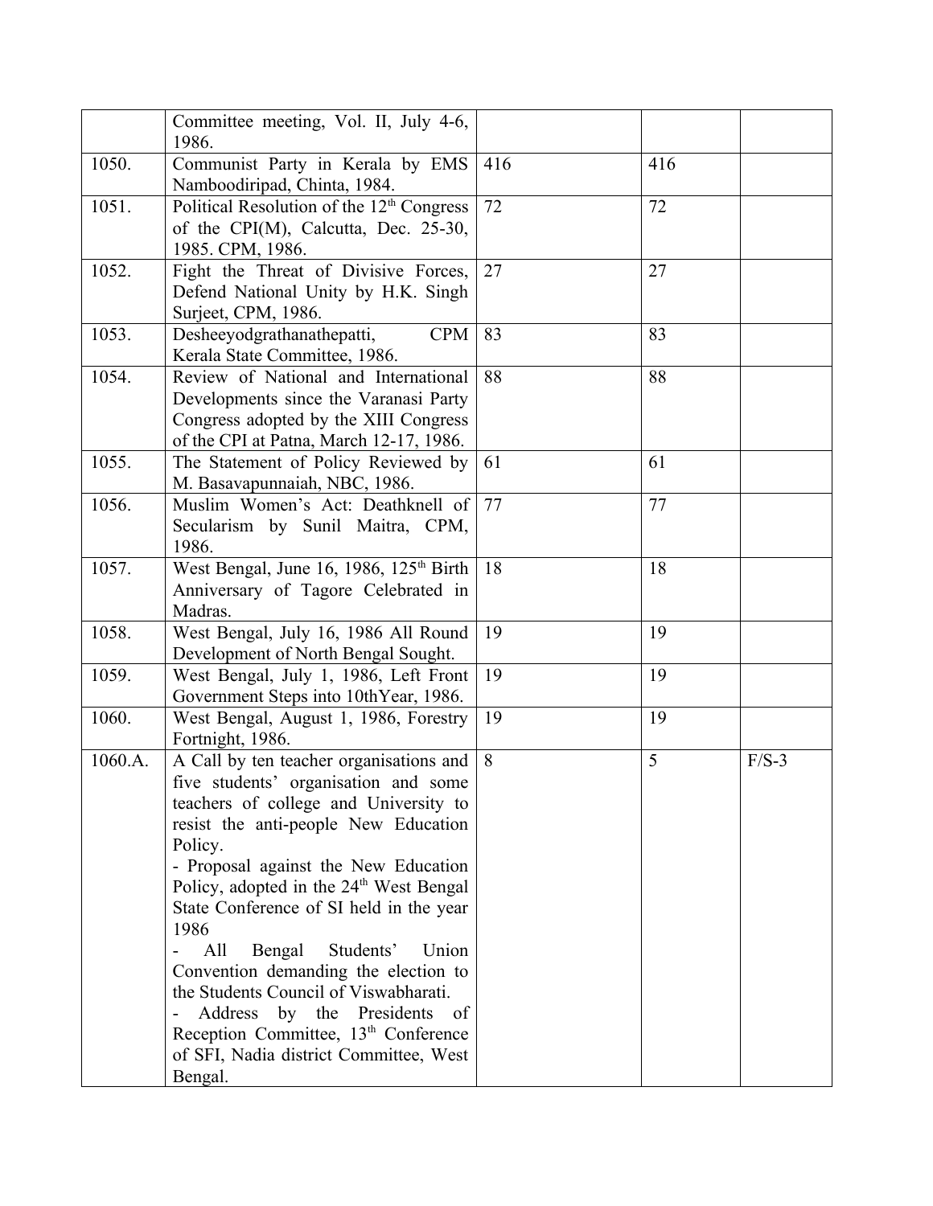| | | | | |
|---|---|---|---|---|
| | Committee meeting, Vol. II, July 4-6, 1986. | | | |
| 1050. | Communist Party in Kerala by EMS Namboodiripad, Chinta, 1984. | 416 | 416 | |
| 1051. | Political Resolution of the 12th Congress of the CPI(M), Calcutta, Dec. 25-30, 1985. CPM, 1986. | 72 | 72 | |
| 1052. | Fight the Threat of Divisive Forces, Defend National Unity by H.K. Singh Surjeet, CPM, 1986. | 27 | 27 | |
| 1053. | Desheeyodgrathanathepatti, CPM Kerala State Committee, 1986. | 83 | 83 | |
| 1054. | Review of National and International Developments since the Varanasi Party Congress adopted by the XIII Congress of the CPI at Patna, March 12-17, 1986. | 88 | 88 | |
| 1055. | The Statement of Policy Reviewed by M. Basavapunnaiah, NBC, 1986. | 61 | 61 | |
| 1056. | Muslim Women's Act: Deathknell of Secularism by Sunil Maitra, CPM, 1986. | 77 | 77 | |
| 1057. | West Bengal, June 16, 1986, 125th Birth Anniversary of Tagore Celebrated in Madras. | 18 | 18 | |
| 1058. | West Bengal, July 16, 1986 All Round Development of North Bengal Sought. | 19 | 19 | |
| 1059. | West Bengal, July 1, 1986, Left Front Government Steps into 10thYear, 1986. | 19 | 19 | |
| 1060. | West Bengal, August 1, 1986, Forestry Fortnight, 1986. | 19 | 19 | |
| 1060.A. | A Call by ten teacher organisations and five students' organisation and some teachers of college and University to resist the anti-people New Education Policy.<br>- Proposal against the New Education Policy, adopted in the 24th West Bengal State Conference of SI held in the year 1986<br>- All Bengal Students' Union Convention demanding the election to the Students Council of Viswabharati.<br>- Address by the Presidents of Reception Committee, 13th Conference of SFI, Nadia district Committee, West Bengal. | 8 | 5 | F/S-3 |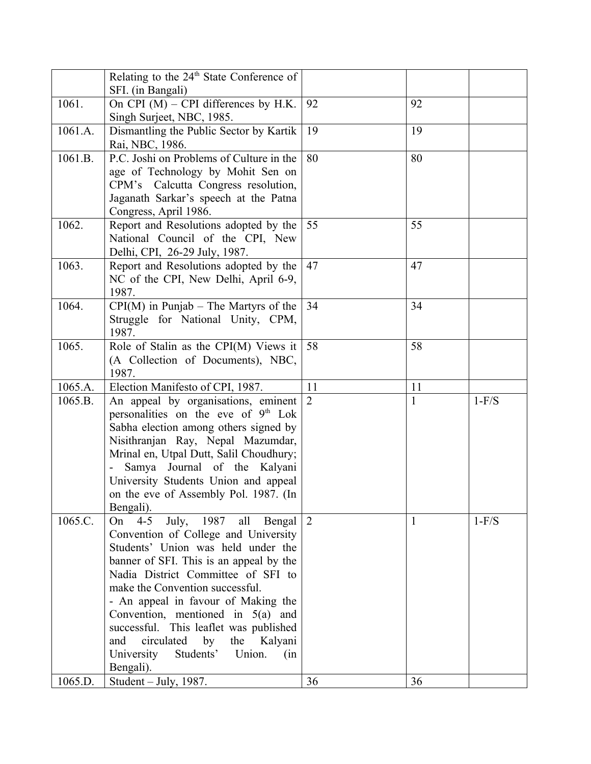| | | | | |
|---|---|---|---|---|
| | Relating to the 24th State Conference of SFI. (in Bangali) | | | |
| 1061. | On CPI (M) – CPI differences by H.K. Singh Surjeet, NBC, 1985. | 92 | 92 | |
| 1061.A. | Dismantling the Public Sector by Kartik Rai, NBC, 1986. | 19 | 19 | |
| 1061.B. | P.C. Joshi on Problems of Culture in the age of Technology by Mohit Sen on CPM's Calcutta Congress resolution, Jaganath Sarkar's speech at the Patna Congress, April 1986. | 80 | 80 | |
| 1062. | Report and Resolutions adopted by the National Council of the CPI, New Delhi, CPI, 26-29 July, 1987. | 55 | 55 | |
| 1063. | Report and Resolutions adopted by the NC of the CPI, New Delhi, April 6-9, 1987. | 47 | 47 | |
| 1064. | CPI(M) in Punjab – The Martyrs of the Struggle for National Unity, CPM, 1987. | 34 | 34 | |
| 1065. | Role of Stalin as the CPI(M) Views it (A Collection of Documents), NBC, 1987. | 58 | 58 | |
| 1065.A. | Election Manifesto of CPI, 1987. | 11 | 11 | |
| 1065.B. | An appeal by organisations, eminent personalities on the eve of 9th Lok Sabha election among others signed by Nisithranjan Ray, Nepal Mazumdar, Mrinal en, Utpal Dutt, Salil Choudhury; - Samya Journal of the Kalyani University Students Union and appeal on the eve of Assembly Pol. 1987. (In Bengali). | 2 | 1 | 1-F/S |
| 1065.C. | On 4-5 July, 1987 all Bengal Convention of College and University Students' Union was held under the banner of SFI. This is an appeal by the Nadia District Committee of SFI to make the Convention successful. - An appeal in favour of Making the Convention, mentioned in 5(a) and successful. This leaflet was published and circulated by the Kalyani University Students' Union. (in Bengali). | 2 | 1 | 1-F/S |
| 1065.D. | Student – July, 1987. | 36 | 36 | |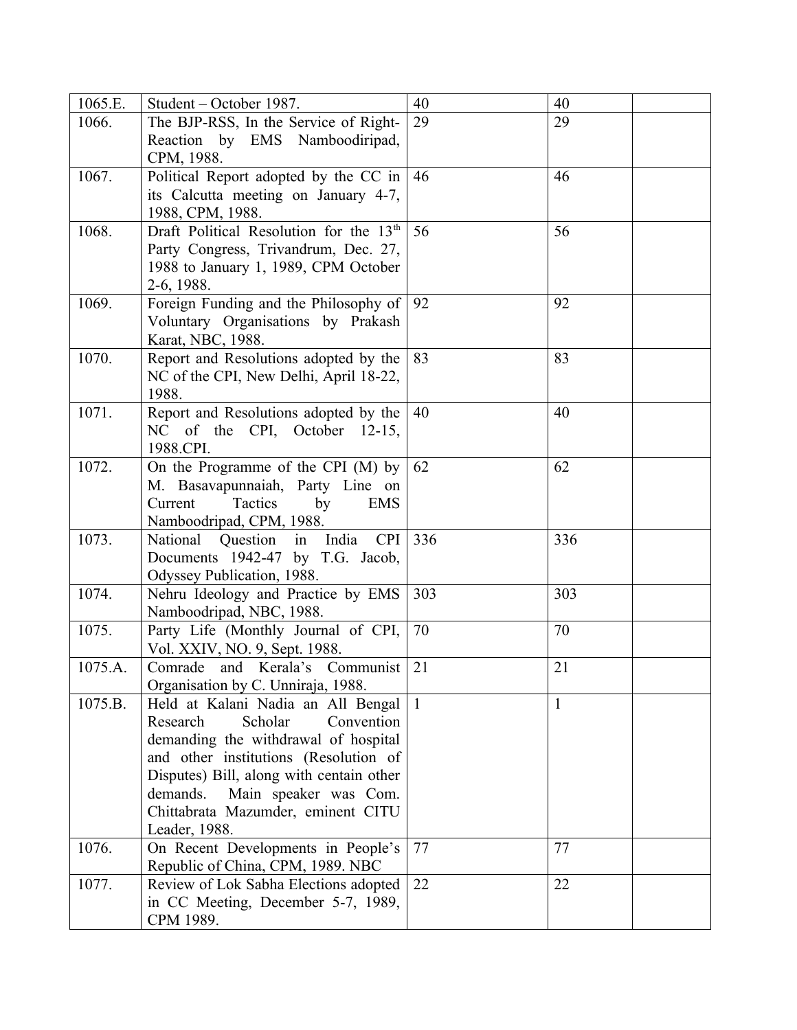| | | | | |
|---|---|---|---|---|
| 1065.E. | Student – October 1987. | 40 | 40 | |
| 1066. | The BJP-RSS, In the Service of Right-Reaction by EMS Namboodiripad, CPM, 1988. | 29 | 29 | |
| 1067. | Political Report adopted by the CC in its Calcutta meeting on January 4-7, 1988, CPM, 1988. | 46 | 46 | |
| 1068. | Draft Political Resolution for the 13th Party Congress, Trivandrum, Dec. 27, 1988 to January 1, 1989, CPM October 2-6, 1988. | 56 | 56 | |
| 1069. | Foreign Funding and the Philosophy of Voluntary Organisations by Prakash Karat, NBC, 1988. | 92 | 92 | |
| 1070. | Report and Resolutions adopted by the NC of the CPI, New Delhi, April 18-22, 1988. | 83 | 83 | |
| 1071. | Report and Resolutions adopted by the NC of the CPI, October 12-15, 1988.CPI. | 40 | 40 | |
| 1072. | On the Programme of the CPI (M) by M. Basavapunnaiah, Party Line on Current Tactics by EMS Namboodripad, CPM, 1988. | 62 | 62 | |
| 1073. | National Question in India CPI Documents 1942-47 by T.G. Jacob, Odyssey Publication, 1988. | 336 | 336 | |
| 1074. | Nehru Ideology and Practice by EMS Namboodripad, NBC, 1988. | 303 | 303 | |
| 1075. | Party Life (Monthly Journal of CPI, Vol. XXIV, NO. 9, Sept. 1988. | 70 | 70 | |
| 1075.A. | Comrade and Kerala's Communist Organisation by C. Unniraja, 1988. | 21 | 21 | |
| 1075.B. | Held at Kalani Nadia an All Bengal Research Scholar Convention demanding the withdrawal of hospital and other institutions (Resolution of Disputes) Bill, along with centain other demands. Main speaker was Com. Chittabrata Mazumder, eminent CITU Leader, 1988. | 1 | 1 | |
| 1076. | On Recent Developments in People's Republic of China, CPM, 1989. NBC | 77 | 77 | |
| 1077. | Review of Lok Sabha Elections adopted in CC Meeting, December 5-7, 1989, CPM 1989. | 22 | 22 | |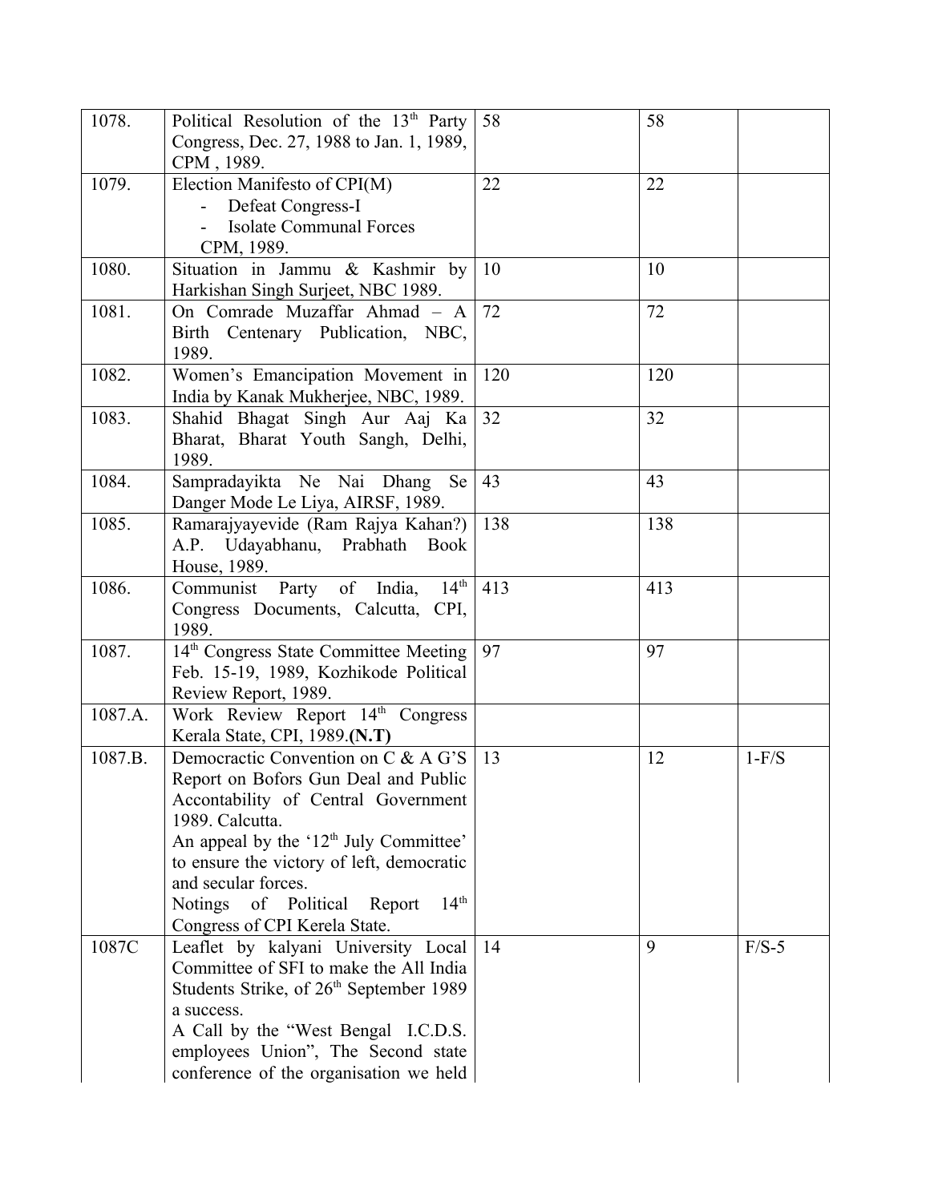| | | | | |
|---|---|---|---|---|
| 1078. | Political Resolution of the 13th Party Congress, Dec. 27, 1988 to Jan. 1, 1989, CPM , 1989. | 58 | 58 | |
| 1079. | Election Manifesto of CPI(M)<br>- Defeat Congress-I<br>- Isolate Communal Forces<br>CPM, 1989. | 22 | 22 | |
| 1080. | Situation in Jammu & Kashmir by Harkishan Singh Surjeet, NBC 1989. | 10 | 10 | |
| 1081. | On Comrade Muzaffar Ahmad – A Birth Centenary Publication, NBC, 1989. | 72 | 72 | |
| 1082. | Women's Emancipation Movement in India by Kanak Mukherjee, NBC, 1989. | 120 | 120 | |
| 1083. | Shahid Bhagat Singh Aur Aaj Ka Bharat, Bharat Youth Sangh, Delhi, 1989. | 32 | 32 | |
| 1084. | Sampradayikta Ne Nai Dhang Se Danger Mode Le Liya, AIRSF, 1989. | 43 | 43 | |
| 1085. | Ramarajyayevide (Ram Rajya Kahan?) A.P. Udayabhanu, Prabhath Book House, 1989. | 138 | 138 | |
| 1086. | Communist Party of India, 14th Congress Documents, Calcutta, CPI, 1989. | 413 | 413 | |
| 1087. | 14th Congress State Committee Meeting Feb. 15-19, 1989, Kozhikode Political Review Report, 1989. | 97 | 97 | |
| 1087.A. | Work Review Report 14th Congress Kerala State, CPI, 1989.**(N.T)** | | | |
| 1087.B. | Democractic Convention on C & A G'S Report on Bofors Gun Deal and Public Accontability of Central Government 1989. Calcutta.<br>An appeal by the '12th July Committee' to ensure the victory of left, democratic and secular forces.<br>Notings of Political Report 14th Congress of CPI Kerela State. | 13 | 12 | 1-F/S |
| 1087C | Leaflet by kalyani University Local Committee of SFI to make the All India Students Strike, of 26th September 1989 a success.<br>A Call by the "West Bengal I.C.D.S. employees Union", The Second state conference of the organisation we held | 14 | 9 | F/S-5 |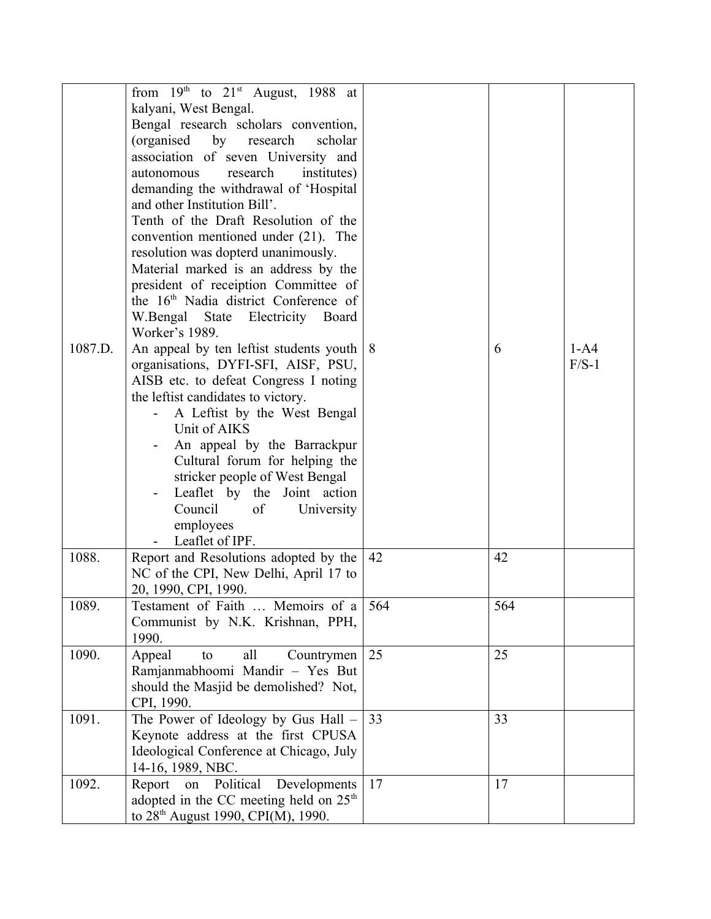| | | | | |
|---|---|---|---|---|
| | from 19th to 21st August, 1988 at kalyani, West Bengal.<br>Bengal research scholars convention, (organised by research scholar association of seven University and autonomous research institutes) demanding the withdrawal of 'Hospital and other Institution Bill'.<br>Tenth of the Draft Resolution of the convention mentioned under (21). The resolution was dopterd unanimously.<br>Material marked is an address by the president of receiption Committee of the 16th Nadia district Conference of W.Bengal State Electricity Board Worker's 1989. | | | |
| 1087.D. | An appeal by ten leftist students youth organisations, DYFI-SFI, AISF, PSU, AISB etc. to defeat Congress I noting the leftist candidates to victory.<br>- A Leftist by the West Bengal Unit of AIKS<br>- An appeal by the Barrackpur Cultural forum for helping the stricker people of West Bengal<br>- Leaflet by the Joint action Council of University employees<br>- Leaflet of IPF. | 8 | 6 | 1-A4 F/S-1 |
| 1088. | Report and Resolutions adopted by the NC of the CPI, New Delhi, April 17 to 20, 1990, CPI, 1990. | 42 | 42 | |
| 1089. | Testament of Faith … Memoirs of a Communist by N.K. Krishnan, PPH, 1990. | 564 | 564 | |
| 1090. | Appeal to all Countrymen Ramjanmabhoomi Mandir – Yes But should the Masjid be demolished? Not, CPI, 1990. | 25 | 25 | |
| 1091. | The Power of Ideology by Gus Hall – Keynote address at the first CPUSA Ideological Conference at Chicago, July 14-16, 1989, NBC. | 33 | 33 | |
| 1092. | Report on Political Developments adopted in the CC meeting held on 25th to 28th August 1990, CPI(M), 1990. | 17 | 17 | |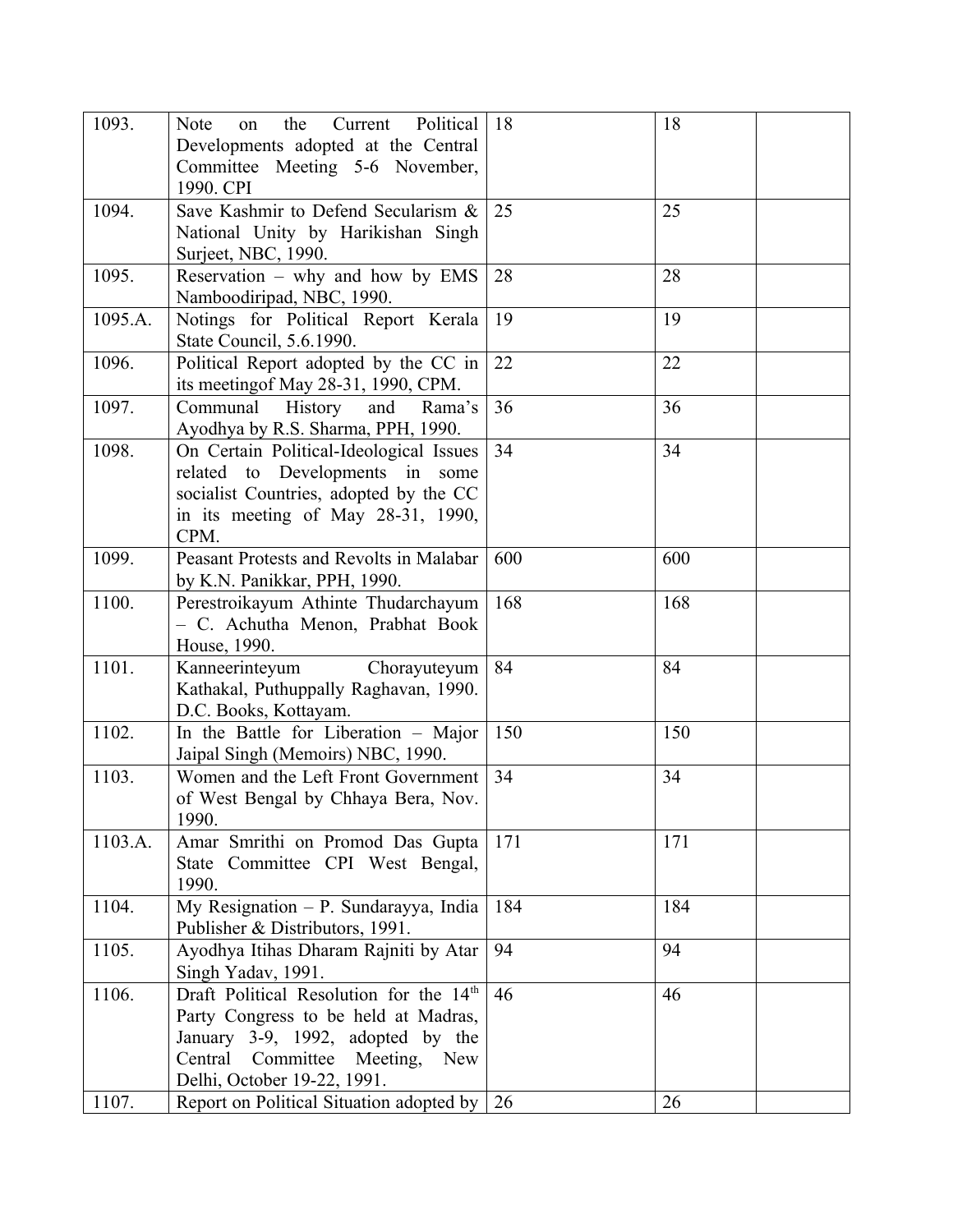| | | | | |
|---|---|---|---|---|
| 1093. | Note on the Current Political Developments adopted at the Central Committee Meeting 5-6 November, 1990. CPI | 18 | 18 | |
| 1094. | Save Kashmir to Defend Secularism & National Unity by Harikishan Singh Surjeet, NBC, 1990. | 25 | 25 | |
| 1095. | Reservation – why and how by EMS Namboodiripad, NBC, 1990. | 28 | 28 | |
| 1095.A. | Notings for Political Report Kerala State Council, 5.6.1990. | 19 | 19 | |
| 1096. | Political Report adopted by the CC in its meetingof May 28-31, 1990, CPM. | 22 | 22 | |
| 1097. | Communal History and Rama's Ayodhya by R.S. Sharma, PPH, 1990. | 36 | 36 | |
| 1098. | On Certain Political-Ideological Issues related to Developments in some socialist Countries, adopted by the CC in its meeting of May 28-31, 1990, CPM. | 34 | 34 | |
| 1099. | Peasant Protests and Revolts in Malabar by K.N. Panikkar, PPH, 1990. | 600 | 600 | |
| 1100. | Perestroikayum Athinte Thudarchayum – C. Achutha Menon, Prabhat Book House, 1990. | 168 | 168 | |
| 1101. | Kanneerinteyum Chorayuteyum Kathakal, Puthuppally Raghavan, 1990. D.C. Books, Kottayam. | 84 | 84 | |
| 1102. | In the Battle for Liberation – Major Jaipal Singh (Memoirs) NBC, 1990. | 150 | 150 | |
| 1103. | Women and the Left Front Government of West Bengal by Chhaya Bera, Nov. 1990. | 34 | 34 | |
| 1103.A. | Amar Smrithi on Promod Das Gupta State Committee CPI West Bengal, 1990. | 171 | 171 | |
| 1104. | My Resignation – P. Sundarayya, India Publisher & Distributors, 1991. | 184 | 184 | |
| 1105. | Ayodhya Itihas Dharam Rajniti by Atar Singh Yadav, 1991. | 94 | 94 | |
| 1106. | Draft Political Resolution for the 14th Party Congress to be held at Madras, January 3-9, 1992, adopted by the Central Committee Meeting, New Delhi, October 19-22, 1991. | 46 | 46 | |
| 1107. | Report on Political Situation adopted by | 26 | 26 | |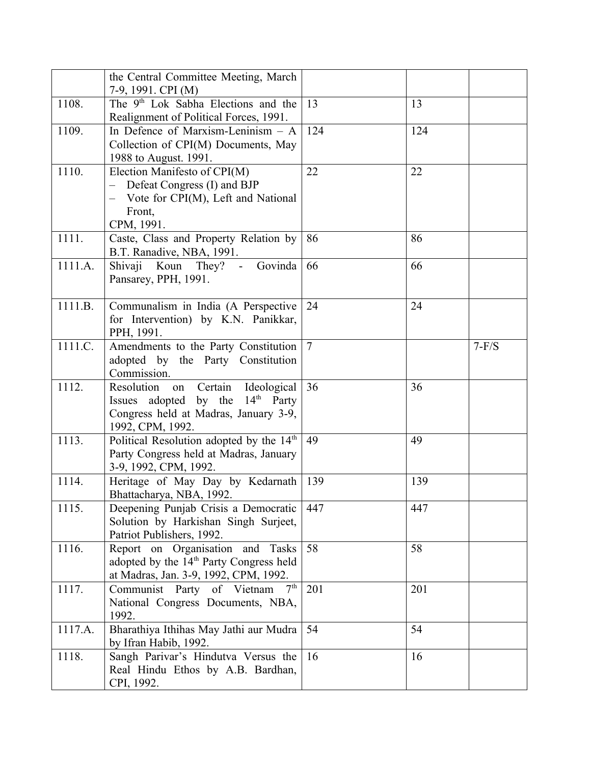| | | | | |
|---|---|---|---|---|
| | the Central Committee Meeting, March 7-9, 1991. CPI (M) | | | |
| 1108. | The 9th Lok Sabha Elections and the Realignment of Political Forces, 1991. | 13 | 13 | |
| 1109. | In Defence of Marxism-Leninism – A Collection of CPI(M) Documents, May 1988 to August. 1991. | 124 | 124 | |
| 1110. | Election Manifesto of CPI(M)<br>– Defeat Congress (I) and BJP<br>– Vote for CPI(M), Left and National Front,<br>CPM, 1991. | 22 | 22 | |
| 1111. | Caste, Class and Property Relation by B.T. Ranadive, NBA, 1991. | 86 | 86 | |
| 1111.A. | Shivaji Koun They? - Govinda Pansarey, PPH, 1991. | 66 | 66 | |
| 1111.B. | Communalism in India (A Perspective for Intervention) by K.N. Panikkar, PPH, 1991. | 24 | 24 | |
| 1111.C. | Amendments to the Party Constitution adopted by the Party Constitution Commission. | 7 | | 7-F/S |
| 1112. | Resolution on Certain Ideological Issues adopted by the 14th Party Congress held at Madras, January 3-9, 1992, CPM, 1992. | 36 | 36 | |
| 1113. | Political Resolution adopted by the 14th Party Congress held at Madras, January 3-9, 1992, CPM, 1992. | 49 | 49 | |
| 1114. | Heritage of May Day by Kedarnath Bhattacharya, NBA, 1992. | 139 | 139 | |
| 1115. | Deepening Punjab Crisis a Democratic Solution by Harkishan Singh Surjeet, Patriot Publishers, 1992. | 447 | 447 | |
| 1116. | Report on Organisation and Tasks adopted by the 14th Party Congress held at Madras, Jan. 3-9, 1992, CPM, 1992. | 58 | 58 | |
| 1117. | Communist Party of Vietnam 7th National Congress Documents, NBA, 1992. | 201 | 201 | |
| 1117.A. | Bharathiya Ithihas May Jathi aur Mudra by Ifran Habib, 1992. | 54 | 54 | |
| 1118. | Sangh Parivar's Hindutva Versus the Real Hindu Ethos by A.B. Bardhan, CPI, 1992. | 16 | 16 | |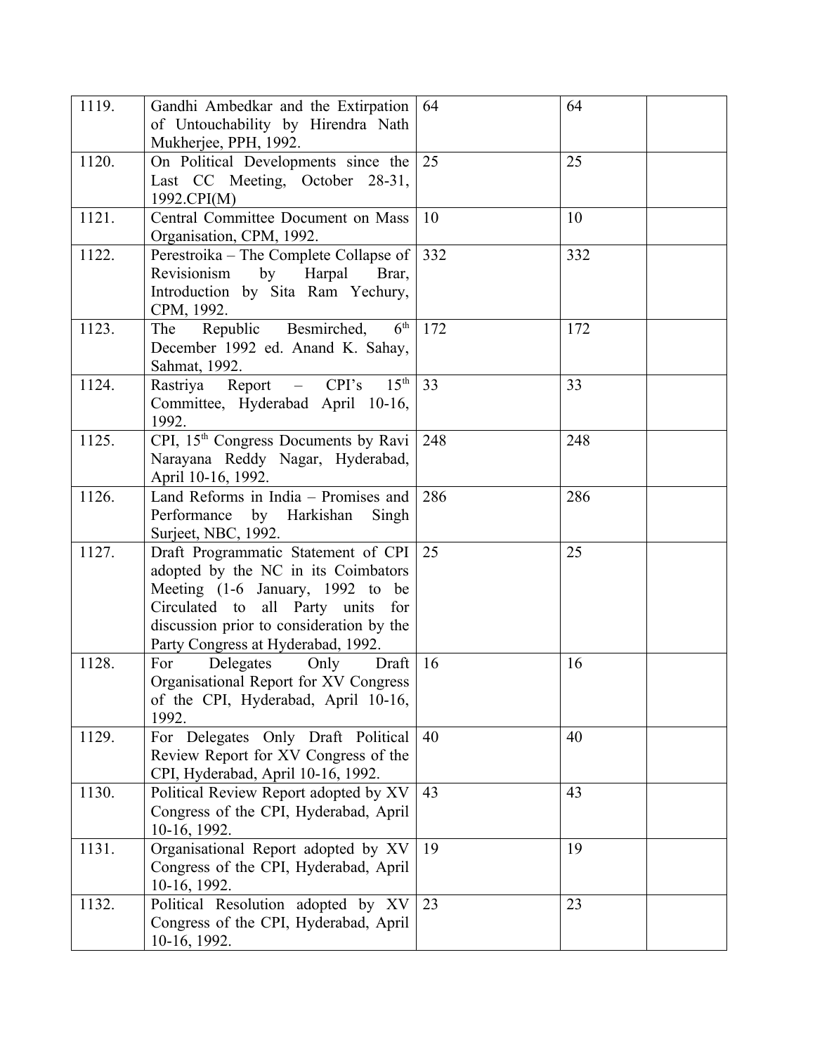| | | | | |
|---|---|---|---|---|
| 1119. | Gandhi Ambedkar and the Extirpation of Untouchability by Hirendra Nath Mukherjee, PPH, 1992. | 64 | 64 | |
| 1120. | On Political Developments since the Last CC Meeting, October 28-31, 1992.CPI(M) | 25 | 25 | |
| 1121. | Central Committee Document on Mass Organisation, CPM, 1992. | 10 | 10 | |
| 1122. | Perestroika – The Complete Collapse of Revisionism by Harpal Brar, Introduction by Sita Ram Yechury, CPM, 1992. | 332 | 332 | |
| 1123. | The Republic Besmirched, 6th December 1992 ed. Anand K. Sahay, Sahmat, 1992. | 172 | 172 | |
| 1124. | Rastriya Report – CPI's 15th Committee, Hyderabad April 10-16, 1992. | 33 | 33 | |
| 1125. | CPI, 15th Congress Documents by Ravi Narayana Reddy Nagar, Hyderabad, April 10-16, 1992. | 248 | 248 | |
| 1126. | Land Reforms in India – Promises and Performance by Harkishan Singh Surjeet, NBC, 1992. | 286 | 286 | |
| 1127. | Draft Programmatic Statement of CPI adopted by the NC in its Coimbators Meeting (1-6 January, 1992 to be Circulated to all Party units for discussion prior to consideration by the Party Congress at Hyderabad, 1992. | 25 | 25 | |
| 1128. | For Delegates Only Draft Organisational Report for XV Congress of the CPI, Hyderabad, April 10-16, 1992. | 16 | 16 | |
| 1129. | For Delegates Only Draft Political Review Report for XV Congress of the CPI, Hyderabad, April 10-16, 1992. | 40 | 40 | |
| 1130. | Political Review Report adopted by XV Congress of the CPI, Hyderabad, April 10-16, 1992. | 43 | 43 | |
| 1131. | Organisational Report adopted by XV Congress of the CPI, Hyderabad, April 10-16, 1992. | 19 | 19 | |
| 1132. | Political Resolution adopted by XV Congress of the CPI, Hyderabad, April 10-16, 1992. | 23 | 23 | |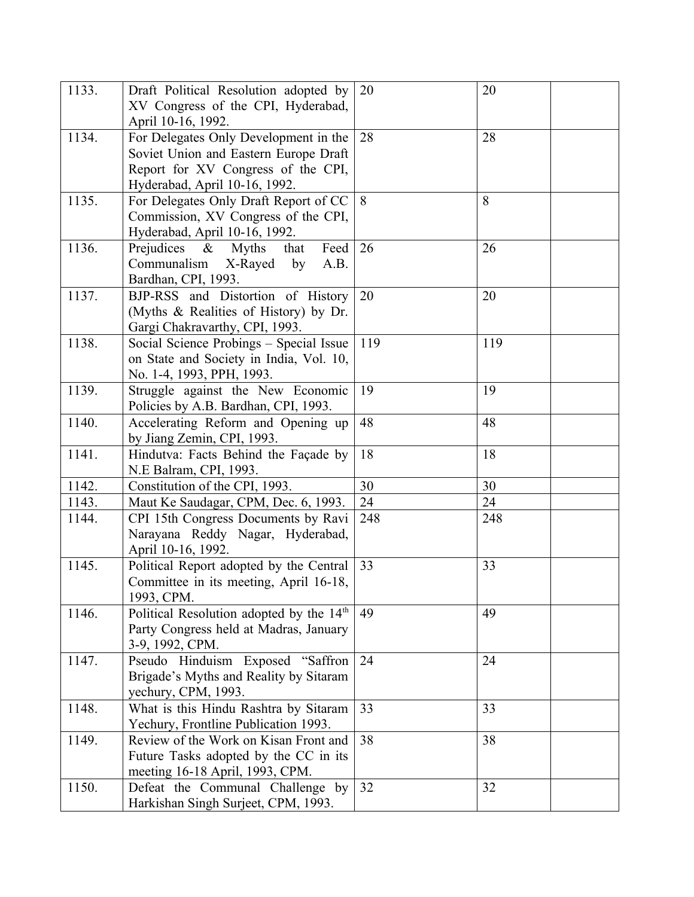| | | | | |
|---|---|---|---|---|
| 1133. | Draft Political Resolution adopted by XV Congress of the CPI, Hyderabad, April 10-16, 1992. | 20 | 20 | |
| 1134. | For Delegates Only Development in the Soviet Union and Eastern Europe Draft Report for XV Congress of the CPI, Hyderabad, April 10-16, 1992. | 28 | 28 | |
| 1135. | For Delegates Only Draft Report of CC Commission, XV Congress of the CPI, Hyderabad, April 10-16, 1992. | 8 | 8 | |
| 1136. | Prejudices & Myths that Feed Communalism X-Rayed by A.B. Bardhan, CPI, 1993. | 26 | 26 | |
| 1137. | BJP-RSS and Distortion of History (Myths & Realities of History) by Dr. Gargi Chakravarthy, CPI, 1993. | 20 | 20 | |
| 1138. | Social Science Probings – Special Issue on State and Society in India, Vol. 10, No. 1-4, 1993, PPH, 1993. | 119 | 119 | |
| 1139. | Struggle against the New Economic Policies by A.B. Bardhan, CPI, 1993. | 19 | 19 | |
| 1140. | Accelerating Reform and Opening up by Jiang Zemin, CPI, 1993. | 48 | 48 | |
| 1141. | Hindutva: Facts Behind the Façade by N.E Balram, CPI, 1993. | 18 | 18 | |
| 1142. | Constitution of the CPI, 1993. | 30 | 30 | |
| 1143. | Maut Ke Saudagar, CPM, Dec. 6, 1993. | 24 | 24 | |
| 1144. | CPI 15th Congress Documents by Ravi Narayana Reddy Nagar, Hyderabad, April 10-16, 1992. | 248 | 248 | |
| 1145. | Political Report adopted by the Central Committee in its meeting, April 16-18, 1993, CPM. | 33 | 33 | |
| 1146. | Political Resolution adopted by the 14th Party Congress held at Madras, January 3-9, 1992, CPM. | 49 | 49 | |
| 1147. | Pseudo Hinduism Exposed "Saffron Brigade's Myths and Reality by Sitaram yechury, CPM, 1993. | 24 | 24 | |
| 1148. | What is this Hindu Rashtra by Sitaram Yechury, Frontline Publication 1993. | 33 | 33 | |
| 1149. | Review of the Work on Kisan Front and Future Tasks adopted by the CC in its meeting 16-18 April, 1993, CPM. | 38 | 38 | |
| 1150. | Defeat the Communal Challenge by Harkishan Singh Surjeet, CPM, 1993. | 32 | 32 | |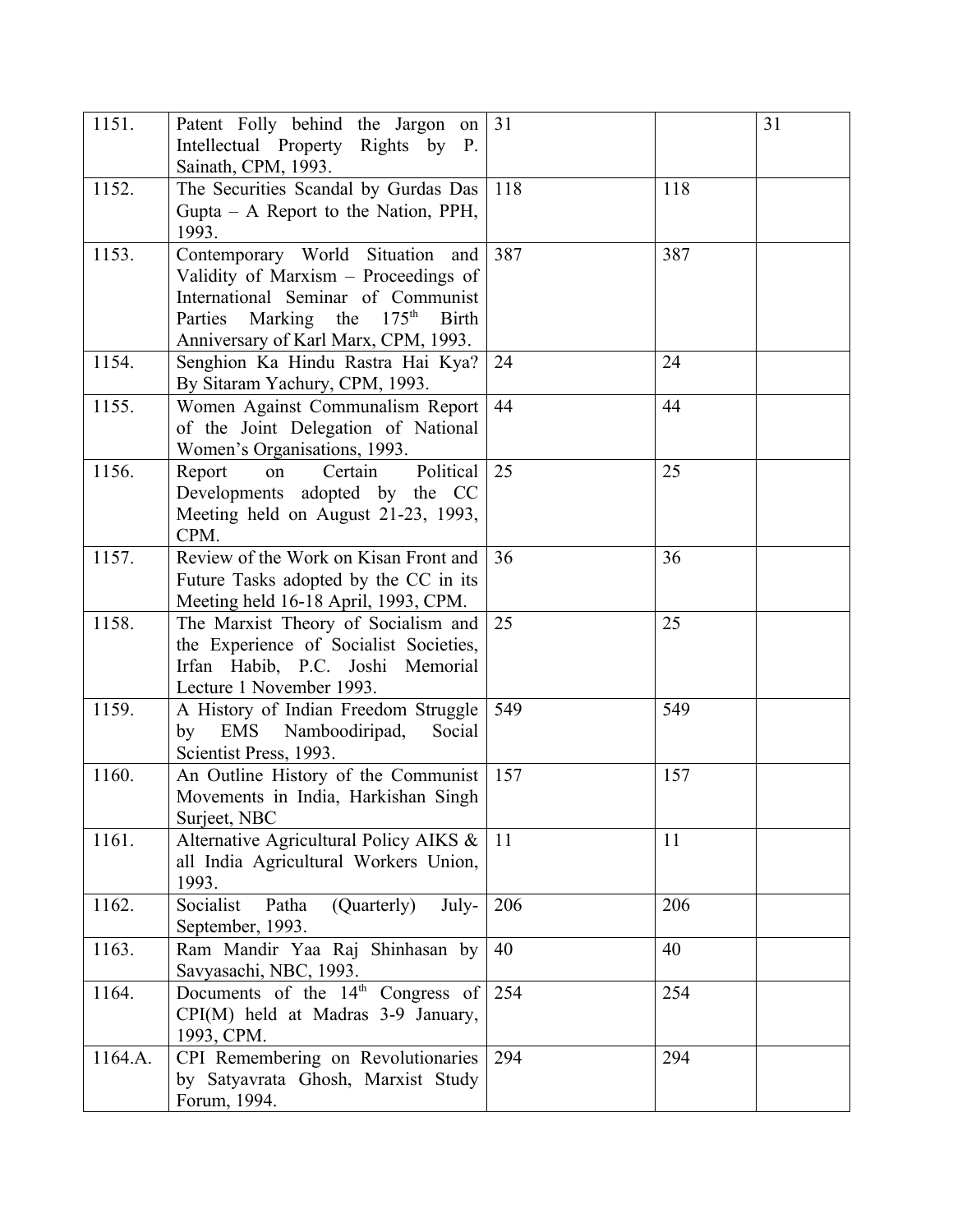| | | | | |
|---|---|---|---|---|
| 1151. | Patent Folly behind the Jargon on Intellectual Property Rights by P. Sainath, CPM, 1993. | 31 | | 31 |
| 1152. | The Securities Scandal by Gurdas Das Gupta – A Report to the Nation, PPH, 1993. | 118 | 118 | |
| 1153. | Contemporary World Situation and Validity of Marxism – Proceedings of International Seminar of Communist Parties Marking the 175th Birth Anniversary of Karl Marx, CPM, 1993. | 387 | 387 | |
| 1154. | Senghion Ka Hindu Rastra Hai Kya? By Sitaram Yachury, CPM, 1993. | 24 | 24 | |
| 1155. | Women Against Communalism Report of the Joint Delegation of National Women's Organisations, 1993. | 44 | 44 | |
| 1156. | Report on Certain Political Developments adopted by the CC Meeting held on August 21-23, 1993, CPM. | 25 | 25 | |
| 1157. | Review of the Work on Kisan Front and Future Tasks adopted by the CC in its Meeting held 16-18 April, 1993, CPM. | 36 | 36 | |
| 1158. | The Marxist Theory of Socialism and the Experience of Socialist Societies, Irfan Habib, P.C. Joshi Memorial Lecture 1 November 1993. | 25 | 25 | |
| 1159. | A History of Indian Freedom Struggle by EMS Namboodiripad, Social Scientist Press, 1993. | 549 | 549 | |
| 1160. | An Outline History of the Communist Movements in India, Harkishan Singh Surjeet, NBC | 157 | 157 | |
| 1161. | Alternative Agricultural Policy AIKS & all India Agricultural Workers Union, 1993. | 11 | 11 | |
| 1162. | Socialist Patha (Quarterly) July-September, 1993. | 206 | 206 | |
| 1163. | Ram Mandir Yaa Raj Shinhasan by Savyasachi, NBC, 1993. | 40 | 40 | |
| 1164. | Documents of the 14th Congress of CPI(M) held at Madras 3-9 January, 1993, CPM. | 254 | 254 | |
| 1164.A. | CPI Remembering on Revolutionaries by Satyavrata Ghosh, Marxist Study Forum, 1994. | 294 | 294 | |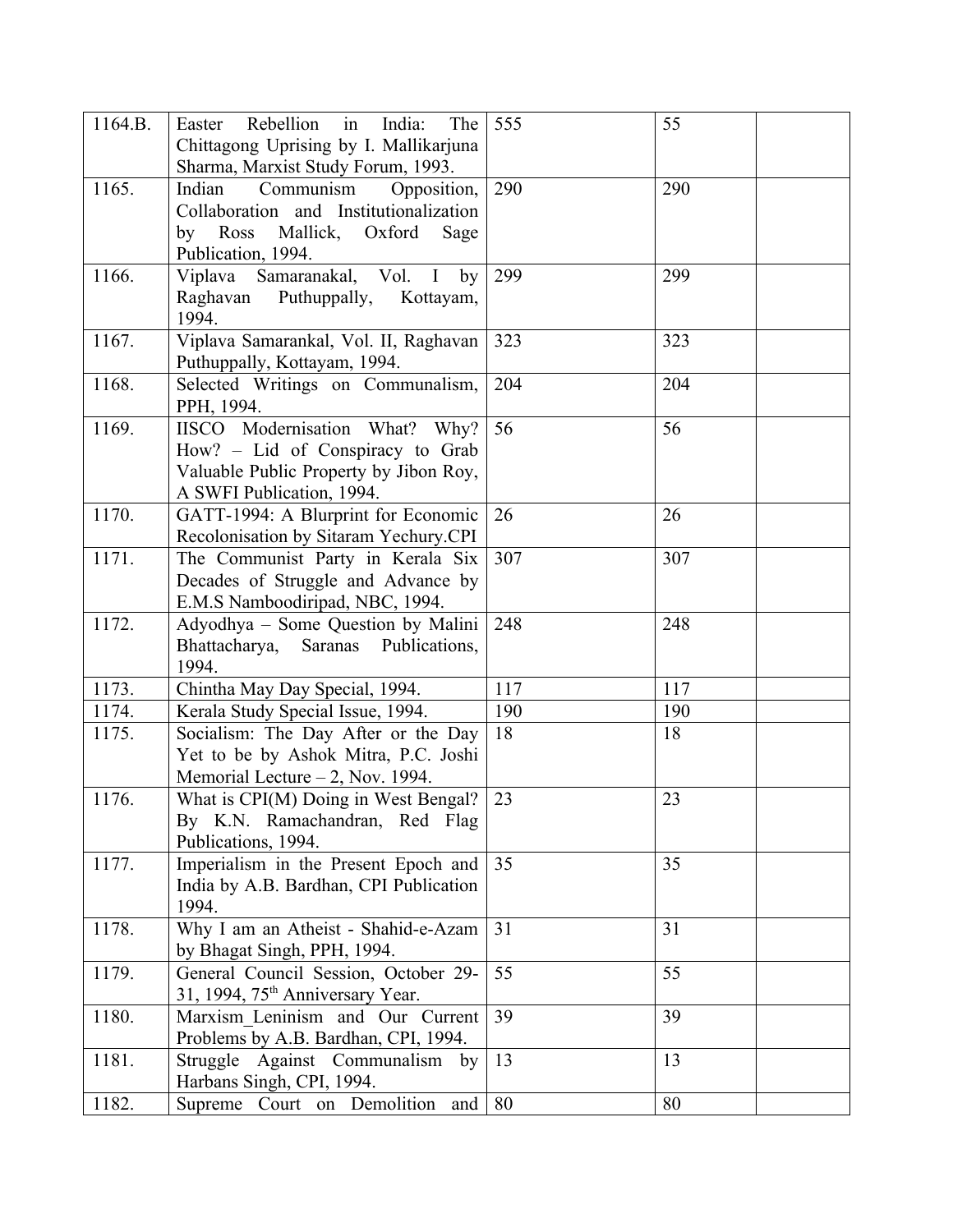| | | | | |
|---|---|---|---|---|
| 1164.B. | Easter Rebellion in India: The Chittagong Uprising by I. Mallikarjuna Sharma, Marxist Study Forum, 1993. | 555 | 55 | |
| 1165. | Indian Communism Opposition, Collaboration and Institutionalization by Ross Mallick, Oxford Sage Publication, 1994. | 290 | 290 | |
| 1166. | Viplava Samaranakal, Vol. I by Raghavan Puthuppally, Kottayam, 1994. | 299 | 299 | |
| 1167. | Viplava Samarankal, Vol. II, Raghavan Puthuppally, Kottayam, 1994. | 323 | 323 | |
| 1168. | Selected Writings on Communalism, PPH, 1994. | 204 | 204 | |
| 1169. | IISCO Modernisation What? Why? How? – Lid of Conspiracy to Grab Valuable Public Property by Jibon Roy, A SWFI Publication, 1994. | 56 | 56 | |
| 1170. | GATT-1994: A Blurprint for Economic Recolonisation by Sitaram Yechury.CPI | 26 | 26 | |
| 1171. | The Communist Party in Kerala Six Decades of Struggle and Advance by E.M.S Namboodiripad, NBC, 1994. | 307 | 307 | |
| 1172. | Adyodhya – Some Question by Malini Bhattacharya, Saranas Publications, 1994. | 248 | 248 | |
| 1173. | Chintha May Day Special, 1994. | 117 | 117 | |
| 1174. | Kerala Study Special Issue, 1994. | 190 | 190 | |
| 1175. | Socialism: The Day After or the Day Yet to be by Ashok Mitra, P.C. Joshi Memorial Lecture – 2, Nov. 1994. | 18 | 18 | |
| 1176. | What is CPI(M) Doing in West Bengal? By K.N. Ramachandran, Red Flag Publications, 1994. | 23 | 23 | |
| 1177. | Imperialism in the Present Epoch and India by A.B. Bardhan, CPI Publication 1994. | 35 | 35 | |
| 1178. | Why I am an Atheist - Shahid-e-Azam by Bhagat Singh, PPH, 1994. | 31 | 31 | |
| 1179. | General Council Session, October 29-31, 1994, 75th Anniversary Year. | 55 | 55 | |
| 1180. | Marxism_Leninism and Our Current Problems by A.B. Bardhan, CPI, 1994. | 39 | 39 | |
| 1181. | Struggle Against Communalism by Harbans Singh, CPI, 1994. | 13 | 13 | |
| 1182. | Supreme Court on Demolition and | 80 | 80 | |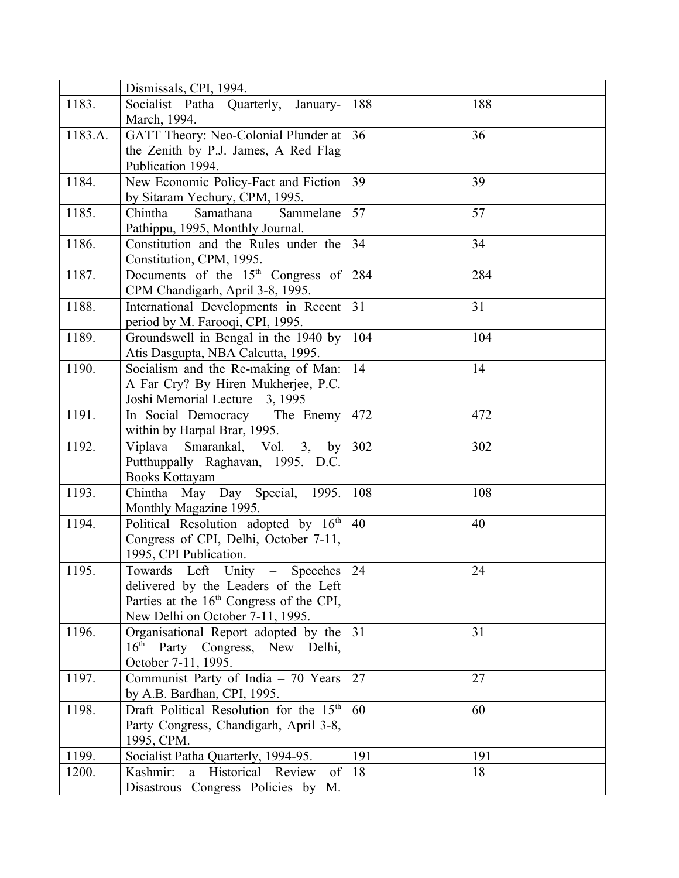| | | | | |
|---|---|---|---|---|
| | Dismissals, CPI, 1994. | | | |
| 1183. | Socialist Patha Quarterly, January-March, 1994. | 188 | 188 | |
| 1183.A. | GATT Theory: Neo-Colonial Plunder at the Zenith by P.J. James, A Red Flag Publication 1994. | 36 | 36 | |
| 1184. | New Economic Policy-Fact and Fiction by Sitaram Yechury, CPM, 1995. | 39 | 39 | |
| 1185. | Chintha Samathana Sammelane Pathippu, 1995, Monthly Journal. | 57 | 57 | |
| 1186. | Constitution and the Rules under the Constitution, CPM, 1995. | 34 | 34 | |
| 1187. | Documents of the 15th Congress of CPM Chandigarh, April 3-8, 1995. | 284 | 284 | |
| 1188. | International Developments in Recent period by M. Farooqi, CPI, 1995. | 31 | 31 | |
| 1189. | Groundswell in Bengal in the 1940 by Atis Dasgupta, NBA Calcutta, 1995. | 104 | 104 | |
| 1190. | Socialism and the Re-making of Man: A Far Cry? By Hiren Mukherjee, P.C. Joshi Memorial Lecture – 3, 1995 | 14 | 14 | |
| 1191. | In Social Democracy – The Enemy within by Harpal Brar, 1995. | 472 | 472 | |
| 1192. | Viplava Smarankal, Vol. 3, by Putthuppally Raghavan, 1995. D.C. Books Kottayam | 302 | 302 | |
| 1193. | Chintha May Day Special, 1995. Monthly Magazine 1995. | 108 | 108 | |
| 1194. | Political Resolution adopted by 16th Congress of CPI, Delhi, October 7-11, 1995, CPI Publication. | 40 | 40 | |
| 1195. | Towards Left Unity – Speeches delivered by the Leaders of the Left Parties at the 16th Congress of the CPI, New Delhi on October 7-11, 1995. | 24 | 24 | |
| 1196. | Organisational Report adopted by the 16th Party Congress, New Delhi, October 7-11, 1995. | 31 | 31 | |
| 1197. | Communist Party of India – 70 Years by A.B. Bardhan, CPI, 1995. | 27 | 27 | |
| 1198. | Draft Political Resolution for the 15th Party Congress, Chandigarh, April 3-8, 1995, CPM. | 60 | 60 | |
| 1199. | Socialist Patha Quarterly, 1994-95. | 191 | 191 | |
| 1200. | Kashmir: a Historical Review of Disastrous Congress Policies by M. | 18 | 18 | |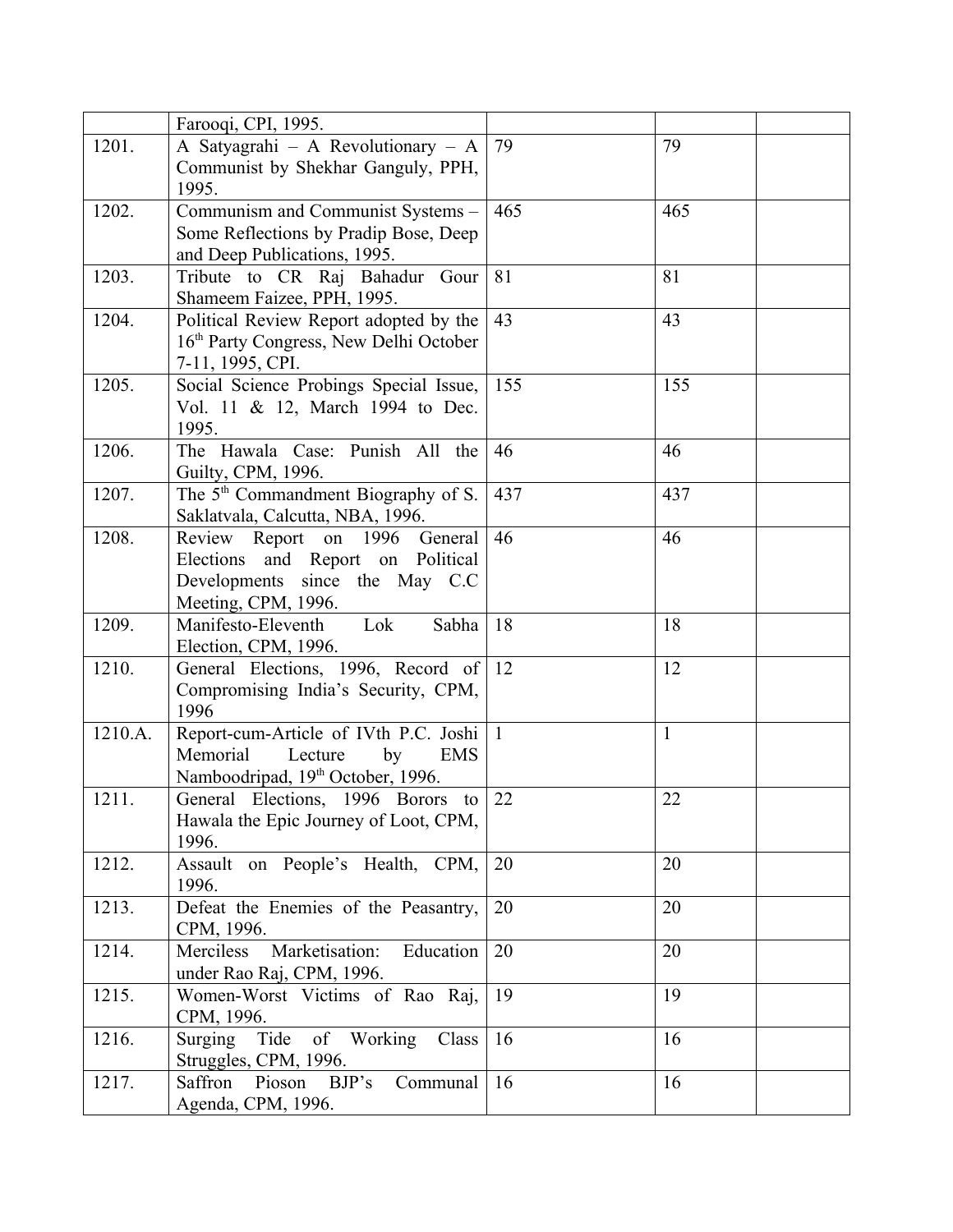| | | | | |
|---|---|---|---|---|
| | Farooqi, CPI, 1995. | | | |
| 1201. | A Satyagrahi – A Revolutionary – A Communist by Shekhar Ganguly, PPH, 1995. | 79 | 79 | |
| 1202. | Communism and Communist Systems – Some Reflections by Pradip Bose, Deep and Deep Publications, 1995. | 465 | 465 | |
| 1203. | Tribute to CR Raj Bahadur Gour Shameem Faizee, PPH, 1995. | 81 | 81 | |
| 1204. | Political Review Report adopted by the 16th Party Congress, New Delhi October 7-11, 1995, CPI. | 43 | 43 | |
| 1205. | Social Science Probings Special Issue, Vol. 11 & 12, March 1994 to Dec. 1995. | 155 | 155 | |
| 1206. | The Hawala Case: Punish All the Guilty, CPM, 1996. | 46 | 46 | |
| 1207. | The 5th Commandment Biography of S. Saklatvala, Calcutta, NBA, 1996. | 437 | 437 | |
| 1208. | Review Report on 1996 General Elections and Report on Political Developments since the May C.C Meeting, CPM, 1996. | 46 | 46 | |
| 1209. | Manifesto-Eleventh Lok Sabha Election, CPM, 1996. | 18 | 18 | |
| 1210. | General Elections, 1996, Record of Compromising India's Security, CPM, 1996 | 12 | 12 | |
| 1210.A. | Report-cum-Article of IVth P.C. Joshi Memorial Lecture by EMS Namboodripad, 19th October, 1996. | 1 | 1 | |
| 1211. | General Elections, 1996 Borors to Hawala the Epic Journey of Loot, CPM, 1996. | 22 | 22 | |
| 1212. | Assault on People's Health, CPM, 1996. | 20 | 20 | |
| 1213. | Defeat the Enemies of the Peasantry, CPM, 1996. | 20 | 20 | |
| 1214. | Merciless Marketisation: Education under Rao Raj, CPM, 1996. | 20 | 20 | |
| 1215. | Women-Worst Victims of Rao Raj, CPM, 1996. | 19 | 19 | |
| 1216. | Surging Tide of Working Class Struggles, CPM, 1996. | 16 | 16 | |
| 1217. | Saffron Pioson BJP's Communal Agenda, CPM, 1996. | 16 | 16 | |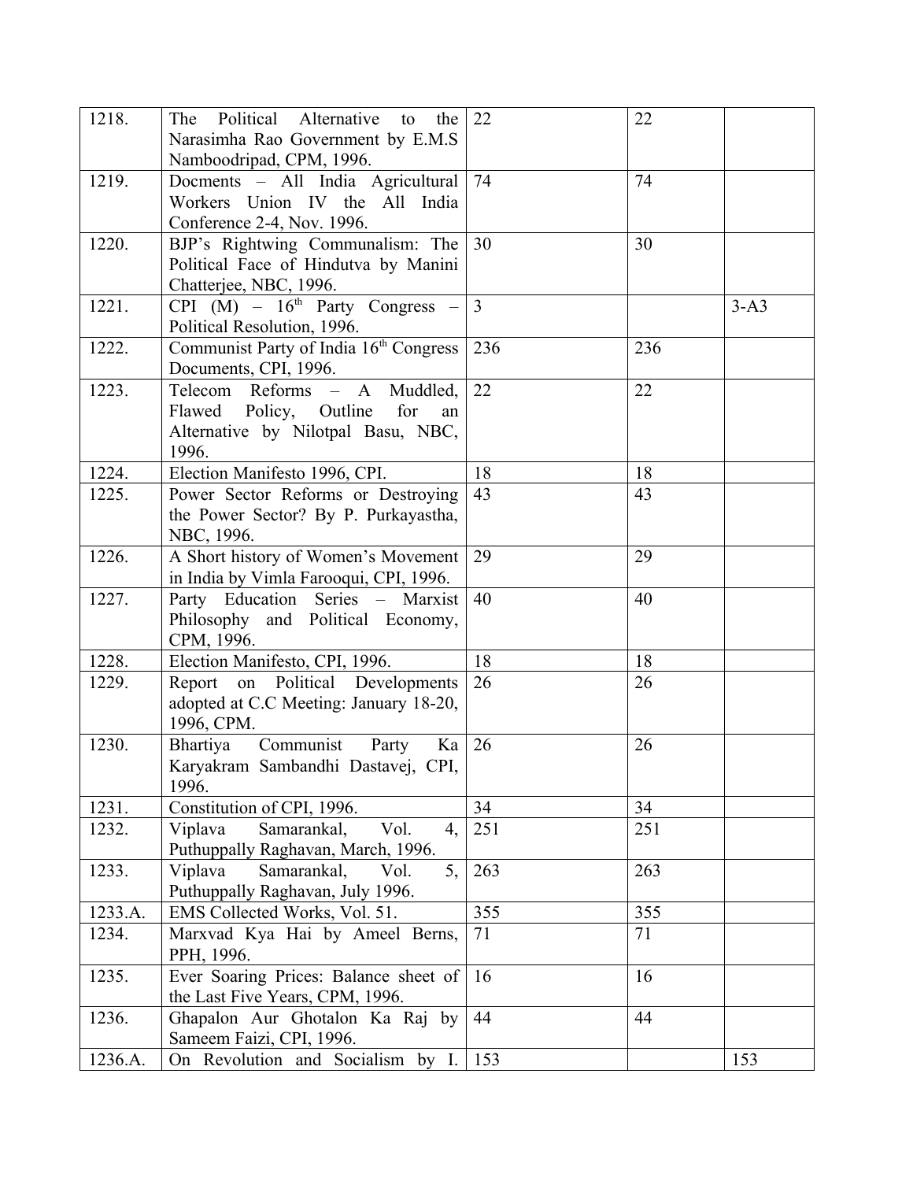| | | | | |
|---|---|---|---|---|
| 1218. | The Political Alternative to the Narasimha Rao Government by E.M.S Namboodripad, CPM, 1996. | 22 | 22 | |
| 1219. | Docments – All India Agricultural Workers Union IV the All India Conference 2-4, Nov. 1996. | 74 | 74 | |
| 1220. | BJP's Rightwing Communalism: The Political Face of Hindutva by Manini Chatterjee, NBC, 1996. | 30 | 30 | |
| 1221. | CPI (M) – 16th Party Congress – Political Resolution, 1996. | 3 | | 3-A3 |
| 1222. | Communist Party of India 16th Congress Documents, CPI, 1996. | 236 | 236 | |
| 1223. | Telecom Reforms – A Muddled, Flawed Policy, Outline for an Alternative by Nilotpal Basu, NBC, 1996. | 22 | 22 | |
| 1224. | Election Manifesto 1996, CPI. | 18 | 18 | |
| 1225. | Power Sector Reforms or Destroying the Power Sector? By P. Purkayastha, NBC, 1996. | 43 | 43 | |
| 1226. | A Short history of Women's Movement in India by Vimla Farooqui, CPI, 1996. | 29 | 29 | |
| 1227. | Party Education Series – Marxist Philosophy and Political Economy, CPM, 1996. | 40 | 40 | |
| 1228. | Election Manifesto, CPI, 1996. | 18 | 18 | |
| 1229. | Report on Political Developments adopted at C.C Meeting: January 18-20, 1996, CPM. | 26 | 26 | |
| 1230. | Bhartiya Communist Party Ka Karyakram Sambandhi Dastavej, CPI, 1996. | 26 | 26 | |
| 1231. | Constitution of CPI, 1996. | 34 | 34 | |
| 1232. | Viplava Samarankal, Vol. 4, Puthuppally Raghavan, March, 1996. | 251 | 251 | |
| 1233. | Viplava Samarankal, Vol. 5, Puthuppally Raghavan, July 1996. | 263 | 263 | |
| 1233.A. | EMS Collected Works, Vol. 51. | 355 | 355 | |
| 1234. | Marxvad Kya Hai by Ameel Berns, PPH, 1996. | 71 | 71 | |
| 1235. | Ever Soaring Prices: Balance sheet of the Last Five Years, CPM, 1996. | 16 | 16 | |
| 1236. | Ghapalon Aur Ghotalon Ka Raj by Sameem Faizi, CPI, 1996. | 44 | 44 | |
| 1236.A. | On Revolution and Socialism by I. | 153 | | 153 |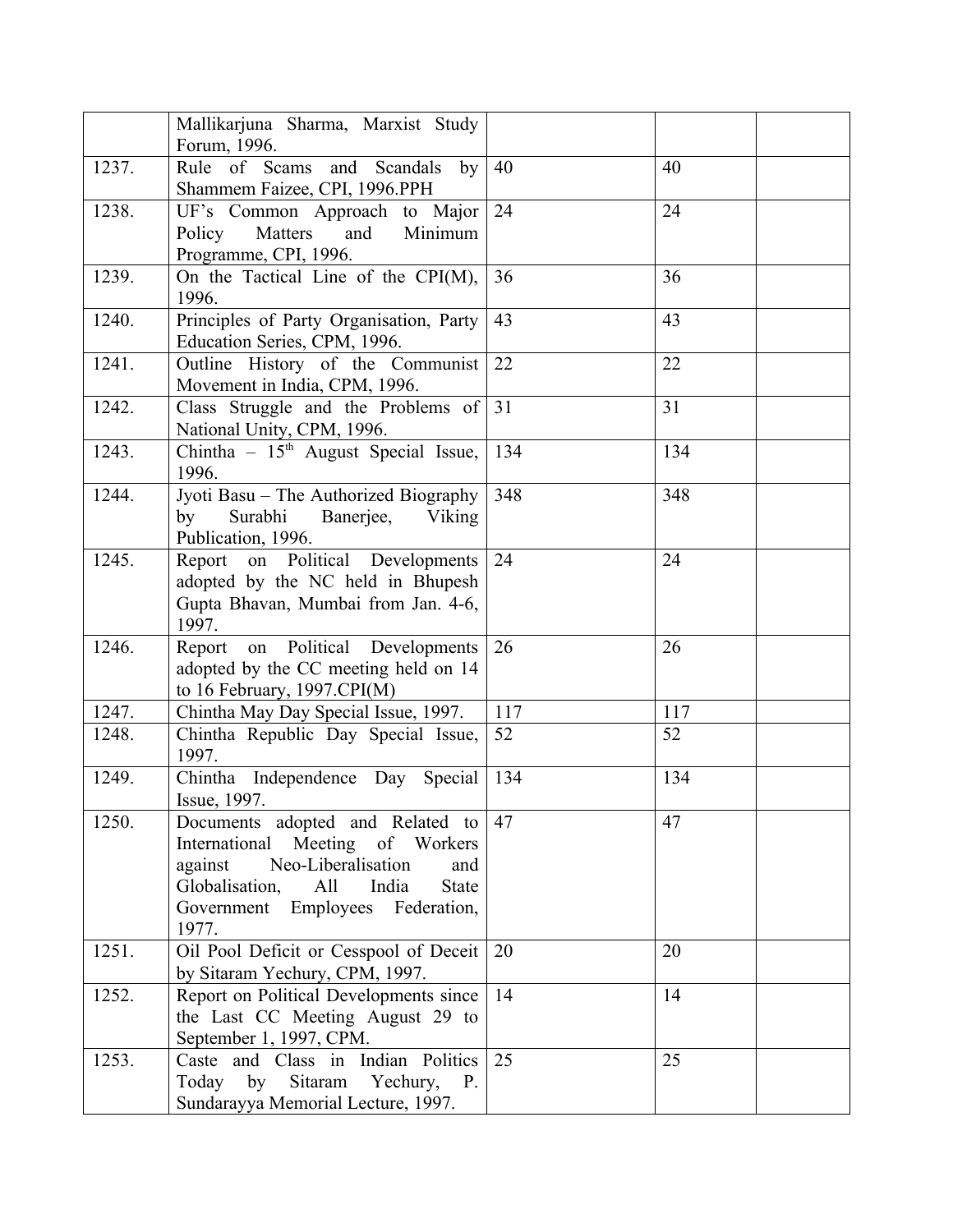|  |  |  |  |  |
|---|---|---|---|---|
|  | Mallikarjuna Sharma, Marxist Study Forum, 1996. |  |  |  |
| 1237. | Rule of Scams and Scandals by Shammem Faizee, CPI, 1996.PPH | 40 | 40 |  |
| 1238. | UF's Common Approach to Major Policy Matters and Minimum Programme, CPI, 1996. | 24 | 24 |  |
| 1239. | On the Tactical Line of the CPI(M), 1996. | 36 | 36 |  |
| 1240. | Principles of Party Organisation, Party Education Series, CPM, 1996. | 43 | 43 |  |
| 1241. | Outline History of the Communist Movement in India, CPM, 1996. | 22 | 22 |  |
| 1242. | Class Struggle and the Problems of National Unity, CPM, 1996. | 31 | 31 |  |
| 1243. | Chintha – 15th August Special Issue, 1996. | 134 | 134 |  |
| 1244. | Jyoti Basu – The Authorized Biography by Surabhi Banerjee, Viking Publication, 1996. | 348 | 348 |  |
| 1245. | Report on Political Developments adopted by the NC held in Bhupesh Gupta Bhavan, Mumbai from Jan. 4-6, 1997. | 24 | 24 |  |
| 1246. | Report on Political Developments adopted by the CC meeting held on 14 to 16 February, 1997.CPI(M) | 26 | 26 |  |
| 1247. | Chintha May Day Special Issue, 1997. | 117 | 117 |  |
| 1248. | Chintha Republic Day Special Issue, 1997. | 52 | 52 |  |
| 1249. | Chintha Independence Day Special Issue, 1997. | 134 | 134 |  |
| 1250. | Documents adopted and Related to International Meeting of Workers against Neo-Liberalisation and Globalisation, All India State Government Employees Federation, 1977. | 47 | 47 |  |
| 1251. | Oil Pool Deficit or Cesspool of Deceit by Sitaram Yechury, CPM, 1997. | 20 | 20 |  |
| 1252. | Report on Political Developments since the Last CC Meeting August 29 to September 1, 1997, CPM. | 14 | 14 |  |
| 1253. | Caste and Class in Indian Politics Today by Sitaram Yechury, P. Sundarayya Memorial Lecture, 1997. | 25 | 25 |  |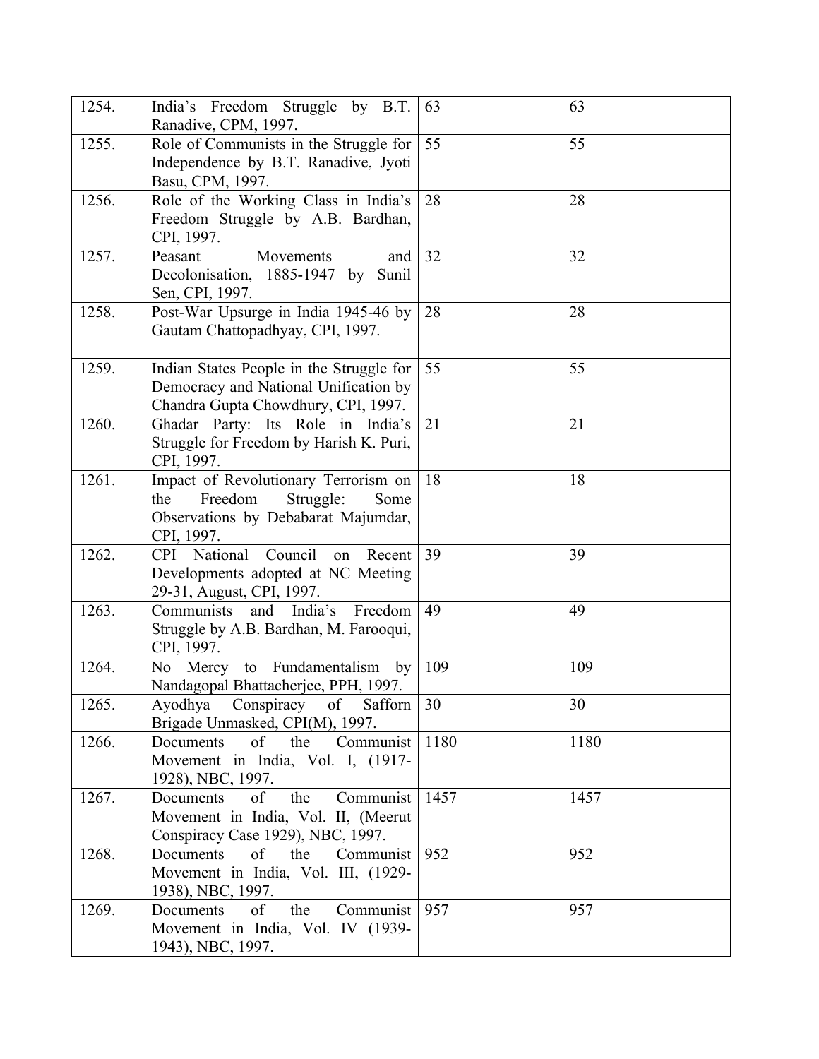| | | | | |
|---|---|---|---|---|
| 1254. | India's Freedom Struggle by B.T. Ranadive, CPM, 1997. | 63 | 63 | |
| 1255. | Role of Communists in the Struggle for Independence by B.T. Ranadive, Jyoti Basu, CPM, 1997. | 55 | 55 | |
| 1256. | Role of the Working Class in India's Freedom Struggle by A.B. Bardhan, CPI, 1997. | 28 | 28 | |
| 1257. | Peasant Movements and Decolonisation, 1885-1947 by Sunil Sen, CPI, 1997. | 32 | 32 | |
| 1258. | Post-War Upsurge in India 1945-46 by Gautam Chattopadhyay, CPI, 1997. | 28 | 28 | |
| 1259. | Indian States People in the Struggle for Democracy and National Unification by Chandra Gupta Chowdhury, CPI, 1997. | 55 | 55 | |
| 1260. | Ghadar Party: Its Role in India's Struggle for Freedom by Harish K. Puri, CPI, 1997. | 21 | 21 | |
| 1261. | Impact of Revolutionary Terrorism on the Freedom Struggle: Some Observations by Debabarat Majumdar, CPI, 1997. | 18 | 18 | |
| 1262. | CPI National Council on Recent Developments adopted at NC Meeting 29-31, August, CPI, 1997. | 39 | 39 | |
| 1263. | Communists and India's Freedom Struggle by A.B. Bardhan, M. Farooqui, CPI, 1997. | 49 | 49 | |
| 1264. | No Mercy to Fundamentalism by Nandagopal Bhattacherjee, PPH, 1997. | 109 | 109 | |
| 1265. | Ayodhya Conspiracy of Safforn Brigade Unmasked, CPI(M), 1997. | 30 | 30 | |
| 1266. | Documents of the Communist Movement in India, Vol. I, (1917-1928), NBC, 1997. | 1180 | 1180 | |
| 1267. | Documents of the Communist Movement in India, Vol. II, (Meerut Conspiracy Case 1929), NBC, 1997. | 1457 | 1457 | |
| 1268. | Documents of the Communist Movement in India, Vol. III, (1929-1938), NBC, 1997. | 952 | 952 | |
| 1269. | Documents of the Communist Movement in India, Vol. IV (1939-1943), NBC, 1997. | 957 | 957 | |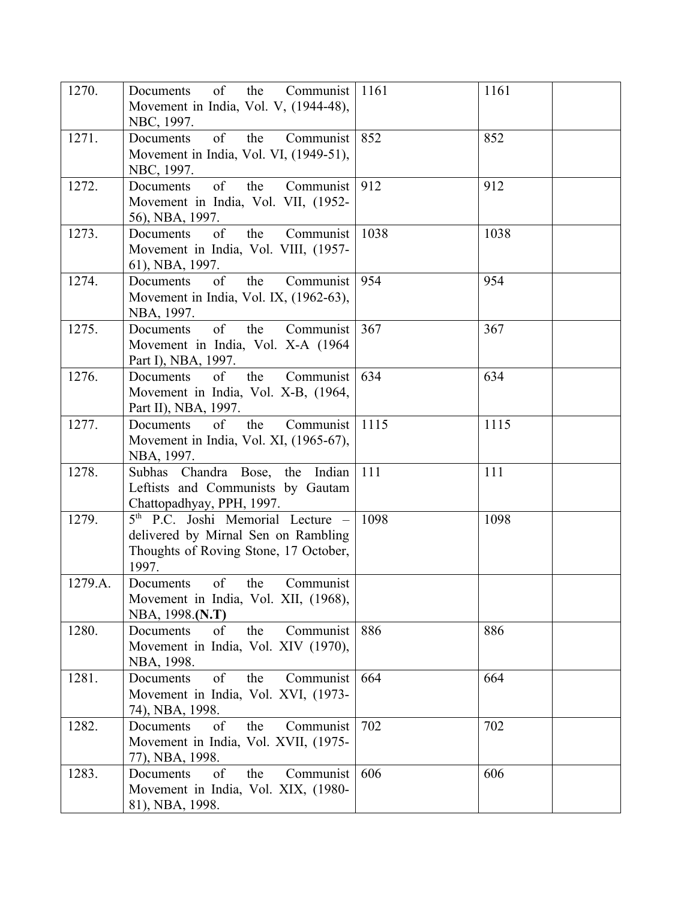| | | | | |
|---|---|---|---|---|
| 1270. | Documents of the Communist Movement in India, Vol. V, (1944-48), NBC, 1997. | 1161 | 1161 | |
| 1271. | Documents of the Communist Movement in India, Vol. VI, (1949-51), NBC, 1997. | 852 | 852 | |
| 1272. | Documents of the Communist Movement in India, Vol. VII, (1952-56), NBA, 1997. | 912 | 912 | |
| 1273. | Documents of the Communist Movement in India, Vol. VIII, (1957-61), NBA, 1997. | 1038 | 1038 | |
| 1274. | Documents of the Communist Movement in India, Vol. IX, (1962-63), NBA, 1997. | 954 | 954 | |
| 1275. | Documents of the Communist Movement in India, Vol. X-A (1964 Part I), NBA, 1997. | 367 | 367 | |
| 1276. | Documents of the Communist Movement in India, Vol. X-B, (1964, Part II), NBA, 1997. | 634 | 634 | |
| 1277. | Documents of the Communist Movement in India, Vol. XI, (1965-67), NBA, 1997. | 1115 | 1115 | |
| 1278. | Subhas Chandra Bose, the Indian Leftists and Communists by Gautam Chattopadhyay, PPH, 1997. | 111 | 111 | |
| 1279. | 5th P.C. Joshi Memorial Lecture – delivered by Mirnal Sen on Rambling Thoughts of Roving Stone, 17 October, 1997. | 1098 | 1098 | |
| 1279.A. | Documents of the Communist Movement in India, Vol. XII, (1968), NBA, 1998.**(N.T)** | | | |
| 1280. | Documents of the Communist Movement in India, Vol. XIV (1970), NBA, 1998. | 886 | 886 | |
| 1281. | Documents of the Communist Movement in India, Vol. XVI, (1973-74), NBA, 1998. | 664 | 664 | |
| 1282. | Documents of the Communist Movement in India, Vol. XVII, (1975-77), NBA, 1998. | 702 | 702 | |
| 1283. | Documents of the Communist Movement in India, Vol. XIX, (1980-81), NBA, 1998. | 606 | 606 | |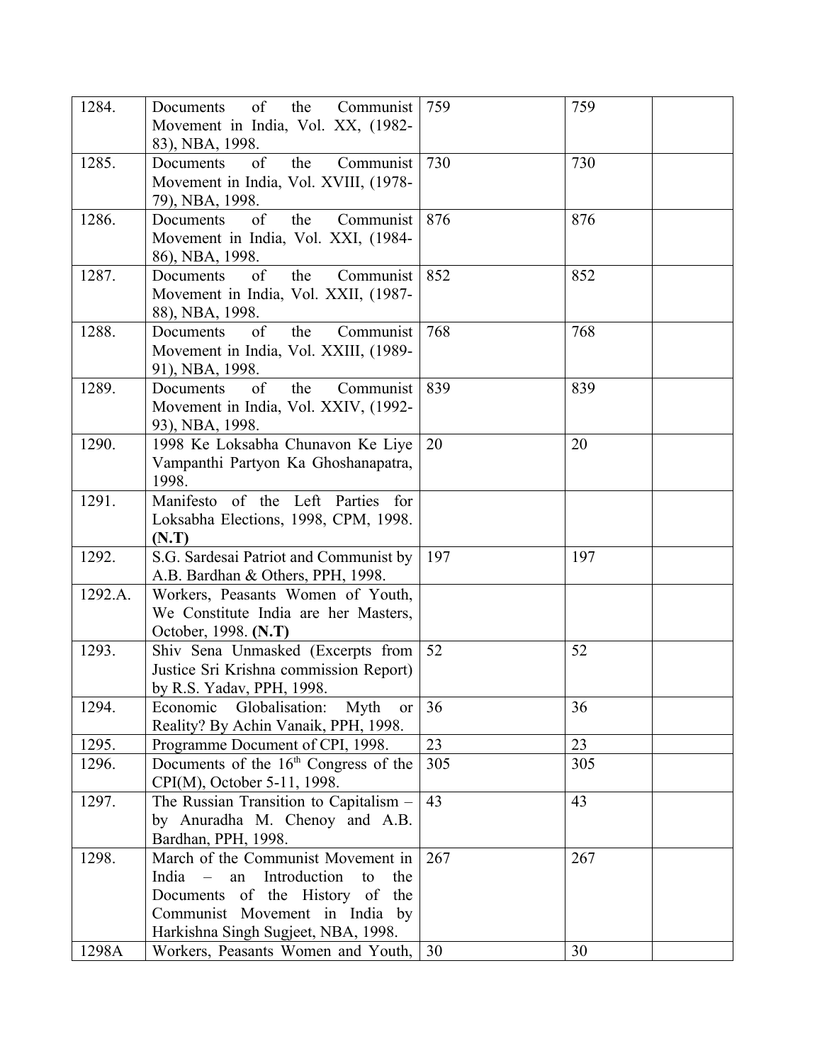| 1284. | Documents of the Communist Movement in India, Vol. XX, (1982-83), NBA, 1998. | 759 | 759 | |
|---|---|---|---|---|
| 1285. | Documents of the Communist Movement in India, Vol. XVIII, (1978-79), NBA, 1998. | 730 | 730 | |
| 1286. | Documents of the Communist Movement in India, Vol. XXI, (1984-86), NBA, 1998. | 876 | 876 | |
| 1287. | Documents of the Communist Movement in India, Vol. XXII, (1987-88), NBA, 1998. | 852 | 852 | |
| 1288. | Documents of the Communist Movement in India, Vol. XXIII, (1989-91), NBA, 1998. | 768 | 768 | |
| 1289. | Documents of the Communist Movement in India, Vol. XXIV, (1992-93), NBA, 1998. | 839 | 839 | |
| 1290. | 1998 Ke Loksabha Chunavon Ke Liye Vampanthi Partyon Ka Ghoshanapatra, 1998. | 20 | 20 | |
| 1291. | Manifesto of the Left Parties for Loksabha Elections, 1998, CPM, 1998. **(N.T)** | | | |
| 1292. | S.G. Sardesai Patriot and Communist by A.B. Bardhan & Others, PPH, 1998. | 197 | 197 | |
| 1292.A. | Workers, Peasants Women of Youth, We Constitute India are her Masters, October, 1998. **(N.T)** | | | |
| 1293. | Shiv Sena Unmasked (Excerpts from Justice Sri Krishna commission Report) by R.S. Yadav, PPH, 1998. | 52 | 52 | |
| 1294. | Economic Globalisation: Myth or Reality? By Achin Vanaik, PPH, 1998. | 36 | 36 | |
| 1295. | Programme Document of CPI, 1998. | 23 | 23 | |
| 1296. | Documents of the 16th Congress of the CPI(M), October 5-11, 1998. | 305 | 305 | |
| 1297. | The Russian Transition to Capitalism – by Anuradha M. Chenoy and A.B. Bardhan, PPH, 1998. | 43 | 43 | |
| 1298. | March of the Communist Movement in India – an Introduction to the Documents of the History of the Communist Movement in India by Harkishna Singh Sugjeet, NBA, 1998. | 267 | 267 | |
| 1298A | Workers, Peasants Women and Youth, | 30 | 30 | |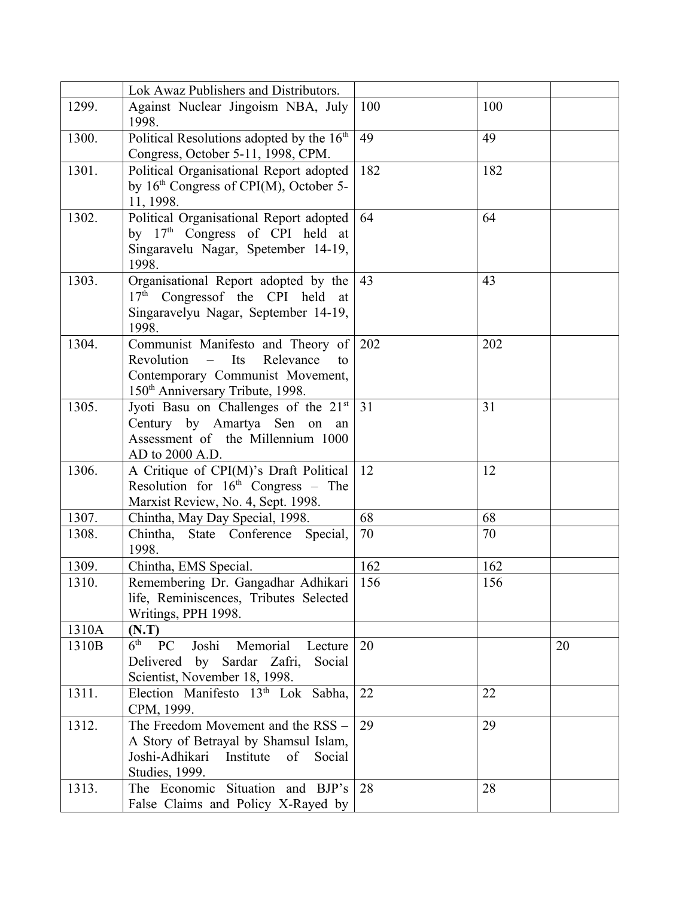| | | | | |
|---|---|---|---|---|
| | Lok Awaz Publishers and Distributors. | | | |
| 1299. | Against Nuclear Jingoism NBA, July 1998. | 100 | 100 | |
| 1300. | Political Resolutions adopted by the 16th Congress, October 5-11, 1998, CPM. | 49 | 49 | |
| 1301. | Political Organisational Report adopted by 16th Congress of CPI(M), October 5-11, 1998. | 182 | 182 | |
| 1302. | Political Organisational Report adopted by 17th Congress of CPI held at Singaravelu Nagar, Spetember 14-19, 1998. | 64 | 64 | |
| 1303. | Organisational Report adopted by the 17th Congressof the CPI held at Singaravelyu Nagar, September 14-19, 1998. | 43 | 43 | |
| 1304. | Communist Manifesto and Theory of Revolution – Its Relevance to Contemporary Communist Movement, 150th Anniversary Tribute, 1998. | 202 | 202 | |
| 1305. | Jyoti Basu on Challenges of the 21st Century by Amartya Sen on an Assessment of the Millennium 1000 AD to 2000 A.D. | 31 | 31 | |
| 1306. | A Critique of CPI(M)'s Draft Political Resolution for 16th Congress – The Marxist Review, No. 4, Sept. 1998. | 12 | 12 | |
| 1307. | Chintha, May Day Special, 1998. | 68 | 68 | |
| 1308. | Chintha, State Conference Special, 1998. | 70 | 70 | |
| 1309. | Chintha, EMS Special. | 162 | 162 | |
| 1310. | Remembering Dr. Gangadhar Adhikari life, Reminiscences, Tributes Selected Writings, PPH 1998. | 156 | 156 | |
| 1310A | **(N.T)** | | | |
| 1310B | 6th PC Joshi Memorial Lecture Delivered by Sardar Zafri, Social Scientist, November 18, 1998. | 20 | | 20 |
| 1311. | Election Manifesto 13th Lok Sabha, CPM, 1999. | 22 | 22 | |
| 1312. | The Freedom Movement and the RSS – A Story of Betrayal by Shamsul Islam, Joshi-Adhikari Institute of Social Studies, 1999. | 29 | 29 | |
| 1313. | The Economic Situation and BJP's False Claims and Policy X-Rayed by | 28 | 28 | |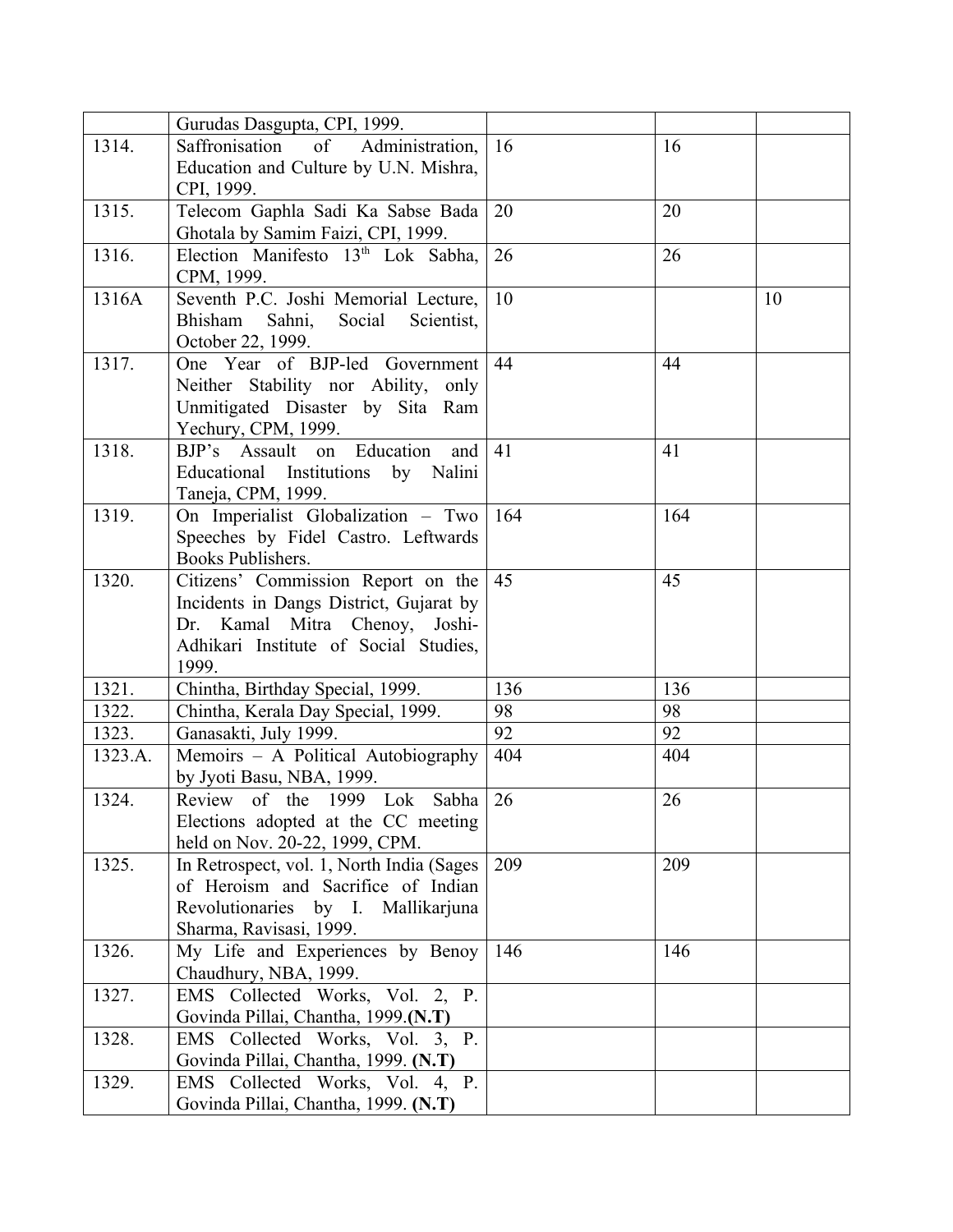| | | | | |
|---|---|---|---|---|
| | Gurudas Dasgupta, CPI, 1999. | | | |
| 1314. | Saffronisation of Administration, Education and Culture by U.N. Mishra, CPI, 1999. | 16 | 16 | |
| 1315. | Telecom Gaphla Sadi Ka Sabse Bada Ghotala by Samim Faizi, CPI, 1999. | 20 | 20 | |
| 1316. | Election Manifesto 13th Lok Sabha, CPM, 1999. | 26 | 26 | |
| 1316A | Seventh P.C. Joshi Memorial Lecture, Bhisham Sahni, Social Scientist, October 22, 1999. | 10 | | 10 |
| 1317. | One Year of BJP-led Government Neither Stability nor Ability, only Unmitigated Disaster by Sita Ram Yechury, CPM, 1999. | 44 | 44 | |
| 1318. | BJP's Assault on Education and Educational Institutions by Nalini Taneja, CPM, 1999. | 41 | 41 | |
| 1319. | On Imperialist Globalization – Two Speeches by Fidel Castro. Leftwards Books Publishers. | 164 | 164 | |
| 1320. | Citizens' Commission Report on the Incidents in Dangs District, Gujarat by Dr. Kamal Mitra Chenoy, Joshi-Adhikari Institute of Social Studies, 1999. | 45 | 45 | |
| 1321. | Chintha, Birthday Special, 1999. | 136 | 136 | |
| 1322. | Chintha, Kerala Day Special, 1999. | 98 | 98 | |
| 1323. | Ganasakti, July 1999. | 92 | 92 | |
| 1323.A. | Memoirs – A Political Autobiography by Jyoti Basu, NBA, 1999. | 404 | 404 | |
| 1324. | Review of the 1999 Lok Sabha Elections adopted at the CC meeting held on Nov. 20-22, 1999, CPM. | 26 | 26 | |
| 1325. | In Retrospect, vol. 1, North India (Sages of Heroism and Sacrifice of Indian Revolutionaries by I. Mallikarjuna Sharma, Ravisasi, 1999. | 209 | 209 | |
| 1326. | My Life and Experiences by Benoy Chaudhury, NBA, 1999. | 146 | 146 | |
| 1327. | EMS Collected Works, Vol. 2, P. Govinda Pillai, Chantha, 1999.**(N.T)** | | | |
| 1328. | EMS Collected Works, Vol. 3, P. Govinda Pillai, Chantha, 1999. **(N.T)** | | | |
| 1329. | EMS Collected Works, Vol. 4, P. Govinda Pillai, Chantha, 1999. **(N.T)** | | | |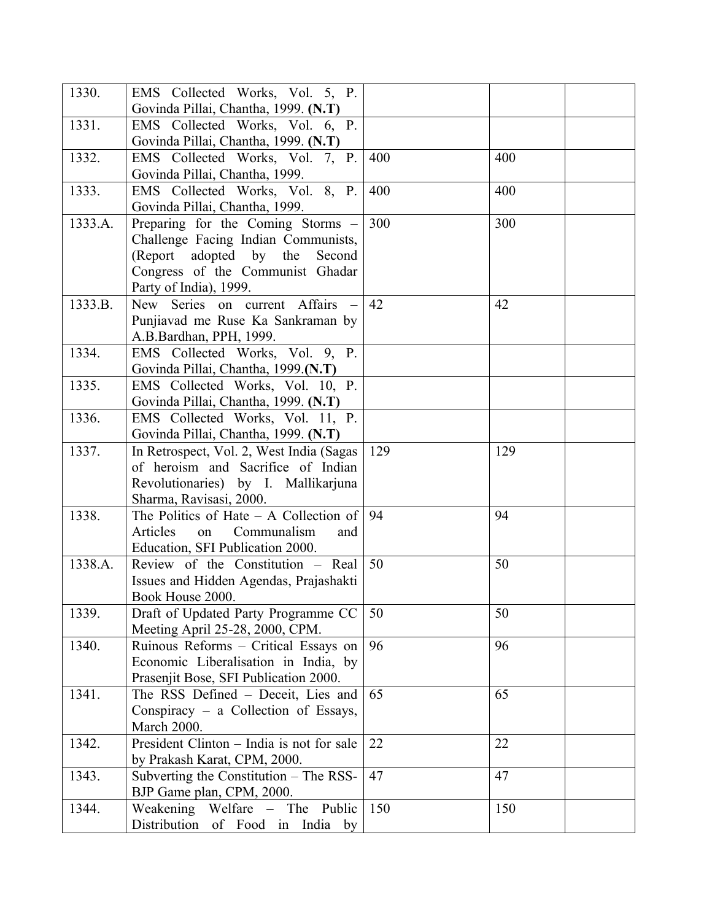| | | | | |
|---|---|---|---|---|
| 1330. | EMS Collected Works, Vol. 5, P. Govinda Pillai, Chantha, 1999. **(N.T)** | | | |
| 1331. | EMS Collected Works, Vol. 6, P. Govinda Pillai, Chantha, 1999. **(N.T)** | | | |
| 1332. | EMS Collected Works, Vol. 7, P. Govinda Pillai, Chantha, 1999. | 400 | 400 | |
| 1333. | EMS Collected Works, Vol. 8, P. Govinda Pillai, Chantha, 1999. | 400 | 400 | |
| 1333.A. | Preparing for the Coming Storms – Challenge Facing Indian Communists, (Report adopted by the Second Congress of the Communist Ghadar Party of India), 1999. | 300 | 300 | |
| 1333.B. | New Series on current Affairs – Punjiavad me Ruse Ka Sankraman by A.B.Bardhan, PPH, 1999. | 42 | 42 | |
| 1334. | EMS Collected Works, Vol. 9, P. Govinda Pillai, Chantha, 1999.**(N.T)** | | | |
| 1335. | EMS Collected Works, Vol. 10, P. Govinda Pillai, Chantha, 1999. **(N.T)** | | | |
| 1336. | EMS Collected Works, Vol. 11, P. Govinda Pillai, Chantha, 1999. **(N.T)** | | | |
| 1337. | In Retrospect, Vol. 2, West India (Sagas of heroism and Sacrifice of Indian Revolutionaries) by I. Mallikarjuna Sharma, Ravisasi, 2000. | 129 | 129 | |
| 1338. | The Politics of Hate – A Collection of Articles on Communalism and Education, SFI Publication 2000. | 94 | 94 | |
| 1338.A. | Review of the Constitution – Real Issues and Hidden Agendas, Prajashakti Book House 2000. | 50 | 50 | |
| 1339. | Draft of Updated Party Programme CC Meeting April 25-28, 2000, CPM. | 50 | 50 | |
| 1340. | Ruinous Reforms – Critical Essays on Economic Liberalisation in India, by Prasenjit Bose, SFI Publication 2000. | 96 | 96 | |
| 1341. | The RSS Defined – Deceit, Lies and Conspiracy – a Collection of Essays, March 2000. | 65 | 65 | |
| 1342. | President Clinton – India is not for sale by Prakash Karat, CPM, 2000. | 22 | 22 | |
| 1343. | Subverting the Constitution – The RSS-BJP Game plan, CPM, 2000. | 47 | 47 | |
| 1344. | Weakening Welfare – The Public Distribution of Food in India by | 150 | 150 | |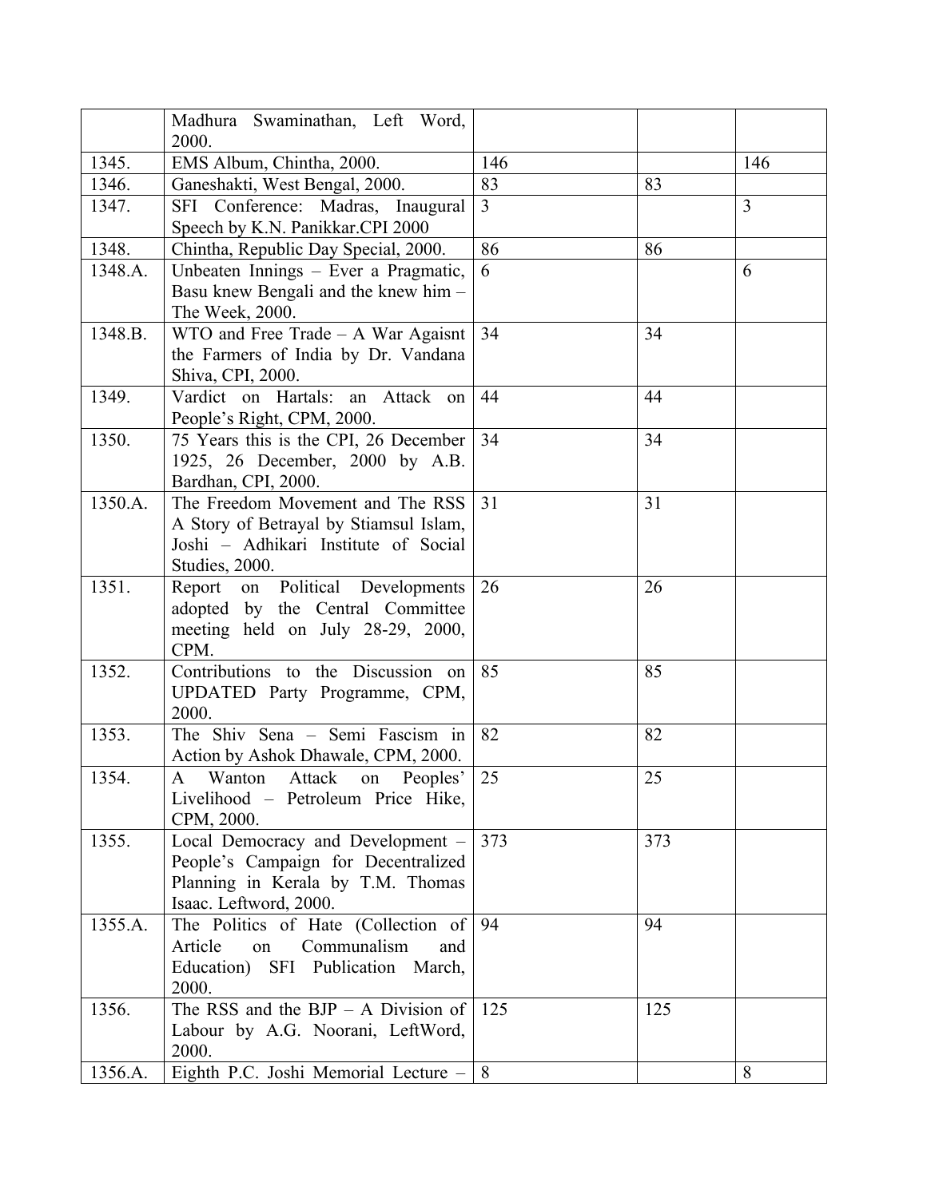| | | | | |
|---|---|---|---|---|
| | Madhura Swaminathan, Left Word, 2000. | | | |
| 1345. | EMS Album, Chintha, 2000. | 146 | | 146 |
| 1346. | Ganeshakti, West Bengal, 2000. | 83 | 83 | |
| 1347. | SFI Conference: Madras, Inaugural Speech by K.N. Panikkar.CPI 2000 | 3 | | 3 |
| 1348. | Chintha, Republic Day Special, 2000. | 86 | 86 | |
| 1348.A. | Unbeaten Innings – Ever a Pragmatic, Basu knew Bengali and the knew him – The Week, 2000. | 6 | | 6 |
| 1348.B. | WTO and Free Trade – A War Agaisnt the Farmers of India by Dr. Vandana Shiva, CPI, 2000. | 34 | 34 | |
| 1349. | Vardict on Hartals: an Attack on People's Right, CPM, 2000. | 44 | 44 | |
| 1350. | 75 Years this is the CPI, 26 December 1925, 26 December, 2000 by A.B. Bardhan, CPI, 2000. | 34 | 34 | |
| 1350.A. | The Freedom Movement and The RSS A Story of Betrayal by Stiamsul Islam, Joshi – Adhikari Institute of Social Studies, 2000. | 31 | 31 | |
| 1351. | Report on Political Developments adopted by the Central Committee meeting held on July 28-29, 2000, CPM. | 26 | 26 | |
| 1352. | Contributions to the Discussion on UPDATED Party Programme, CPM, 2000. | 85 | 85 | |
| 1353. | The Shiv Sena – Semi Fascism in Action by Ashok Dhawale, CPM, 2000. | 82 | 82 | |
| 1354. | A Wanton Attack on Peoples' Livelihood – Petroleum Price Hike, CPM, 2000. | 25 | 25 | |
| 1355. | Local Democracy and Development – People's Campaign for Decentralized Planning in Kerala by T.M. Thomas Isaac. Leftword, 2000. | 373 | 373 | |
| 1355.A. | The Politics of Hate (Collection of Article on Communalism and Education) SFI Publication March, 2000. | 94 | 94 | |
| 1356. | The RSS and the BJP – A Division of Labour by A.G. Noorani, LeftWord, 2000. | 125 | 125 | |
| 1356.A. | Eighth P.C. Joshi Memorial Lecture – | 8 | | 8 |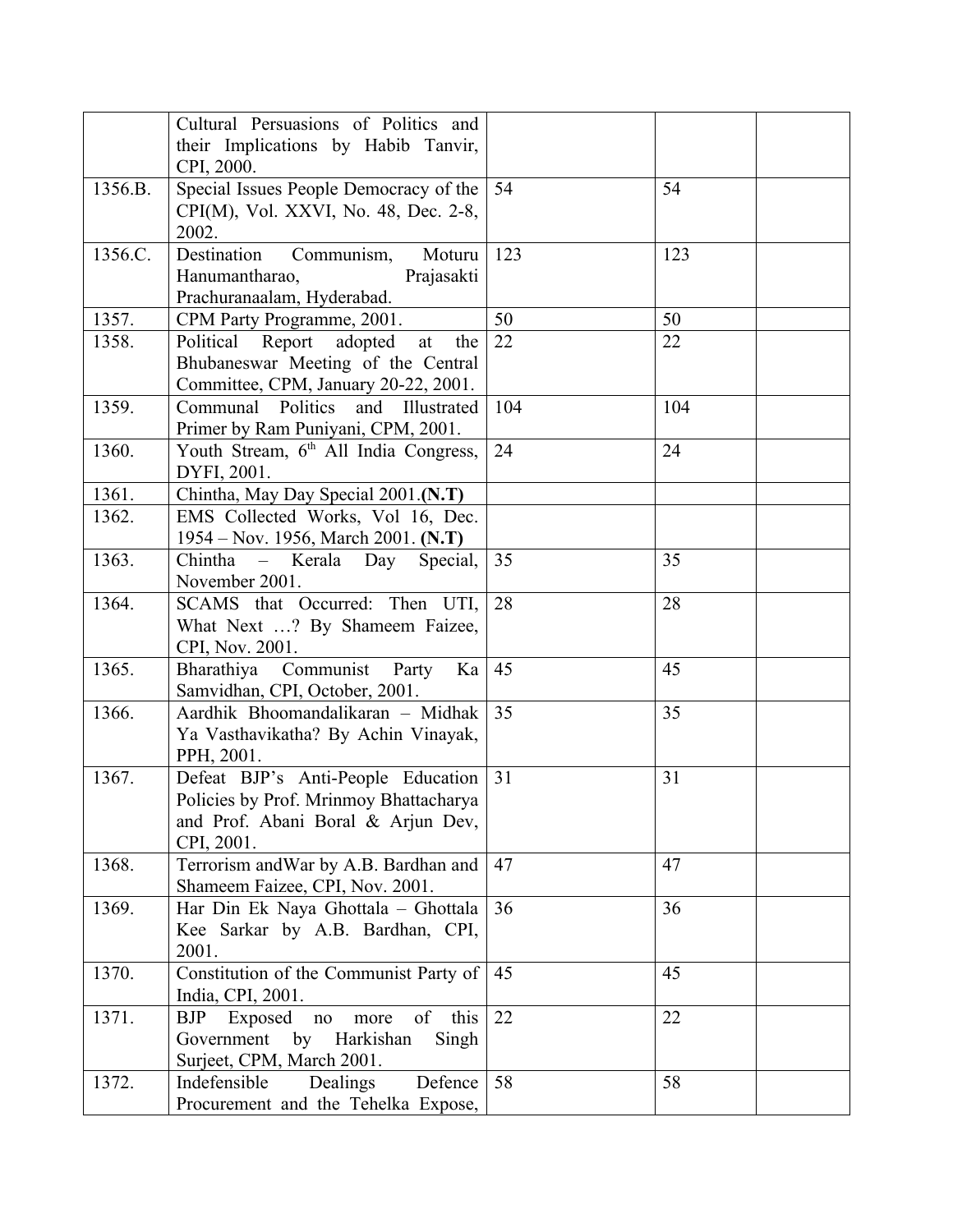| | | | | |
|---|---|---|---|---|
| | Cultural Persuasions of Politics and their Implications by Habib Tanvir, CPI, 2000. | | | |
| 1356.B. | Special Issues People Democracy of the CPI(M), Vol. XXVI, No. 48, Dec. 2-8, 2002. | 54 | 54 | |
| 1356.C. | Destination Communism, Moturu Hanumantharao, Prajasakti Prachuranaalam, Hyderabad. | 123 | 123 | |
| 1357. | CPM Party Programme, 2001. | 50 | 50 | |
| 1358. | Political Report adopted at the Bhubaneswar Meeting of the Central Committee, CPM, January 20-22, 2001. | 22 | 22 | |
| 1359. | Communal Politics and Illustrated Primer by Ram Puniyani, CPM, 2001. | 104 | 104 | |
| 1360. | Youth Stream, 6th All India Congress, DYFI, 2001. | 24 | 24 | |
| 1361. | Chintha, May Day Special 2001.**(N.T)** | | | |
| 1362. | EMS Collected Works, Vol 16, Dec. 1954 – Nov. 1956, March 2001. **(N.T)** | | | |
| 1363. | Chintha – Kerala Day Special, November 2001. | 35 | 35 | |
| 1364. | SCAMS that Occurred: Then UTI, What Next …? By Shameem Faizee, CPI, Nov. 2001. | 28 | 28 | |
| 1365. | Bharathiya Communist Party Ka Samvidhan, CPI, October, 2001. | 45 | 45 | |
| 1366. | Aardhik Bhoomandalikaran – Midhak Ya Vasthavikatha? By Achin Vinayak, PPH, 2001. | 35 | 35 | |
| 1367. | Defeat BJP's Anti-People Education Policies by Prof. Mrinmoy Bhattacharya and Prof. Abani Boral & Arjun Dev, CPI, 2001. | 31 | 31 | |
| 1368. | Terrorism andWar by A.B. Bardhan and Shameem Faizee, CPI, Nov. 2001. | 47 | 47 | |
| 1369. | Har Din Ek Naya Ghottala – Ghottala Kee Sarkar by A.B. Bardhan, CPI, 2001. | 36 | 36 | |
| 1370. | Constitution of the Communist Party of India, CPI, 2001. | 45 | 45 | |
| 1371. | BJP Exposed no more of this Government by Harkishan Singh Surjeet, CPM, March 2001. | 22 | 22 | |
| 1372. | Indefensible Dealings Defence Procurement and the Tehelka Expose, | 58 | 58 | |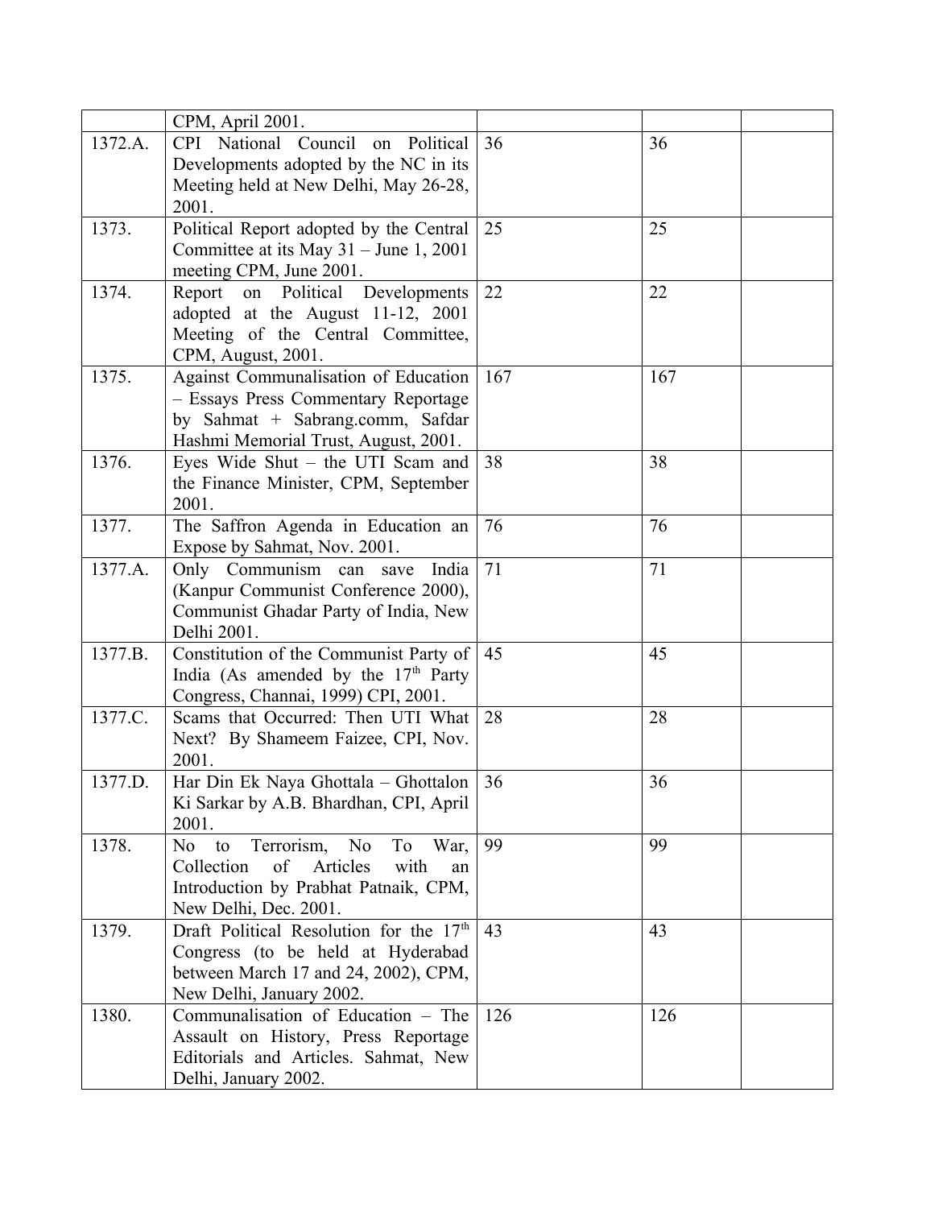|  |  |  |  |  |
|---|---|---|---|---|
|  | CPM, April 2001. |  |  |  |
| 1372.A. | CPI National Council on Political Developments adopted by the NC in its Meeting held at New Delhi, May 26-28, 2001. | 36 | 36 |  |
| 1373. | Political Report adopted by the Central Committee at its May 31 – June 1, 2001 meeting CPM, June 2001. | 25 | 25 |  |
| 1374. | Report on Political Developments adopted at the August 11-12, 2001 Meeting of the Central Committee, CPM, August, 2001. | 22 | 22 |  |
| 1375. | Against Communalisation of Education – Essays Press Commentary Reportage by Sahmat + Sabrang.comm, Safdar Hashmi Memorial Trust, August, 2001. | 167 | 167 |  |
| 1376. | Eyes Wide Shut – the UTI Scam and the Finance Minister, CPM, September 2001. | 38 | 38 |  |
| 1377. | The Saffron Agenda in Education an Expose by Sahmat, Nov. 2001. | 76 | 76 |  |
| 1377.A. | Only Communism can save India (Kanpur Communist Conference 2000), Communist Ghadar Party of India, New Delhi 2001. | 71 | 71 |  |
| 1377.B. | Constitution of the Communist Party of India (As amended by the 17th Party Congress, Channai, 1999) CPI, 2001. | 45 | 45 |  |
| 1377.C. | Scams that Occurred: Then UTI What Next? By Shameem Faizee, CPI, Nov. 2001. | 28 | 28 |  |
| 1377.D. | Har Din Ek Naya Ghottala – Ghottalon Ki Sarkar by A.B. Bhardhan, CPI, April 2001. | 36 | 36 |  |
| 1378. | No to Terrorism, No To War, Collection of Articles with an Introduction by Prabhat Patnaik, CPM, New Delhi, Dec. 2001. | 99 | 99 |  |
| 1379. | Draft Political Resolution for the 17th Congress (to be held at Hyderabad between March 17 and 24, 2002), CPM, New Delhi, January 2002. | 43 | 43 |  |
| 1380. | Communalisation of Education – The Assault on History, Press Reportage Editorials and Articles. Sahmat, New Delhi, January 2002. | 126 | 126 |  |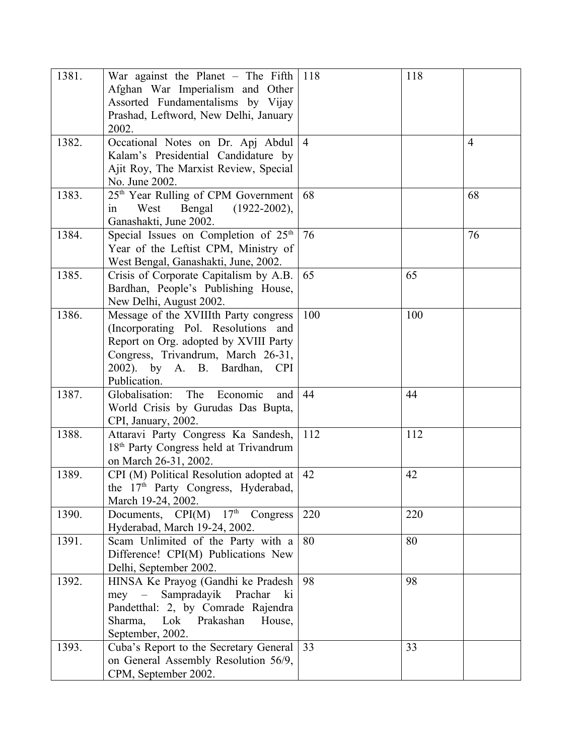| | | | | |
|---|---|---|---|---|
| 1381. | War against the Planet – The Fifth Afghan War Imperialism and Other Assorted Fundamentalisms by Vijay Prashad, Leftword, New Delhi, January 2002. | 118 | 118 | |
| 1382. | Occational Notes on Dr. Apj Abdul Kalam's Presidential Candidature by Ajit Roy, The Marxist Review, Special No. June 2002. | 4 | | 4 |
| 1383. | 25th Year Rulling of CPM Government in West Bengal (1922-2002), Ganashakti, June 2002. | 68 | | 68 |
| 1384. | Special Issues on Completion of 25th Year of the Leftist CPM, Ministry of West Bengal, Ganashakti, June, 2002. | 76 | | 76 |
| 1385. | Crisis of Corporate Capitalism by A.B. Bardhan, People's Publishing House, New Delhi, August 2002. | 65 | 65 | |
| 1386. | Message of the XVIIIth Party congress (Incorporating Pol. Resolutions and Report on Org. adopted by XVIII Party Congress, Trivandrum, March 26-31, 2002). by A. B. Bardhan, CPI Publication. | 100 | 100 | |
| 1387. | Globalisation: The Economic and World Crisis by Gurudas Das Bupta, CPI, January, 2002. | 44 | 44 | |
| 1388. | Attaravi Party Congress Ka Sandesh, 18th Party Congress held at Trivandrum on March 26-31, 2002. | 112 | 112 | |
| 1389. | CPI (M) Political Resolution adopted at the 17th Party Congress, Hyderabad, March 19-24, 2002. | 42 | 42 | |
| 1390. | Documents, CPI(M) 17th Congress Hyderabad, March 19-24, 2002. | 220 | 220 | |
| 1391. | Scam Unlimited of the Party with a Difference! CPI(M) Publications New Delhi, September 2002. | 80 | 80 | |
| 1392. | HINSA Ke Prayog (Gandhi ke Pradesh mey – Sampradayik Prachar ki Pandetthal: 2, by Comrade Rajendra Sharma, Lok Prakashan House, September, 2002. | 98 | 98 | |
| 1393. | Cuba's Report to the Secretary General on General Assembly Resolution 56/9, CPM, September 2002. | 33 | 33 | |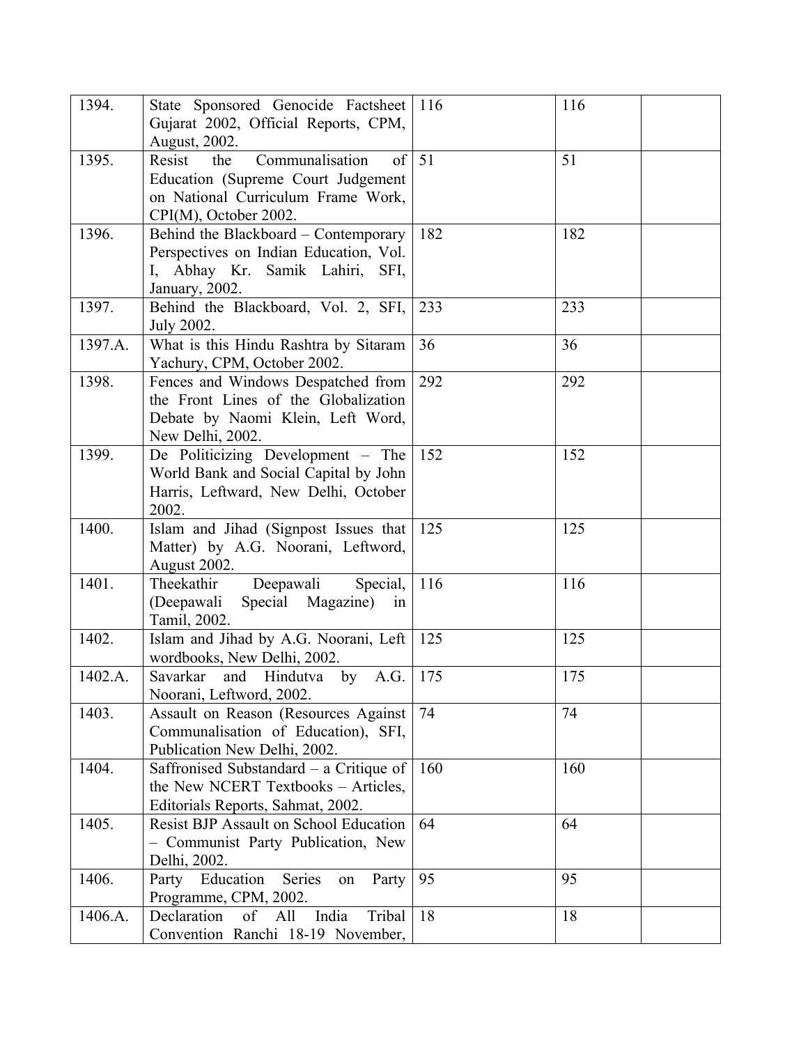| | | | | |
|---|---|---|---|---|
| 1394. | State Sponsored Genocide Factsheet Gujarat 2002, Official Reports, CPM, August, 2002. | 116 | 116 | |
| 1395. | Resist the Communalisation of Education (Supreme Court Judgement on National Curriculum Frame Work, CPI(M), October 2002. | 51 | 51 | |
| 1396. | Behind the Blackboard – Contemporary Perspectives on Indian Education, Vol. I, Abhay Kr. Samik Lahiri, SFI, January, 2002. | 182 | 182 | |
| 1397. | Behind the Blackboard, Vol. 2, SFI, July 2002. | 233 | 233 | |
| 1397.A. | What is this Hindu Rashtra by Sitaram Yachury, CPM, October 2002. | 36 | 36 | |
| 1398. | Fences and Windows Despatched from the Front Lines of the Globalization Debate by Naomi Klein, Left Word, New Delhi, 2002. | 292 | 292 | |
| 1399. | De Politicizing Development – The World Bank and Social Capital by John Harris, Leftward, New Delhi, October 2002. | 152 | 152 | |
| 1400. | Islam and Jihad (Signpost Issues that Matter) by A.G. Noorani, Leftword, August 2002. | 125 | 125 | |
| 1401. | Theekathir Deepawali Special, (Deepawali Special Magazine) in Tamil, 2002. | 116 | 116 | |
| 1402. | Islam and Jihad by A.G. Noorani, Left wordbooks, New Delhi, 2002. | 125 | 125 | |
| 1402.A. | Savarkar and Hindutva by A.G. Noorani, Leftword, 2002. | 175 | 175 | |
| 1403. | Assault on Reason (Resources Against Communalisation of Education), SFI, Publication New Delhi, 2002. | 74 | 74 | |
| 1404. | Saffronised Substandard – a Critique of the New NCERT Textbooks – Articles, Editorials Reports, Sahmat, 2002. | 160 | 160 | |
| 1405. | Resist BJP Assault on School Education – Communist Party Publication, New Delhi, 2002. | 64 | 64 | |
| 1406. | Party Education Series on Party Programme, CPM, 2002. | 95 | 95 | |
| 1406.A. | Declaration of All India Tribal Convention Ranchi 18-19 November, | 18 | 18 | |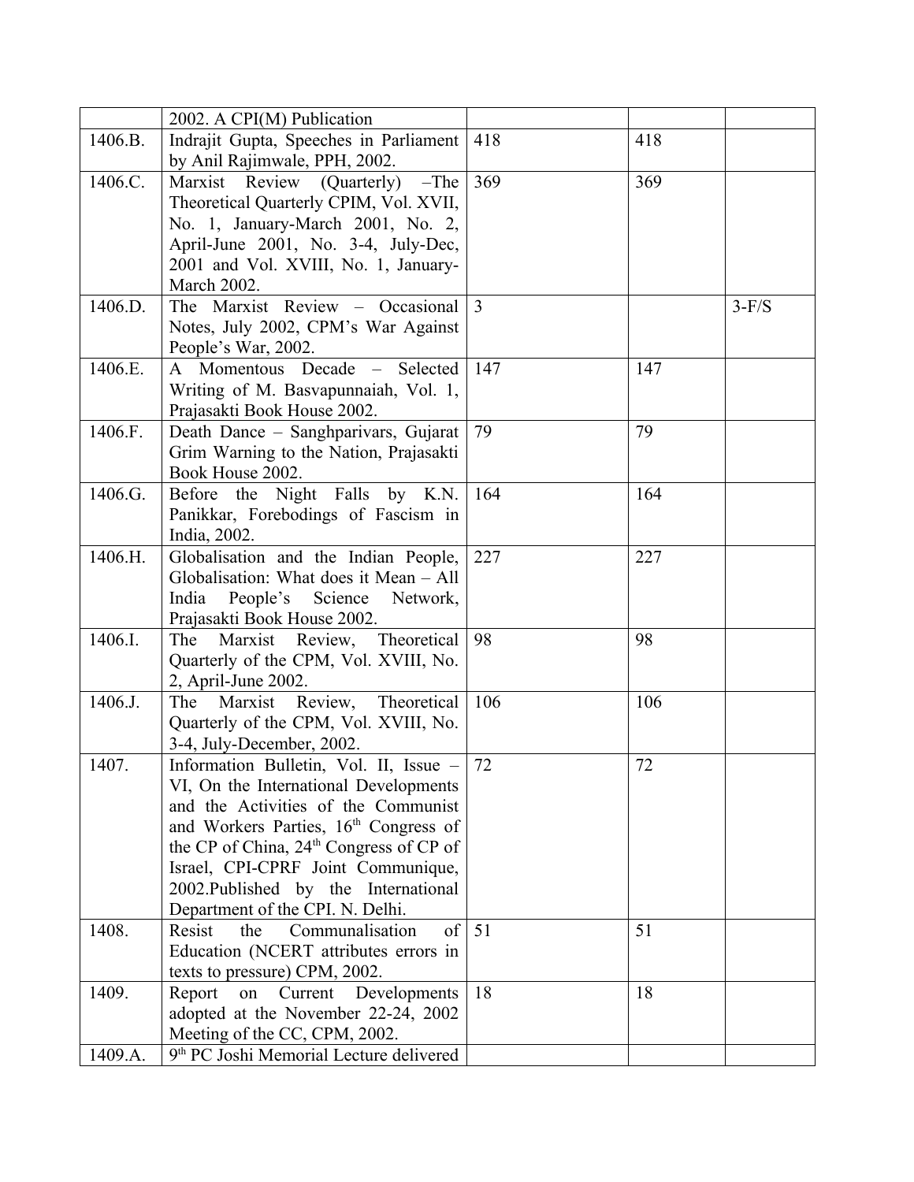|  |  |  |  |  |
|---|---|---|---|---|
|  | 2002. A CPI(M) Publication |  |  |  |
| 1406.B. | Indrajit Gupta, Speeches in Parliament by Anil Rajimwale, PPH, 2002. | 418 | 418 |  |
| 1406.C. | Marxist Review (Quarterly) –The Theoretical Quarterly CPIM, Vol. XVII, No. 1, January-March 2001, No. 2, April-June 2001, No. 3-4, July-Dec, 2001 and Vol. XVIII, No. 1, January-March 2002. | 369 | 369 |  |
| 1406.D. | The Marxist Review – Occasional Notes, July 2002, CPM's War Against People's War, 2002. | 3 |  | 3-F/S |
| 1406.E. | A Momentous Decade – Selected Writing of M. Basvapunnaiah, Vol. 1, Prajasakti Book House 2002. | 147 | 147 |  |
| 1406.F. | Death Dance – Sanghparivars, Gujarat Grim Warning to the Nation, Prajasakti Book House 2002. | 79 | 79 |  |
| 1406.G. | Before the Night Falls by K.N. Panikkar, Forebodings of Fascism in India, 2002. | 164 | 164 |  |
| 1406.H. | Globalisation and the Indian People, Globalisation: What does it Mean – All India People's Science Network, Prajasakti Book House 2002. | 227 | 227 |  |
| 1406.I. | The Marxist Review, Theoretical Quarterly of the CPM, Vol. XVIII, No. 2, April-June 2002. | 98 | 98 |  |
| 1406.J. | The Marxist Review, Theoretical Quarterly of the CPM, Vol. XVIII, No. 3-4, July-December, 2002. | 106 | 106 |  |
| 1407. | Information Bulletin, Vol. II, Issue – VI, On the International Developments and the Activities of the Communist and Workers Parties, 16th Congress of the CP of China, 24th Congress of CP of Israel, CPI-CPRF Joint Communique, 2002.Published by the International Department of the CPI. N. Delhi. | 72 | 72 |  |
| 1408. | Resist the Communalisation of Education (NCERT attributes errors in texts to pressure) CPM, 2002. | 51 | 51 |  |
| 1409. | Report on Current Developments adopted at the November 22-24, 2002 Meeting of the CC, CPM, 2002. | 18 | 18 |  |
| 1409.A. | 9th PC Joshi Memorial Lecture delivered |  |  |  |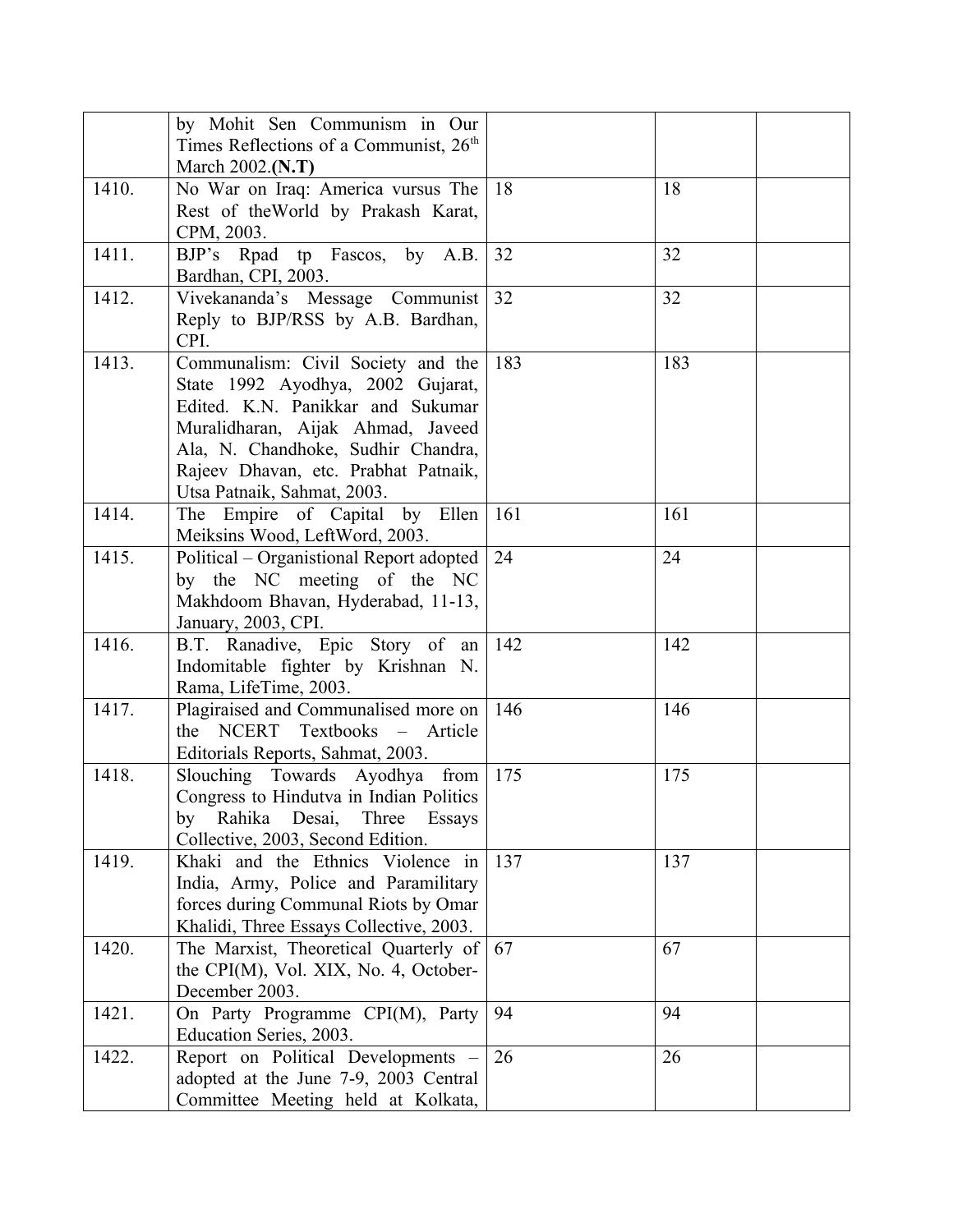| | | | | |
|---|---|---|---|---|
| | by Mohit Sen Communism in Our Times Reflections of a Communist, 26th March 2002.**(N.T)** | | | |
| 1410. | No War on Iraq: America vursus The Rest of theWorld by Prakash Karat, CPM, 2003. | 18 | 18 | |
| 1411. | BJP's Rpad tp Fascos, by A.B. Bardhan, CPI, 2003. | 32 | 32 | |
| 1412. | Vivekananda's Message Communist Reply to BJP/RSS by A.B. Bardhan, CPI. | 32 | 32 | |
| 1413. | Communalism: Civil Society and the State 1992 Ayodhya, 2002 Gujarat, Edited. K.N. Panikkar and Sukumar Muralidharan, Aijak Ahmad, Javeed Ala, N. Chandhoke, Sudhir Chandra, Rajeev Dhavan, etc. Prabhat Patnaik, Utsa Patnaik, Sahmat, 2003. | 183 | 183 | |
| 1414. | The Empire of Capital by Ellen Meiksins Wood, LeftWord, 2003. | 161 | 161 | |
| 1415. | Political – Organistional Report adopted by the NC meeting of the NC Makhdoom Bhavan, Hyderabad, 11-13, January, 2003, CPI. | 24 | 24 | |
| 1416. | B.T. Ranadive, Epic Story of an Indomitable fighter by Krishnan N. Rama, LifeTime, 2003. | 142 | 142 | |
| 1417. | Plagiraised and Communalised more on the NCERT Textbooks – Article Editorials Reports, Sahmat, 2003. | 146 | 146 | |
| 1418. | Slouching Towards Ayodhya from Congress to Hindutva in Indian Politics by Rahika Desai, Three Essays Collective, 2003, Second Edition. | 175 | 175 | |
| 1419. | Khaki and the Ethnics Violence in India, Army, Police and Paramilitary forces during Communal Riots by Omar Khalidi, Three Essays Collective, 2003. | 137 | 137 | |
| 1420. | The Marxist, Theoretical Quarterly of the CPI(M), Vol. XIX, No. 4, October-December 2003. | 67 | 67 | |
| 1421. | On Party Programme CPI(M), Party Education Series, 2003. | 94 | 94 | |
| 1422. | Report on Political Developments – adopted at the June 7-9, 2003 Central Committee Meeting held at Kolkata, | 26 | 26 | |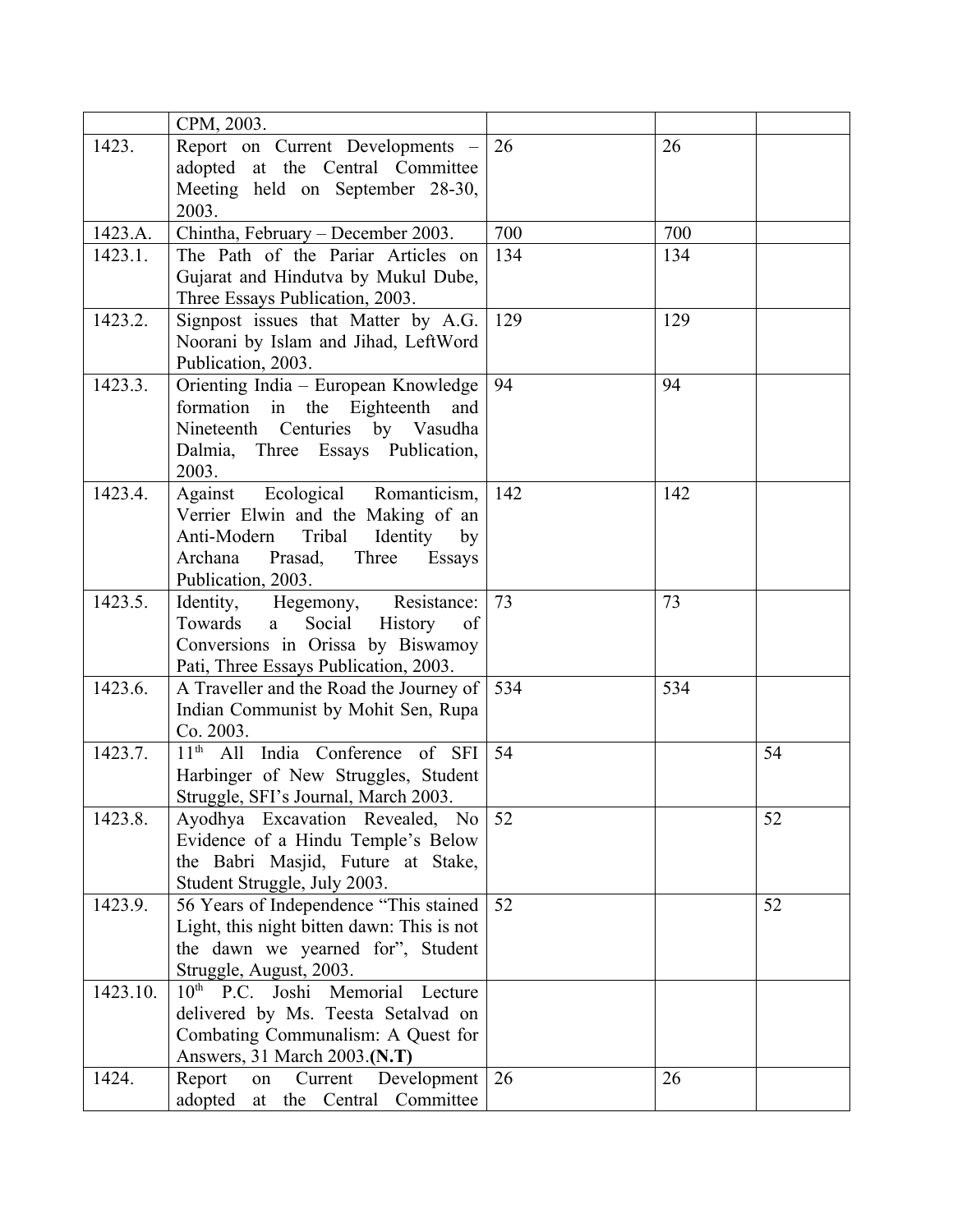| | | | | |
|---|---|---|---|---|
| | CPM, 2003. | | | |
| 1423. | Report on Current Developments – adopted at the Central Committee Meeting held on September 28-30, 2003. | 26 | 26 | |
| 1423.A. | Chintha, February – December 2003. | 700 | 700 | |
| 1423.1. | The Path of the Pariar Articles on Gujarat and Hindutva by Mukul Dube, Three Essays Publication, 2003. | 134 | 134 | |
| 1423.2. | Signpost issues that Matter by A.G. Noorani by Islam and Jihad, LeftWord Publication, 2003. | 129 | 129 | |
| 1423.3. | Orienting India – European Knowledge formation in the Eighteenth and Nineteenth Centuries by Vasudha Dalmia, Three Essays Publication, 2003. | 94 | 94 | |
| 1423.4. | Against Ecological Romanticism, Verrier Elwin and the Making of an Anti-Modern Tribal Identity by Archana Prasad, Three Essays Publication, 2003. | 142 | 142 | |
| 1423.5. | Identity, Hegemony, Resistance: Towards a Social History of Conversions in Orissa by Biswamoy Pati, Three Essays Publication, 2003. | 73 | 73 | |
| 1423.6. | A Traveller and the Road the Journey of Indian Communist by Mohit Sen, Rupa Co. 2003. | 534 | 534 | |
| 1423.7. | 11th All India Conference of SFI Harbinger of New Struggles, Student Struggle, SFI's Journal, March 2003. | 54 | | 54 |
| 1423.8. | Ayodhya Excavation Revealed, No Evidence of a Hindu Temple's Below the Babri Masjid, Future at Stake, Student Struggle, July 2003. | 52 | | 52 |
| 1423.9. | 56 Years of Independence "This stained Light, this night bitten dawn: This is not the dawn we yearned for", Student Struggle, August, 2003. | 52 | | 52 |
| 1423.10. | 10th P.C. Joshi Memorial Lecture delivered by Ms. Teesta Setalvad on Combating Communalism: A Quest for Answers, 31 March 2003.**(N.T)** | | | |
| 1424. | Report on Current Development adopted at the Central Committee | 26 | 26 | |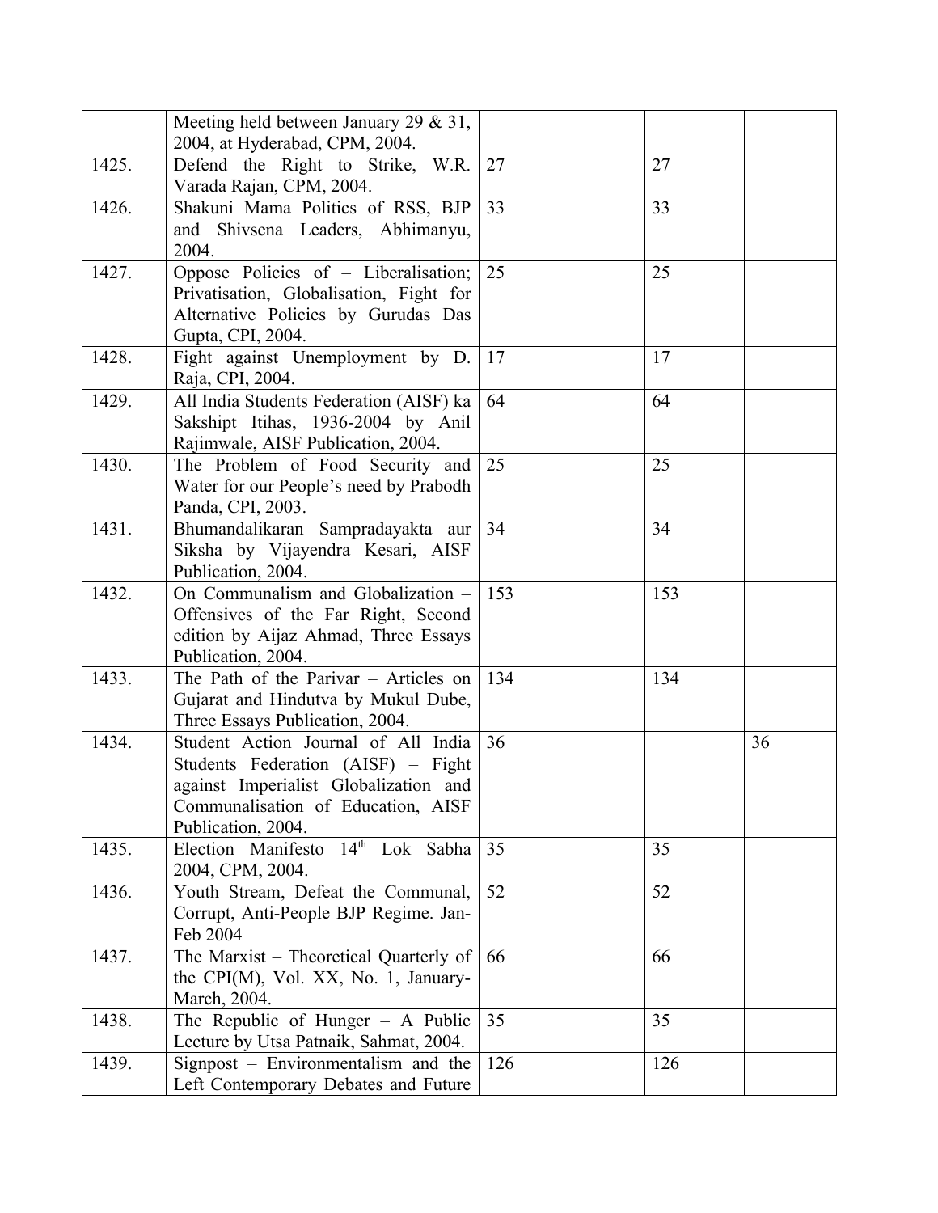| | | | | |
|---|---|---|---|---|
| | Meeting held between January 29 & 31, 2004, at Hyderabad, CPM, 2004. | | | |
| 1425. | Defend the Right to Strike, W.R. Varada Rajan, CPM, 2004. | 27 | 27 | |
| 1426. | Shakuni Mama Politics of RSS, BJP and Shivsena Leaders, Abhimanyu, 2004. | 33 | 33 | |
| 1427. | Oppose Policies of – Liberalisation; Privatisation, Globalisation, Fight for Alternative Policies by Gurudas Das Gupta, CPI, 2004. | 25 | 25 | |
| 1428. | Fight against Unemployment by D. Raja, CPI, 2004. | 17 | 17 | |
| 1429. | All India Students Federation (AISF) ka Sakshipt Itihas, 1936-2004 by Anil Rajimwale, AISF Publication, 2004. | 64 | 64 | |
| 1430. | The Problem of Food Security and Water for our People's need by Prabodh Panda, CPI, 2003. | 25 | 25 | |
| 1431. | Bhumandalikaran Sampradayakta aur Siksha by Vijayendra Kesari, AISF Publication, 2004. | 34 | 34 | |
| 1432. | On Communalism and Globalization – Offensives of the Far Right, Second edition by Aijaz Ahmad, Three Essays Publication, 2004. | 153 | 153 | |
| 1433. | The Path of the Parivar – Articles on Gujarat and Hindutva by Mukul Dube, Three Essays Publication, 2004. | 134 | 134 | |
| 1434. | Student Action Journal of All India Students Federation (AISF) – Fight against Imperialist Globalization and Communalisation of Education, AISF Publication, 2004. | 36 | | 36 |
| 1435. | Election Manifesto 14th Lok Sabha 2004, CPM, 2004. | 35 | 35 | |
| 1436. | Youth Stream, Defeat the Communal, Corrupt, Anti-People BJP Regime. Jan-Feb 2004 | 52 | 52 | |
| 1437. | The Marxist – Theoretical Quarterly of the CPI(M), Vol. XX, No. 1, January-March, 2004. | 66 | 66 | |
| 1438. | The Republic of Hunger – A Public Lecture by Utsa Patnaik, Sahmat, 2004. | 35 | 35 | |
| 1439. | Signpost – Environmentalism and the Left Contemporary Debates and Future | 126 | 126 | |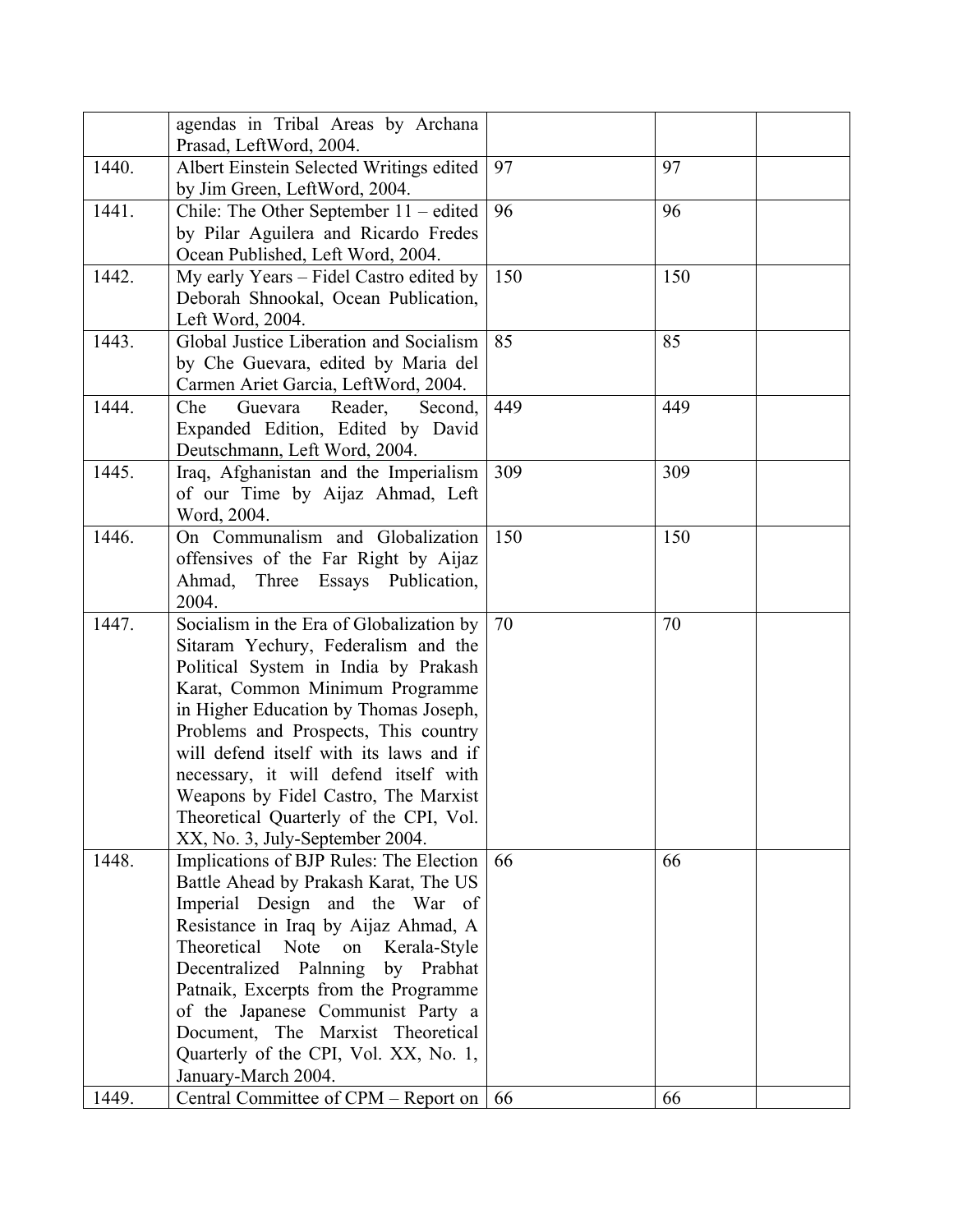| | | | | |
|---|---|---|---|---|
| | agendas in Tribal Areas by Archana Prasad, LeftWord, 2004. | | | |
| 1440. | Albert Einstein Selected Writings edited by Jim Green, LeftWord, 2004. | 97 | 97 | |
| 1441. | Chile: The Other September 11 – edited by Pilar Aguilera and Ricardo Fredes Ocean Published, Left Word, 2004. | 96 | 96 | |
| 1442. | My early Years – Fidel Castro edited by Deborah Shnookal, Ocean Publication, Left Word, 2004. | 150 | 150 | |
| 1443. | Global Justice Liberation and Socialism by Che Guevara, edited by Maria del Carmen Ariet Garcia, LeftWord, 2004. | 85 | 85 | |
| 1444. | Che Guevara Reader, Second, Expanded Edition, Edited by David Deutschmann, Left Word, 2004. | 449 | 449 | |
| 1445. | Iraq, Afghanistan and the Imperialism of our Time by Aijaz Ahmad, Left Word, 2004. | 309 | 309 | |
| 1446. | On Communalism and Globalization offensives of the Far Right by Aijaz Ahmad, Three Essays Publication, 2004. | 150 | 150 | |
| 1447. | Socialism in the Era of Globalization by Sitaram Yechury, Federalism and the Political System in India by Prakash Karat, Common Minimum Programme in Higher Education by Thomas Joseph, Problems and Prospects, This country will defend itself with its laws and if necessary, it will defend itself with Weapons by Fidel Castro, The Marxist Theoretical Quarterly of the CPI, Vol. XX, No. 3, July-September 2004. | 70 | 70 | |
| 1448. | Implications of BJP Rules: The Election Battle Ahead by Prakash Karat, The US Imperial Design and the War of Resistance in Iraq by Aijaz Ahmad, A Theoretical Note on Kerala-Style Decentralized Palnning by Prabhat Patnaik, Excerpts from the Programme of the Japanese Communist Party a Document, The Marxist Theoretical Quarterly of the CPI, Vol. XX, No. 1, January-March 2004. | 66 | 66 | |
| 1449. | Central Committee of CPM – Report on | 66 | 66 | |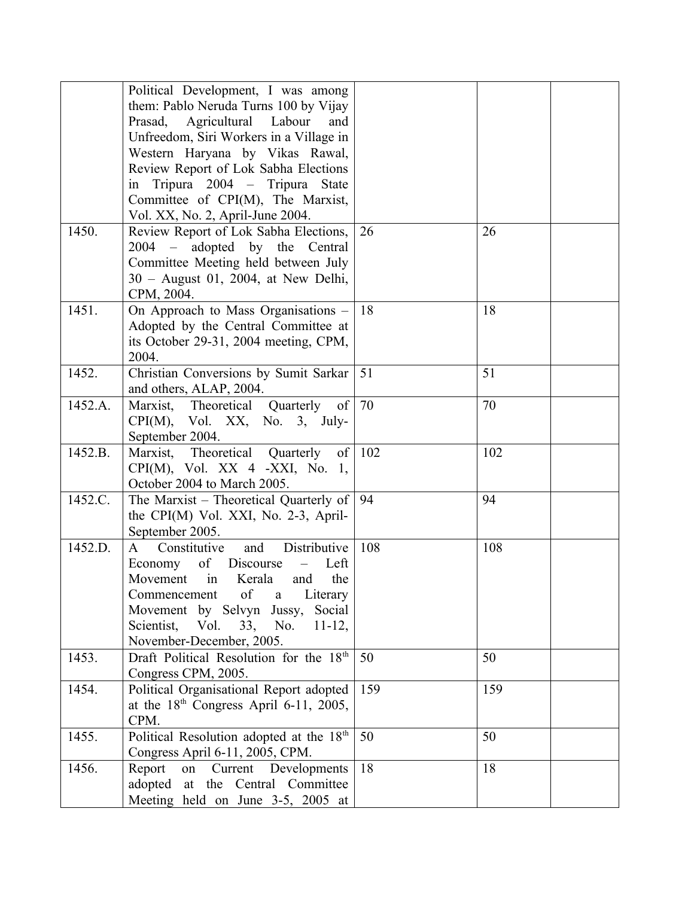| | | | | |
|---|---|---|---|---|
| | Political Development, I was among them: Pablo Neruda Turns 100 by Vijay Prasad, Agricultural Labour and Unfreedom, Siri Workers in a Village in Western Haryana by Vikas Rawal, Review Report of Lok Sabha Elections in Tripura 2004 – Tripura State Committee of CPI(M), The Marxist, Vol. XX, No. 2, April-June 2004. | | | |
| 1450. | Review Report of Lok Sabha Elections, 2004 – adopted by the Central Committee Meeting held between July 30 – August 01, 2004, at New Delhi, CPM, 2004. | 26 | 26 | |
| 1451. | On Approach to Mass Organisations – Adopted by the Central Committee at its October 29-31, 2004 meeting, CPM, 2004. | 18 | 18 | |
| 1452. | Christian Conversions by Sumit Sarkar and others, ALAP, 2004. | 51 | 51 | |
| 1452.A. | Marxist, Theoretical Quarterly of CPI(M), Vol. XX, No. 3, July-September 2004. | 70 | 70 | |
| 1452.B. | Marxist, Theoretical Quarterly of CPI(M), Vol. XX 4 -XXI, No. 1, October 2004 to March 2005. | 102 | 102 | |
| 1452.C. | The Marxist – Theoretical Quarterly of the CPI(M) Vol. XXI, No. 2-3, April-September 2005. | 94 | 94 | |
| 1452.D. | A Constitutive and Distributive Economy of Discourse – Left Movement in Kerala and the Commencement of a Literary Movement by Selvyn Jussy, Social Scientist, Vol. 33, No. 11-12, November-December, 2005. | 108 | 108 | |
| 1453. | Draft Political Resolution for the 18th Congress CPM, 2005. | 50 | 50 | |
| 1454. | Political Organisational Report adopted at the 18th Congress April 6-11, 2005, CPM. | 159 | 159 | |
| 1455. | Political Resolution adopted at the 18th Congress April 6-11, 2005, CPM. | 50 | 50 | |
| 1456. | Report on Current Developments adopted at the Central Committee Meeting held on June 3-5, 2005 at | 18 | 18 | |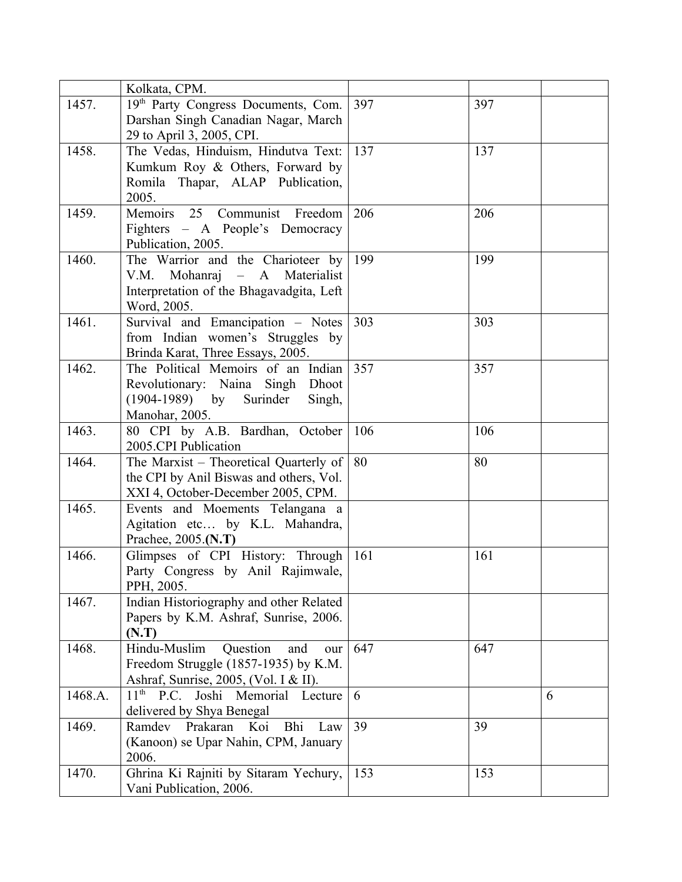| | | | | |
|---|---|---|---|---|
| | Kolkata, CPM. | | | |
| 1457. | 19th Party Congress Documents, Com. Darshan Singh Canadian Nagar, March 29 to April 3, 2005, CPI. | 397 | 397 | |
| 1458. | The Vedas, Hinduism, Hindutva Text: Kumkum Roy & Others, Forward by Romila Thapar, ALAP Publication, 2005. | 137 | 137 | |
| 1459. | Memoirs 25 Communist Freedom Fighters – A People's Democracy Publication, 2005. | 206 | 206 | |
| 1460. | The Warrior and the Charioteer by V.M. Mohanraj – A Materialist Interpretation of the Bhagavadgita, Left Word, 2005. | 199 | 199 | |
| 1461. | Survival and Emancipation – Notes from Indian women's Struggles by Brinda Karat, Three Essays, 2005. | 303 | 303 | |
| 1462. | The Political Memoirs of an Indian Revolutionary: Naina Singh Dhoot (1904-1989) by Surinder Singh, Manohar, 2005. | 357 | 357 | |
| 1463. | 80 CPI by A.B. Bardhan, October 2005.CPI Publication | 106 | 106 | |
| 1464. | The Marxist – Theoretical Quarterly of the CPI by Anil Biswas and others, Vol. XXI 4, October-December 2005, CPM. | 80 | 80 | |
| 1465. | Events and Moements Telangana a Agitation etc… by K.L. Mahandra, Prachee, 2005.**(N.T)** | | | |
| 1466. | Glimpses of CPI History: Through Party Congress by Anil Rajimwale, PPH, 2005. | 161 | 161 | |
| 1467. | Indian Historiography and other Related Papers by K.M. Ashraf, Sunrise, 2006. **(N.T)** | | | |
| 1468. | Hindu-Muslim Question and our Freedom Struggle (1857-1935) by K.M. Ashraf, Sunrise, 2005, (Vol. I & II). | 647 | 647 | |
| 1468.A. | 11th P.C. Joshi Memorial Lecture delivered by Shya Benegal | 6 | | 6 |
| 1469. | Ramdev Prakaran Koi Bhi Law (Kanoon) se Upar Nahin, CPM, January 2006. | 39 | 39 | |
| 1470. | Ghrina Ki Rajniti by Sitaram Yechury, Vani Publication, 2006. | 153 | 153 | |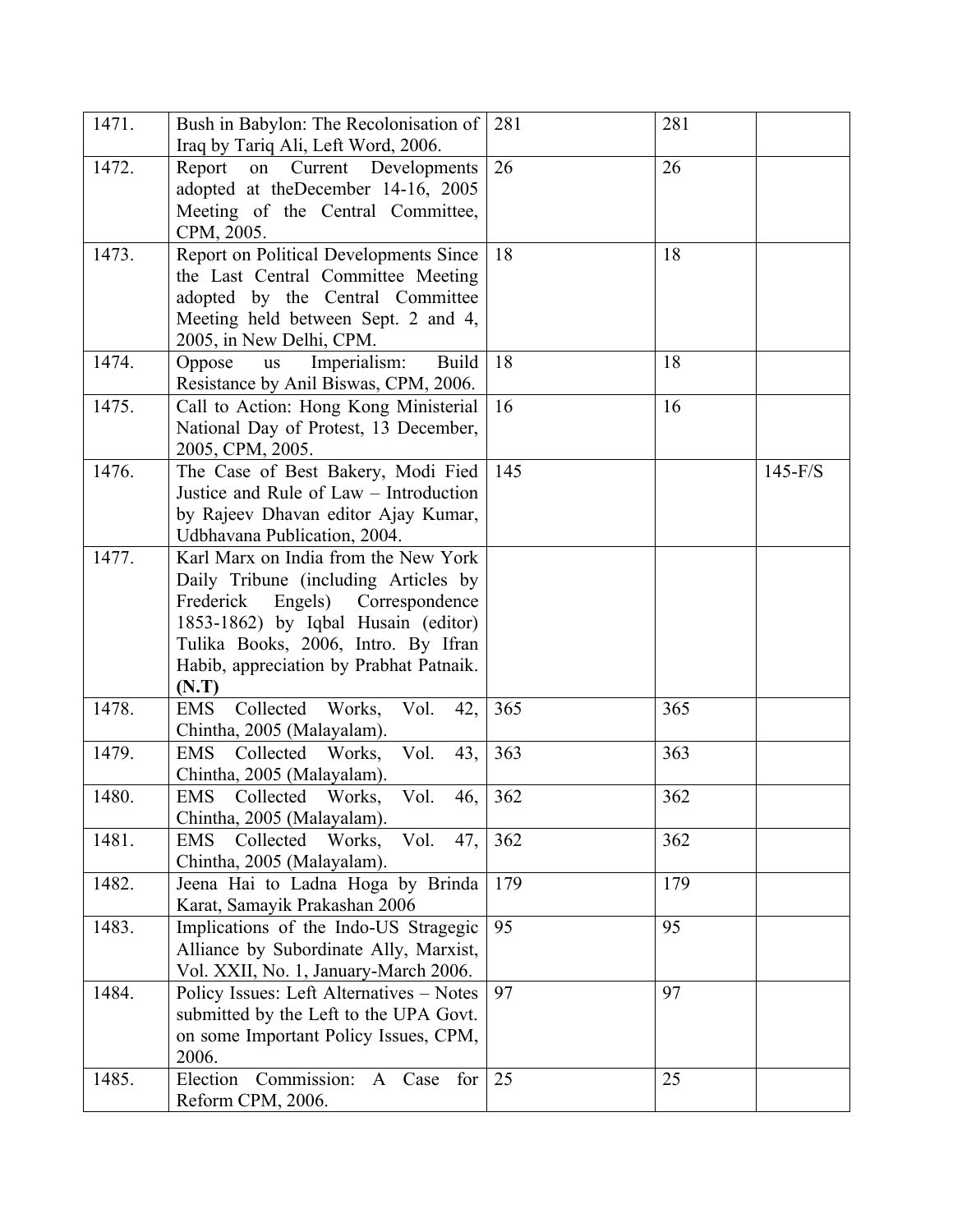| 1471. | Bush in Babylon: The Recolonisation of Iraq by Tariq Ali, Left Word, 2006. | 281 | 281 | |
|---|---|---|---|---|
| 1472. | Report on Current Developments adopted at theDecember 14-16, 2005 Meeting of the Central Committee, CPM, 2005. | 26 | 26 | |
| 1473. | Report on Political Developments Since the Last Central Committee Meeting adopted by the Central Committee Meeting held between Sept. 2 and 4, 2005, in New Delhi, CPM. | 18 | 18 | |
| 1474. | Oppose us Imperialism: Build Resistance by Anil Biswas, CPM, 2006. | 18 | 18 | |
| 1475. | Call to Action: Hong Kong Ministerial National Day of Protest, 13 December, 2005, CPM, 2005. | 16 | 16 | |
| 1476. | The Case of Best Bakery, Modi Fied Justice and Rule of Law – Introduction by Rajeev Dhavan editor Ajay Kumar, Udbhavana Publication, 2004. | 145 | | 145-F/S |
| 1477. | Karl Marx on India from the New York Daily Tribune (including Articles by Frederick Engels) Correspondence 1853-1862) by Iqbal Husain (editor) Tulika Books, 2006, Intro. By Ifran Habib, appreciation by Prabhat Patnaik. **(N.T)** | | | |
| 1478. | EMS Collected Works, Vol. 42, Chintha, 2005 (Malayalam). | 365 | 365 | |
| 1479. | EMS Collected Works, Vol. 43, Chintha, 2005 (Malayalam). | 363 | 363 | |
| 1480. | EMS Collected Works, Vol. 46, Chintha, 2005 (Malayalam). | 362 | 362 | |
| 1481. | EMS Collected Works, Vol. 47, Chintha, 2005 (Malayalam). | 362 | 362 | |
| 1482. | Jeena Hai to Ladna Hoga by Brinda Karat, Samayik Prakashan 2006 | 179 | 179 | |
| 1483. | Implications of the Indo-US Stragegic Alliance by Subordinate Ally, Marxist, Vol. XXII, No. 1, January-March 2006. | 95 | 95 | |
| 1484. | Policy Issues: Left Alternatives – Notes submitted by the Left to the UPA Govt. on some Important Policy Issues, CPM, 2006. | 97 | 97 | |
| 1485. | Election Commission: A Case for Reform CPM, 2006. | 25 | 25 | |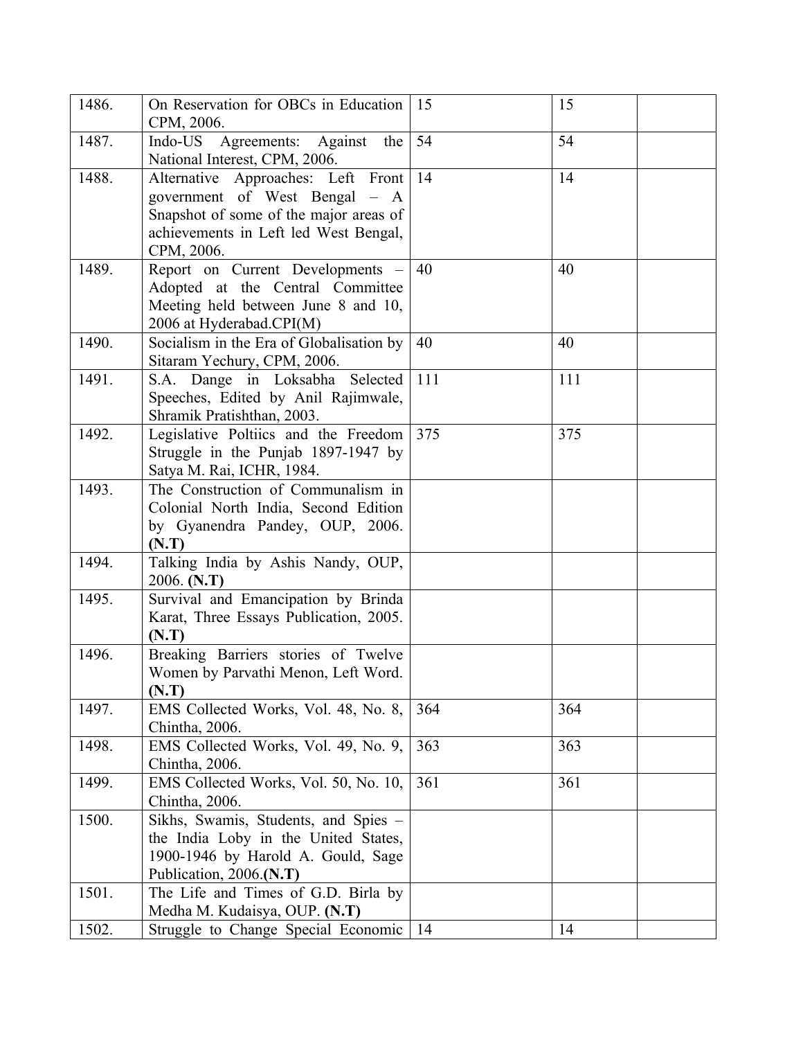| | | | | |
|---|---|---|---|---|
| 1486. | On Reservation for OBCs in Education CPM, 2006. | 15 | 15 | |
| 1487. | Indo-US Agreements: Against the National Interest, CPM, 2006. | 54 | 54 | |
| 1488. | Alternative Approaches: Left Front government of West Bengal – A Snapshot of some of the major areas of achievements in Left led West Bengal, CPM, 2006. | 14 | 14 | |
| 1489. | Report on Current Developments – Adopted at the Central Committee Meeting held between June 8 and 10, 2006 at Hyderabad.CPI(M) | 40 | 40 | |
| 1490. | Socialism in the Era of Globalisation by Sitaram Yechury, CPM, 2006. | 40 | 40 | |
| 1491. | S.A. Dange in Loksabha Selected Speeches, Edited by Anil Rajimwale, Shramik Pratishthan, 2003. | 111 | 111 | |
| 1492. | Legislative Poltiics and the Freedom Struggle in the Punjab 1897-1947 by Satya M. Rai, ICHR, 1984. | 375 | 375 | |
| 1493. | The Construction of Communalism in Colonial North India, Second Edition by Gyanendra Pandey, OUP, 2006. **(N.T)** | | | |
| 1494. | Talking India by Ashis Nandy, OUP, 2006. **(N.T)** | | | |
| 1495. | Survival and Emancipation by Brinda Karat, Three Essays Publication, 2005. **(N.T)** | | | |
| 1496. | Breaking Barriers stories of Twelve Women by Parvathi Menon, Left Word. **(N.T)** | | | |
| 1497. | EMS Collected Works, Vol. 48, No. 8, Chintha, 2006. | 364 | 364 | |
| 1498. | EMS Collected Works, Vol. 49, No. 9, Chintha, 2006. | 363 | 363 | |
| 1499. | EMS Collected Works, Vol. 50, No. 10, Chintha, 2006. | 361 | 361 | |
| 1500. | Sikhs, Swamis, Students, and Spies – the India Loby in the United States, 1900-1946 by Harold A. Gould, Sage Publication, 2006.**(N.T)** | | | |
| 1501. | The Life and Times of G.D. Birla by Medha M. Kudaisya, OUP. **(N.T)** | | | |
| 1502. | Struggle to Change Special Economic | 14 | 14 | |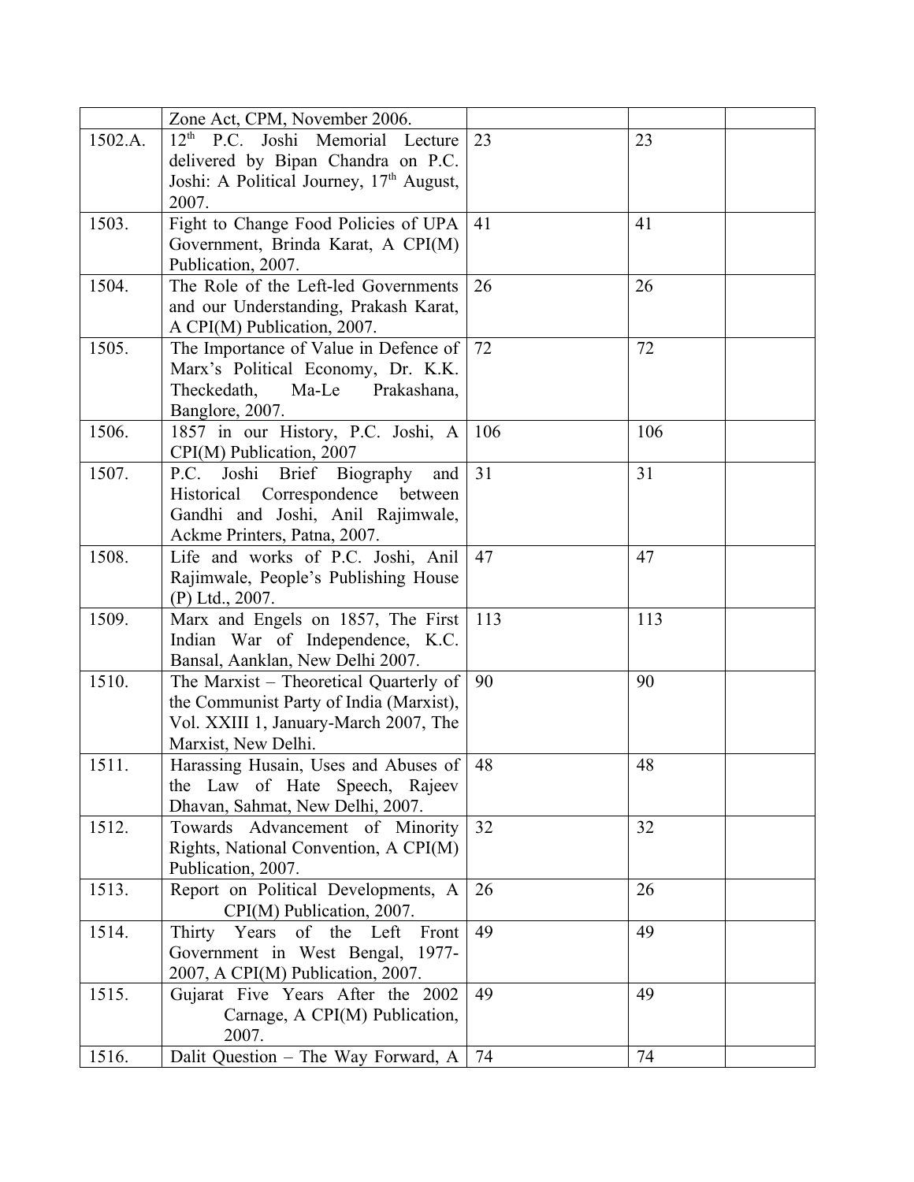|  |  |  |  |  |
|---|---|---|---|---|
|  | Zone Act, CPM, November 2006. |  |  |  |
| 1502.A. | 12th P.C. Joshi Memorial Lecture delivered by Bipan Chandra on P.C. Joshi: A Political Journey, 17th August, 2007. | 23 | 23 |  |
| 1503. | Fight to Change Food Policies of UPA Government, Brinda Karat, A CPI(M) Publication, 2007. | 41 | 41 |  |
| 1504. | The Role of the Left-led Governments and our Understanding, Prakash Karat, A CPI(M) Publication, 2007. | 26 | 26 |  |
| 1505. | The Importance of Value in Defence of Marx's Political Economy, Dr. K.K. Theckedath, Ma-Le Prakashana, Banglore, 2007. | 72 | 72 |  |
| 1506. | 1857 in our History, P.C. Joshi, A CPI(M) Publication, 2007 | 106 | 106 |  |
| 1507. | P.C. Joshi Brief Biography and Historical Correspondence between Gandhi and Joshi, Anil Rajimwale, Ackme Printers, Patna, 2007. | 31 | 31 |  |
| 1508. | Life and works of P.C. Joshi, Anil Rajimwale, People's Publishing House (P) Ltd., 2007. | 47 | 47 |  |
| 1509. | Marx and Engels on 1857, The First Indian War of Independence, K.C. Bansal, Aanklan, New Delhi 2007. | 113 | 113 |  |
| 1510. | The Marxist – Theoretical Quarterly of the Communist Party of India (Marxist), Vol. XXIII 1, January-March 2007, The Marxist, New Delhi. | 90 | 90 |  |
| 1511. | Harassing Husain, Uses and Abuses of the Law of Hate Speech, Rajeev Dhavan, Sahmat, New Delhi, 2007. | 48 | 48 |  |
| 1512. | Towards Advancement of Minority Rights, National Convention, A CPI(M) Publication, 2007. | 32 | 32 |  |
| 1513. | Report on Political Developments, A CPI(M) Publication, 2007. | 26 | 26 |  |
| 1514. | Thirty Years of the Left Front Government in West Bengal, 1977-2007, A CPI(M) Publication, 2007. | 49 | 49 |  |
| 1515. | Gujarat Five Years After the 2002 Carnage, A CPI(M) Publication, 2007. | 49 | 49 |  |
| 1516. | Dalit Question – The Way Forward, A | 74 | 74 |  |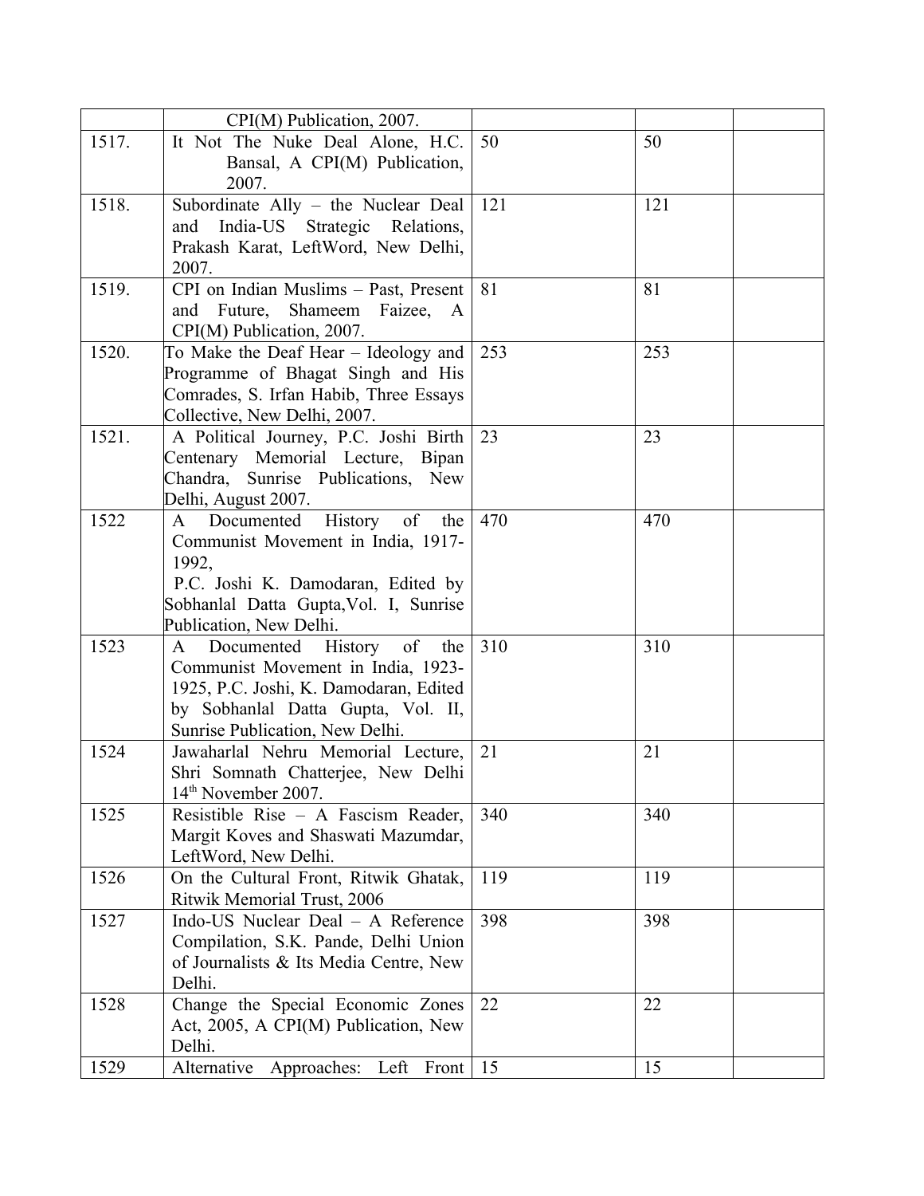| | | | | |
|---|---|---|---|---|
| | CPI(M) Publication, 2007. | | | |
| 1517. | It Not The Nuke Deal Alone, H.C. Bansal, A CPI(M) Publication, 2007. | 50 | 50 | |
| 1518. | Subordinate Ally – the Nuclear Deal and India-US Strategic Relations, Prakash Karat, LeftWord, New Delhi, 2007. | 121 | 121 | |
| 1519. | CPI on Indian Muslims – Past, Present and Future, Shameem Faizee, A CPI(M) Publication, 2007. | 81 | 81 | |
| 1520. | To Make the Deaf Hear – Ideology and Programme of Bhagat Singh and His Comrades, S. Irfan Habib, Three Essays Collective, New Delhi, 2007. | 253 | 253 | |
| 1521. | A Political Journey, P.C. Joshi Birth Centenary Memorial Lecture, Bipan Chandra, Sunrise Publications, New Delhi, August 2007. | 23 | 23 | |
| 1522 | A Documented History of the Communist Movement in India, 1917-1992, P.C. Joshi K. Damodaran, Edited by Sobhanlal Datta Gupta,Vol. I, Sunrise Publication, New Delhi. | 470 | 470 | |
| 1523 | A Documented History of the Communist Movement in India, 1923-1925, P.C. Joshi, K. Damodaran, Edited by Sobhanlal Datta Gupta, Vol. II, Sunrise Publication, New Delhi. | 310 | 310 | |
| 1524 | Jawaharlal Nehru Memorial Lecture, Shri Somnath Chatterjee, New Delhi 14th November 2007. | 21 | 21 | |
| 1525 | Resistible Rise – A Fascism Reader, Margit Koves and Shaswati Mazumdar, LeftWord, New Delhi. | 340 | 340 | |
| 1526 | On the Cultural Front, Ritwik Ghatak, Ritwik Memorial Trust, 2006 | 119 | 119 | |
| 1527 | Indo-US Nuclear Deal – A Reference Compilation, S.K. Pande, Delhi Union of Journalists & Its Media Centre, New Delhi. | 398 | 398 | |
| 1528 | Change the Special Economic Zones Act, 2005, A CPI(M) Publication, New Delhi. | 22 | 22 | |
| 1529 | Alternative Approaches: Left Front | 15 | 15 | |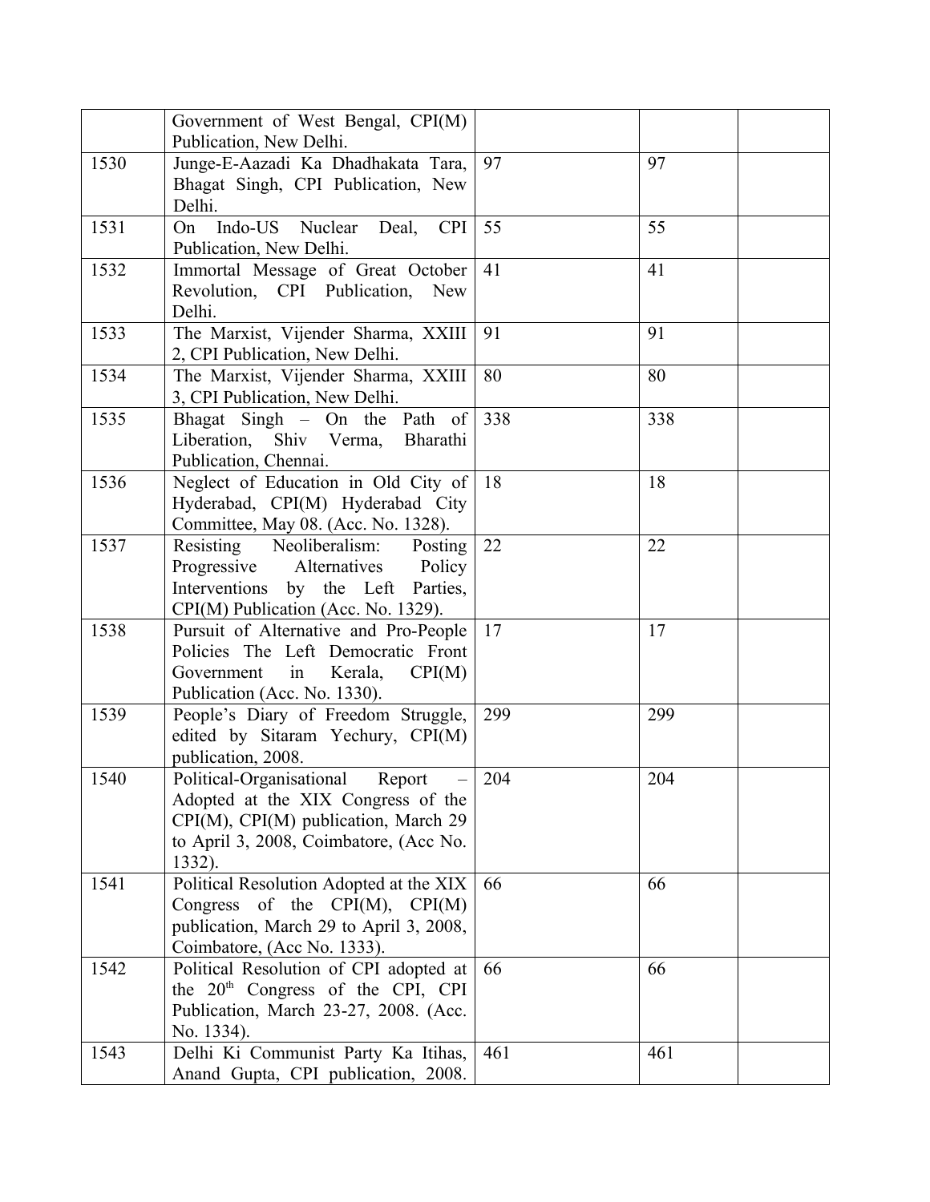| | | | | |
|---|---|---|---|---|
| | Government of West Bengal, CPI(M) Publication, New Delhi. | | | |
| 1530 | Junge-E-Aazadi Ka Dhadhakata Tara, Bhagat Singh, CPI Publication, New Delhi. | 97 | 97 | |
| 1531 | On Indo-US Nuclear Deal, CPI Publication, New Delhi. | 55 | 55 | |
| 1532 | Immortal Message of Great October Revolution, CPI Publication, New Delhi. | 41 | 41 | |
| 1533 | The Marxist, Vijender Sharma, XXIII 2, CPI Publication, New Delhi. | 91 | 91 | |
| 1534 | The Marxist, Vijender Sharma, XXIII 3, CPI Publication, New Delhi. | 80 | 80 | |
| 1535 | Bhagat Singh – On the Path of Liberation, Shiv Verma, Bharathi Publication, Chennai. | 338 | 338 | |
| 1536 | Neglect of Education in Old City of Hyderabad, CPI(M) Hyderabad City Committee, May 08. (Acc. No. 1328). | 18 | 18 | |
| 1537 | Resisting Neoliberalism: Posting Progressive Alternatives Policy Interventions by the Left Parties, CPI(M) Publication (Acc. No. 1329). | 22 | 22 | |
| 1538 | Pursuit of Alternative and Pro-People Policies The Left Democratic Front Government in Kerala, CPI(M) Publication (Acc. No. 1330). | 17 | 17 | |
| 1539 | People's Diary of Freedom Struggle, edited by Sitaram Yechury, CPI(M) publication, 2008. | 299 | 299 | |
| 1540 | Political-Organisational Report – Adopted at the XIX Congress of the CPI(M), CPI(M) publication, March 29 to April 3, 2008, Coimbatore, (Acc No. 1332). | 204 | 204 | |
| 1541 | Political Resolution Adopted at the XIX Congress of the CPI(M), CPI(M) publication, March 29 to April 3, 2008, Coimbatore, (Acc No. 1333). | 66 | 66 | |
| 1542 | Political Resolution of CPI adopted at the 20th Congress of the CPI, CPI Publication, March 23-27, 2008. (Acc. No. 1334). | 66 | 66 | |
| 1543 | Delhi Ki Communist Party Ka Itihas, Anand Gupta, CPI publication, 2008. | 461 | 461 | |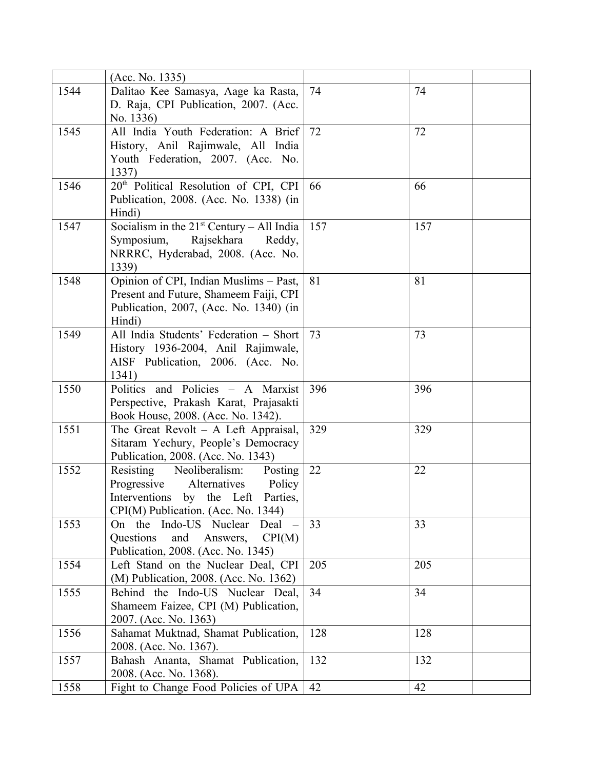| | | | | |
|---|---|---|---|---|
| | (Acc. No. 1335) | | | |
| 1544 | Dalitao Kee Samasya, Aage ka Rasta, D. Raja, CPI Publication, 2007. (Acc. No. 1336) | 74 | 74 | |
| 1545 | All India Youth Federation: A Brief History, Anil Rajimwale, All India Youth Federation, 2007. (Acc. No. 1337) | 72 | 72 | |
| 1546 | 20th Political Resolution of CPI, CPI Publication, 2008. (Acc. No. 1338) (in Hindi) | 66 | 66 | |
| 1547 | Socialism in the 21st Century – All India Symposium, Rajsekhara Reddy, NRRRC, Hyderabad, 2008. (Acc. No. 1339) | 157 | 157 | |
| 1548 | Opinion of CPI, Indian Muslims – Past, Present and Future, Shameem Faiji, CPI Publication, 2007, (Acc. No. 1340) (in Hindi) | 81 | 81 | |
| 1549 | All India Students' Federation – Short History 1936-2004, Anil Rajimwale, AISF Publication, 2006. (Acc. No. 1341) | 73 | 73 | |
| 1550 | Politics and Policies – A Marxist Perspective, Prakash Karat, Prajasakti Book House, 2008. (Acc. No. 1342). | 396 | 396 | |
| 1551 | The Great Revolt – A Left Appraisal, Sitaram Yechury, People's Democracy Publication, 2008. (Acc. No. 1343) | 329 | 329 | |
| 1552 | Resisting Neoliberalism: Posting Progressive Alternatives Policy Interventions by the Left Parties, CPI(M) Publication. (Acc. No. 1344) | 22 | 22 | |
| 1553 | On the Indo-US Nuclear Deal – Questions and Answers, CPI(M) Publication, 2008. (Acc. No. 1345) | 33 | 33 | |
| 1554 | Left Stand on the Nuclear Deal, CPI (M) Publication, 2008. (Acc. No. 1362) | 205 | 205 | |
| 1555 | Behind the Indo-US Nuclear Deal, Shameem Faizee, CPI (M) Publication, 2007. (Acc. No. 1363) | 34 | 34 | |
| 1556 | Sahamat Muktnad, Shamat Publication, 2008. (Acc. No. 1367). | 128 | 128 | |
| 1557 | Bahash Ananta, Shamat Publication, 2008. (Acc. No. 1368). | 132 | 132 | |
| 1558 | Fight to Change Food Policies of UPA | 42 | 42 | |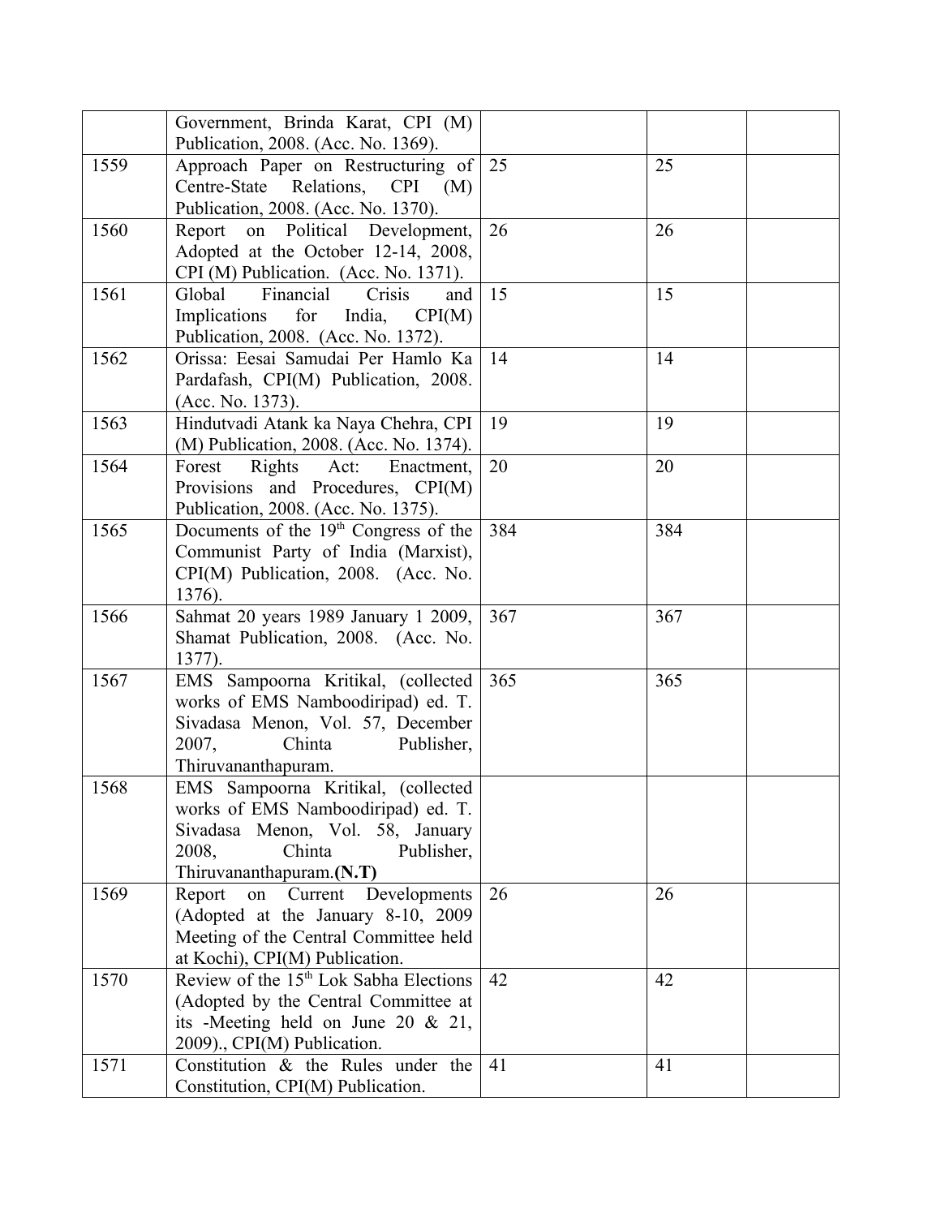|  |  |  |  |  |
|---|---|---|---|---|
|  | Government, Brinda Karat, CPI (M) Publication, 2008. (Acc. No. 1369). |  |  |  |
| 1559 | Approach Paper on Restructuring of Centre-State Relations, CPI (M) Publication, 2008. (Acc. No. 1370). | 25 | 25 |  |
| 1560 | Report on Political Development, Adopted at the October 12-14, 2008, CPI (M) Publication. (Acc. No. 1371). | 26 | 26 |  |
| 1561 | Global Financial Crisis and Implications for India, CPI(M) Publication, 2008. (Acc. No. 1372). | 15 | 15 |  |
| 1562 | Orissa: Eesai Samudai Per Hamlo Ka Pardafash, CPI(M) Publication, 2008. (Acc. No. 1373). | 14 | 14 |  |
| 1563 | Hindutvadi Atank ka Naya Chehra, CPI (M) Publication, 2008. (Acc. No. 1374). | 19 | 19 |  |
| 1564 | Forest Rights Act: Enactment, Provisions and Procedures, CPI(M) Publication, 2008. (Acc. No. 1375). | 20 | 20 |  |
| 1565 | Documents of the 19th Congress of the Communist Party of India (Marxist), CPI(M) Publication, 2008. (Acc. No. 1376). | 384 | 384 |  |
| 1566 | Sahmat 20 years 1989 January 1 2009, Shamat Publication, 2008. (Acc. No. 1377). | 367 | 367 |  |
| 1567 | EMS Sampoorna Kritikal, (collected works of EMS Namboodiripad) ed. T. Sivadasa Menon, Vol. 57, December 2007, Chinta Publisher, Thiruvananthapuram. | 365 | 365 |  |
| 1568 | EMS Sampoorna Kritikal, (collected works of EMS Namboodiripad) ed. T. Sivadasa Menon, Vol. 58, January 2008, Chinta Publisher, Thiruvananthapuram.**(N.T)** |  |  |  |
| 1569 | Report on Current Developments (Adopted at the January 8-10, 2009 Meeting of the Central Committee held at Kochi), CPI(M) Publication. | 26 | 26 |  |
| 1570 | Review of the 15th Lok Sabha Elections (Adopted by the Central Committee at its -Meeting held on June 20 & 21, 2009)., CPI(M) Publication. | 42 | 42 |  |
| 1571 | Constitution & the Rules under the Constitution, CPI(M) Publication. | 41 | 41 |  |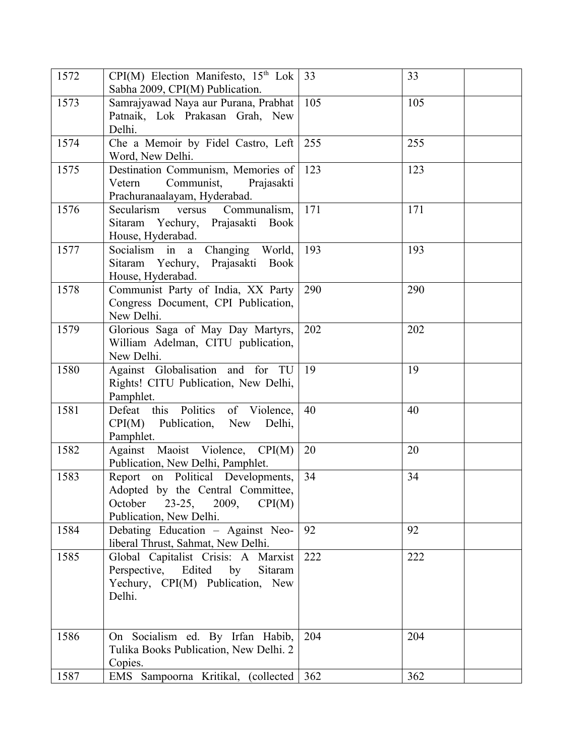| | | | | |
|---|---|---|---|---|
| 1572 | CPI(M) Election Manifesto, 15th Lok Sabha 2009, CPI(M) Publication. | 33 | 33 | |
| 1573 | Samrajyawad Naya aur Purana, Prabhat Patnaik, Lok Prakasan Grah, New Delhi. | 105 | 105 | |
| 1574 | Che a Memoir by Fidel Castro, Left Word, New Delhi. | 255 | 255 | |
| 1575 | Destination Communism, Memories of Vetern Communist, Prajasakti Prachuranaalayam, Hyderabad. | 123 | 123 | |
| 1576 | Secularism versus Communalism, Sitaram Yechury, Prajasakti Book House, Hyderabad. | 171 | 171 | |
| 1577 | Socialism in a Changing World, Sitaram Yechury, Prajasakti Book House, Hyderabad. | 193 | 193 | |
| 1578 | Communist Party of India, XX Party Congress Document, CPI Publication, New Delhi. | 290 | 290 | |
| 1579 | Glorious Saga of May Day Martyrs, William Adelman, CITU publication, New Delhi. | 202 | 202 | |
| 1580 | Against Globalisation and for TU Rights! CITU Publication, New Delhi, Pamphlet. | 19 | 19 | |
| 1581 | Defeat this Politics of Violence, CPI(M) Publication, New Delhi, Pamphlet. | 40 | 40 | |
| 1582 | Against Maoist Violence, CPI(M) Publication, New Delhi, Pamphlet. | 20 | 20 | |
| 1583 | Report on Political Developments, Adopted by the Central Committee, October 23-25, 2009, CPI(M) Publication, New Delhi. | 34 | 34 | |
| 1584 | Debating Education – Against Neo-liberal Thrust, Sahmat, New Delhi. | 92 | 92 | |
| 1585 | Global Capitalist Crisis: A Marxist Perspective, Edited by Sitaram Yechury, CPI(M) Publication, New Delhi. | 222 | 222 | |
| 1586 | On Socialism ed. By Irfan Habib, Tulika Books Publication, New Delhi. 2 Copies. | 204 | 204 | |
| 1587 | EMS Sampoorna Kritikal, (collected | 362 | 362 | |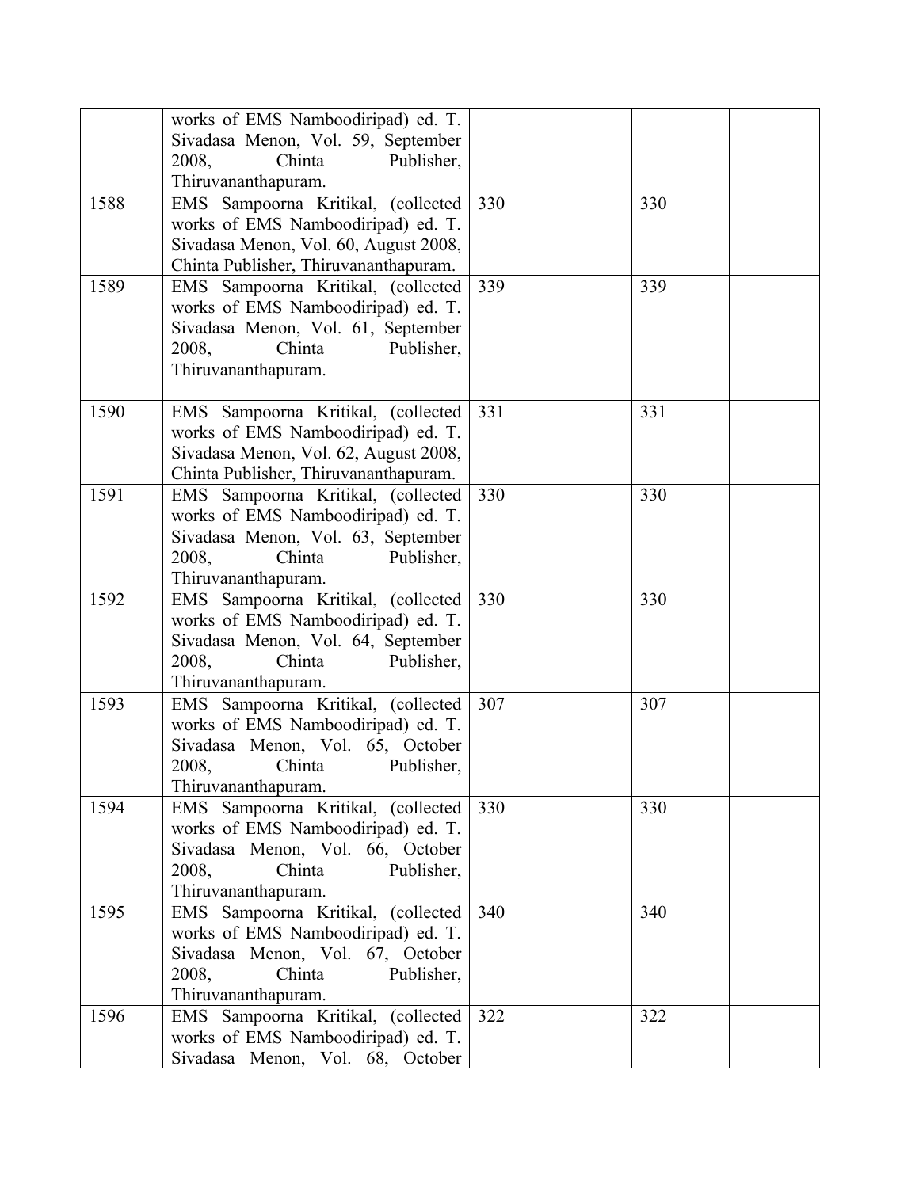| | | | | |
|---|---|---|---|---|
| | works of EMS Namboodiripad) ed. T. Sivadasa Menon, Vol. 59, September 2008, Chinta Publisher, Thiruvananthapuram. | | | |
| 1588 | EMS Sampoorna Kritikal, (collected works of EMS Namboodiripad) ed. T. Sivadasa Menon, Vol. 60, August 2008, Chinta Publisher, Thiruvananthapuram. | 330 | 330 | |
| 1589 | EMS Sampoorna Kritikal, (collected works of EMS Namboodiripad) ed. T. Sivadasa Menon, Vol. 61, September 2008, Chinta Publisher, Thiruvananthapuram. | 339 | 339 | |
| 1590 | EMS Sampoorna Kritikal, (collected works of EMS Namboodiripad) ed. T. Sivadasa Menon, Vol. 62, August 2008, Chinta Publisher, Thiruvananthapuram. | 331 | 331 | |
| 1591 | EMS Sampoorna Kritikal, (collected works of EMS Namboodiripad) ed. T. Sivadasa Menon, Vol. 63, September 2008, Chinta Publisher, Thiruvananthapuram. | 330 | 330 | |
| 1592 | EMS Sampoorna Kritikal, (collected works of EMS Namboodiripad) ed. T. Sivadasa Menon, Vol. 64, September 2008, Chinta Publisher, Thiruvananthapuram. | 330 | 330 | |
| 1593 | EMS Sampoorna Kritikal, (collected works of EMS Namboodiripad) ed. T. Sivadasa Menon, Vol. 65, October 2008, Chinta Publisher, Thiruvananthapuram. | 307 | 307 | |
| 1594 | EMS Sampoorna Kritikal, (collected works of EMS Namboodiripad) ed. T. Sivadasa Menon, Vol. 66, October 2008, Chinta Publisher, Thiruvananthapuram. | 330 | 330 | |
| 1595 | EMS Sampoorna Kritikal, (collected works of EMS Namboodiripad) ed. T. Sivadasa Menon, Vol. 67, October 2008, Chinta Publisher, Thiruvananthapuram. | 340 | 340 | |
| 1596 | EMS Sampoorna Kritikal, (collected works of EMS Namboodiripad) ed. T. Sivadasa Menon, Vol. 68, October | 322 | 322 | |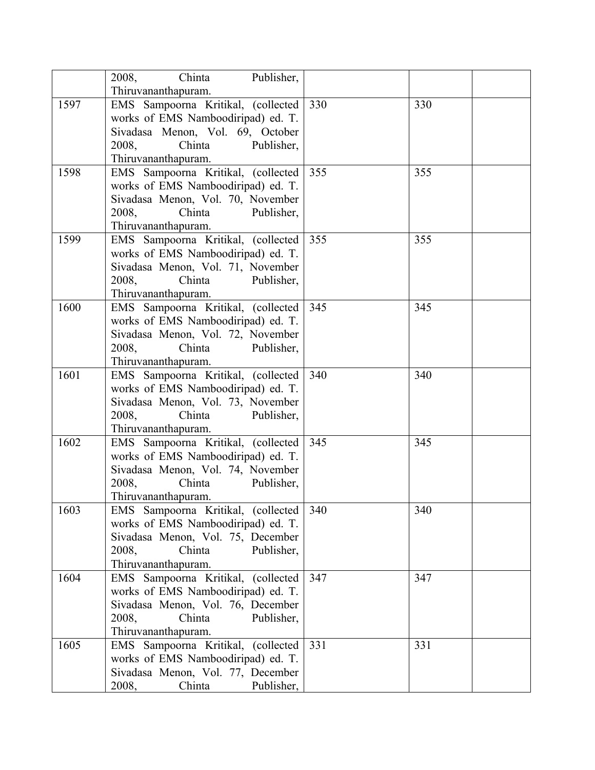| | | | | |
|---|---|---|---|---|
| | 2008, Chinta Publisher, Thiruvananthapuram. | | | |
| 1597 | EMS Sampoorna Kritikal, (collected works of EMS Namboodiripad) ed. T. Sivadasa Menon, Vol. 69, October 2008, Chinta Publisher, Thiruvananthapuram. | 330 | 330 | |
| 1598 | EMS Sampoorna Kritikal, (collected works of EMS Namboodiripad) ed. T. Sivadasa Menon, Vol. 70, November 2008, Chinta Publisher, Thiruvananthapuram. | 355 | 355 | |
| 1599 | EMS Sampoorna Kritikal, (collected works of EMS Namboodiripad) ed. T. Sivadasa Menon, Vol. 71, November 2008, Chinta Publisher, Thiruvananthapuram. | 355 | 355 | |
| 1600 | EMS Sampoorna Kritikal, (collected works of EMS Namboodiripad) ed. T. Sivadasa Menon, Vol. 72, November 2008, Chinta Publisher, Thiruvananthapuram. | 345 | 345 | |
| 1601 | EMS Sampoorna Kritikal, (collected works of EMS Namboodiripad) ed. T. Sivadasa Menon, Vol. 73, November 2008, Chinta Publisher, Thiruvananthapuram. | 340 | 340 | |
| 1602 | EMS Sampoorna Kritikal, (collected works of EMS Namboodiripad) ed. T. Sivadasa Menon, Vol. 74, November 2008, Chinta Publisher, Thiruvananthapuram. | 345 | 345 | |
| 1603 | EMS Sampoorna Kritikal, (collected works of EMS Namboodiripad) ed. T. Sivadasa Menon, Vol. 75, December 2008, Chinta Publisher, Thiruvananthapuram. | 340 | 340 | |
| 1604 | EMS Sampoorna Kritikal, (collected works of EMS Namboodiripad) ed. T. Sivadasa Menon, Vol. 76, December 2008, Chinta Publisher, Thiruvananthapuram. | 347 | 347 | |
| 1605 | EMS Sampoorna Kritikal, (collected works of EMS Namboodiripad) ed. T. Sivadasa Menon, Vol. 77, December 2008, Chinta Publisher, | 331 | 331 | |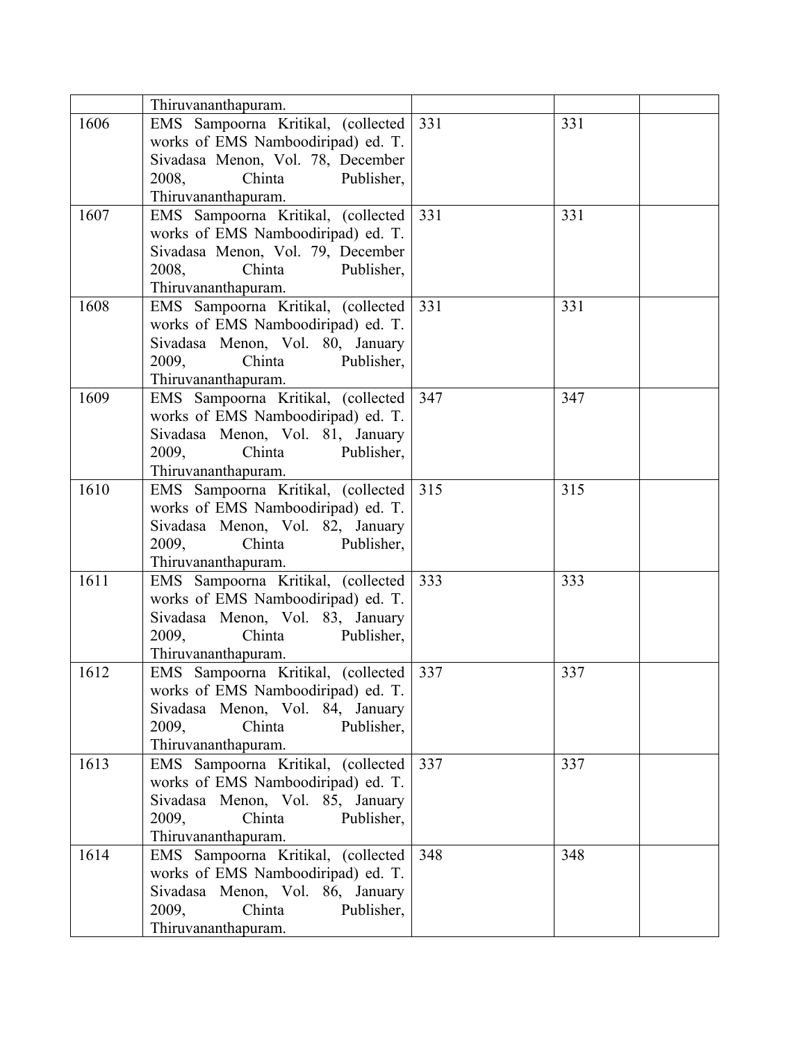| | | | | |
|---|---|---|---|---|
| | Thiruvananthapuram. | | | |
| 1606 | EMS Sampoorna Kritikal, (collected works of EMS Namboodiripad) ed. T. Sivadasa Menon, Vol. 78, December 2008, Chinta Publisher, Thiruvananthapuram. | 331 | 331 | |
| 1607 | EMS Sampoorna Kritikal, (collected works of EMS Namboodiripad) ed. T. Sivadasa Menon, Vol. 79, December 2008, Chinta Publisher, Thiruvananthapuram. | 331 | 331 | |
| 1608 | EMS Sampoorna Kritikal, (collected works of EMS Namboodiripad) ed. T. Sivadasa Menon, Vol. 80, January 2009, Chinta Publisher, Thiruvananthapuram. | 331 | 331 | |
| 1609 | EMS Sampoorna Kritikal, (collected works of EMS Namboodiripad) ed. T. Sivadasa Menon, Vol. 81, January 2009, Chinta Publisher, Thiruvananthapuram. | 347 | 347 | |
| 1610 | EMS Sampoorna Kritikal, (collected works of EMS Namboodiripad) ed. T. Sivadasa Menon, Vol. 82, January 2009, Chinta Publisher, Thiruvananthapuram. | 315 | 315 | |
| 1611 | EMS Sampoorna Kritikal, (collected works of EMS Namboodiripad) ed. T. Sivadasa Menon, Vol. 83, January 2009, Chinta Publisher, Thiruvananthapuram. | 333 | 333 | |
| 1612 | EMS Sampoorna Kritikal, (collected works of EMS Namboodiripad) ed. T. Sivadasa Menon, Vol. 84, January 2009, Chinta Publisher, Thiruvananthapuram. | 337 | 337 | |
| 1613 | EMS Sampoorna Kritikal, (collected works of EMS Namboodiripad) ed. T. Sivadasa Menon, Vol. 85, January 2009, Chinta Publisher, Thiruvananthapuram. | 337 | 337 | |
| 1614 | EMS Sampoorna Kritikal, (collected works of EMS Namboodiripad) ed. T. Sivadasa Menon, Vol. 86, January 2009, Chinta Publisher, Thiruvananthapuram. | 348 | 348 | |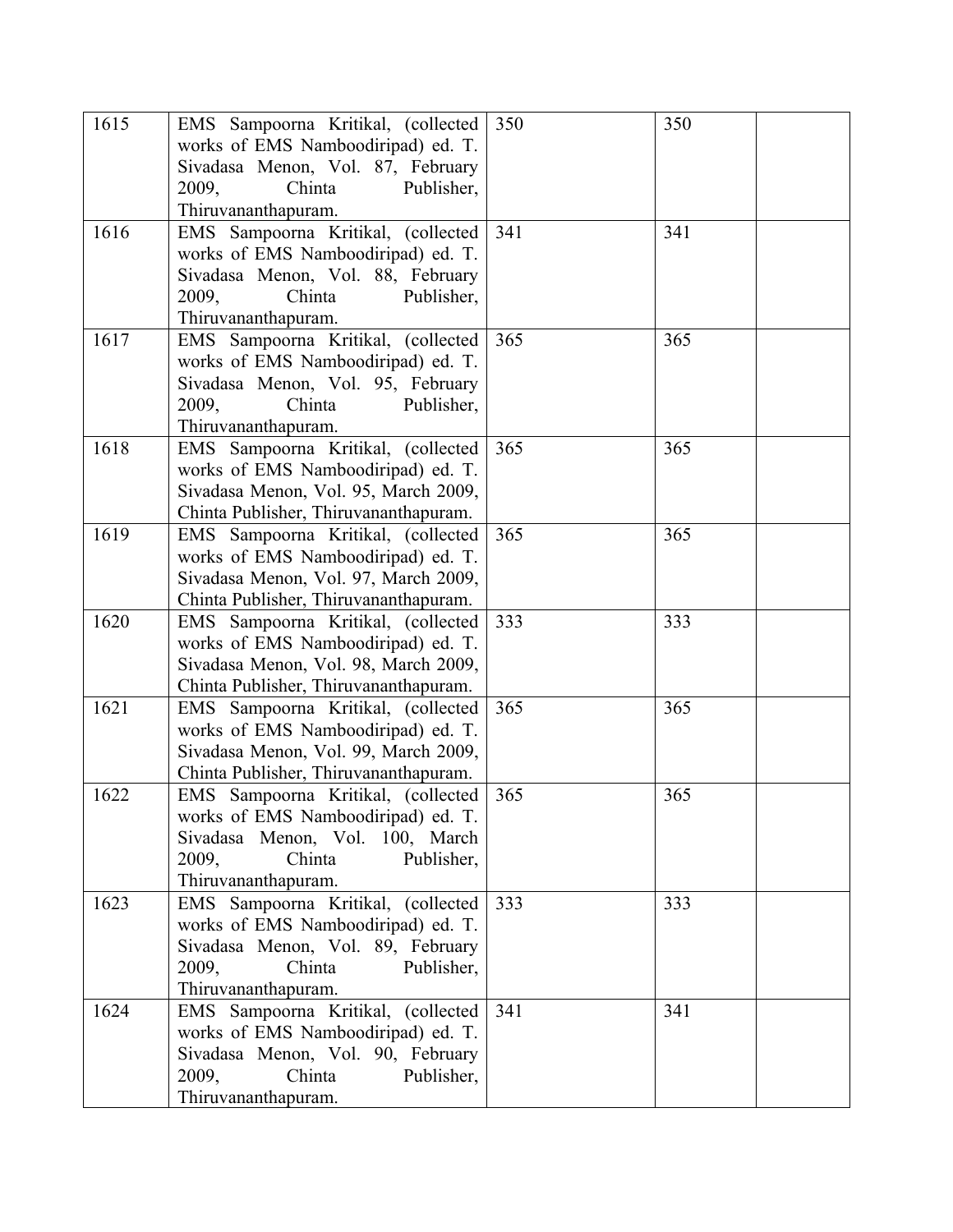| | | | | |
|---|---|---|---|---|
| 1615 | EMS Sampoorna Kritikal, (collected works of EMS Namboodiripad) ed. T. Sivadasa Menon, Vol. 87, February 2009, Chinta Publisher, Thiruvananthapuram. | 350 | 350 | |
| 1616 | EMS Sampoorna Kritikal, (collected works of EMS Namboodiripad) ed. T. Sivadasa Menon, Vol. 88, February 2009, Chinta Publisher, Thiruvananthapuram. | 341 | 341 | |
| 1617 | EMS Sampoorna Kritikal, (collected works of EMS Namboodiripad) ed. T. Sivadasa Menon, Vol. 95, February 2009, Chinta Publisher, Thiruvananthapuram. | 365 | 365 | |
| 1618 | EMS Sampoorna Kritikal, (collected works of EMS Namboodiripad) ed. T. Sivadasa Menon, Vol. 95, March 2009, Chinta Publisher, Thiruvananthapuram. | 365 | 365 | |
| 1619 | EMS Sampoorna Kritikal, (collected works of EMS Namboodiripad) ed. T. Sivadasa Menon, Vol. 97, March 2009, Chinta Publisher, Thiruvananthapuram. | 365 | 365 | |
| 1620 | EMS Sampoorna Kritikal, (collected works of EMS Namboodiripad) ed. T. Sivadasa Menon, Vol. 98, March 2009, Chinta Publisher, Thiruvananthapuram. | 333 | 333 | |
| 1621 | EMS Sampoorna Kritikal, (collected works of EMS Namboodiripad) ed. T. Sivadasa Menon, Vol. 99, March 2009, Chinta Publisher, Thiruvananthapuram. | 365 | 365 | |
| 1622 | EMS Sampoorna Kritikal, (collected works of EMS Namboodiripad) ed. T. Sivadasa Menon, Vol. 100, March 2009, Chinta Publisher, Thiruvananthapuram. | 365 | 365 | |
| 1623 | EMS Sampoorna Kritikal, (collected works of EMS Namboodiripad) ed. T. Sivadasa Menon, Vol. 89, February 2009, Chinta Publisher, Thiruvananthapuram. | 333 | 333 | |
| 1624 | EMS Sampoorna Kritikal, (collected works of EMS Namboodiripad) ed. T. Sivadasa Menon, Vol. 90, February 2009, Chinta Publisher, Thiruvananthapuram. | 341 | 341 | |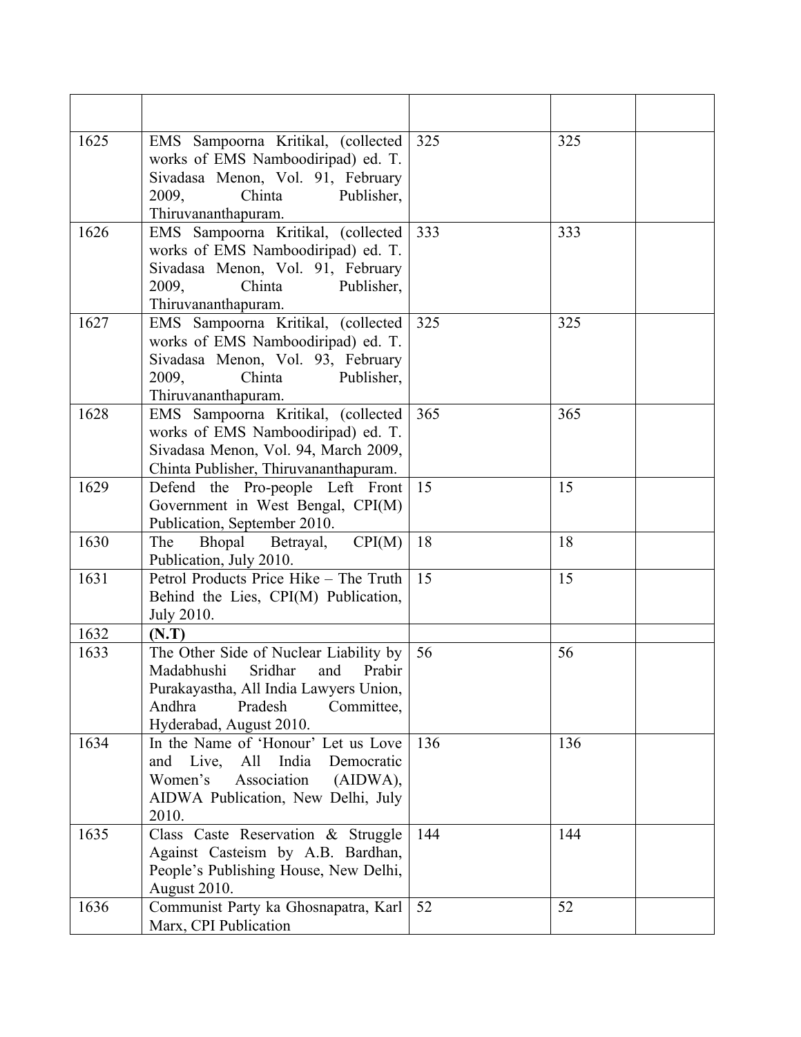| | | | | |
|---|---|---|---|---|
| 1625 | EMS Sampoorna Kritikal, (collected works of EMS Namboodiripad) ed. T. Sivadasa Menon, Vol. 91, February 2009, Chinta Publisher, Thiruvananthapuram. | 325 | 325 | |
| 1626 | EMS Sampoorna Kritikal, (collected works of EMS Namboodiripad) ed. T. Sivadasa Menon, Vol. 91, February 2009, Chinta Publisher, Thiruvananthapuram. | 333 | 333 | |
| 1627 | EMS Sampoorna Kritikal, (collected works of EMS Namboodiripad) ed. T. Sivadasa Menon, Vol. 93, February 2009, Chinta Publisher, Thiruvananthapuram. | 325 | 325 | |
| 1628 | EMS Sampoorna Kritikal, (collected works of EMS Namboodiripad) ed. T. Sivadasa Menon, Vol. 94, March 2009, Chinta Publisher, Thiruvananthapuram. | 365 | 365 | |
| 1629 | Defend the Pro-people Left Front Government in West Bengal, CPI(M) Publication, September 2010. | 15 | 15 | |
| 1630 | The Bhopal Betrayal, CPI(M) Publication, July 2010. | 18 | 18 | |
| 1631 | Petrol Products Price Hike – The Truth Behind the Lies, CPI(M) Publication, July 2010. | 15 | 15 | |
| 1632 | **(N.T)** | | | |
| 1633 | The Other Side of Nuclear Liability by Madabhushi Sridhar and Prabir Purakayastha, All India Lawyers Union, Andhra Pradesh Committee, Hyderabad, August 2010. | 56 | 56 | |
| 1634 | In the Name of 'Honour' Let us Love and Live, All India Democratic Women's Association (AIDWA), AIDWA Publication, New Delhi, July 2010. | 136 | 136 | |
| 1635 | Class Caste Reservation & Struggle Against Casteism by A.B. Bardhan, People's Publishing House, New Delhi, August 2010. | 144 | 144 | |
| 1636 | Communist Party ka Ghosnapatra, Karl Marx, CPI Publication | 52 | 52 | |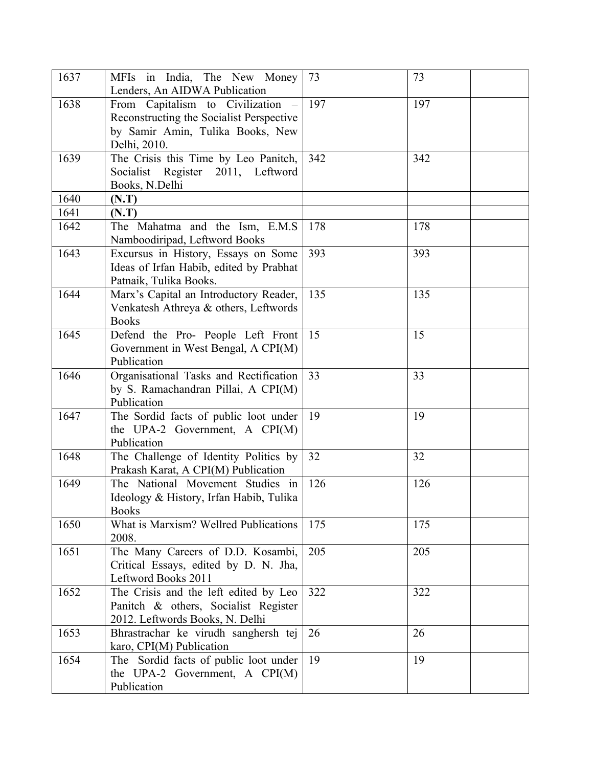| | | | | |
|---|---|---|---|---|
| 1637 | MFIs in India, The New Money Lenders, An AIDWA Publication | 73 | 73 | |
| 1638 | From Capitalism to Civilization – Reconstructing the Socialist Perspective by Samir Amin, Tulika Books, New Delhi, 2010. | 197 | 197 | |
| 1639 | The Crisis this Time by Leo Panitch, Socialist Register 2011, Leftword Books, N.Delhi | 342 | 342 | |
| 1640 | **(N.T)** | | | |
| 1641 | **(N.T)** | | | |
| 1642 | The Mahatma and the Ism, E.M.S Namboodiripad, Leftword Books | 178 | 178 | |
| 1643 | Excursus in History, Essays on Some Ideas of Irfan Habib, edited by Prabhat Patnaik, Tulika Books. | 393 | 393 | |
| 1644 | Marx's Capital an Introductory Reader, Venkatesh Athreya & others, Leftwords Books | 135 | 135 | |
| 1645 | Defend the Pro- People Left Front Government in West Bengal, A CPI(M) Publication | 15 | 15 | |
| 1646 | Organisational Tasks and Rectification by S. Ramachandran Pillai, A CPI(M) Publication | 33 | 33 | |
| 1647 | The Sordid facts of public loot under the UPA-2 Government, A CPI(M) Publication | 19 | 19 | |
| 1648 | The Challenge of Identity Politics by Prakash Karat, A CPI(M) Publication | 32 | 32 | |
| 1649 | The National Movement Studies in Ideology & History, Irfan Habib, Tulika Books | 126 | 126 | |
| 1650 | What is Marxism? Wellred Publications 2008. | 175 | 175 | |
| 1651 | The Many Careers of D.D. Kosambi, Critical Essays, edited by D. N. Jha, Leftword Books 2011 | 205 | 205 | |
| 1652 | The Crisis and the left edited by Leo Panitch & others, Socialist Register 2012. Leftwords Books, N. Delhi | 322 | 322 | |
| 1653 | Bhrastrachar ke virudh sanghersh tej karo, CPI(M) Publication | 26 | 26 | |
| 1654 | The Sordid facts of public loot under the UPA-2 Government, A CPI(M) Publication | 19 | 19 | |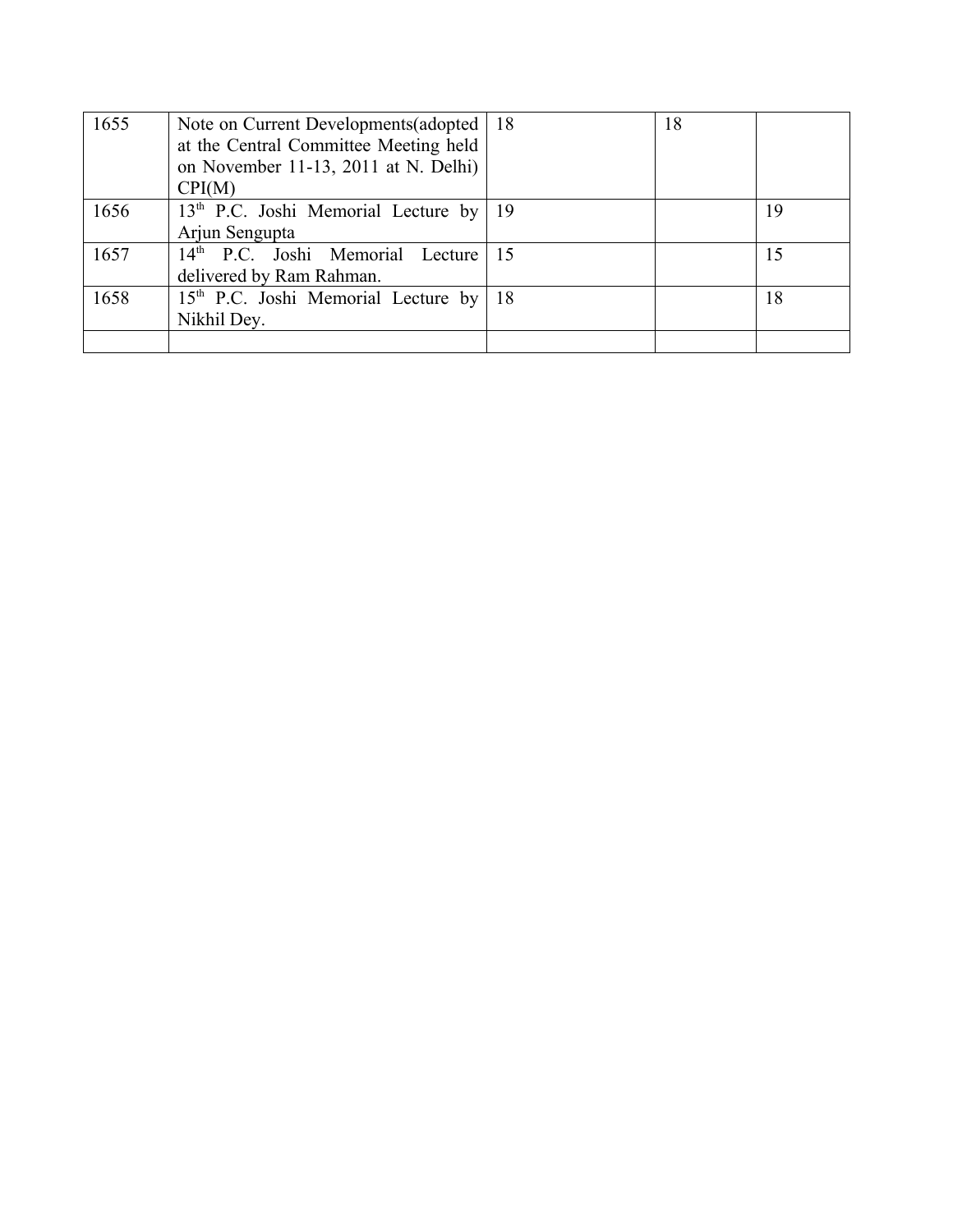| | | | | |
|---|---|---|---|---|
| 1655 | Note on Current Developments(adopted at the Central Committee Meeting held on November 11-13, 2011 at N. Delhi) CPI(M) | 18 | 18 | |
| 1656 | 13th P.C. Joshi Memorial Lecture by Arjun Sengupta | 19 | | 19 |
| 1657 | 14th P.C. Joshi Memorial Lecture delivered by Ram Rahman. | 15 | | 15 |
| 1658 | 15th P.C. Joshi Memorial Lecture by Nikhil Dey. | 18 | | 18 |
| | | | | |